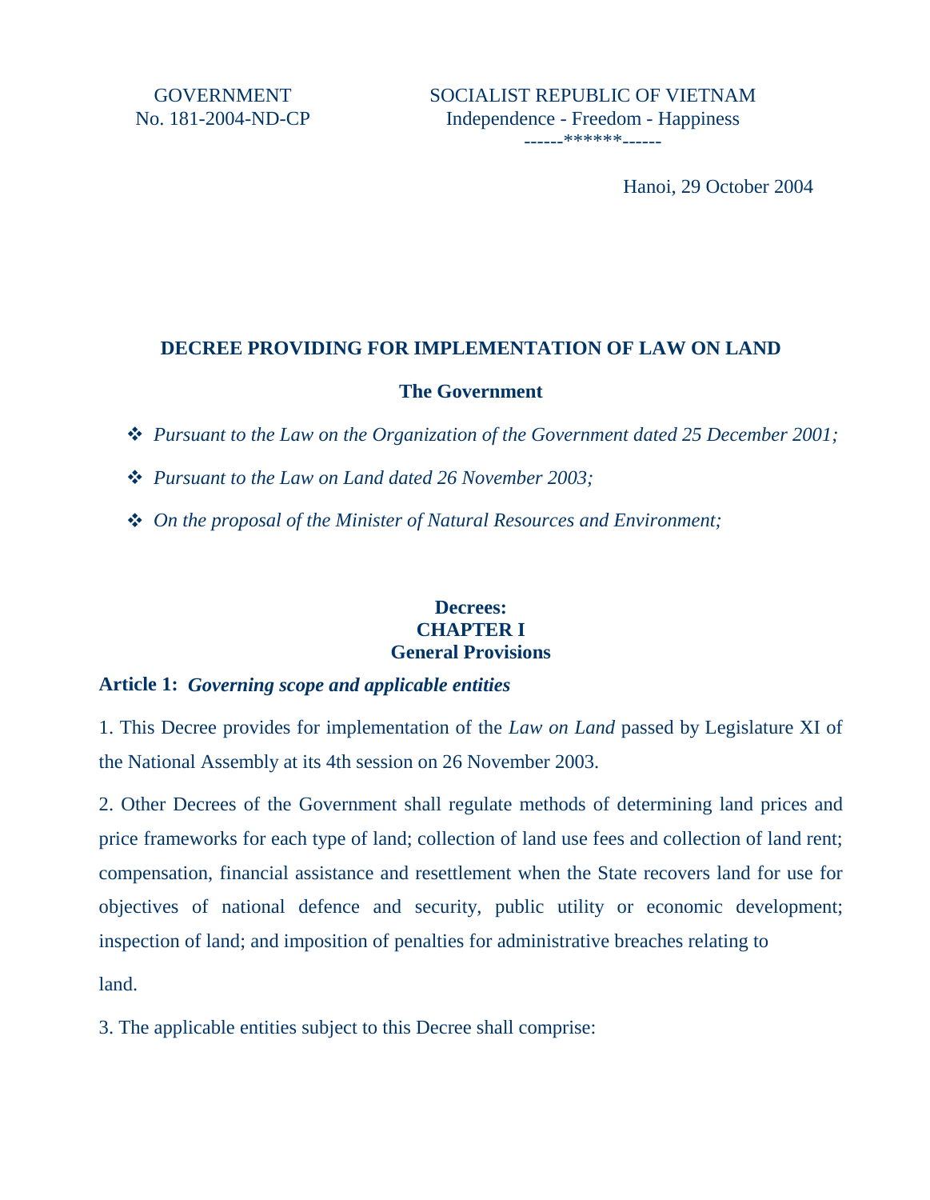GOVERNMENT
No. 181-2004-ND-CP

SOCIALIST REPUBLIC OF VIETNAM
Independence - Freedom - Happiness
------******------

Hanoi, 29 October 2004

# DECREE PROVIDING FOR IMPLEMENTATION OF LAW ON LAND

## The Government

- *Pursuant to the Law on the Organization of the Government dated 25 December 2001;*
- *Pursuant to the Law on Land dated 26 November 2003;*
- *On the proposal of the Minister of Natural Resources and Environment;*

**Decrees:**

## CHAPTER I
## General Provisions

**Article 1:** ***Governing scope and applicable entities***

1. This Decree provides for implementation of the *Law on Land* passed by Legislature XI of the National Assembly at its 4th session on 26 November 2003.

2. Other Decrees of the Government shall regulate methods of determining land prices and price frameworks for each type of land; collection of land use fees and collection of land rent; compensation, financial assistance and resettlement when the State recovers land for use for objectives of national defence and security, public utility or economic development; inspection of land; and imposition of penalties for administrative breaches relating to land.

3. The applicable entities subject to this Decree shall comprise: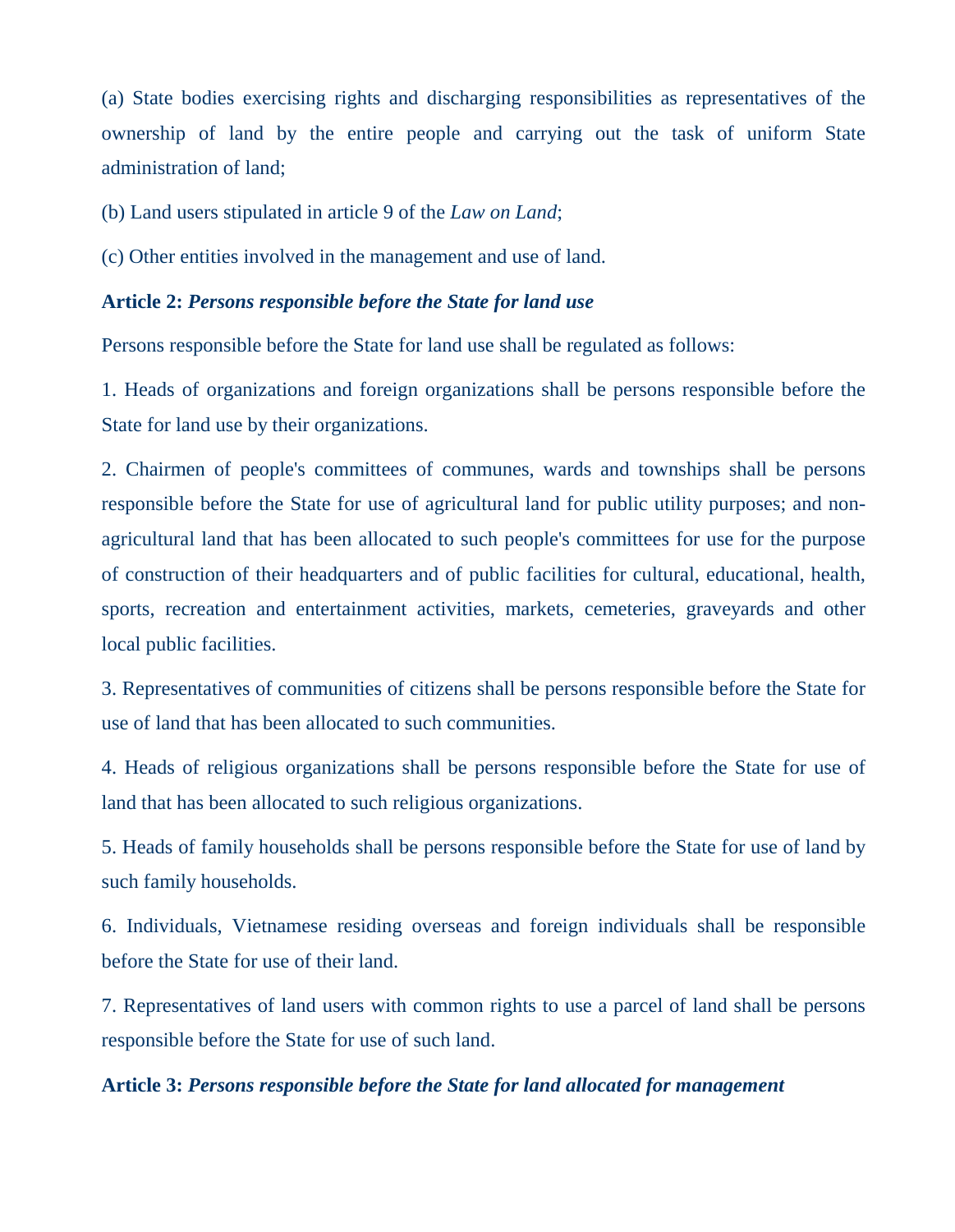(a) State bodies exercising rights and discharging responsibilities as representatives of the ownership of land by the entire people and carrying out the task of uniform State administration of land;

(b) Land users stipulated in article 9 of the *Law on Land*;

(c) Other entities involved in the management and use of land.

**Article 2:** ***Persons responsible before the State for land use***

Persons responsible before the State for land use shall be regulated as follows:

1. Heads of organizations and foreign organizations shall be persons responsible before the State for land use by their organizations.

2. Chairmen of people's committees of communes, wards and townships shall be persons responsible before the State for use of agricultural land for public utility purposes; and non-agricultural land that has been allocated to such people's committees for use for the purpose of construction of their headquarters and of public facilities for cultural, educational, health, sports, recreation and entertainment activities, markets, cemeteries, graveyards and other local public facilities.

3. Representatives of communities of citizens shall be persons responsible before the State for use of land that has been allocated to such communities.

4. Heads of religious organizations shall be persons responsible before the State for use of land that has been allocated to such religious organizations.

5. Heads of family households shall be persons responsible before the State for use of land by such family households.

6. Individuals, Vietnamese residing overseas and foreign individuals shall be responsible before the State for use of their land.

7. Representatives of land users with common rights to use a parcel of land shall be persons responsible before the State for use of such land.

**Article 3:** ***Persons responsible before the State for land allocated for management***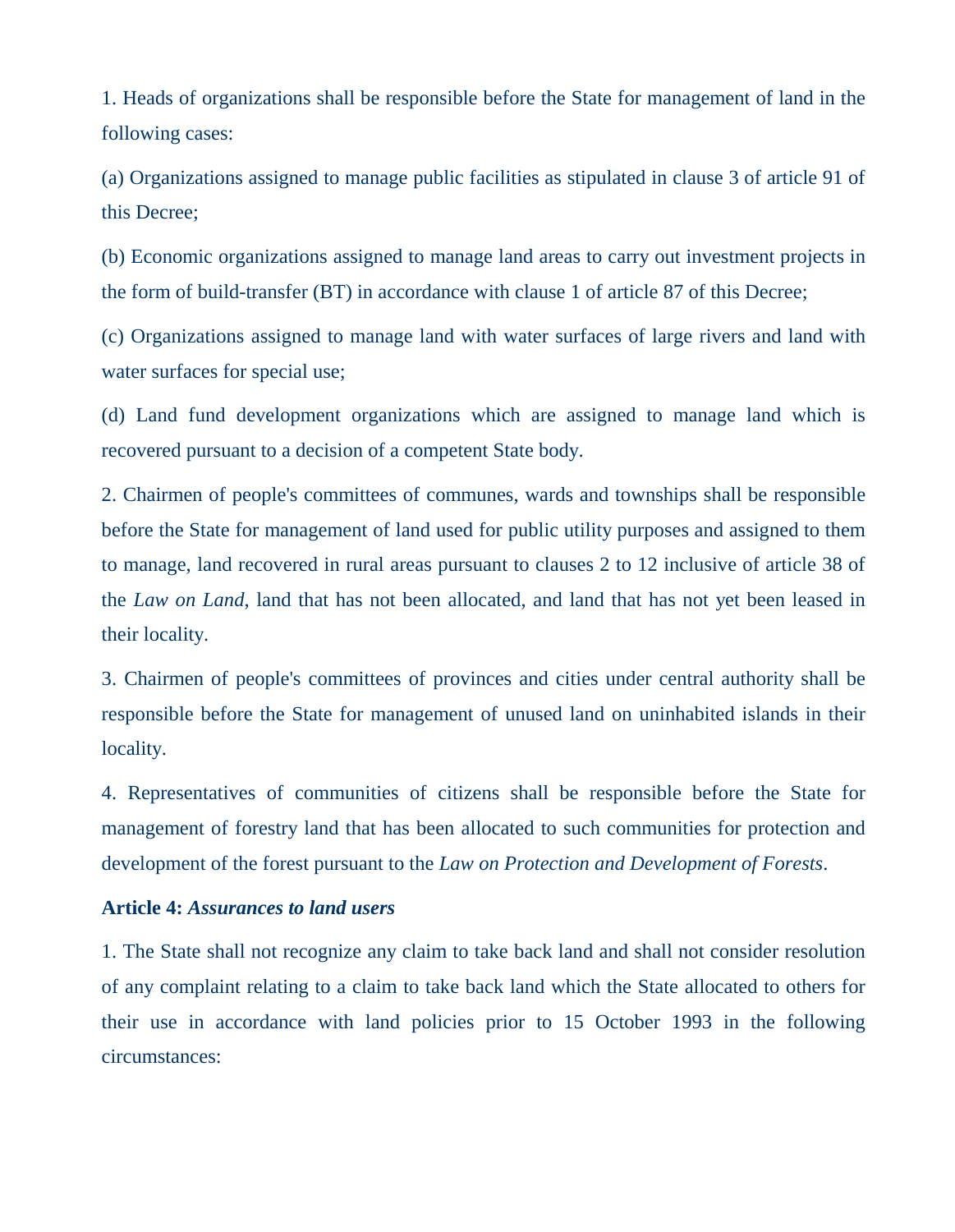1. Heads of organizations shall be responsible before the State for management of land in the following cases:

(a) Organizations assigned to manage public facilities as stipulated in clause 3 of article 91 of this Decree;

(b) Economic organizations assigned to manage land areas to carry out investment projects in the form of build-transfer (BT) in accordance with clause 1 of article 87 of this Decree;

(c) Organizations assigned to manage land with water surfaces of large rivers and land with water surfaces for special use;

(d) Land fund development organizations which are assigned to manage land which is recovered pursuant to a decision of a competent State body.

2. Chairmen of people's committees of communes, wards and townships shall be responsible before the State for management of land used for public utility purposes and assigned to them to manage, land recovered in rural areas pursuant to clauses 2 to 12 inclusive of article 38 of the *Law on Land*, land that has not been allocated, and land that has not yet been leased in their locality.

3. Chairmen of people's committees of provinces and cities under central authority shall be responsible before the State for management of unused land on uninhabited islands in their locality.

4. Representatives of communities of citizens shall be responsible before the State for management of forestry land that has been allocated to such communities for protection and development of the forest pursuant to the *Law on Protection and Development of Forests*.

**Article 4:** ***Assurances to land users***

1. The State shall not recognize any claim to take back land and shall not consider resolution of any complaint relating to a claim to take back land which the State allocated to others for their use in accordance with land policies prior to 15 October 1993 in the following circumstances: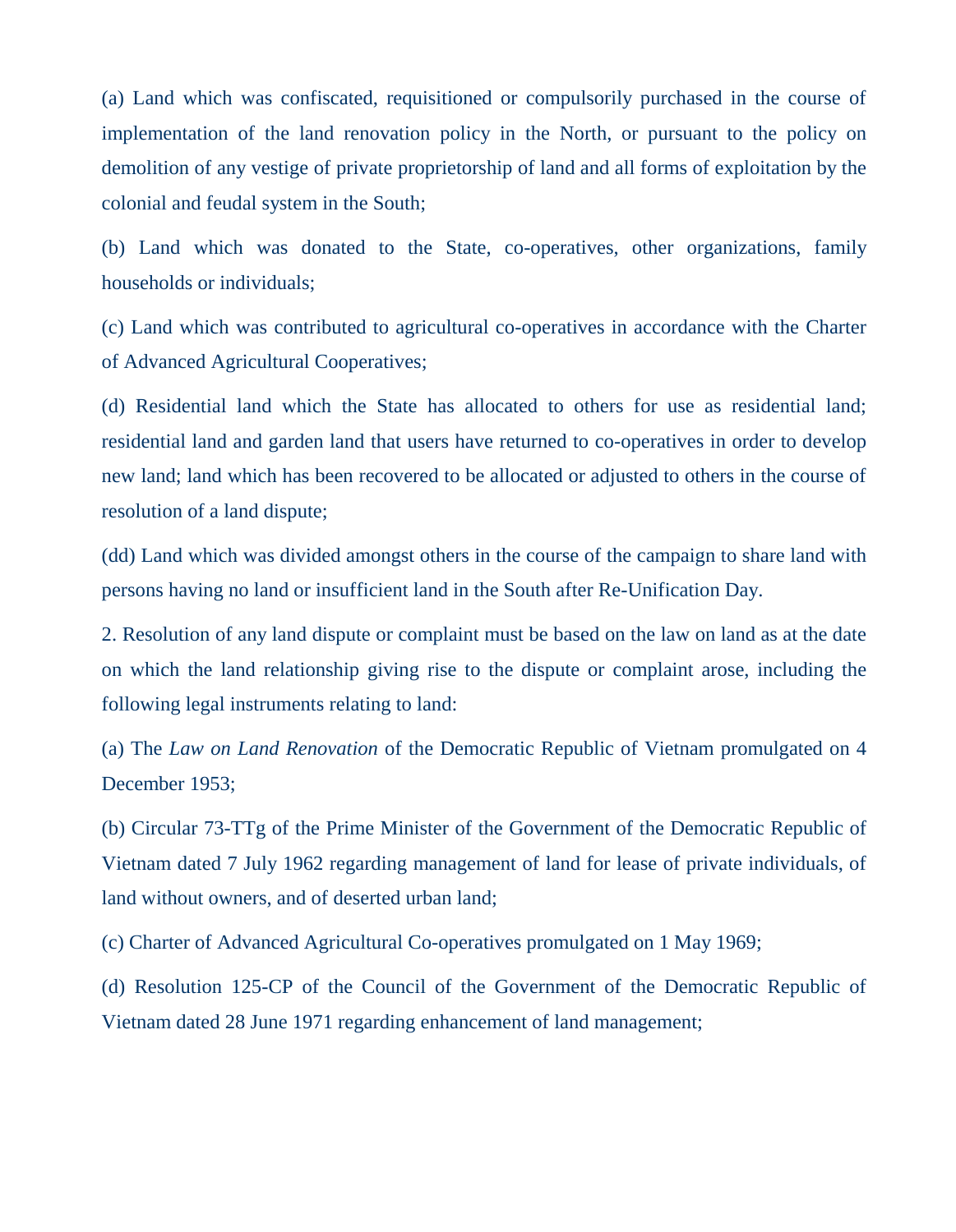(a) Land which was confiscated, requisitioned or compulsorily purchased in the course of implementation of the land renovation policy in the North, or pursuant to the policy on demolition of any vestige of private proprietorship of land and all forms of exploitation by the colonial and feudal system in the South;

(b) Land which was donated to the State, co-operatives, other organizations, family households or individuals;

(c) Land which was contributed to agricultural co-operatives in accordance with the Charter of Advanced Agricultural Cooperatives;

(d) Residential land which the State has allocated to others for use as residential land; residential land and garden land that users have returned to co-operatives in order to develop new land; land which has been recovered to be allocated or adjusted to others in the course of resolution of a land dispute;

(dd) Land which was divided amongst others in the course of the campaign to share land with persons having no land or insufficient land in the South after Re-Unification Day.

2. Resolution of any land dispute or complaint must be based on the law on land as at the date on which the land relationship giving rise to the dispute or complaint arose, including the following legal instruments relating to land:

(a) The *Law on Land Renovation* of the Democratic Republic of Vietnam promulgated on 4 December 1953;

(b) Circular 73-TTg of the Prime Minister of the Government of the Democratic Republic of Vietnam dated 7 July 1962 regarding management of land for lease of private individuals, of land without owners, and of deserted urban land;

(c) Charter of Advanced Agricultural Co-operatives promulgated on 1 May 1969;

(d) Resolution 125-CP of the Council of the Government of the Democratic Republic of Vietnam dated 28 June 1971 regarding enhancement of land management;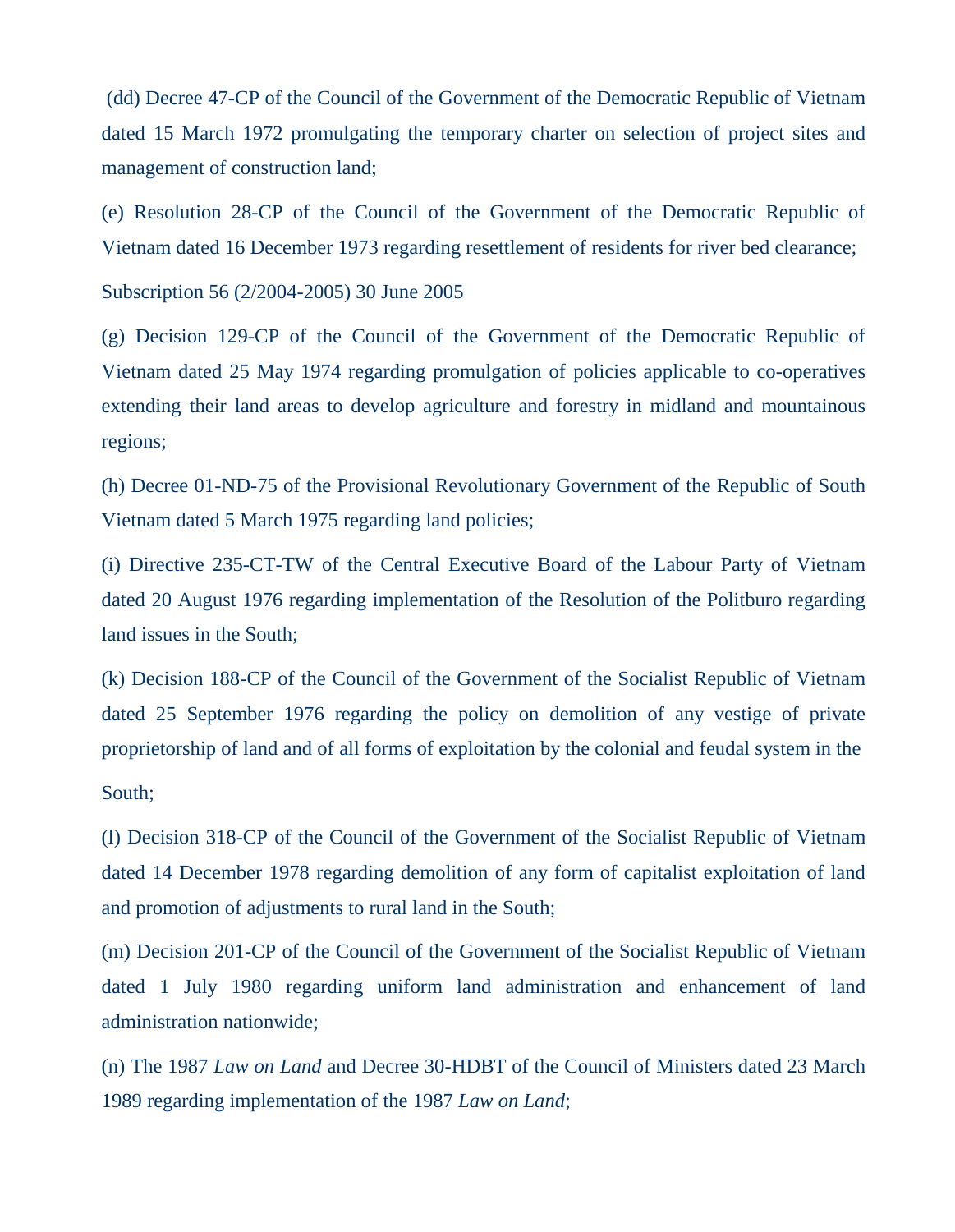(dd) Decree 47-CP of the Council of the Government of the Democratic Republic of Vietnam dated 15 March 1972 promulgating the temporary charter on selection of project sites and management of construction land;

(e) Resolution 28-CP of the Council of the Government of the Democratic Republic of Vietnam dated 16 December 1973 regarding resettlement of residents for river bed clearance;

(g) Decision 129-CP of the Council of the Government of the Democratic Republic of Vietnam dated 25 May 1974 regarding promulgation of policies applicable to co-operatives extending their land areas to develop agriculture and forestry in midland and mountainous regions;

(h) Decree 01-ND-75 of the Provisional Revolutionary Government of the Republic of South Vietnam dated 5 March 1975 regarding land policies;

(i) Directive 235-CT-TW of the Central Executive Board of the Labour Party of Vietnam dated 20 August 1976 regarding implementation of the Resolution of the Politburo regarding land issues in the South;

(k) Decision 188-CP of the Council of the Government of the Socialist Republic of Vietnam dated 25 September 1976 regarding the policy on demolition of any vestige of private proprietorship of land and of all forms of exploitation by the colonial and feudal system in the South;

(l) Decision 318-CP of the Council of the Government of the Socialist Republic of Vietnam dated 14 December 1978 regarding demolition of any form of capitalist exploitation of land and promotion of adjustments to rural land in the South;

(m) Decision 201-CP of the Council of the Government of the Socialist Republic of Vietnam dated 1 July 1980 regarding uniform land administration and enhancement of land administration nationwide;

(n) The 1987 *Law on Land* and Decree 30-HDBT of the Council of Ministers dated 23 March 1989 regarding implementation of the 1987 *Law on Land*;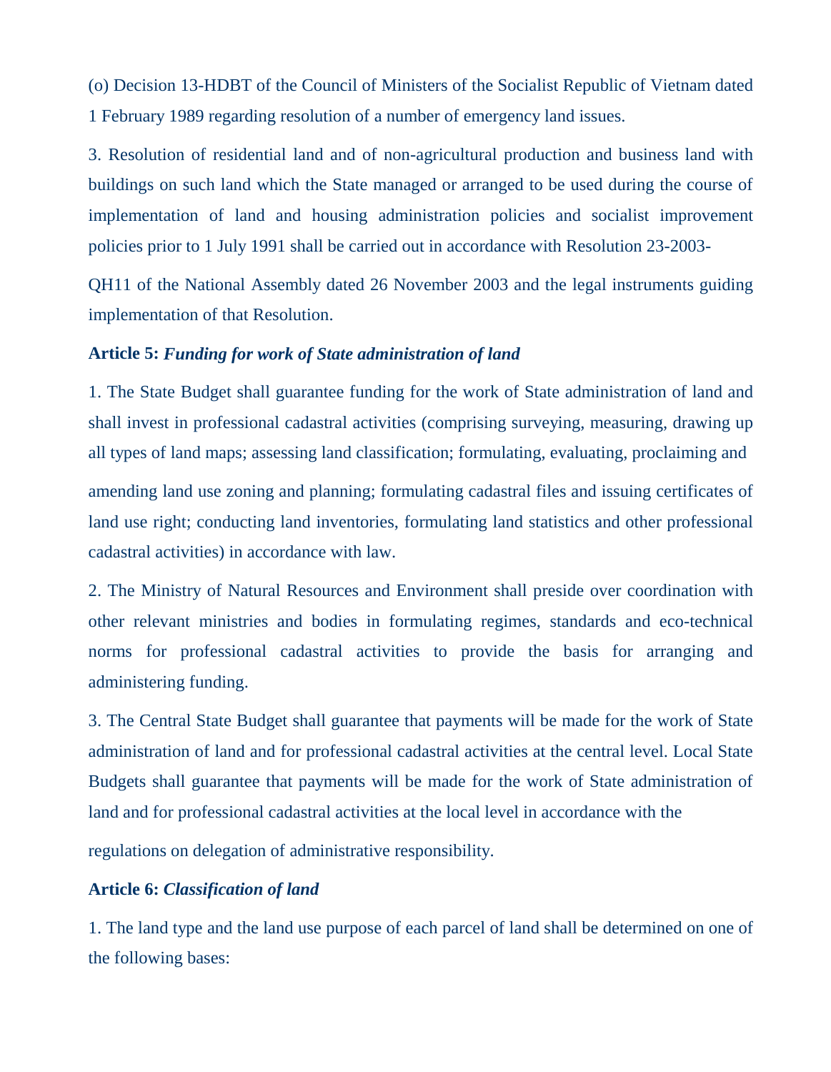(o) Decision 13-HDBT of the Council of Ministers of the Socialist Republic of Vietnam dated 1 February 1989 regarding resolution of a number of emergency land issues.

3. Resolution of residential land and of non-agricultural production and business land with buildings on such land which the State managed or arranged to be used during the course of implementation of land and housing administration policies and socialist improvement policies prior to 1 July 1991 shall be carried out in accordance with Resolution 23-2003-QH11 of the National Assembly dated 26 November 2003 and the legal instruments guiding implementation of that Resolution.

**Article 5:** ***Funding for work of State administration of land***

1. The State Budget shall guarantee funding for the work of State administration of land and shall invest in professional cadastral activities (comprising surveying, measuring, drawing up all types of land maps; assessing land classification; formulating, evaluating, proclaiming and amending land use zoning and planning; formulating cadastral files and issuing certificates of land use right; conducting land inventories, formulating land statistics and other professional cadastral activities) in accordance with law.

2. The Ministry of Natural Resources and Environment shall preside over coordination with other relevant ministries and bodies in formulating regimes, standards and eco-technical norms for professional cadastral activities to provide the basis for arranging and administering funding.

3. The Central State Budget shall guarantee that payments will be made for the work of State administration of land and for professional cadastral activities at the central level. Local State Budgets shall guarantee that payments will be made for the work of State administration of land and for professional cadastral activities at the local level in accordance with the regulations on delegation of administrative responsibility.

**Article 6:** ***Classification of land***

1. The land type and the land use purpose of each parcel of land shall be determined on one of the following bases: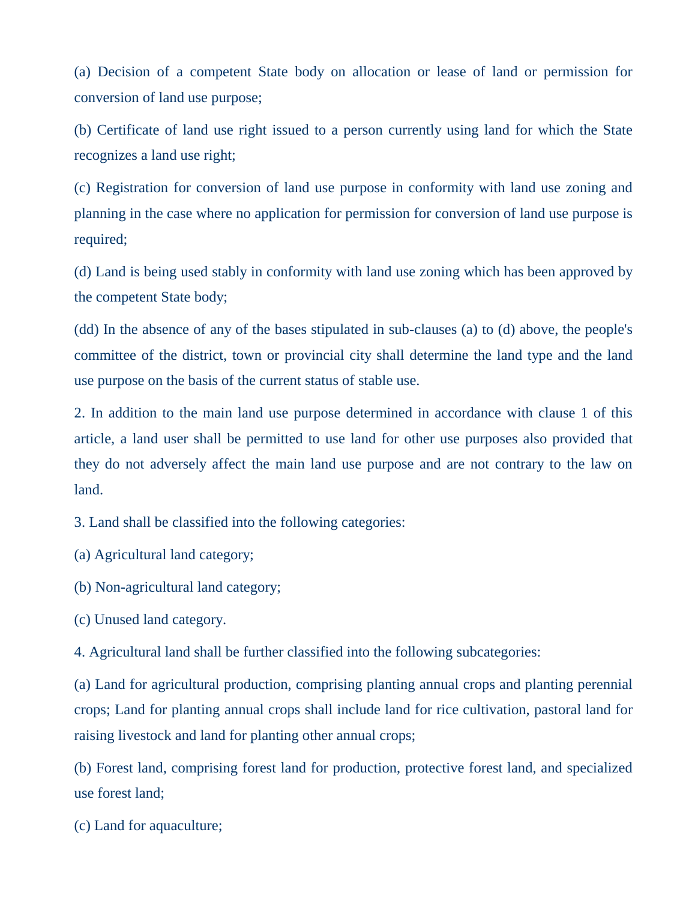(a) Decision of a competent State body on allocation or lease of land or permission for conversion of land use purpose;

(b) Certificate of land use right issued to a person currently using land for which the State recognizes a land use right;

(c) Registration for conversion of land use purpose in conformity with land use zoning and planning in the case where no application for permission for conversion of land use purpose is required;

(d) Land is being used stably in conformity with land use zoning which has been approved by the competent State body;

(dd) In the absence of any of the bases stipulated in sub-clauses (a) to (d) above, the people's committee of the district, town or provincial city shall determine the land type and the land use purpose on the basis of the current status of stable use.

2. In addition to the main land use purpose determined in accordance with clause 1 of this article, a land user shall be permitted to use land for other use purposes also provided that they do not adversely affect the main land use purpose and are not contrary to the law on land.

3. Land shall be classified into the following categories:

(a) Agricultural land category;

(b) Non-agricultural land category;

(c) Unused land category.

4. Agricultural land shall be further classified into the following subcategories:

(a) Land for agricultural production, comprising planting annual crops and planting perennial crops; Land for planting annual crops shall include land for rice cultivation, pastoral land for raising livestock and land for planting other annual crops;

(b) Forest land, comprising forest land for production, protective forest land, and specialized use forest land;

(c) Land for aquaculture;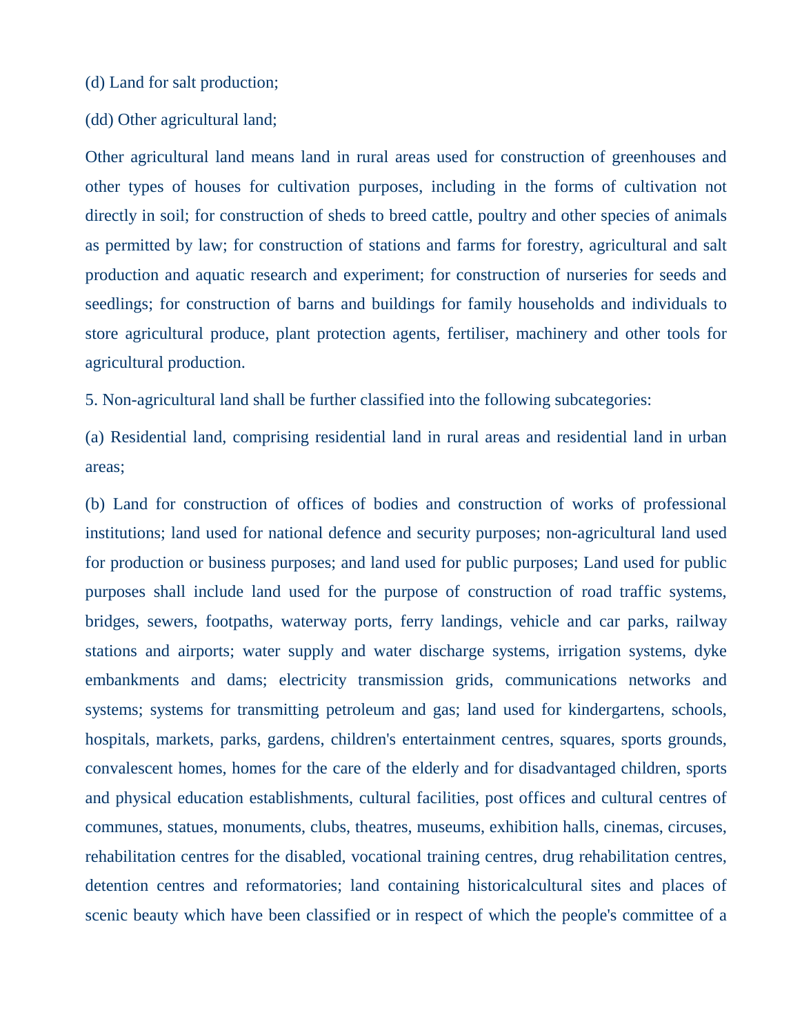(d) Land for salt production;

(dd) Other agricultural land;

Other agricultural land means land in rural areas used for construction of greenhouses and other types of houses for cultivation purposes, including in the forms of cultivation not directly in soil; for construction of sheds to breed cattle, poultry and other species of animals as permitted by law; for construction of stations and farms for forestry, agricultural and salt production and aquatic research and experiment; for construction of nurseries for seeds and seedlings; for construction of barns and buildings for family households and individuals to store agricultural produce, plant protection agents, fertiliser, machinery and other tools for agricultural production.

5. Non-agricultural land shall be further classified into the following subcategories:

(a) Residential land, comprising residential land in rural areas and residential land in urban areas;

(b) Land for construction of offices of bodies and construction of works of professional institutions; land used for national defence and security purposes; non-agricultural land used for production or business purposes; and land used for public purposes; Land used for public purposes shall include land used for the purpose of construction of road traffic systems, bridges, sewers, footpaths, waterway ports, ferry landings, vehicle and car parks, railway stations and airports; water supply and water discharge systems, irrigation systems, dyke embankments and dams; electricity transmission grids, communications networks and systems; systems for transmitting petroleum and gas; land used for kindergartens, schools, hospitals, markets, parks, gardens, children's entertainment centres, squares, sports grounds, convalescent homes, homes for the care of the elderly and for disadvantaged children, sports and physical education establishments, cultural facilities, post offices and cultural centres of communes, statues, monuments, clubs, theatres, museums, exhibition halls, cinemas, circuses, rehabilitation centres for the disabled, vocational training centres, drug rehabilitation centres, detention centres and reformatories; land containing historicalcultural sites and places of scenic beauty which have been classified or in respect of which the people's committee of a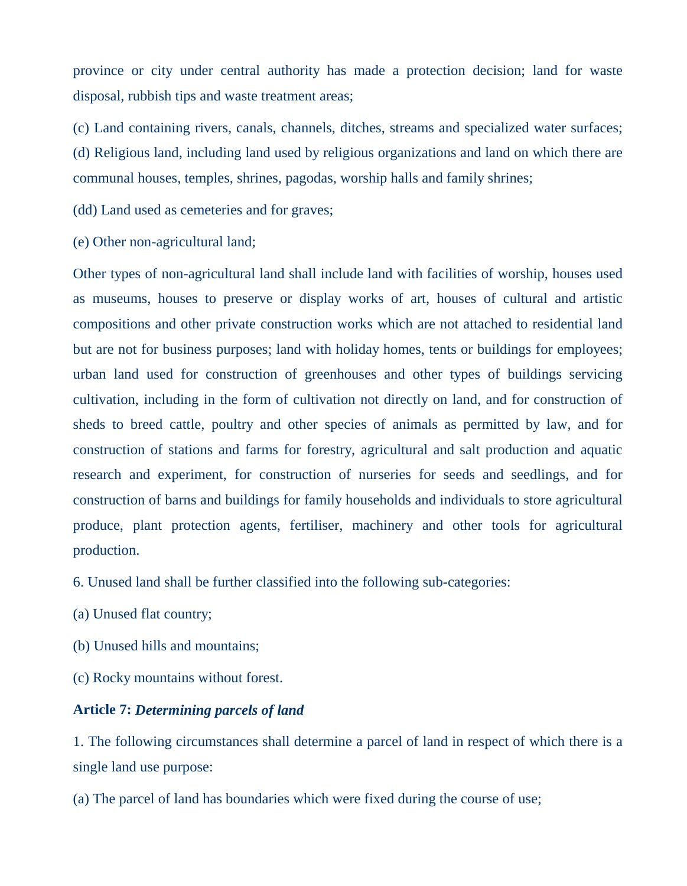province or city under central authority has made a protection decision; land for waste disposal, rubbish tips and waste treatment areas;

(c) Land containing rivers, canals, channels, ditches, streams and specialized water surfaces;
(d) Religious land, including land used by religious organizations and land on which there are communal houses, temples, shrines, pagodas, worship halls and family shrines;

(dd) Land used as cemeteries and for graves;

(e) Other non-agricultural land;

Other types of non-agricultural land shall include land with facilities of worship, houses used as museums, houses to preserve or display works of art, houses of cultural and artistic compositions and other private construction works which are not attached to residential land but are not for business purposes; land with holiday homes, tents or buildings for employees; urban land used for construction of greenhouses and other types of buildings servicing cultivation, including in the form of cultivation not directly on land, and for construction of sheds to breed cattle, poultry and other species of animals as permitted by law, and for construction of stations and farms for forestry, agricultural and salt production and aquatic research and experiment, for construction of nurseries for seeds and seedlings, and for construction of barns and buildings for family households and individuals to store agricultural produce, plant protection agents, fertiliser, machinery and other tools for agricultural production.

6. Unused land shall be further classified into the following sub-categories:

(a) Unused flat country;

(b) Unused hills and mountains;

(c) Rocky mountains without forest.

**Article 7:** ***Determining parcels of land***

1. The following circumstances shall determine a parcel of land in respect of which there is a single land use purpose:

(a) The parcel of land has boundaries which were fixed during the course of use;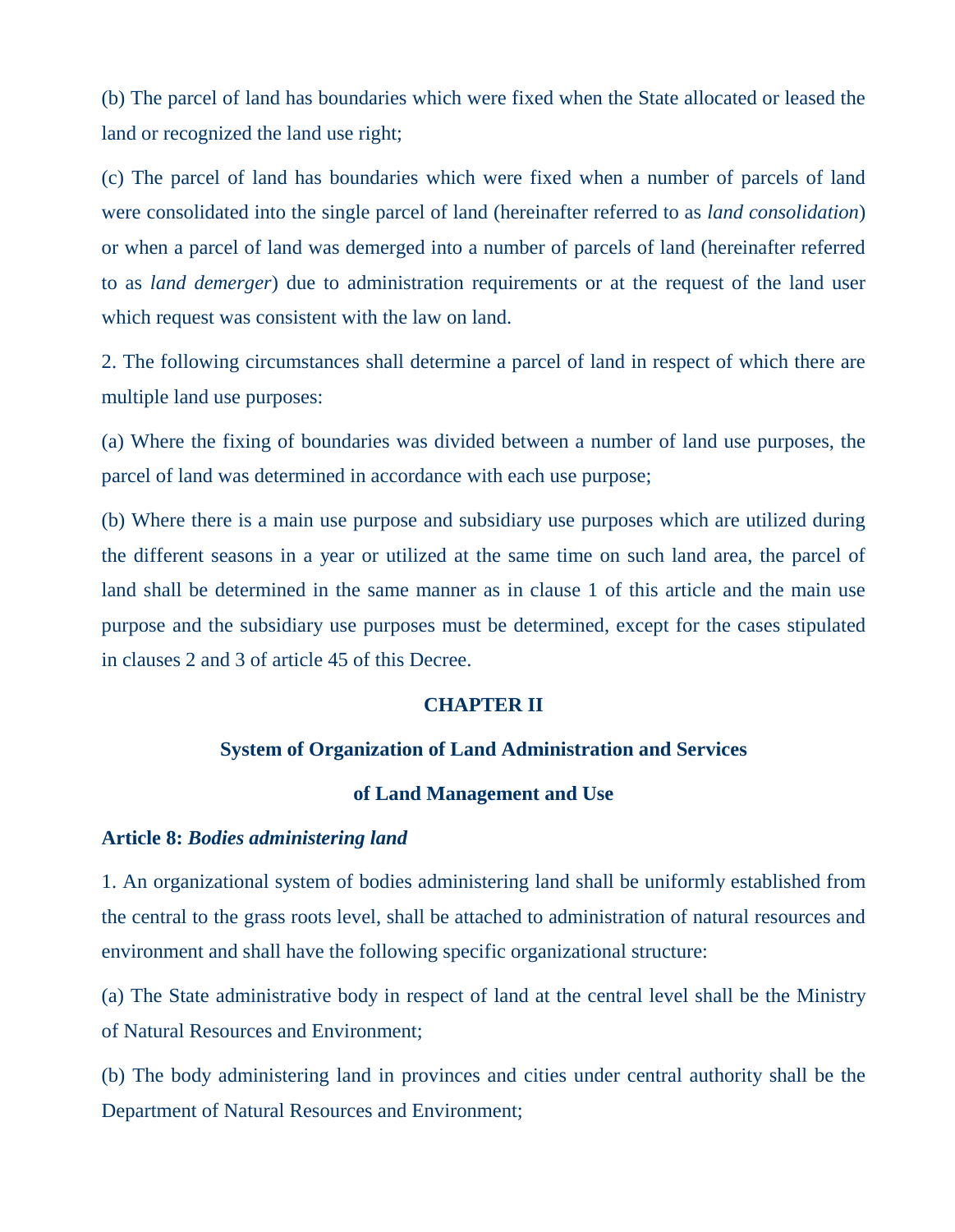(b) The parcel of land has boundaries which were fixed when the State allocated or leased the land or recognized the land use right;

(c) The parcel of land has boundaries which were fixed when a number of parcels of land were consolidated into the single parcel of land (hereinafter referred to as *land consolidation*) or when a parcel of land was demerged into a number of parcels of land (hereinafter referred to as *land demerger*) due to administration requirements or at the request of the land user which request was consistent with the law on land.

2. The following circumstances shall determine a parcel of land in respect of which there are multiple land use purposes:

(a) Where the fixing of boundaries was divided between a number of land use purposes, the parcel of land was determined in accordance with each use purpose;

(b) Where there is a main use purpose and subsidiary use purposes which are utilized during the different seasons in a year or utilized at the same time on such land area, the parcel of land shall be determined in the same manner as in clause 1 of this article and the main use purpose and the subsidiary use purposes must be determined, except for the cases stipulated in clauses 2 and 3 of article 45 of this Decree.

## CHAPTER II

## System of Organization of Land Administration and Services of Land Management and Use

**Article 8: *Bodies administering land***

1. An organizational system of bodies administering land shall be uniformly established from the central to the grass roots level, shall be attached to administration of natural resources and environment and shall have the following specific organizational structure:

(a) The State administrative body in respect of land at the central level shall be the Ministry of Natural Resources and Environment;

(b) The body administering land in provinces and cities under central authority shall be the Department of Natural Resources and Environment;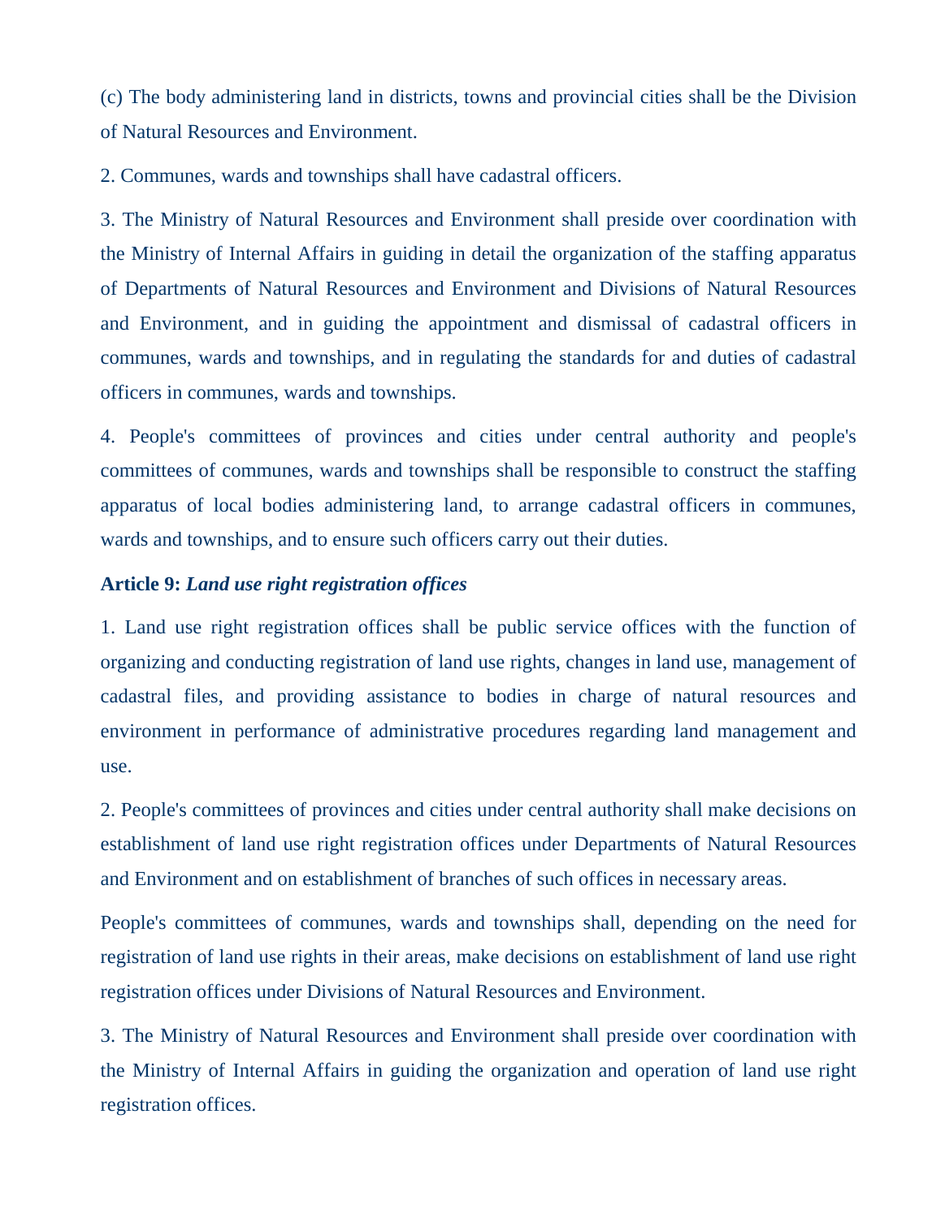(c) The body administering land in districts, towns and provincial cities shall be the Division of Natural Resources and Environment.

2. Communes, wards and townships shall have cadastral officers.

3. The Ministry of Natural Resources and Environment shall preside over coordination with the Ministry of Internal Affairs in guiding in detail the organization of the staffing apparatus of Departments of Natural Resources and Environment and Divisions of Natural Resources and Environment, and in guiding the appointment and dismissal of cadastral officers in communes, wards and townships, and in regulating the standards for and duties of cadastral officers in communes, wards and townships.

4. People's committees of provinces and cities under central authority and people's committees of communes, wards and townships shall be responsible to construct the staffing apparatus of local bodies administering land, to arrange cadastral officers in communes, wards and townships, and to ensure such officers carry out their duties.

**Article 9:** ***Land use right registration offices***

1. Land use right registration offices shall be public service offices with the function of organizing and conducting registration of land use rights, changes in land use, management of cadastral files, and providing assistance to bodies in charge of natural resources and environment in performance of administrative procedures regarding land management and use.

2. People's committees of provinces and cities under central authority shall make decisions on establishment of land use right registration offices under Departments of Natural Resources and Environment and on establishment of branches of such offices in necessary areas.

People's committees of communes, wards and townships shall, depending on the need for registration of land use rights in their areas, make decisions on establishment of land use right registration offices under Divisions of Natural Resources and Environment.

3. The Ministry of Natural Resources and Environment shall preside over coordination with the Ministry of Internal Affairs in guiding the organization and operation of land use right registration offices.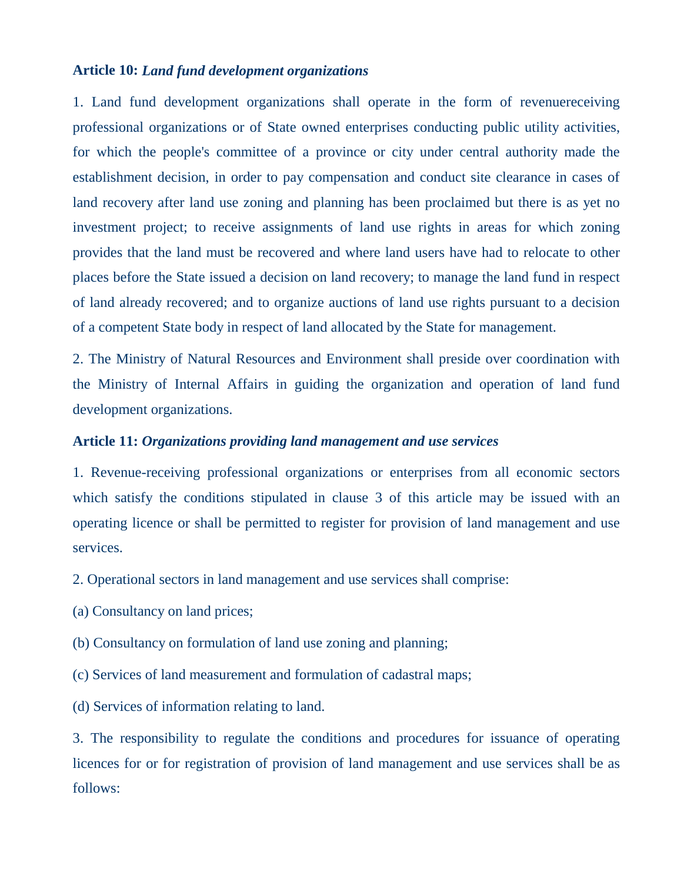**Article 10:** ***Land fund development organizations***

1. Land fund development organizations shall operate in the form of revenuereceiving professional organizations or of State owned enterprises conducting public utility activities, for which the people's committee of a province or city under central authority made the establishment decision, in order to pay compensation and conduct site clearance in cases of land recovery after land use zoning and planning has been proclaimed but there is as yet no investment project; to receive assignments of land use rights in areas for which zoning provides that the land must be recovered and where land users have had to relocate to other places before the State issued a decision on land recovery; to manage the land fund in respect of land already recovered; and to organize auctions of land use rights pursuant to a decision of a competent State body in respect of land allocated by the State for management.

2. The Ministry of Natural Resources and Environment shall preside over coordination with the Ministry of Internal Affairs in guiding the organization and operation of land fund development organizations.

**Article 11:** ***Organizations providing land management and use services***

1. Revenue-receiving professional organizations or enterprises from all economic sectors which satisfy the conditions stipulated in clause 3 of this article may be issued with an operating licence or shall be permitted to register for provision of land management and use services.

2. Operational sectors in land management and use services shall comprise:

(a) Consultancy on land prices;

(b) Consultancy on formulation of land use zoning and planning;

(c) Services of land measurement and formulation of cadastral maps;

(d) Services of information relating to land.

3. The responsibility to regulate the conditions and procedures for issuance of operating licences for or for registration of provision of land management and use services shall be as follows: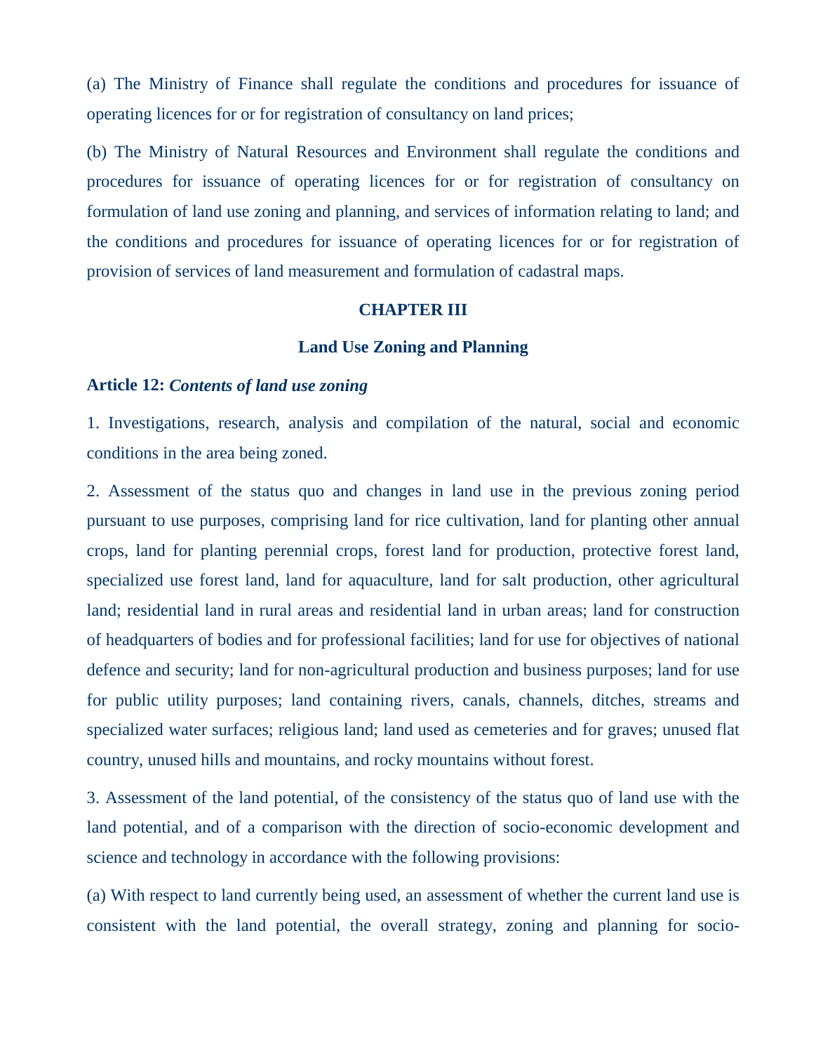(a) The Ministry of Finance shall regulate the conditions and procedures for issuance of operating licences for or for registration of consultancy on land prices;

(b) The Ministry of Natural Resources and Environment shall regulate the conditions and procedures for issuance of operating licences for or for registration of consultancy on formulation of land use zoning and planning, and services of information relating to land; and the conditions and procedures for issuance of operating licences for or for registration of provision of services of land measurement and formulation of cadastral maps.

## CHAPTER III

## Land Use Zoning and Planning

**Article 12:** ***Contents of land use zoning***

1. Investigations, research, analysis and compilation of the natural, social and economic conditions in the area being zoned.

2. Assessment of the status quo and changes in land use in the previous zoning period pursuant to use purposes, comprising land for rice cultivation, land for planting other annual crops, land for planting perennial crops, forest land for production, protective forest land, specialized use forest land, land for aquaculture, land for salt production, other agricultural land; residential land in rural areas and residential land in urban areas; land for construction of headquarters of bodies and for professional facilities; land for use for objectives of national defence and security; land for non-agricultural production and business purposes; land for use for public utility purposes; land containing rivers, canals, channels, ditches, streams and specialized water surfaces; religious land; land used as cemeteries and for graves; unused flat country, unused hills and mountains, and rocky mountains without forest.

3. Assessment of the land potential, of the consistency of the status quo of land use with the land potential, and of a comparison with the direction of socio-economic development and science and technology in accordance with the following provisions:

(a) With respect to land currently being used, an assessment of whether the current land use is consistent with the land potential, the overall strategy, zoning and planning for socio-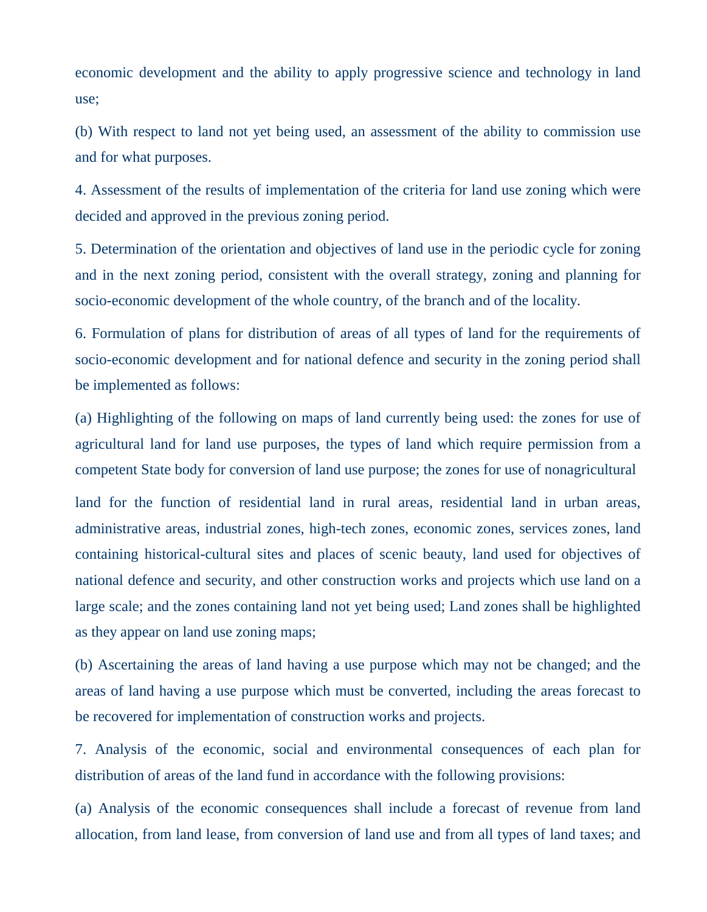economic development and the ability to apply progressive science and technology in land use;

(b) With respect to land not yet being used, an assessment of the ability to commission use and for what purposes.

4. Assessment of the results of implementation of the criteria for land use zoning which were decided and approved in the previous zoning period.

5. Determination of the orientation and objectives of land use in the periodic cycle for zoning and in the next zoning period, consistent with the overall strategy, zoning and planning for socio-economic development of the whole country, of the branch and of the locality.

6. Formulation of plans for distribution of areas of all types of land for the requirements of socio-economic development and for national defence and security in the zoning period shall be implemented as follows:

(a) Highlighting of the following on maps of land currently being used: the zones for use of agricultural land for land use purposes, the types of land which require permission from a competent State body for conversion of land use purpose; the zones for use of nonagricultural land for the function of residential land in rural areas, residential land in urban areas, administrative areas, industrial zones, high-tech zones, economic zones, services zones, land containing historical-cultural sites and places of scenic beauty, land used for objectives of national defence and security, and other construction works and projects which use land on a large scale; and the zones containing land not yet being used; Land zones shall be highlighted as they appear on land use zoning maps;

(b) Ascertaining the areas of land having a use purpose which may not be changed; and the areas of land having a use purpose which must be converted, including the areas forecast to be recovered for implementation of construction works and projects.

7. Analysis of the economic, social and environmental consequences of each plan for distribution of areas of the land fund in accordance with the following provisions:

(a) Analysis of the economic consequences shall include a forecast of revenue from land allocation, from land lease, from conversion of land use and from all types of land taxes; and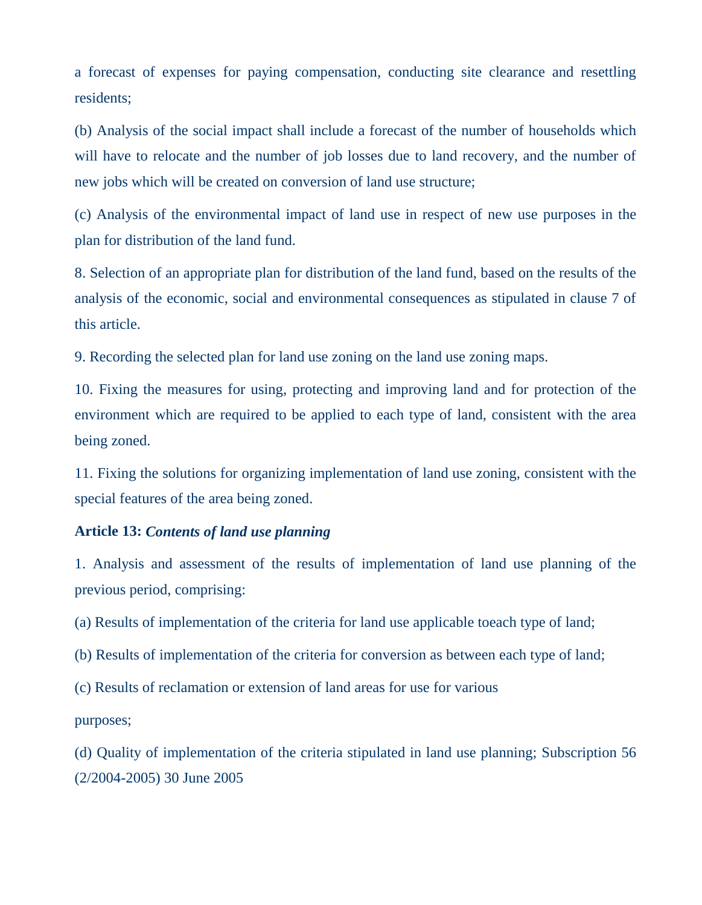a forecast of expenses for paying compensation, conducting site clearance and resettling residents;

(b) Analysis of the social impact shall include a forecast of the number of households which will have to relocate and the number of job losses due to land recovery, and the number of new jobs which will be created on conversion of land use structure;

(c) Analysis of the environmental impact of land use in respect of new use purposes in the plan for distribution of the land fund.

8. Selection of an appropriate plan for distribution of the land fund, based on the results of the analysis of the economic, social and environmental consequences as stipulated in clause 7 of this article.

9. Recording the selected plan for land use zoning on the land use zoning maps.

10. Fixing the measures for using, protecting and improving land and for protection of the environment which are required to be applied to each type of land, consistent with the area being zoned.

11. Fixing the solutions for organizing implementation of land use zoning, consistent with the special features of the area being zoned.

**Article 13:** ***Contents of land use planning***

1. Analysis and assessment of the results of implementation of land use planning of the previous period, comprising:

(a) Results of implementation of the criteria for land use applicable toeach type of land;

(b) Results of implementation of the criteria for conversion as between each type of land;

(c) Results of reclamation or extension of land areas for use for various

purposes;

(d) Quality of implementation of the criteria stipulated in land use planning; Subscription 56 (2/2004-2005) 30 June 2005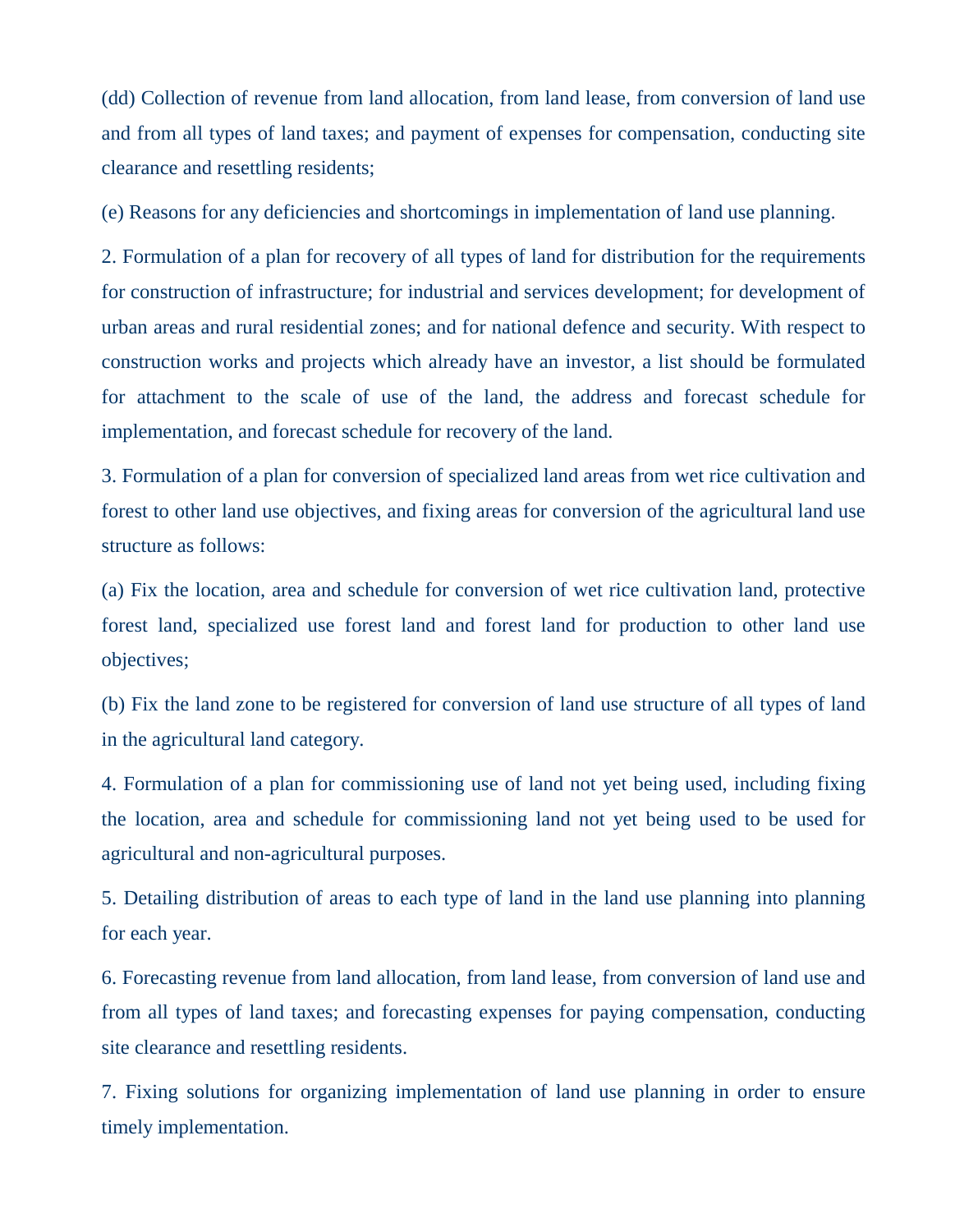(dd) Collection of revenue from land allocation, from land lease, from conversion of land use and from all types of land taxes; and payment of expenses for compensation, conducting site clearance and resettling residents;

(e) Reasons for any deficiencies and shortcomings in implementation of land use planning.

2. Formulation of a plan for recovery of all types of land for distribution for the requirements for construction of infrastructure; for industrial and services development; for development of urban areas and rural residential zones; and for national defence and security. With respect to construction works and projects which already have an investor, a list should be formulated for attachment to the scale of use of the land, the address and forecast schedule for implementation, and forecast schedule for recovery of the land.

3. Formulation of a plan for conversion of specialized land areas from wet rice cultivation and forest to other land use objectives, and fixing areas for conversion of the agricultural land use structure as follows:

(a) Fix the location, area and schedule for conversion of wet rice cultivation land, protective forest land, specialized use forest land and forest land for production to other land use objectives;

(b) Fix the land zone to be registered for conversion of land use structure of all types of land in the agricultural land category.

4. Formulation of a plan for commissioning use of land not yet being used, including fixing the location, area and schedule for commissioning land not yet being used to be used for agricultural and non-agricultural purposes.

5. Detailing distribution of areas to each type of land in the land use planning into planning for each year.

6. Forecasting revenue from land allocation, from land lease, from conversion of land use and from all types of land taxes; and forecasting expenses for paying compensation, conducting site clearance and resettling residents.

7. Fixing solutions for organizing implementation of land use planning in order to ensure timely implementation.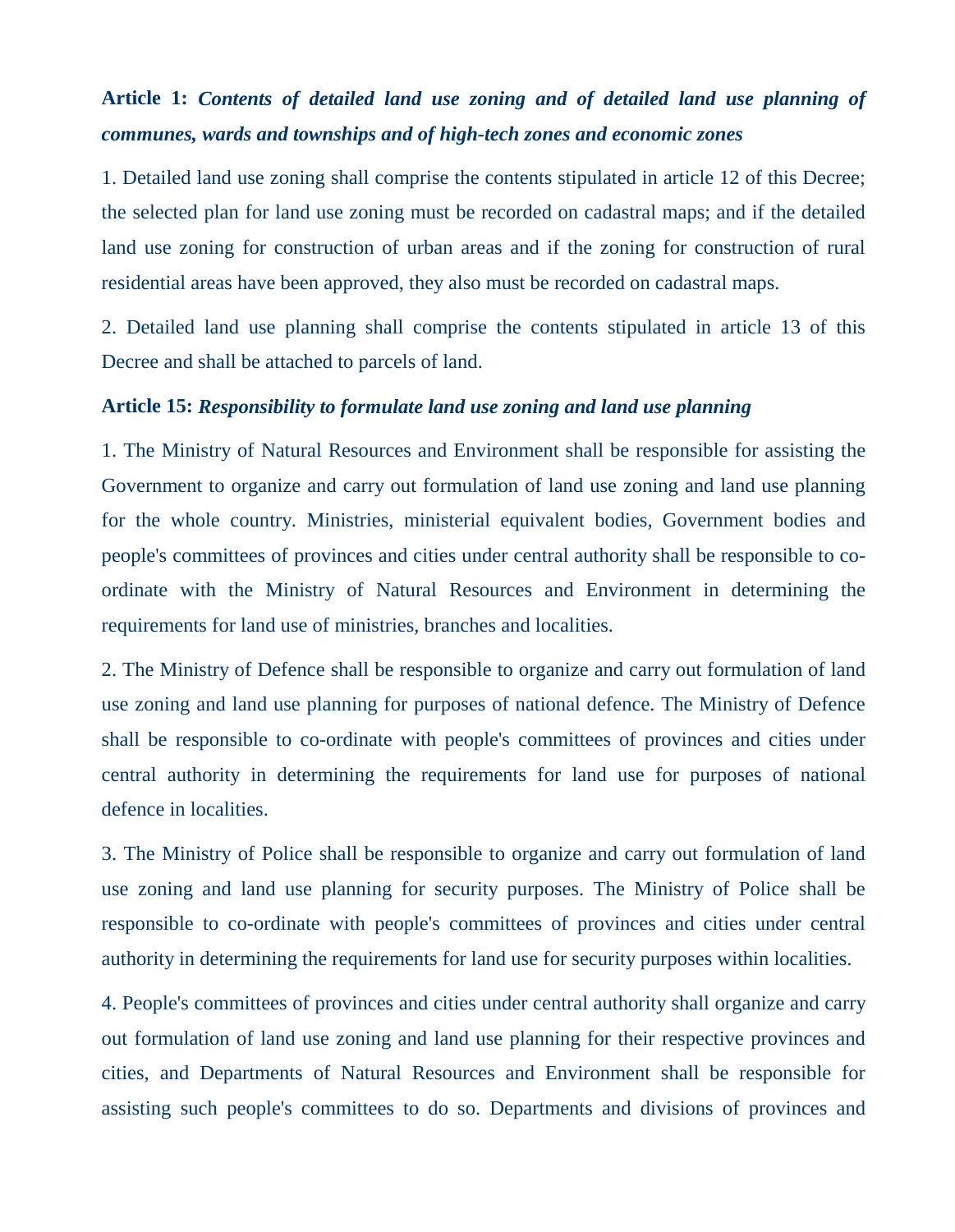**Article 1:** ***Contents of detailed land use zoning and of detailed land use planning of communes, wards and townships and of high-tech zones and economic zones***

1. Detailed land use zoning shall comprise the contents stipulated in article 12 of this Decree; the selected plan for land use zoning must be recorded on cadastral maps; and if the detailed land use zoning for construction of urban areas and if the zoning for construction of rural residential areas have been approved, they also must be recorded on cadastral maps.

2. Detailed land use planning shall comprise the contents stipulated in article 13 of this Decree and shall be attached to parcels of land.

**Article 15:** ***Responsibility to formulate land use zoning and land use planning***

1. The Ministry of Natural Resources and Environment shall be responsible for assisting the Government to organize and carry out formulation of land use zoning and land use planning for the whole country. Ministries, ministerial equivalent bodies, Government bodies and people's committees of provinces and cities under central authority shall be responsible to co-ordinate with the Ministry of Natural Resources and Environment in determining the requirements for land use of ministries, branches and localities.

2. The Ministry of Defence shall be responsible to organize and carry out formulation of land use zoning and land use planning for purposes of national defence. The Ministry of Defence shall be responsible to co-ordinate with people's committees of provinces and cities under central authority in determining the requirements for land use for purposes of national defence in localities.

3. The Ministry of Police shall be responsible to organize and carry out formulation of land use zoning and land use planning for security purposes. The Ministry of Police shall be responsible to co-ordinate with people's committees of provinces and cities under central authority in determining the requirements for land use for security purposes within localities.

4. People's committees of provinces and cities under central authority shall organize and carry out formulation of land use zoning and land use planning for their respective provinces and cities, and Departments of Natural Resources and Environment shall be responsible for assisting such people's committees to do so. Departments and divisions of provinces and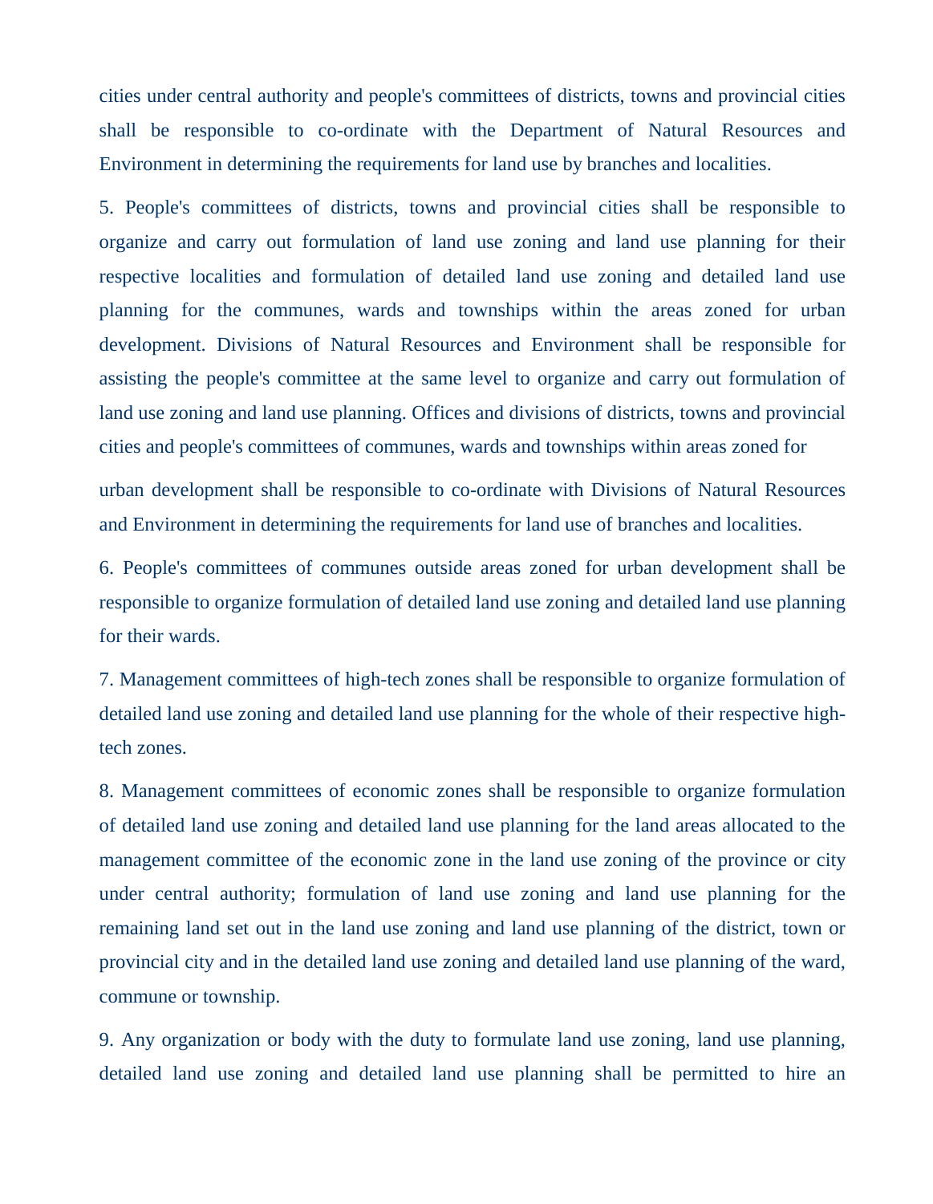cities under central authority and people's committees of districts, towns and provincial cities shall be responsible to co-ordinate with the Department of Natural Resources and Environment in determining the requirements for land use by branches and localities.

5. People's committees of districts, towns and provincial cities shall be responsible to organize and carry out formulation of land use zoning and land use planning for their respective localities and formulation of detailed land use zoning and detailed land use planning for the communes, wards and townships within the areas zoned for urban development. Divisions of Natural Resources and Environment shall be responsible for assisting the people's committee at the same level to organize and carry out formulation of land use zoning and land use planning. Offices and divisions of districts, towns and provincial cities and people's committees of communes, wards and townships within areas zoned for urban development shall be responsible to co-ordinate with Divisions of Natural Resources and Environment in determining the requirements for land use of branches and localities.

6. People's committees of communes outside areas zoned for urban development shall be responsible to organize formulation of detailed land use zoning and detailed land use planning for their wards.

7. Management committees of high-tech zones shall be responsible to organize formulation of detailed land use zoning and detailed land use planning for the whole of their respective high-tech zones.

8. Management committees of economic zones shall be responsible to organize formulation of detailed land use zoning and detailed land use planning for the land areas allocated to the management committee of the economic zone in the land use zoning of the province or city under central authority; formulation of land use zoning and land use planning for the remaining land set out in the land use zoning and land use planning of the district, town or provincial city and in the detailed land use zoning and detailed land use planning of the ward, commune or township.

9. Any organization or body with the duty to formulate land use zoning, land use planning, detailed land use zoning and detailed land use planning shall be permitted to hire an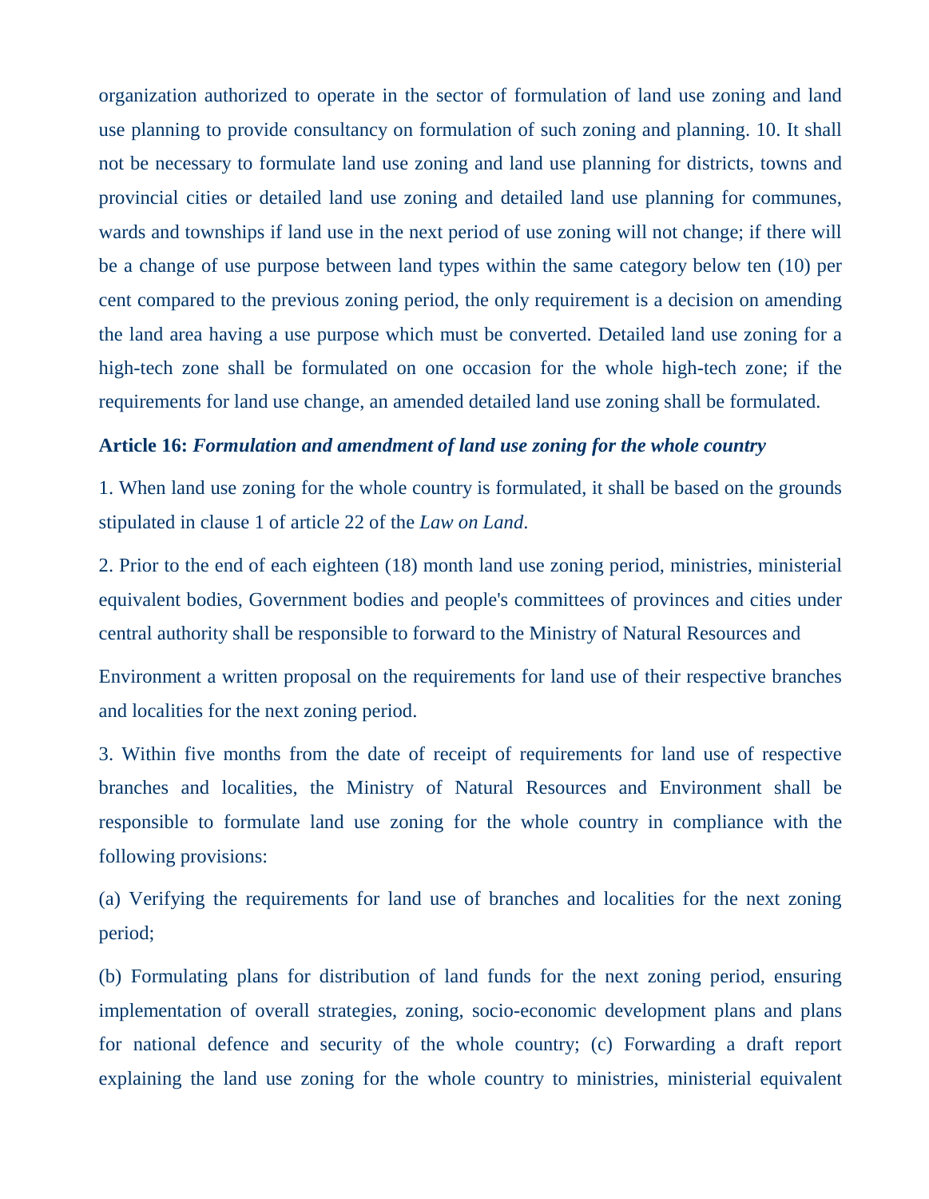organization authorized to operate in the sector of formulation of land use zoning and land use planning to provide consultancy on formulation of such zoning and planning. 10. It shall not be necessary to formulate land use zoning and land use planning for districts, towns and provincial cities or detailed land use zoning and detailed land use planning for communes, wards and townships if land use in the next period of use zoning will not change; if there will be a change of use purpose between land types within the same category below ten (10) per cent compared to the previous zoning period, the only requirement is a decision on amending the land area having a use purpose which must be converted. Detailed land use zoning for a high-tech zone shall be formulated on one occasion for the whole high-tech zone; if the requirements for land use change, an amended detailed land use zoning shall be formulated.

**Article 16:** ***Formulation and amendment of land use zoning for the whole country***

1. When land use zoning for the whole country is formulated, it shall be based on the grounds stipulated in clause 1 of article 22 of the *Law on Land*.

2. Prior to the end of each eighteen (18) month land use zoning period, ministries, ministerial equivalent bodies, Government bodies and people's committees of provinces and cities under central authority shall be responsible to forward to the Ministry of Natural Resources and Environment a written proposal on the requirements for land use of their respective branches and localities for the next zoning period.

3. Within five months from the date of receipt of requirements for land use of respective branches and localities, the Ministry of Natural Resources and Environment shall be responsible to formulate land use zoning for the whole country in compliance with the following provisions:

(a) Verifying the requirements for land use of branches and localities for the next zoning period;

(b) Formulating plans for distribution of land funds for the next zoning period, ensuring implementation of overall strategies, zoning, socio-economic development plans and plans for national defence and security of the whole country; (c) Forwarding a draft report explaining the land use zoning for the whole country to ministries, ministerial equivalent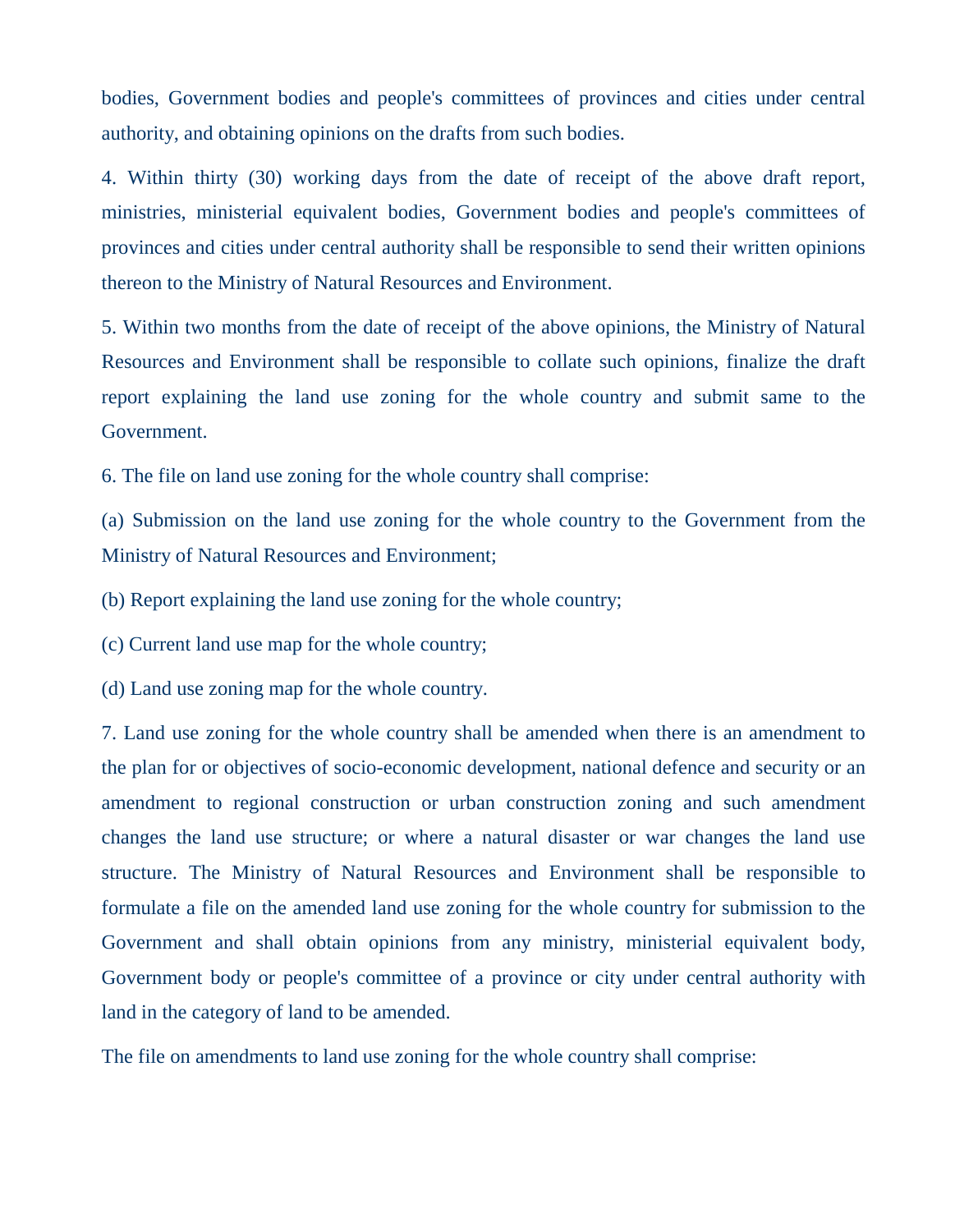bodies, Government bodies and people's committees of provinces and cities under central authority, and obtaining opinions on the drafts from such bodies.

4. Within thirty (30) working days from the date of receipt of the above draft report, ministries, ministerial equivalent bodies, Government bodies and people's committees of provinces and cities under central authority shall be responsible to send their written opinions thereon to the Ministry of Natural Resources and Environment.

5. Within two months from the date of receipt of the above opinions, the Ministry of Natural Resources and Environment shall be responsible to collate such opinions, finalize the draft report explaining the land use zoning for the whole country and submit same to the Government.

6. The file on land use zoning for the whole country shall comprise:

(a) Submission on the land use zoning for the whole country to the Government from the Ministry of Natural Resources and Environment;

(b) Report explaining the land use zoning for the whole country;

(c) Current land use map for the whole country;

(d) Land use zoning map for the whole country.

7. Land use zoning for the whole country shall be amended when there is an amendment to the plan for or objectives of socio-economic development, national defence and security or an amendment to regional construction or urban construction zoning and such amendment changes the land use structure; or where a natural disaster or war changes the land use structure. The Ministry of Natural Resources and Environment shall be responsible to formulate a file on the amended land use zoning for the whole country for submission to the Government and shall obtain opinions from any ministry, ministerial equivalent body, Government body or people's committee of a province or city under central authority with land in the category of land to be amended.

The file on amendments to land use zoning for the whole country shall comprise: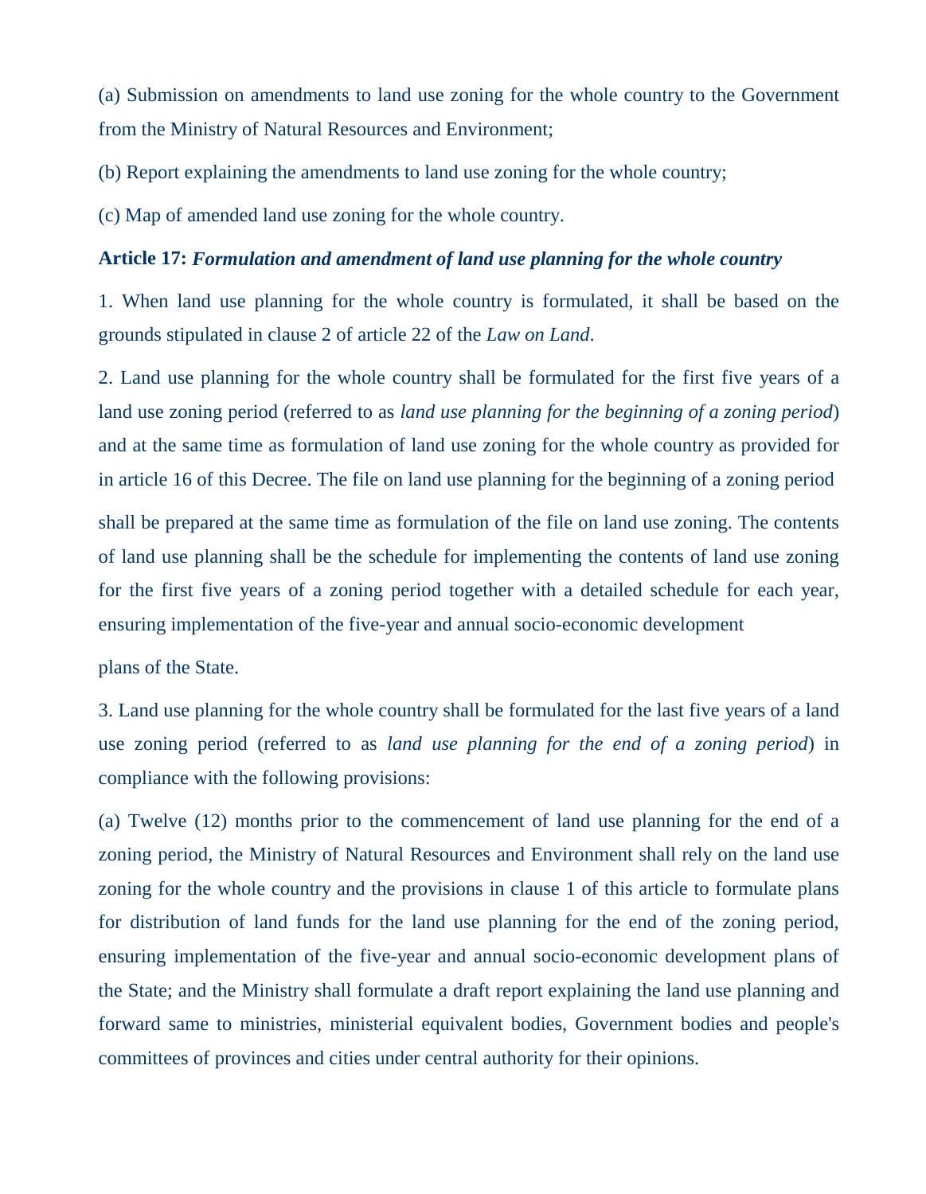(a) Submission on amendments to land use zoning for the whole country to the Government from the Ministry of Natural Resources and Environment;

(b) Report explaining the amendments to land use zoning for the whole country;

(c) Map of amended land use zoning for the whole country.

**Article 17:** ***Formulation and amendment of land use planning for the whole country***

1. When land use planning for the whole country is formulated, it shall be based on the grounds stipulated in clause 2 of article 22 of the *Law on Land*.

2. Land use planning for the whole country shall be formulated for the first five years of a land use zoning period (referred to as *land use planning for the beginning of a zoning period*) and at the same time as formulation of land use zoning for the whole country as provided for in article 16 of this Decree. The file on land use planning for the beginning of a zoning period shall be prepared at the same time as formulation of the file on land use zoning. The contents of land use planning shall be the schedule for implementing the contents of land use zoning for the first five years of a zoning period together with a detailed schedule for each year, ensuring implementation of the five-year and annual socio-economic development plans of the State.

3. Land use planning for the whole country shall be formulated for the last five years of a land use zoning period (referred to as *land use planning for the end of a zoning period*) in compliance with the following provisions:

(a) Twelve (12) months prior to the commencement of land use planning for the end of a zoning period, the Ministry of Natural Resources and Environment shall rely on the land use zoning for the whole country and the provisions in clause 1 of this article to formulate plans for distribution of land funds for the land use planning for the end of the zoning period, ensuring implementation of the five-year and annual socio-economic development plans of the State; and the Ministry shall formulate a draft report explaining the land use planning and forward same to ministries, ministerial equivalent bodies, Government bodies and people's committees of provinces and cities under central authority for their opinions.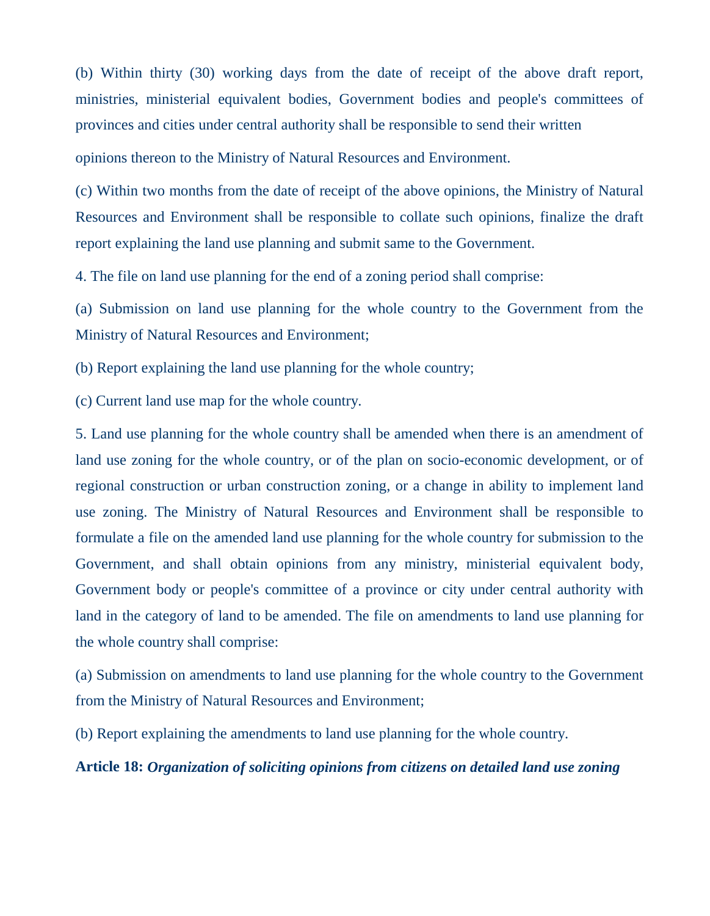(b) Within thirty (30) working days from the date of receipt of the above draft report, ministries, ministerial equivalent bodies, Government bodies and people's committees of provinces and cities under central authority shall be responsible to send their written opinions thereon to the Ministry of Natural Resources and Environment.

(c) Within two months from the date of receipt of the above opinions, the Ministry of Natural Resources and Environment shall be responsible to collate such opinions, finalize the draft report explaining the land use planning and submit same to the Government.

4. The file on land use planning for the end of a zoning period shall comprise:

(a) Submission on land use planning for the whole country to the Government from the Ministry of Natural Resources and Environment;

(b) Report explaining the land use planning for the whole country;

(c) Current land use map for the whole country.

5. Land use planning for the whole country shall be amended when there is an amendment of land use zoning for the whole country, or of the plan on socio-economic development, or of regional construction or urban construction zoning, or a change in ability to implement land use zoning. The Ministry of Natural Resources and Environment shall be responsible to formulate a file on the amended land use planning for the whole country for submission to the Government, and shall obtain opinions from any ministry, ministerial equivalent body, Government body or people's committee of a province or city under central authority with land in the category of land to be amended. The file on amendments to land use planning for the whole country shall comprise:

(a) Submission on amendments to land use planning for the whole country to the Government from the Ministry of Natural Resources and Environment;

(b) Report explaining the amendments to land use planning for the whole country.

**Article 18:** ***Organization of soliciting opinions from citizens on detailed land use zoning***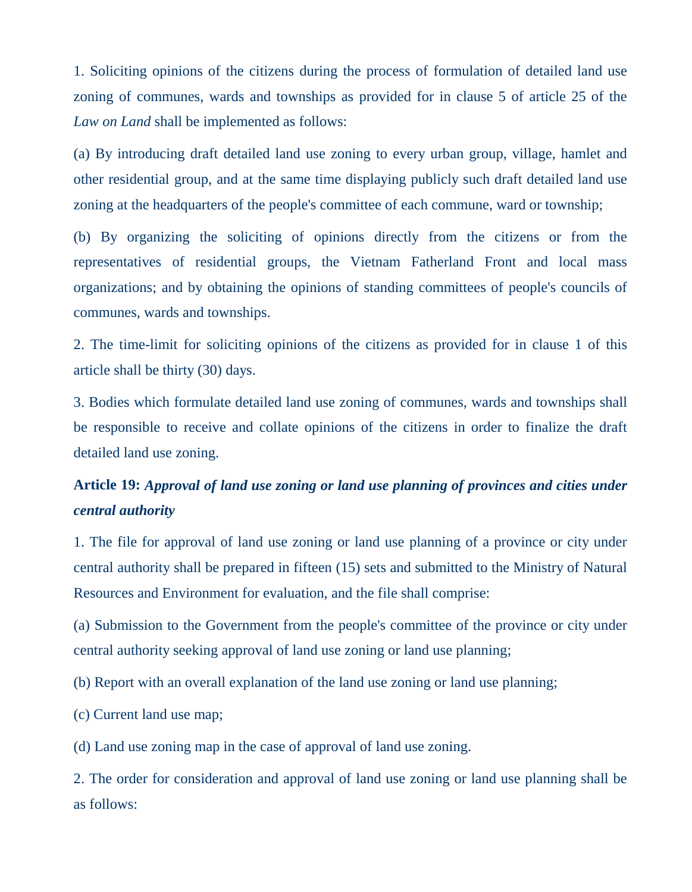1. Soliciting opinions of the citizens during the process of formulation of detailed land use zoning of communes, wards and townships as provided for in clause 5 of article 25 of the *Law on Land* shall be implemented as follows:

(a) By introducing draft detailed land use zoning to every urban group, village, hamlet and other residential group, and at the same time displaying publicly such draft detailed land use zoning at the headquarters of the people's committee of each commune, ward or township;

(b) By organizing the soliciting of opinions directly from the citizens or from the representatives of residential groups, the Vietnam Fatherland Front and local mass organizations; and by obtaining the opinions of standing committees of people's councils of communes, wards and townships.

2. The time-limit for soliciting opinions of the citizens as provided for in clause 1 of this article shall be thirty (30) days.

3. Bodies which formulate detailed land use zoning of communes, wards and townships shall be responsible to receive and collate opinions of the citizens in order to finalize the draft detailed land use zoning.

**Article 19:** ***Approval of land use zoning or land use planning of provinces and cities under central authority***

1. The file for approval of land use zoning or land use planning of a province or city under central authority shall be prepared in fifteen (15) sets and submitted to the Ministry of Natural Resources and Environment for evaluation, and the file shall comprise:

(a) Submission to the Government from the people's committee of the province or city under central authority seeking approval of land use zoning or land use planning;

(b) Report with an overall explanation of the land use zoning or land use planning;

(c) Current land use map;

(d) Land use zoning map in the case of approval of land use zoning.

2. The order for consideration and approval of land use zoning or land use planning shall be as follows: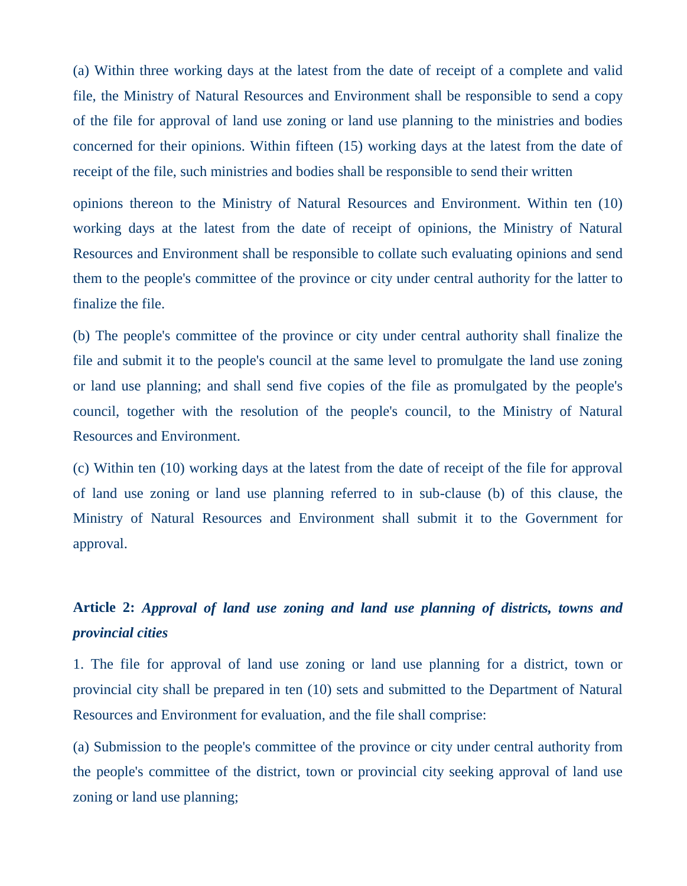(a) Within three working days at the latest from the date of receipt of a complete and valid file, the Ministry of Natural Resources and Environment shall be responsible to send a copy of the file for approval of land use zoning or land use planning to the ministries and bodies concerned for their opinions. Within fifteen (15) working days at the latest from the date of receipt of the file, such ministries and bodies shall be responsible to send their written opinions thereon to the Ministry of Natural Resources and Environment. Within ten (10) working days at the latest from the date of receipt of opinions, the Ministry of Natural Resources and Environment shall be responsible to collate such evaluating opinions and send them to the people's committee of the province or city under central authority for the latter to finalize the file.

(b) The people's committee of the province or city under central authority shall finalize the file and submit it to the people's council at the same level to promulgate the land use zoning or land use planning; and shall send five copies of the file as promulgated by the people's council, together with the resolution of the people's council, to the Ministry of Natural Resources and Environment.

(c) Within ten (10) working days at the latest from the date of receipt of the file for approval of land use zoning or land use planning referred to in sub-clause (b) of this clause, the Ministry of Natural Resources and Environment shall submit it to the Government for approval.

**Article 2:** ***Approval of land use zoning and land use planning of districts, towns and provincial cities***

1. The file for approval of land use zoning or land use planning for a district, town or provincial city shall be prepared in ten (10) sets and submitted to the Department of Natural Resources and Environment for evaluation, and the file shall comprise:

(a) Submission to the people's committee of the province or city under central authority from the people's committee of the district, town or provincial city seeking approval of land use zoning or land use planning;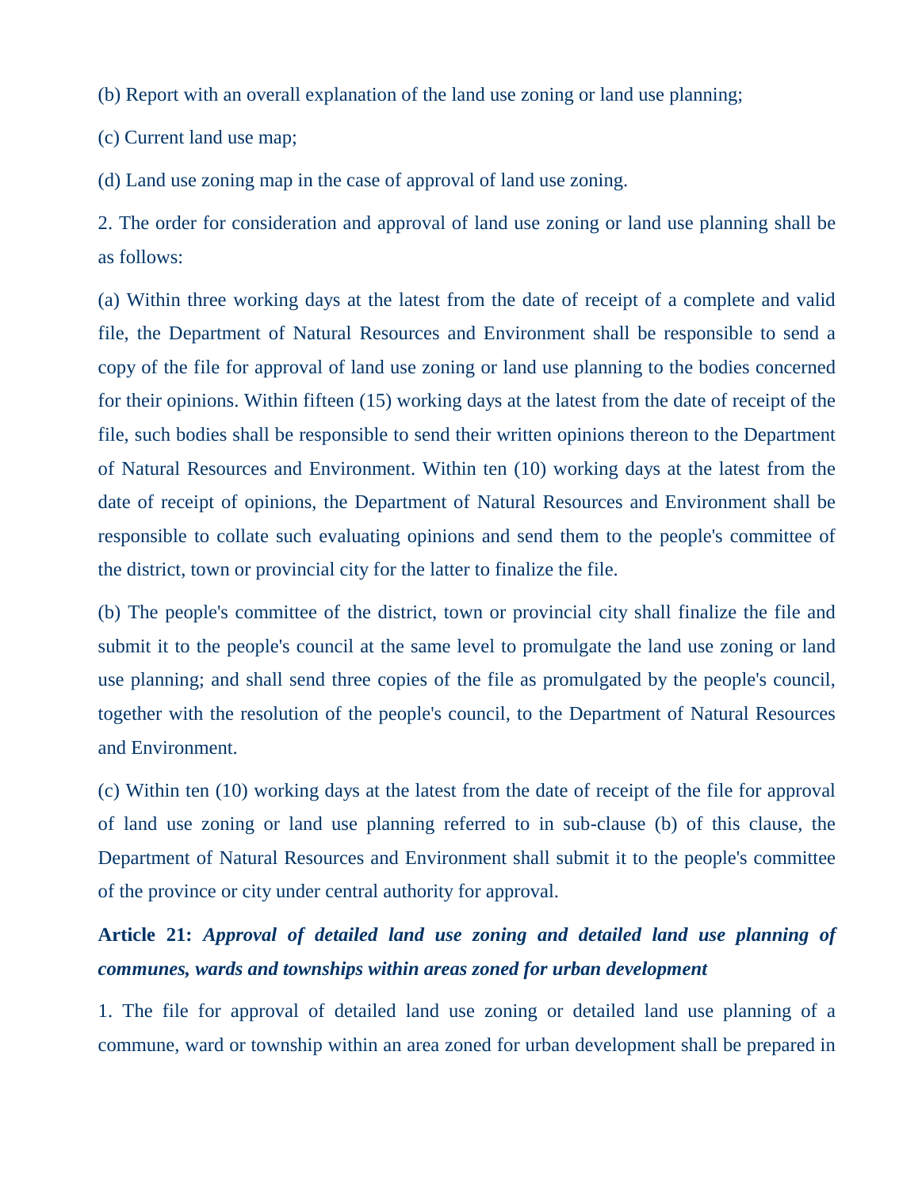(b) Report with an overall explanation of the land use zoning or land use planning;

(c) Current land use map;

(d) Land use zoning map in the case of approval of land use zoning.

2. The order for consideration and approval of land use zoning or land use planning shall be as follows:

(a) Within three working days at the latest from the date of receipt of a complete and valid file, the Department of Natural Resources and Environment shall be responsible to send a copy of the file for approval of land use zoning or land use planning to the bodies concerned for their opinions. Within fifteen (15) working days at the latest from the date of receipt of the file, such bodies shall be responsible to send their written opinions thereon to the Department of Natural Resources and Environment. Within ten (10) working days at the latest from the date of receipt of opinions, the Department of Natural Resources and Environment shall be responsible to collate such evaluating opinions and send them to the people's committee of the district, town or provincial city for the latter to finalize the file.

(b) The people's committee of the district, town or provincial city shall finalize the file and submit it to the people's council at the same level to promulgate the land use zoning or land use planning; and shall send three copies of the file as promulgated by the people's council, together with the resolution of the people's council, to the Department of Natural Resources and Environment.

(c) Within ten (10) working days at the latest from the date of receipt of the file for approval of land use zoning or land use planning referred to in sub-clause (b) of this clause, the Department of Natural Resources and Environment shall submit it to the people's committee of the province or city under central authority for approval.

**Article 21:** ***Approval of detailed land use zoning and detailed land use planning of communes, wards and townships within areas zoned for urban development***

1. The file for approval of detailed land use zoning or detailed land use planning of a commune, ward or township within an area zoned for urban development shall be prepared in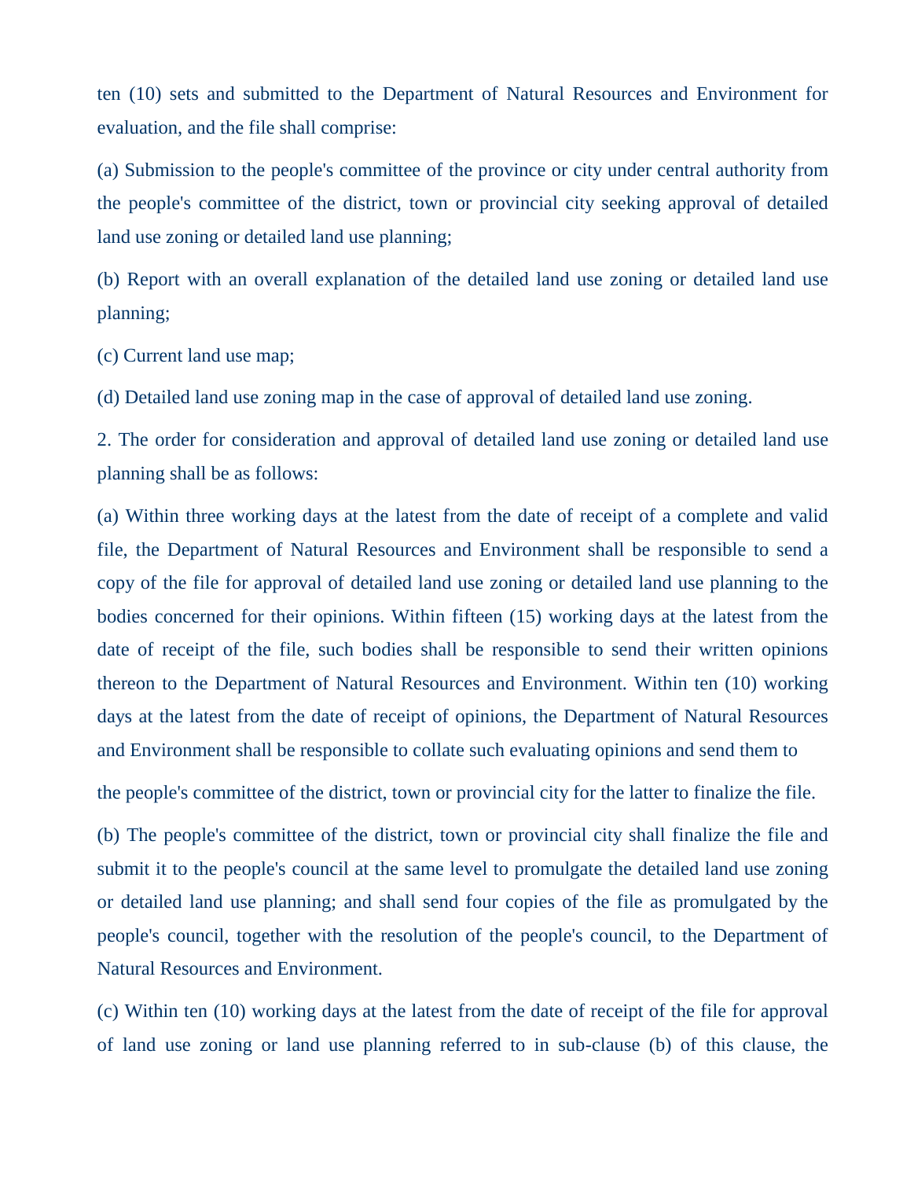ten (10) sets and submitted to the Department of Natural Resources and Environment for evaluation, and the file shall comprise:

(a) Submission to the people's committee of the province or city under central authority from the people's committee of the district, town or provincial city seeking approval of detailed land use zoning or detailed land use planning;

(b) Report with an overall explanation of the detailed land use zoning or detailed land use planning;

(c) Current land use map;

(d) Detailed land use zoning map in the case of approval of detailed land use zoning.

2. The order for consideration and approval of detailed land use zoning or detailed land use planning shall be as follows:

(a) Within three working days at the latest from the date of receipt of a complete and valid file, the Department of Natural Resources and Environment shall be responsible to send a copy of the file for approval of detailed land use zoning or detailed land use planning to the bodies concerned for their opinions. Within fifteen (15) working days at the latest from the date of receipt of the file, such bodies shall be responsible to send their written opinions thereon to the Department of Natural Resources and Environment. Within ten (10) working days at the latest from the date of receipt of opinions, the Department of Natural Resources and Environment shall be responsible to collate such evaluating opinions and send them to the people's committee of the district, town or provincial city for the latter to finalize the file.

(b) The people's committee of the district, town or provincial city shall finalize the file and submit it to the people's council at the same level to promulgate the detailed land use zoning or detailed land use planning; and shall send four copies of the file as promulgated by the people's council, together with the resolution of the people's council, to the Department of Natural Resources and Environment.

(c) Within ten (10) working days at the latest from the date of receipt of the file for approval of land use zoning or land use planning referred to in sub-clause (b) of this clause, the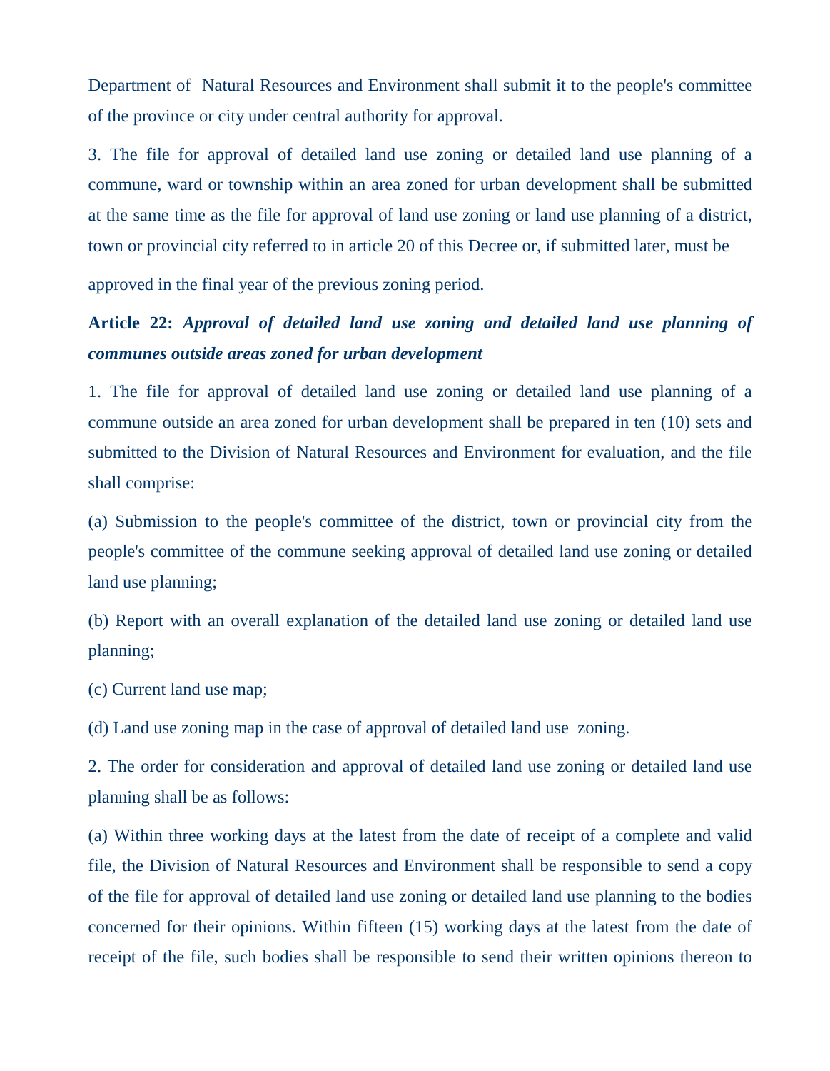Department of Natural Resources and Environment shall submit it to the people's committee of the province or city under central authority for approval.

3. The file for approval of detailed land use zoning or detailed land use planning of a commune, ward or township within an area zoned for urban development shall be submitted at the same time as the file for approval of land use zoning or land use planning of a district, town or provincial city referred to in article 20 of this Decree or, if submitted later, must be approved in the final year of the previous zoning period.

**Article 22:** ***Approval of detailed land use zoning and detailed land use planning of communes outside areas zoned for urban development***

1. The file for approval of detailed land use zoning or detailed land use planning of a commune outside an area zoned for urban development shall be prepared in ten (10) sets and submitted to the Division of Natural Resources and Environment for evaluation, and the file shall comprise:

(a) Submission to the people's committee of the district, town or provincial city from the people's committee of the commune seeking approval of detailed land use zoning or detailed land use planning;

(b) Report with an overall explanation of the detailed land use zoning or detailed land use planning;

(c) Current land use map;

(d) Land use zoning map in the case of approval of detailed land use zoning.

2. The order for consideration and approval of detailed land use zoning or detailed land use planning shall be as follows:

(a) Within three working days at the latest from the date of receipt of a complete and valid file, the Division of Natural Resources and Environment shall be responsible to send a copy of the file for approval of detailed land use zoning or detailed land use planning to the bodies concerned for their opinions. Within fifteen (15) working days at the latest from the date of receipt of the file, such bodies shall be responsible to send their written opinions thereon to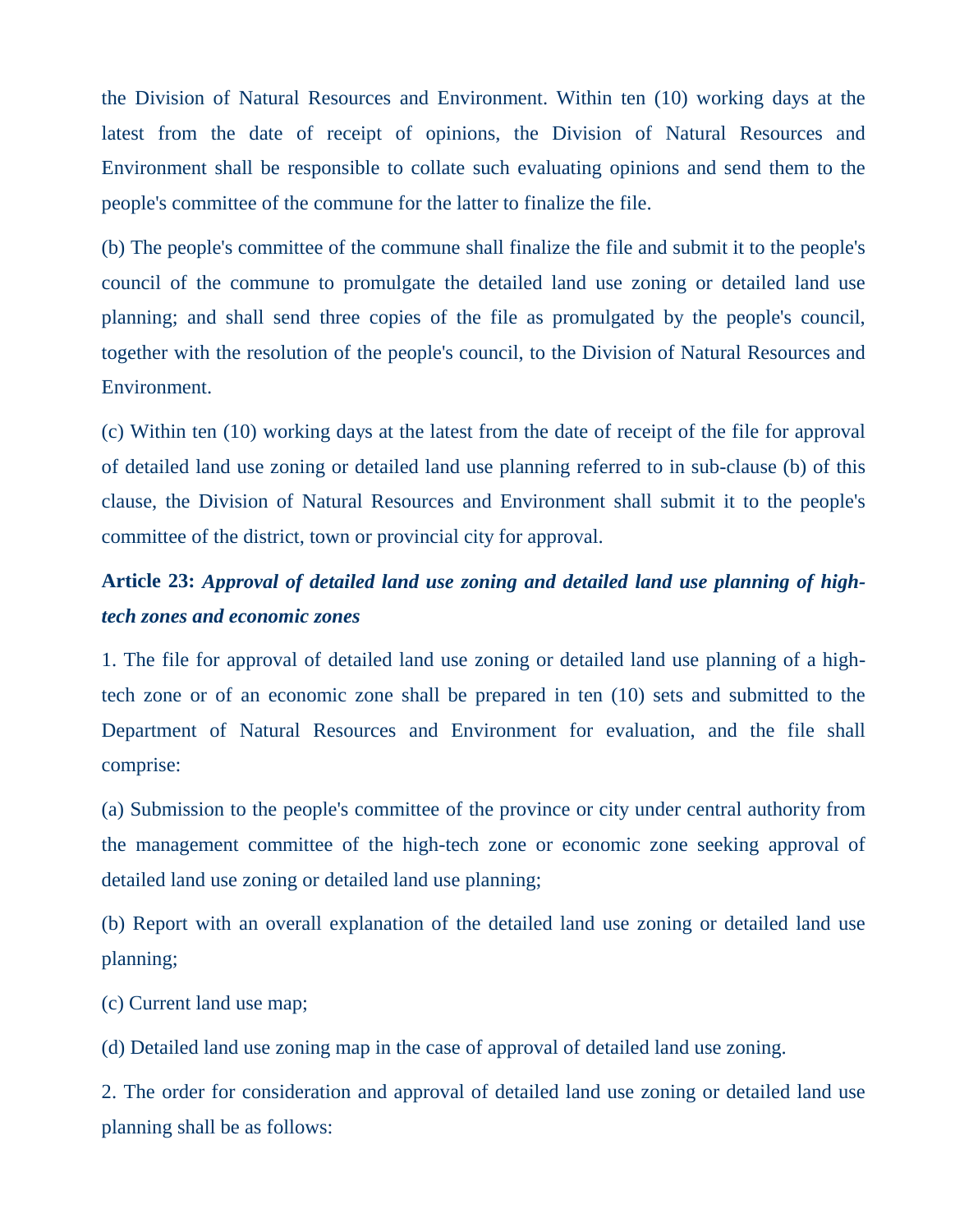the Division of Natural Resources and Environment. Within ten (10) working days at the latest from the date of receipt of opinions, the Division of Natural Resources and Environment shall be responsible to collate such evaluating opinions and send them to the people's committee of the commune for the latter to finalize the file.

(b) The people's committee of the commune shall finalize the file and submit it to the people's council of the commune to promulgate the detailed land use zoning or detailed land use planning; and shall send three copies of the file as promulgated by the people's council, together with the resolution of the people's council, to the Division of Natural Resources and Environment.

(c) Within ten (10) working days at the latest from the date of receipt of the file for approval of detailed land use zoning or detailed land use planning referred to in sub-clause (b) of this clause, the Division of Natural Resources and Environment shall submit it to the people's committee of the district, town or provincial city for approval.

**Article 23:** ***Approval of detailed land use zoning and detailed land use planning of high-tech zones and economic zones***

1. The file for approval of detailed land use zoning or detailed land use planning of a high-tech zone or of an economic zone shall be prepared in ten (10) sets and submitted to the Department of Natural Resources and Environment for evaluation, and the file shall comprise:

(a) Submission to the people's committee of the province or city under central authority from the management committee of the high-tech zone or economic zone seeking approval of detailed land use zoning or detailed land use planning;

(b) Report with an overall explanation of the detailed land use zoning or detailed land use planning;

(c) Current land use map;

(d) Detailed land use zoning map in the case of approval of detailed land use zoning.

2. The order for consideration and approval of detailed land use zoning or detailed land use planning shall be as follows: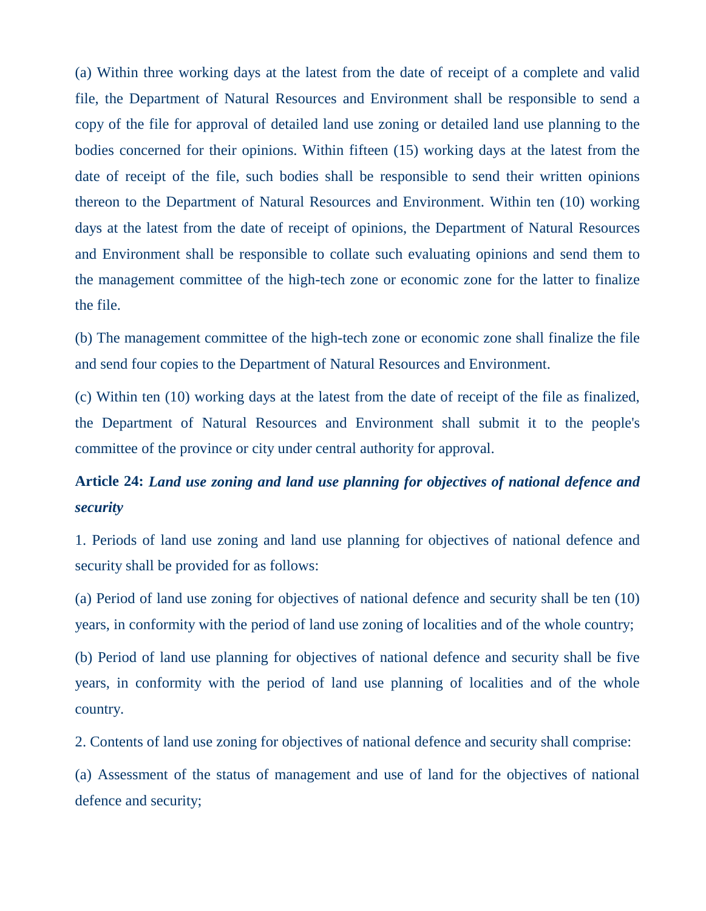(a) Within three working days at the latest from the date of receipt of a complete and valid file, the Department of Natural Resources and Environment shall be responsible to send a copy of the file for approval of detailed land use zoning or detailed land use planning to the bodies concerned for their opinions. Within fifteen (15) working days at the latest from the date of receipt of the file, such bodies shall be responsible to send their written opinions thereon to the Department of Natural Resources and Environment. Within ten (10) working days at the latest from the date of receipt of opinions, the Department of Natural Resources and Environment shall be responsible to collate such evaluating opinions and send them to the management committee of the high-tech zone or economic zone for the latter to finalize the file.

(b) The management committee of the high-tech zone or economic zone shall finalize the file and send four copies to the Department of Natural Resources and Environment.

(c) Within ten (10) working days at the latest from the date of receipt of the file as finalized, the Department of Natural Resources and Environment shall submit it to the people's committee of the province or city under central authority for approval.

**Article 24:** ***Land use zoning and land use planning for objectives of national defence and security***

1. Periods of land use zoning and land use planning for objectives of national defence and security shall be provided for as follows:

(a) Period of land use zoning for objectives of national defence and security shall be ten (10) years, in conformity with the period of land use zoning of localities and of the whole country;

(b) Period of land use planning for objectives of national defence and security shall be five years, in conformity with the period of land use planning of localities and of the whole country.

2. Contents of land use zoning for objectives of national defence and security shall comprise:

(a) Assessment of the status of management and use of land for the objectives of national defence and security;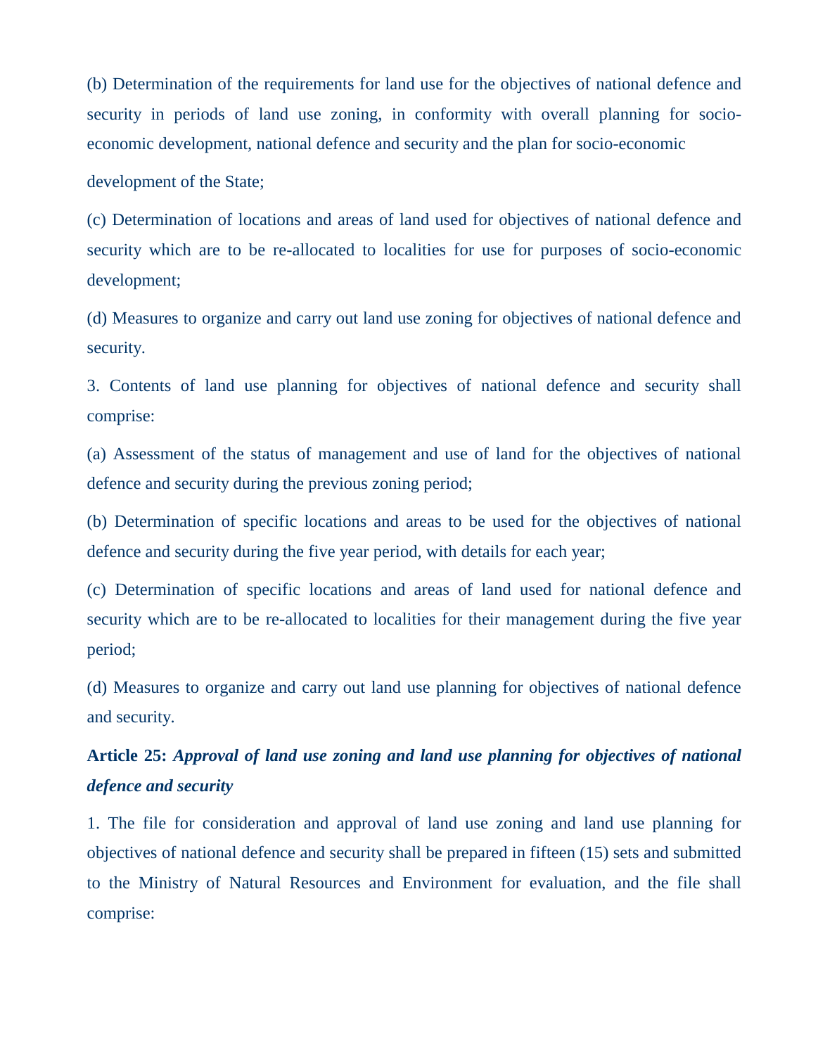(b) Determination of the requirements for land use for the objectives of national defence and security in periods of land use zoning, in conformity with overall planning for socio-economic development, national defence and security and the plan for socio-economic development of the State;

(c) Determination of locations and areas of land used for objectives of national defence and security which are to be re-allocated to localities for use for purposes of socio-economic development;

(d) Measures to organize and carry out land use zoning for objectives of national defence and security.

3. Contents of land use planning for objectives of national defence and security shall comprise:

(a) Assessment of the status of management and use of land for the objectives of national defence and security during the previous zoning period;

(b) Determination of specific locations and areas to be used for the objectives of national defence and security during the five year period, with details for each year;

(c) Determination of specific locations and areas of land used for national defence and security which are to be re-allocated to localities for their management during the five year period;

(d) Measures to organize and carry out land use planning for objectives of national defence and security.

**Article 25:** ***Approval of land use zoning and land use planning for objectives of national defence and security***

1. The file for consideration and approval of land use zoning and land use planning for objectives of national defence and security shall be prepared in fifteen (15) sets and submitted to the Ministry of Natural Resources and Environment for evaluation, and the file shall comprise: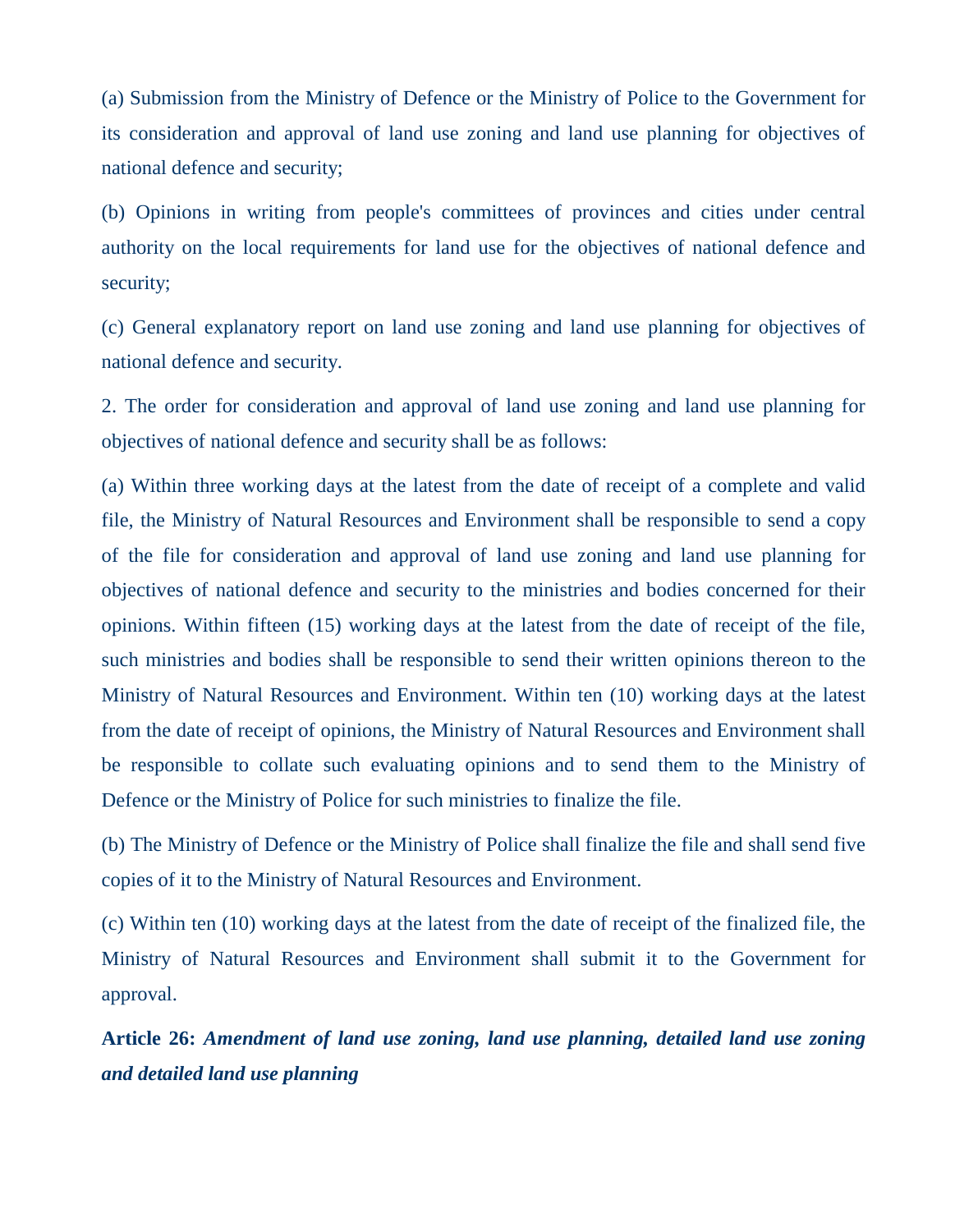(a) Submission from the Ministry of Defence or the Ministry of Police to the Government for its consideration and approval of land use zoning and land use planning for objectives of national defence and security;

(b) Opinions in writing from people's committees of provinces and cities under central authority on the local requirements for land use for the objectives of national defence and security;

(c) General explanatory report on land use zoning and land use planning for objectives of national defence and security.

2. The order for consideration and approval of land use zoning and land use planning for objectives of national defence and security shall be as follows:

(a) Within three working days at the latest from the date of receipt of a complete and valid file, the Ministry of Natural Resources and Environment shall be responsible to send a copy of the file for consideration and approval of land use zoning and land use planning for objectives of national defence and security to the ministries and bodies concerned for their opinions. Within fifteen (15) working days at the latest from the date of receipt of the file, such ministries and bodies shall be responsible to send their written opinions thereon to the Ministry of Natural Resources and Environment. Within ten (10) working days at the latest from the date of receipt of opinions, the Ministry of Natural Resources and Environment shall be responsible to collate such evaluating opinions and to send them to the Ministry of Defence or the Ministry of Police for such ministries to finalize the file.

(b) The Ministry of Defence or the Ministry of Police shall finalize the file and shall send five copies of it to the Ministry of Natural Resources and Environment.

(c) Within ten (10) working days at the latest from the date of receipt of the finalized file, the Ministry of Natural Resources and Environment shall submit it to the Government for approval.

**Article 26:** ***Amendment of land use zoning, land use planning, detailed land use zoning and detailed land use planning***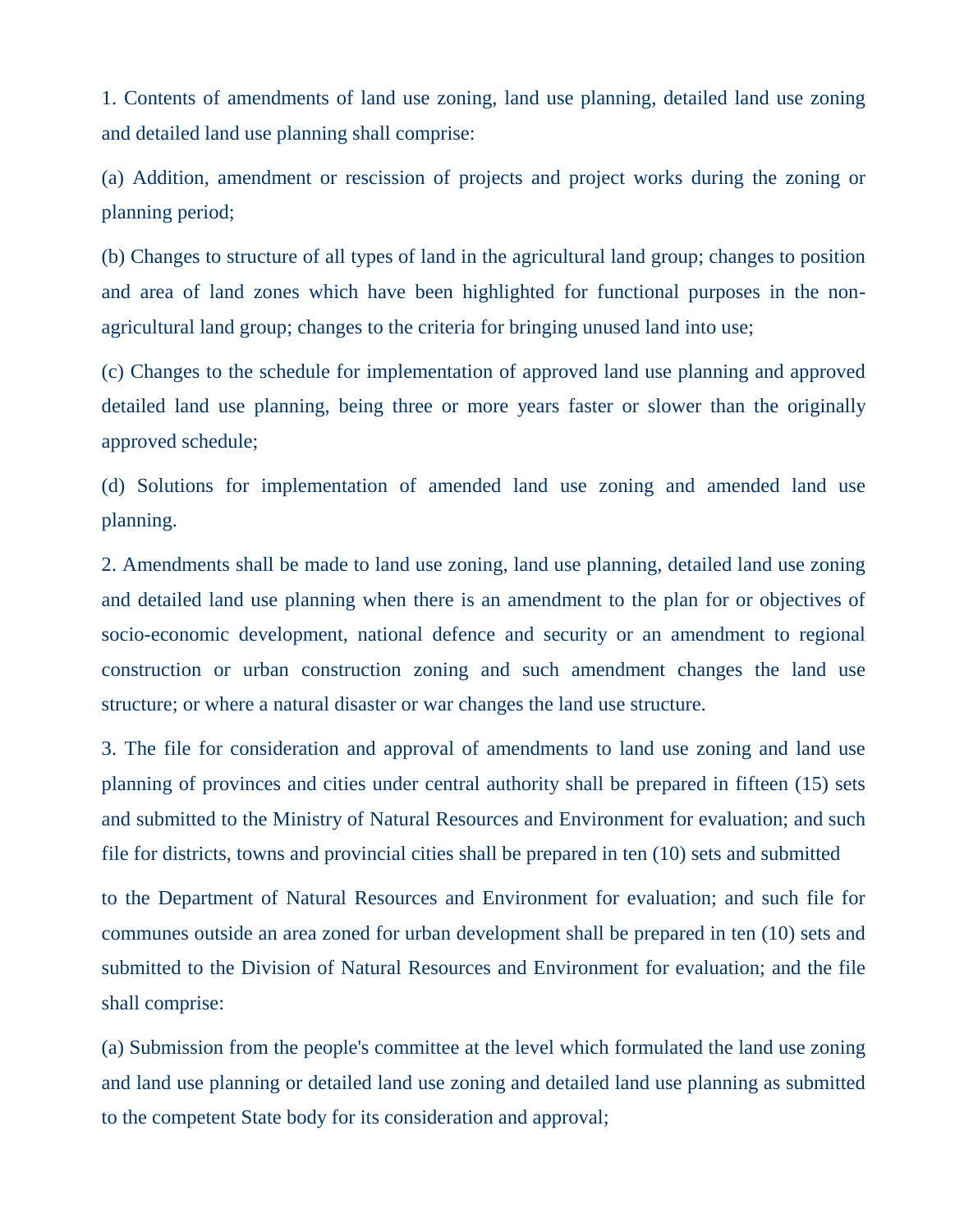1. Contents of amendments of land use zoning, land use planning, detailed land use zoning and detailed land use planning shall comprise:

(a) Addition, amendment or rescission of projects and project works during the zoning or planning period;

(b) Changes to structure of all types of land in the agricultural land group; changes to position and area of land zones which have been highlighted for functional purposes in the non-agricultural land group; changes to the criteria for bringing unused land into use;

(c) Changes to the schedule for implementation of approved land use planning and approved detailed land use planning, being three or more years faster or slower than the originally approved schedule;

(d) Solutions for implementation of amended land use zoning and amended land use planning.

2. Amendments shall be made to land use zoning, land use planning, detailed land use zoning and detailed land use planning when there is an amendment to the plan for or objectives of socio-economic development, national defence and security or an amendment to regional construction or urban construction zoning and such amendment changes the land use structure; or where a natural disaster or war changes the land use structure.

3. The file for consideration and approval of amendments to land use zoning and land use planning of provinces and cities under central authority shall be prepared in fifteen (15) sets and submitted to the Ministry of Natural Resources and Environment for evaluation; and such file for districts, towns and provincial cities shall be prepared in ten (10) sets and submitted to the Department of Natural Resources and Environment for evaluation; and such file for communes outside an area zoned for urban development shall be prepared in ten (10) sets and submitted to the Division of Natural Resources and Environment for evaluation; and the file shall comprise:

(a) Submission from the people's committee at the level which formulated the land use zoning and land use planning or detailed land use zoning and detailed land use planning as submitted to the competent State body for its consideration and approval;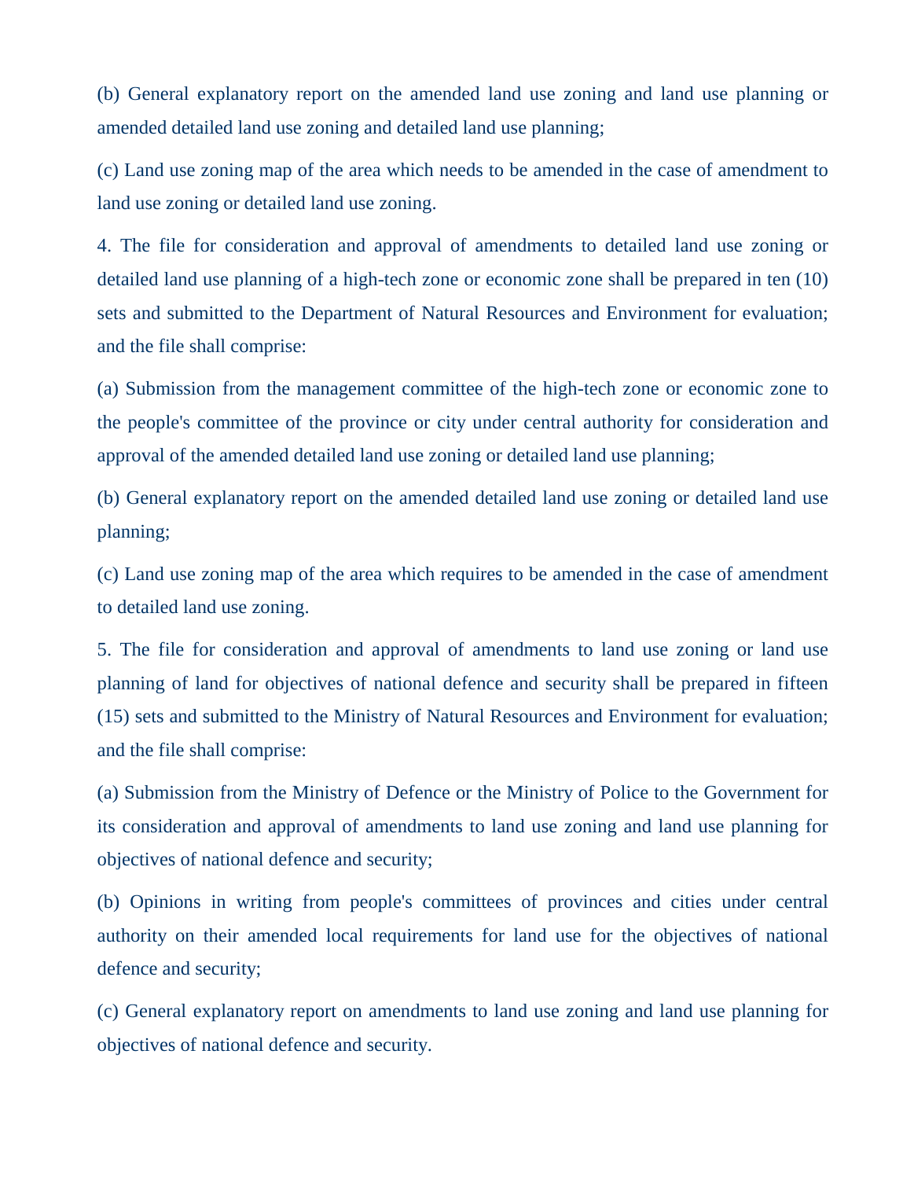(b) General explanatory report on the amended land use zoning and land use planning or amended detailed land use zoning and detailed land use planning;

(c) Land use zoning map of the area which needs to be amended in the case of amendment to land use zoning or detailed land use zoning.

4. The file for consideration and approval of amendments to detailed land use zoning or detailed land use planning of a high-tech zone or economic zone shall be prepared in ten (10) sets and submitted to the Department of Natural Resources and Environment for evaluation; and the file shall comprise:

(a) Submission from the management committee of the high-tech zone or economic zone to the people's committee of the province or city under central authority for consideration and approval of the amended detailed land use zoning or detailed land use planning;

(b) General explanatory report on the amended detailed land use zoning or detailed land use planning;

(c) Land use zoning map of the area which requires to be amended in the case of amendment to detailed land use zoning.

5. The file for consideration and approval of amendments to land use zoning or land use planning of land for objectives of national defence and security shall be prepared in fifteen (15) sets and submitted to the Ministry of Natural Resources and Environment for evaluation; and the file shall comprise:

(a) Submission from the Ministry of Defence or the Ministry of Police to the Government for its consideration and approval of amendments to land use zoning and land use planning for objectives of national defence and security;

(b) Opinions in writing from people's committees of provinces and cities under central authority on their amended local requirements for land use for the objectives of national defence and security;

(c) General explanatory report on amendments to land use zoning and land use planning for objectives of national defence and security.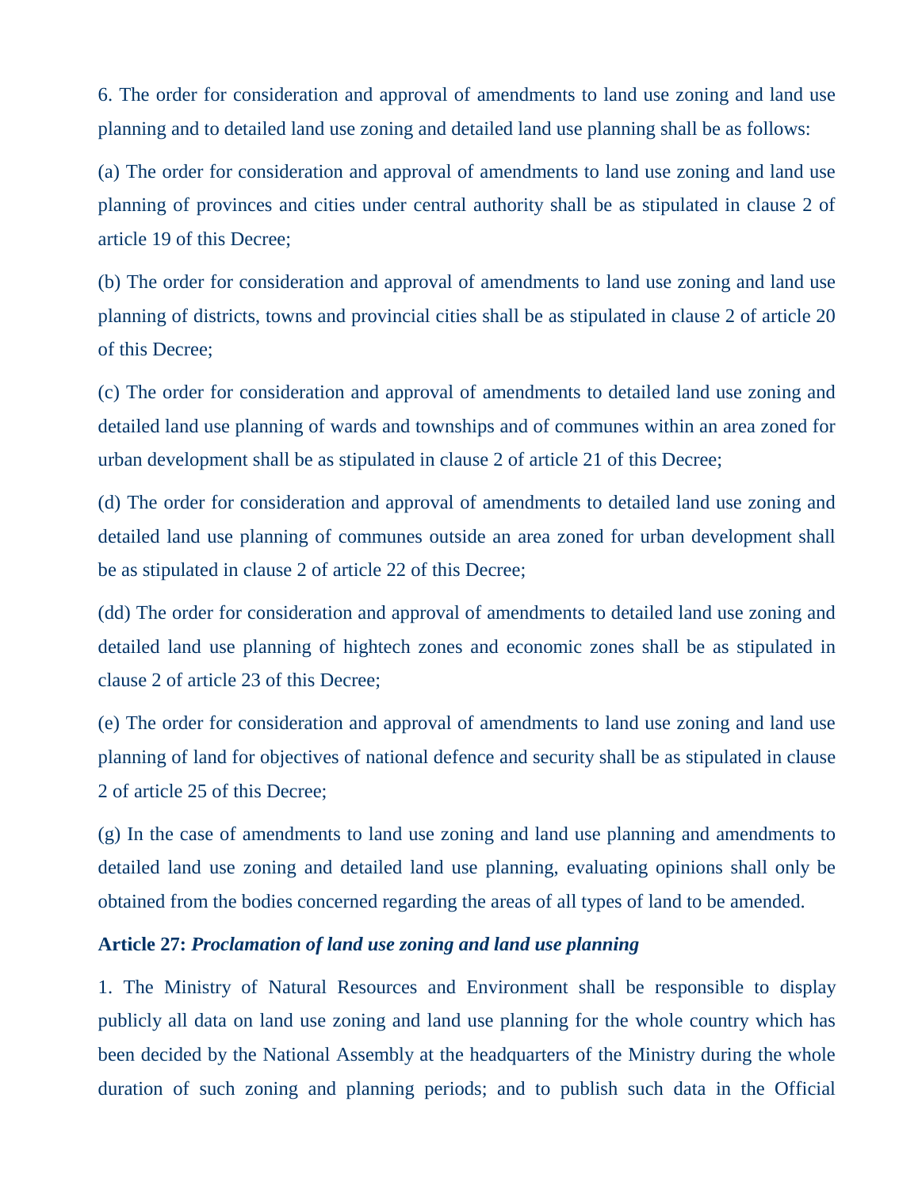6. The order for consideration and approval of amendments to land use zoning and land use planning and to detailed land use zoning and detailed land use planning shall be as follows:

(a) The order for consideration and approval of amendments to land use zoning and land use planning of provinces and cities under central authority shall be as stipulated in clause 2 of article 19 of this Decree;

(b) The order for consideration and approval of amendments to land use zoning and land use planning of districts, towns and provincial cities shall be as stipulated in clause 2 of article 20 of this Decree;

(c) The order for consideration and approval of amendments to detailed land use zoning and detailed land use planning of wards and townships and of communes within an area zoned for urban development shall be as stipulated in clause 2 of article 21 of this Decree;

(d) The order for consideration and approval of amendments to detailed land use zoning and detailed land use planning of communes outside an area zoned for urban development shall be as stipulated in clause 2 of article 22 of this Decree;

(dd) The order for consideration and approval of amendments to detailed land use zoning and detailed land use planning of hightech zones and economic zones shall be as stipulated in clause 2 of article 23 of this Decree;

(e) The order for consideration and approval of amendments to land use zoning and land use planning of land for objectives of national defence and security shall be as stipulated in clause 2 of article 25 of this Decree;

(g) In the case of amendments to land use zoning and land use planning and amendments to detailed land use zoning and detailed land use planning, evaluating opinions shall only be obtained from the bodies concerned regarding the areas of all types of land to be amended.

**Article 27:** ***Proclamation of land use zoning and land use planning***

1. The Ministry of Natural Resources and Environment shall be responsible to display publicly all data on land use zoning and land use planning for the whole country which has been decided by the National Assembly at the headquarters of the Ministry during the whole duration of such zoning and planning periods; and to publish such data in the Official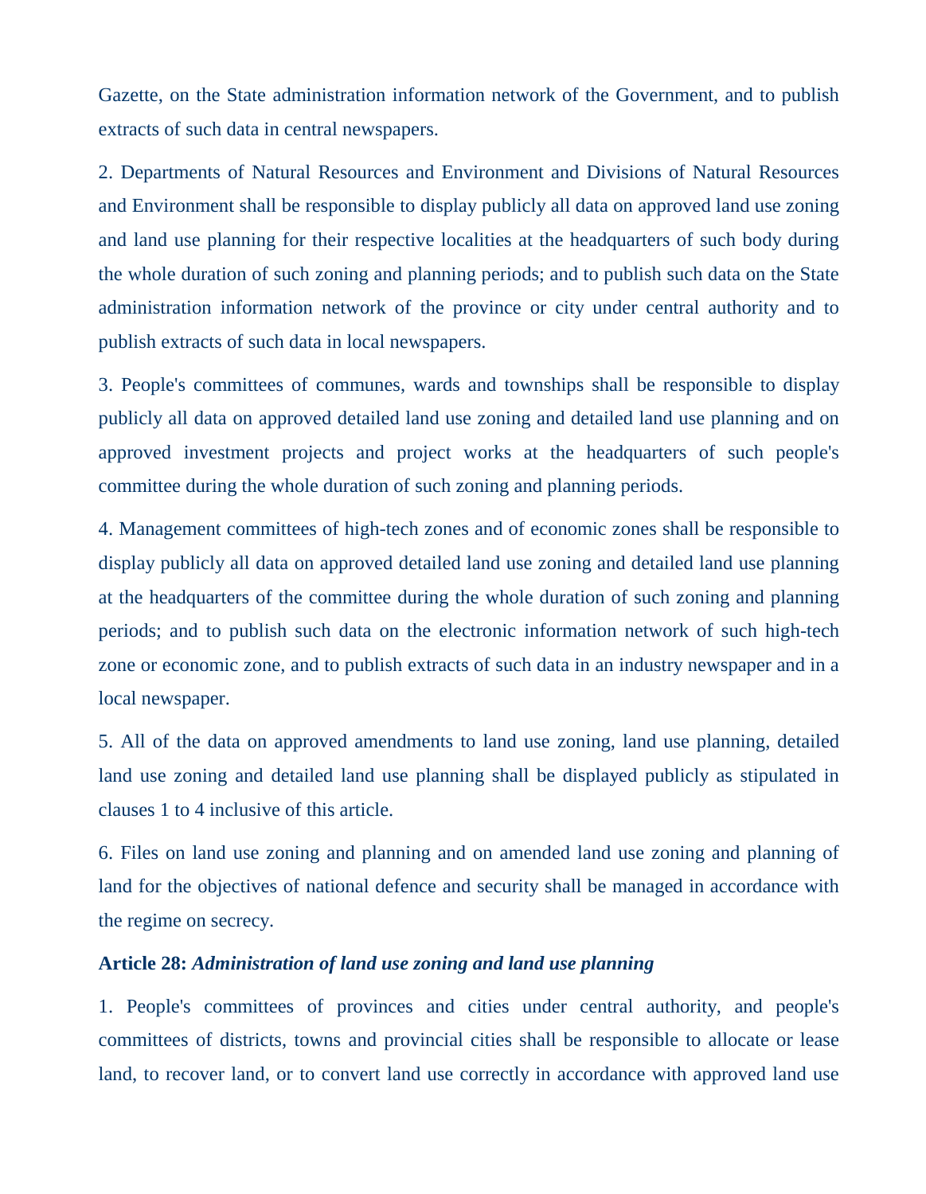Gazette, on the State administration information network of the Government, and to publish extracts of such data in central newspapers.

2. Departments of Natural Resources and Environment and Divisions of Natural Resources and Environment shall be responsible to display publicly all data on approved land use zoning and land use planning for their respective localities at the headquarters of such body during the whole duration of such zoning and planning periods; and to publish such data on the State administration information network of the province or city under central authority and to publish extracts of such data in local newspapers.

3. People's committees of communes, wards and townships shall be responsible to display publicly all data on approved detailed land use zoning and detailed land use planning and on approved investment projects and project works at the headquarters of such people's committee during the whole duration of such zoning and planning periods.

4. Management committees of high-tech zones and of economic zones shall be responsible to display publicly all data on approved detailed land use zoning and detailed land use planning at the headquarters of the committee during the whole duration of such zoning and planning periods; and to publish such data on the electronic information network of such high-tech zone or economic zone, and to publish extracts of such data in an industry newspaper and in a local newspaper.

5. All of the data on approved amendments to land use zoning, land use planning, detailed land use zoning and detailed land use planning shall be displayed publicly as stipulated in clauses 1 to 4 inclusive of this article.

6. Files on land use zoning and planning and on amended land use zoning and planning of land for the objectives of national defence and security shall be managed in accordance with the regime on secrecy.

**Article 28:** ***Administration of land use zoning and land use planning***

1. People's committees of provinces and cities under central authority, and people's committees of districts, towns and provincial cities shall be responsible to allocate or lease land, to recover land, or to convert land use correctly in accordance with approved land use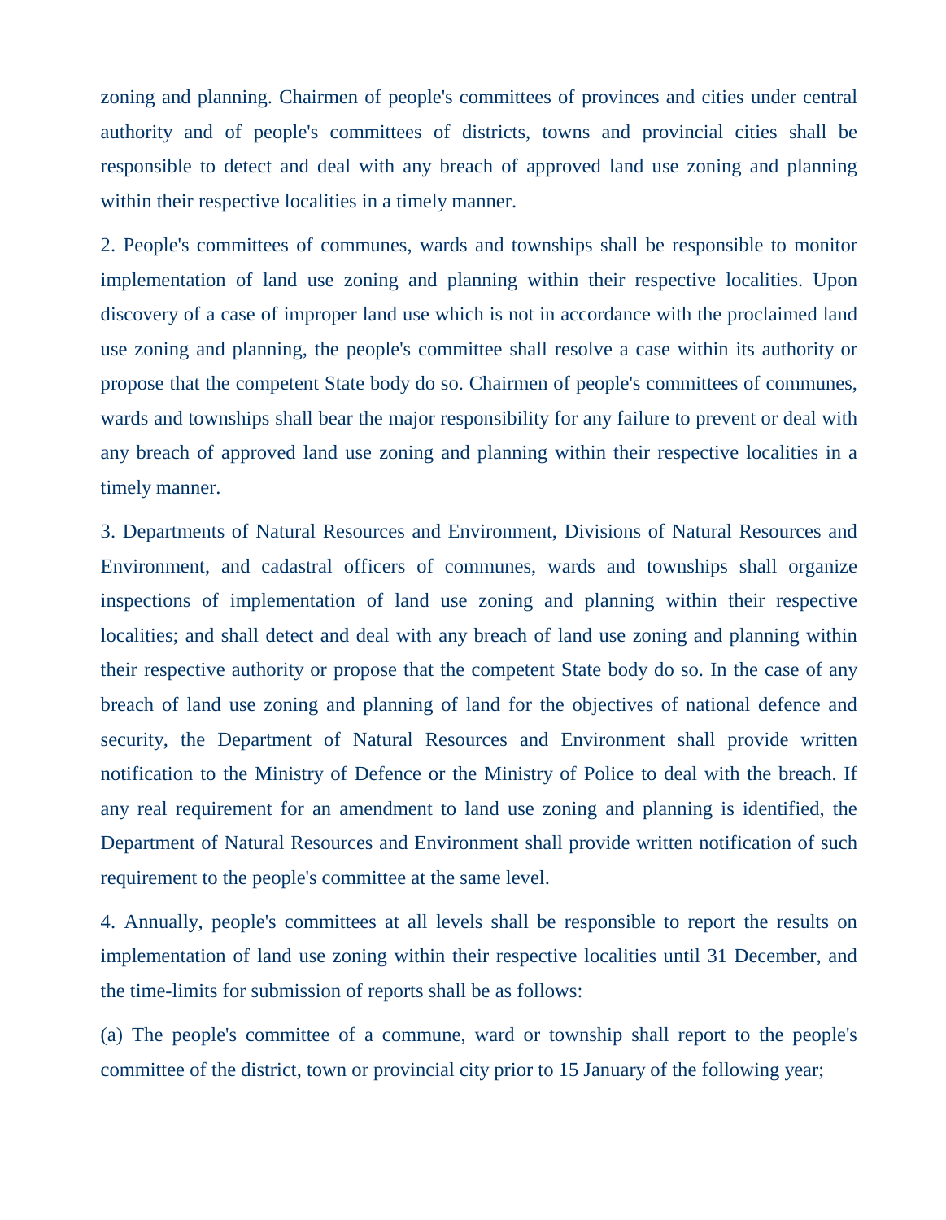zoning and planning. Chairmen of people's committees of provinces and cities under central authority and of people's committees of districts, towns and provincial cities shall be responsible to detect and deal with any breach of approved land use zoning and planning within their respective localities in a timely manner.

2. People's committees of communes, wards and townships shall be responsible to monitor implementation of land use zoning and planning within their respective localities. Upon discovery of a case of improper land use which is not in accordance with the proclaimed land use zoning and planning, the people's committee shall resolve a case within its authority or propose that the competent State body do so. Chairmen of people's committees of communes, wards and townships shall bear the major responsibility for any failure to prevent or deal with any breach of approved land use zoning and planning within their respective localities in a timely manner.

3. Departments of Natural Resources and Environment, Divisions of Natural Resources and Environment, and cadastral officers of communes, wards and townships shall organize inspections of implementation of land use zoning and planning within their respective localities; and shall detect and deal with any breach of land use zoning and planning within their respective authority or propose that the competent State body do so. In the case of any breach of land use zoning and planning of land for the objectives of national defence and security, the Department of Natural Resources and Environment shall provide written notification to the Ministry of Defence or the Ministry of Police to deal with the breach. If any real requirement for an amendment to land use zoning and planning is identified, the Department of Natural Resources and Environment shall provide written notification of such requirement to the people's committee at the same level.

4. Annually, people's committees at all levels shall be responsible to report the results on implementation of land use zoning within their respective localities until 31 December, and the time-limits for submission of reports shall be as follows:

(a) The people's committee of a commune, ward or township shall report to the people's committee of the district, town or provincial city prior to 15 January of the following year;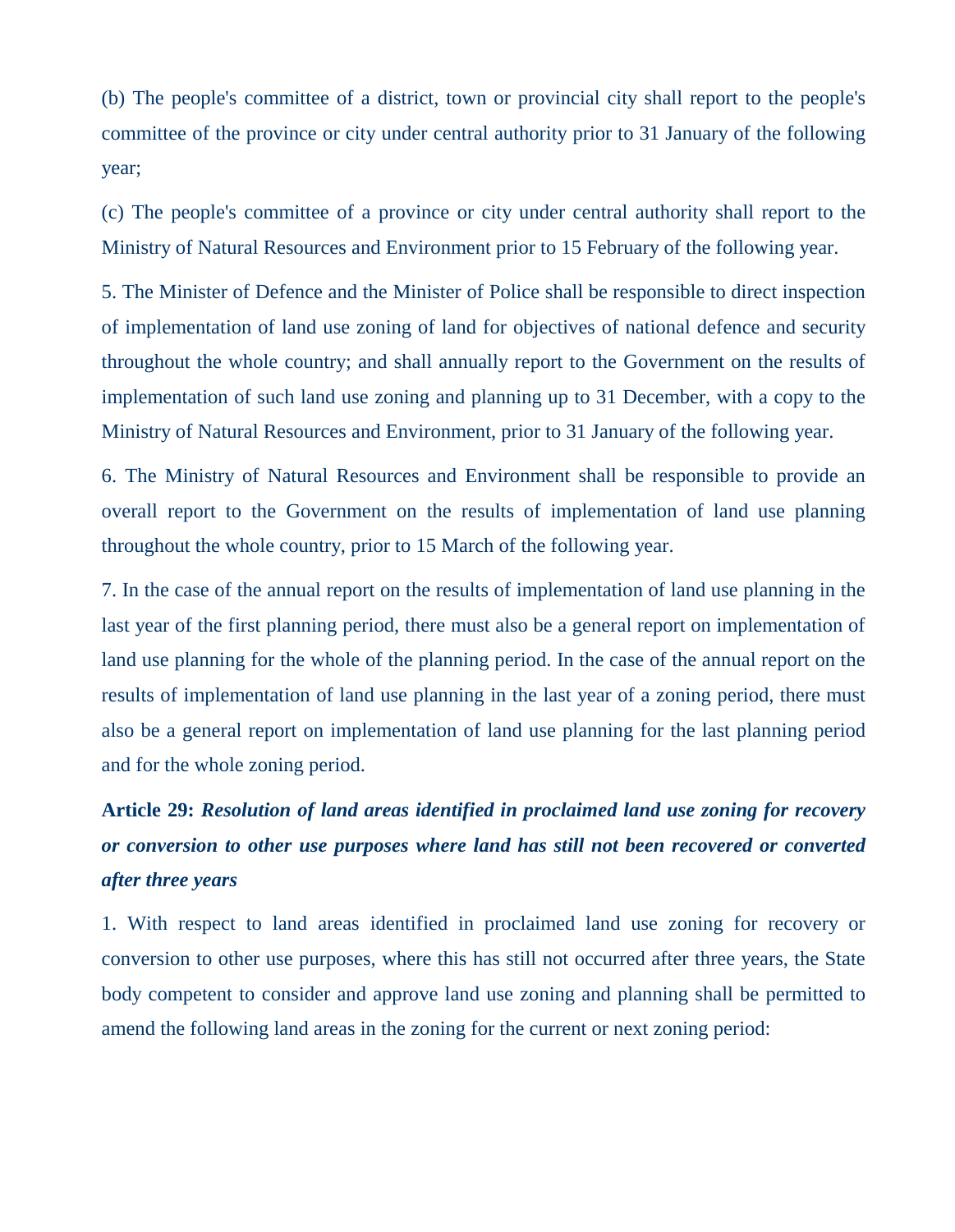(b) The people's committee of a district, town or provincial city shall report to the people's committee of the province or city under central authority prior to 31 January of the following year;

(c) The people's committee of a province or city under central authority shall report to the Ministry of Natural Resources and Environment prior to 15 February of the following year.

5. The Minister of Defence and the Minister of Police shall be responsible to direct inspection of implementation of land use zoning of land for objectives of national defence and security throughout the whole country; and shall annually report to the Government on the results of implementation of such land use zoning and planning up to 31 December, with a copy to the Ministry of Natural Resources and Environment, prior to 31 January of the following year.

6. The Ministry of Natural Resources and Environment shall be responsible to provide an overall report to the Government on the results of implementation of land use planning throughout the whole country, prior to 15 March of the following year.

7. In the case of the annual report on the results of implementation of land use planning in the last year of the first planning period, there must also be a general report on implementation of land use planning for the whole of the planning period. In the case of the annual report on the results of implementation of land use planning in the last year of a zoning period, there must also be a general report on implementation of land use planning for the last planning period and for the whole zoning period.

**Article 29:** ***Resolution of land areas identified in proclaimed land use zoning for recovery or conversion to other use purposes where land has still not been recovered or converted after three years***

1. With respect to land areas identified in proclaimed land use zoning for recovery or conversion to other use purposes, where this has still not occurred after three years, the State body competent to consider and approve land use zoning and planning shall be permitted to amend the following land areas in the zoning for the current or next zoning period: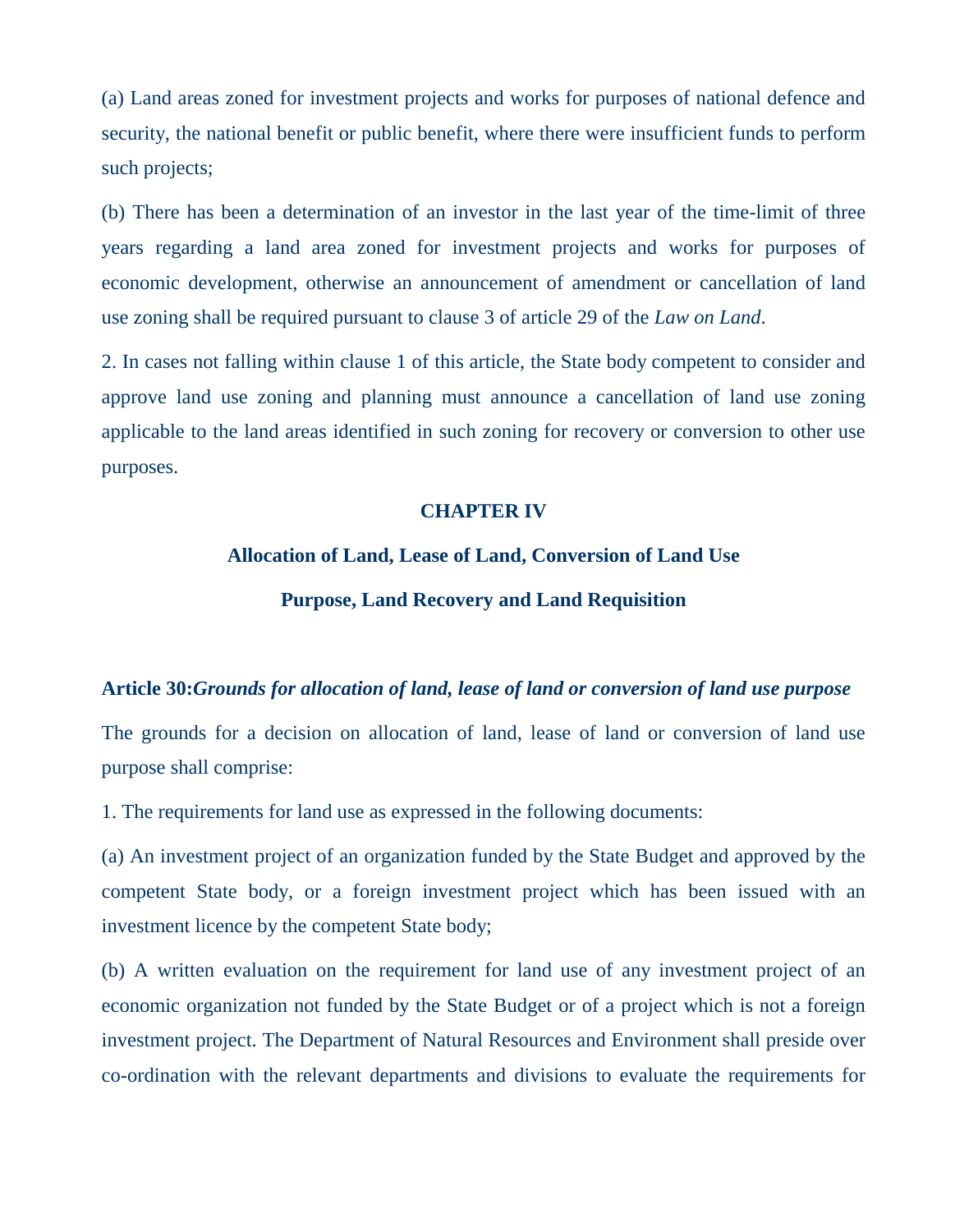(a) Land areas zoned for investment projects and works for purposes of national defence and security, the national benefit or public benefit, where there were insufficient funds to perform such projects;

(b) There has been a determination of an investor in the last year of the time-limit of three years regarding a land area zoned for investment projects and works for purposes of economic development, otherwise an announcement of amendment or cancellation of land use zoning shall be required pursuant to clause 3 of article 29 of the *Law on Land*.

2. In cases not falling within clause 1 of this article, the State body competent to consider and approve land use zoning and planning must announce a cancellation of land use zoning applicable to the land areas identified in such zoning for recovery or conversion to other use purposes.

## CHAPTER IV

## Allocation of Land, Lease of Land, Conversion of Land Use Purpose, Land Recovery and Land Requisition

### Article 30: *Grounds for allocation of land, lease of land or conversion of land use purpose*

The grounds for a decision on allocation of land, lease of land or conversion of land use purpose shall comprise:

1. The requirements for land use as expressed in the following documents:

(a) An investment project of an organization funded by the State Budget and approved by the competent State body, or a foreign investment project which has been issued with an investment licence by the competent State body;

(b) A written evaluation on the requirement for land use of any investment project of an economic organization not funded by the State Budget or of a project which is not a foreign investment project. The Department of Natural Resources and Environment shall preside over co-ordination with the relevant departments and divisions to evaluate the requirements for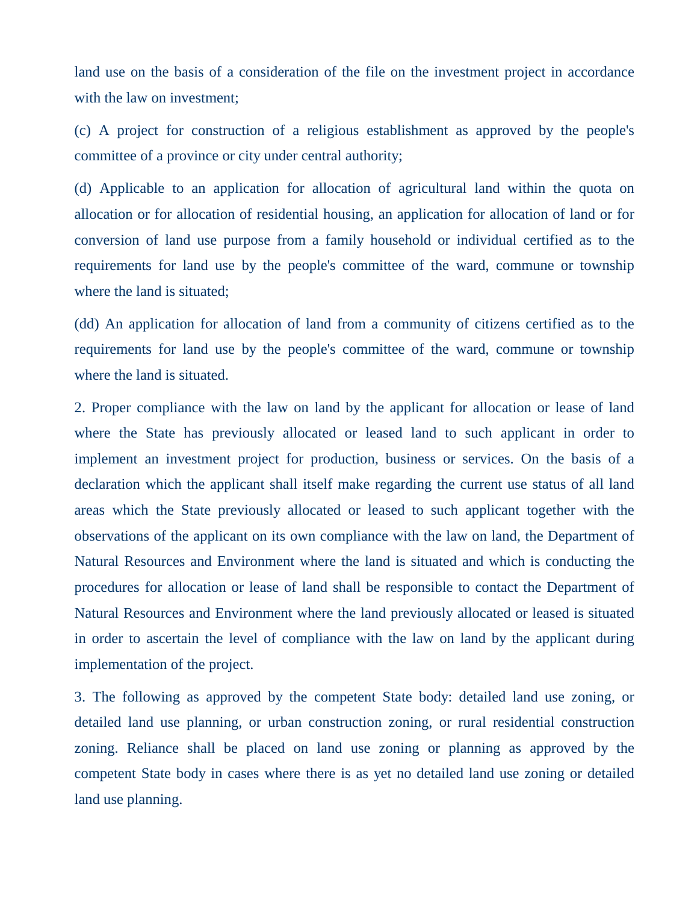land use on the basis of a consideration of the file on the investment project in accordance with the law on investment;

(c) A project for construction of a religious establishment as approved by the people's committee of a province or city under central authority;

(d) Applicable to an application for allocation of agricultural land within the quota on allocation or for allocation of residential housing, an application for allocation of land or for conversion of land use purpose from a family household or individual certified as to the requirements for land use by the people's committee of the ward, commune or township where the land is situated;

(dd) An application for allocation of land from a community of citizens certified as to the requirements for land use by the people's committee of the ward, commune or township where the land is situated.

2. Proper compliance with the law on land by the applicant for allocation or lease of land where the State has previously allocated or leased land to such applicant in order to implement an investment project for production, business or services. On the basis of a declaration which the applicant shall itself make regarding the current use status of all land areas which the State previously allocated or leased to such applicant together with the observations of the applicant on its own compliance with the law on land, the Department of Natural Resources and Environment where the land is situated and which is conducting the procedures for allocation or lease of land shall be responsible to contact the Department of Natural Resources and Environment where the land previously allocated or leased is situated in order to ascertain the level of compliance with the law on land by the applicant during implementation of the project.

3. The following as approved by the competent State body: detailed land use zoning, or detailed land use planning, or urban construction zoning, or rural residential construction zoning. Reliance shall be placed on land use zoning or planning as approved by the competent State body in cases where there is as yet no detailed land use zoning or detailed land use planning.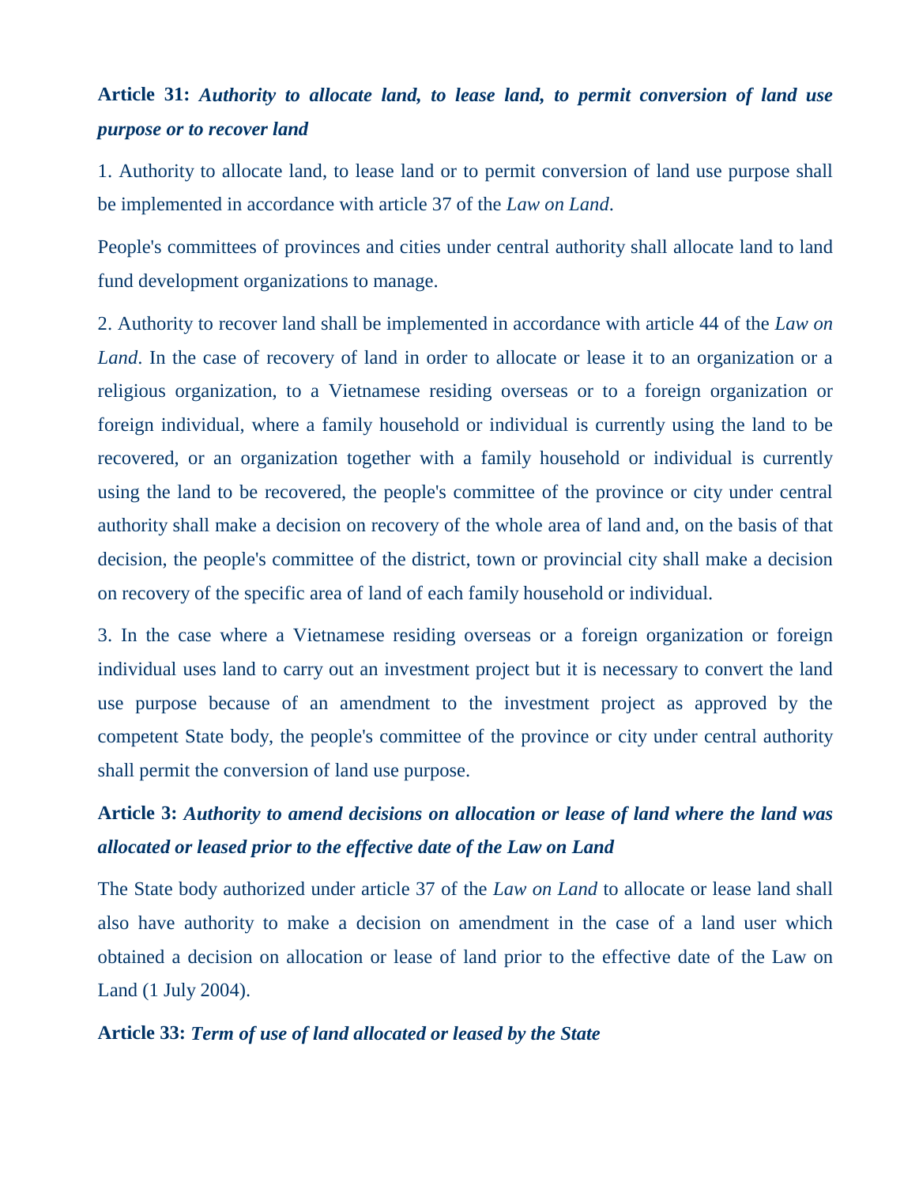**Article 31:** ***Authority to allocate land, to lease land, to permit conversion of land use purpose or to recover land***

1. Authority to allocate land, to lease land or to permit conversion of land use purpose shall be implemented in accordance with article 37 of the *Law on Land*.

People's committees of provinces and cities under central authority shall allocate land to land fund development organizations to manage.

2. Authority to recover land shall be implemented in accordance with article 44 of the *Law on Land*. In the case of recovery of land in order to allocate or lease it to an organization or a religious organization, to a Vietnamese residing overseas or to a foreign organization or foreign individual, where a family household or individual is currently using the land to be recovered, or an organization together with a family household or individual is currently using the land to be recovered, the people's committee of the province or city under central authority shall make a decision on recovery of the whole area of land and, on the basis of that decision, the people's committee of the district, town or provincial city shall make a decision on recovery of the specific area of land of each family household or individual.

3. In the case where a Vietnamese residing overseas or a foreign organization or foreign individual uses land to carry out an investment project but it is necessary to convert the land use purpose because of an amendment to the investment project as approved by the competent State body, the people's committee of the province or city under central authority shall permit the conversion of land use purpose.

**Article 3:** ***Authority to amend decisions on allocation or lease of land where the land was allocated or leased prior to the effective date of the Law on Land***

The State body authorized under article 37 of the *Law on Land* to allocate or lease land shall also have authority to make a decision on amendment in the case of a land user which obtained a decision on allocation or lease of land prior to the effective date of the Law on Land (1 July 2004).

**Article 33:** ***Term of use of land allocated or leased by the State***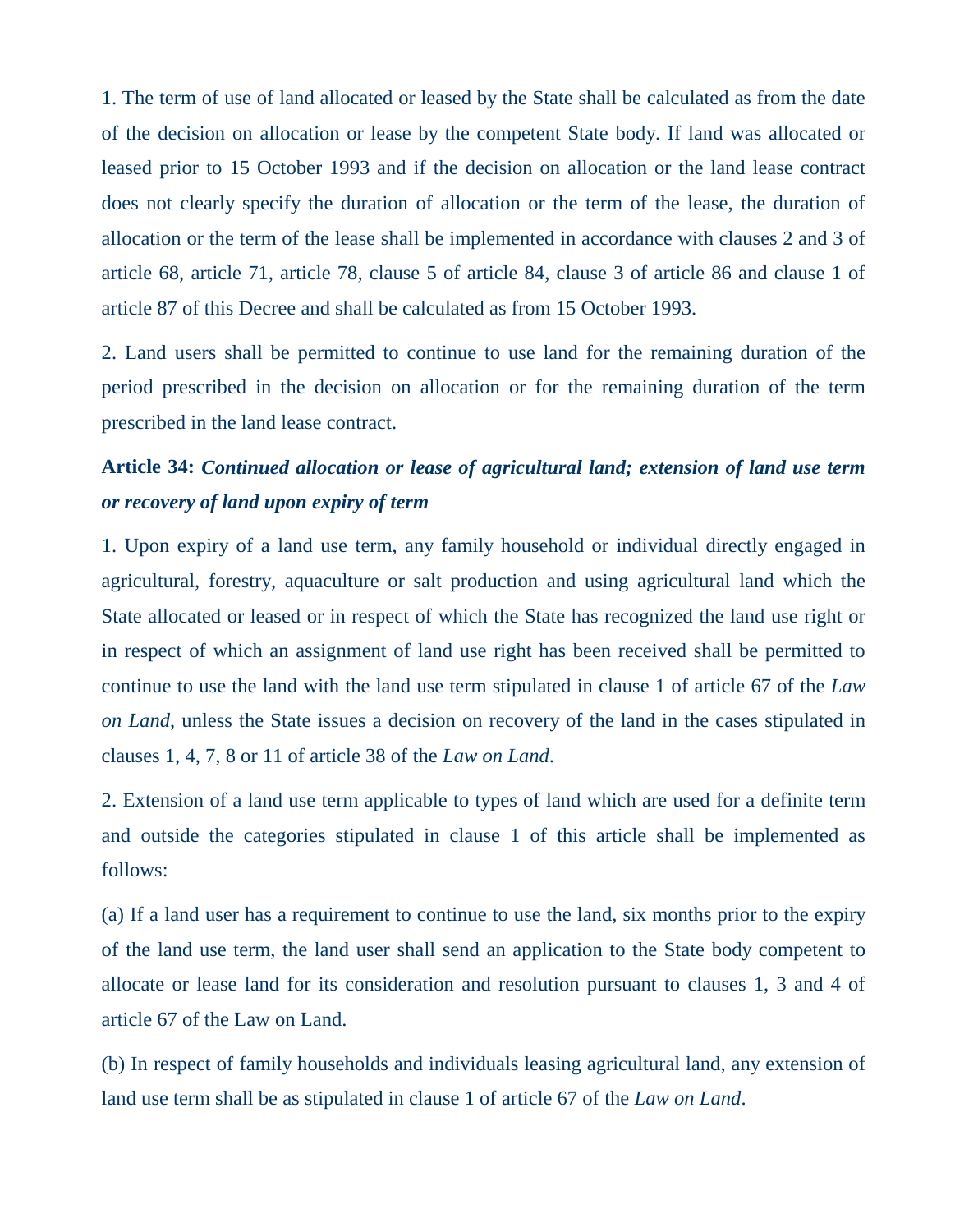1. The term of use of land allocated or leased by the State shall be calculated as from the date of the decision on allocation or lease by the competent State body. If land was allocated or leased prior to 15 October 1993 and if the decision on allocation or the land lease contract does not clearly specify the duration of allocation or the term of the lease, the duration of allocation or the term of the lease shall be implemented in accordance with clauses 2 and 3 of article 68, article 71, article 78, clause 5 of article 84, clause 3 of article 86 and clause 1 of article 87 of this Decree and shall be calculated as from 15 October 1993.

2. Land users shall be permitted to continue to use land for the remaining duration of the period prescribed in the decision on allocation or for the remaining duration of the term prescribed in the land lease contract.

### Article 34: *Continued allocation or lease of agricultural land; extension of land use term or recovery of land upon expiry of term*

1. Upon expiry of a land use term, any family household or individual directly engaged in agricultural, forestry, aquaculture or salt production and using agricultural land which the State allocated or leased or in respect of which the State has recognized the land use right or in respect of which an assignment of land use right has been received shall be permitted to continue to use the land with the land use term stipulated in clause 1 of article 67 of the *Law on Land*, unless the State issues a decision on recovery of the land in the cases stipulated in clauses 1, 4, 7, 8 or 11 of article 38 of the *Law on Land*.

2. Extension of a land use term applicable to types of land which are used for a definite term and outside the categories stipulated in clause 1 of this article shall be implemented as follows:

(a) If a land user has a requirement to continue to use the land, six months prior to the expiry of the land use term, the land user shall send an application to the State body competent to allocate or lease land for its consideration and resolution pursuant to clauses 1, 3 and 4 of article 67 of the Law on Land.

(b) In respect of family households and individuals leasing agricultural land, any extension of land use term shall be as stipulated in clause 1 of article 67 of the *Law on Land*.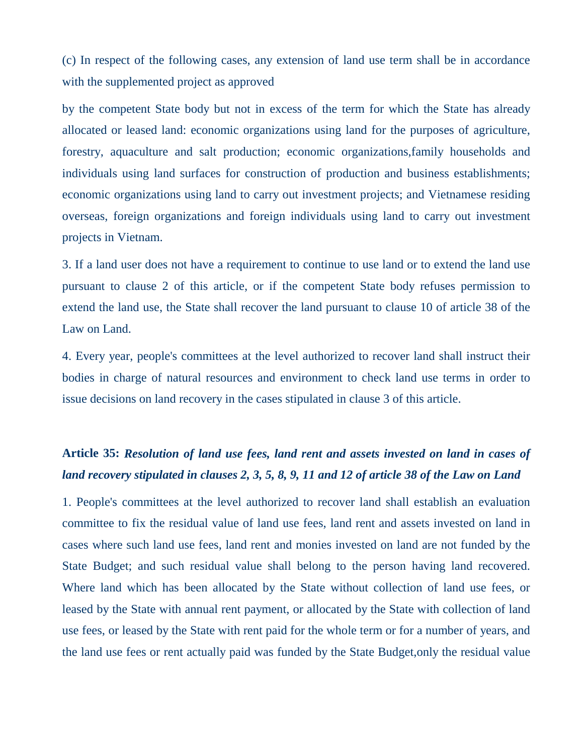(c) In respect of the following cases, any extension of land use term shall be in accordance with the supplemented project as approved

by the competent State body but not in excess of the term for which the State has already allocated or leased land: economic organizations using land for the purposes of agriculture, forestry, aquaculture and salt production; economic organizations,family households and individuals using land surfaces for construction of production and business establishments; economic organizations using land to carry out investment projects; and Vietnamese residing overseas, foreign organizations and foreign individuals using land to carry out investment projects in Vietnam.

3. If a land user does not have a requirement to continue to use land or to extend the land use pursuant to clause 2 of this article, or if the competent State body refuses permission to extend the land use, the State shall recover the land pursuant to clause 10 of article 38 of the Law on Land.

4. Every year, people's committees at the level authorized to recover land shall instruct their bodies in charge of natural resources and environment to check land use terms in order to issue decisions on land recovery in the cases stipulated in clause 3 of this article.

**Article 35:** ***Resolution of land use fees, land rent and assets invested on land in cases of land recovery stipulated in clauses 2, 3, 5, 8, 9, 11 and 12 of article 38 of the Law on Land***

1. People's committees at the level authorized to recover land shall establish an evaluation committee to fix the residual value of land use fees, land rent and assets invested on land in cases where such land use fees, land rent and monies invested on land are not funded by the State Budget; and such residual value shall belong to the person having land recovered. Where land which has been allocated by the State without collection of land use fees, or leased by the State with annual rent payment, or allocated by the State with collection of land use fees, or leased by the State with rent paid for the whole term or for a number of years, and the land use fees or rent actually paid was funded by the State Budget,only the residual value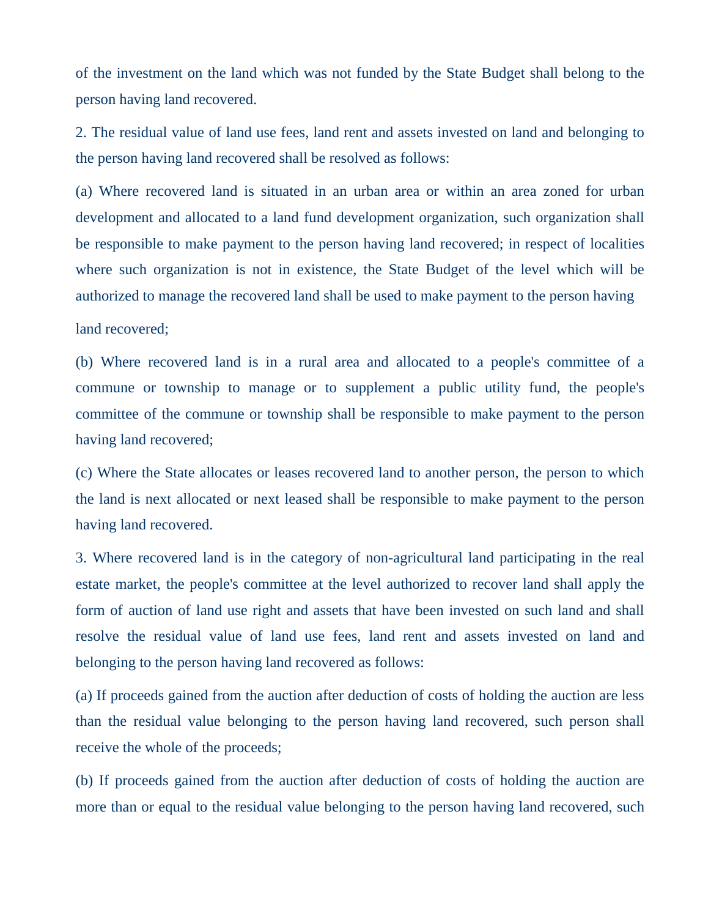of the investment on the land which was not funded by the State Budget shall belong to the person having land recovered.

2. The residual value of land use fees, land rent and assets invested on land and belonging to the person having land recovered shall be resolved as follows:

(a) Where recovered land is situated in an urban area or within an area zoned for urban development and allocated to a land fund development organization, such organization shall be responsible to make payment to the person having land recovered; in respect of localities where such organization is not in existence, the State Budget of the level which will be authorized to manage the recovered land shall be used to make payment to the person having land recovered;

(b) Where recovered land is in a rural area and allocated to a people's committee of a commune or township to manage or to supplement a public utility fund, the people's committee of the commune or township shall be responsible to make payment to the person having land recovered;

(c) Where the State allocates or leases recovered land to another person, the person to which the land is next allocated or next leased shall be responsible to make payment to the person having land recovered.

3. Where recovered land is in the category of non-agricultural land participating in the real estate market, the people's committee at the level authorized to recover land shall apply the form of auction of land use right and assets that have been invested on such land and shall resolve the residual value of land use fees, land rent and assets invested on land and belonging to the person having land recovered as follows:

(a) If proceeds gained from the auction after deduction of costs of holding the auction are less than the residual value belonging to the person having land recovered, such person shall receive the whole of the proceeds;

(b) If proceeds gained from the auction after deduction of costs of holding the auction are more than or equal to the residual value belonging to the person having land recovered, such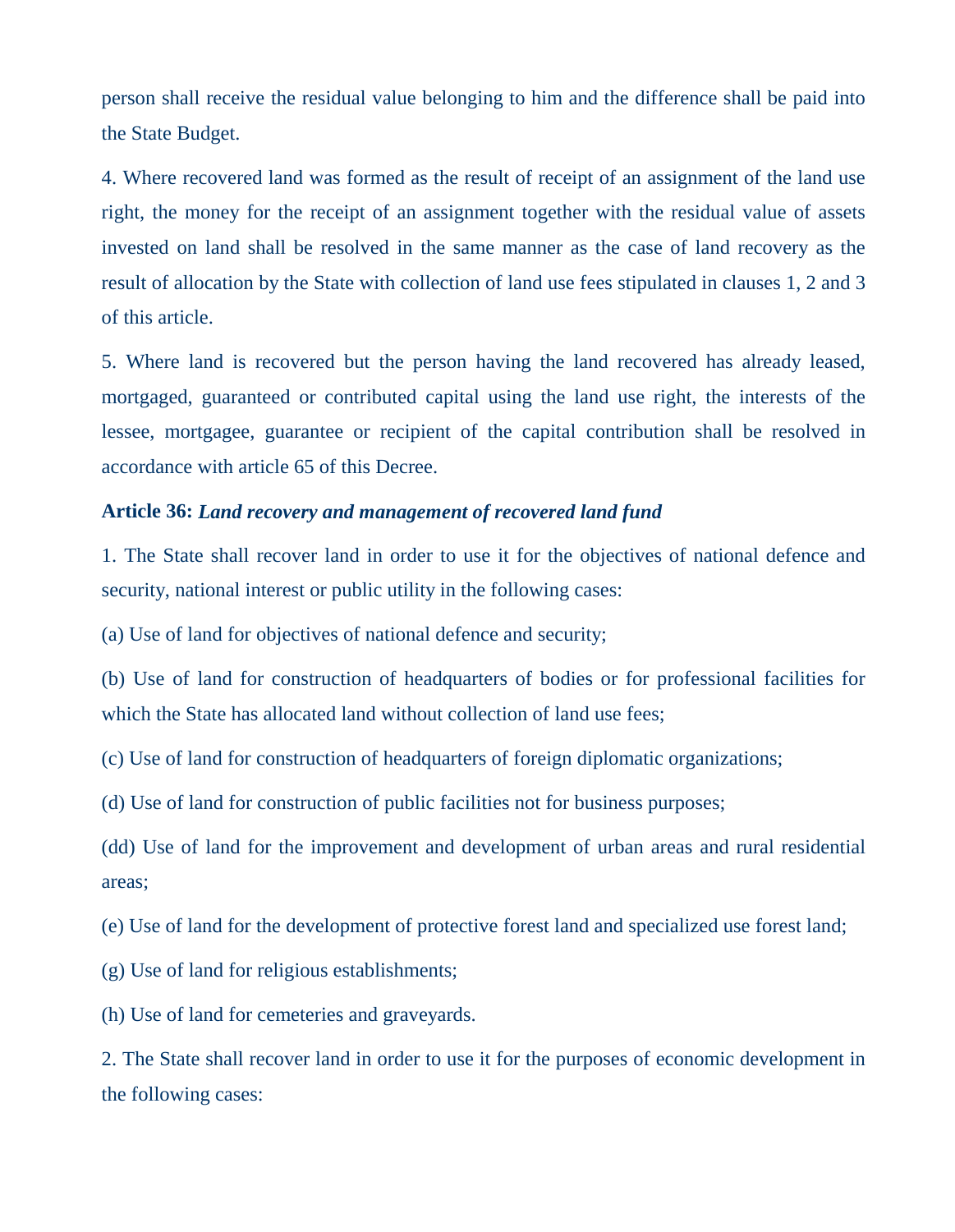person shall receive the residual value belonging to him and the difference shall be paid into the State Budget.

4. Where recovered land was formed as the result of receipt of an assignment of the land use right, the money for the receipt of an assignment together with the residual value of assets invested on land shall be resolved in the same manner as the case of land recovery as the result of allocation by the State with collection of land use fees stipulated in clauses 1, 2 and 3 of this article.

5. Where land is recovered but the person having the land recovered has already leased, mortgaged, guaranteed or contributed capital using the land use right, the interests of the lessee, mortgagee, guarantee or recipient of the capital contribution shall be resolved in accordance with article 65 of this Decree.

**Article 36:** ***Land recovery and management of recovered land fund***

1. The State shall recover land in order to use it for the objectives of national defence and security, national interest or public utility in the following cases:

(a) Use of land for objectives of national defence and security;

(b) Use of land for construction of headquarters of bodies or for professional facilities for which the State has allocated land without collection of land use fees;

(c) Use of land for construction of headquarters of foreign diplomatic organizations;

(d) Use of land for construction of public facilities not for business purposes;

(dd) Use of land for the improvement and development of urban areas and rural residential areas;

(e) Use of land for the development of protective forest land and specialized use forest land;

(g) Use of land for religious establishments;

(h) Use of land for cemeteries and graveyards.

2. The State shall recover land in order to use it for the purposes of economic development in the following cases: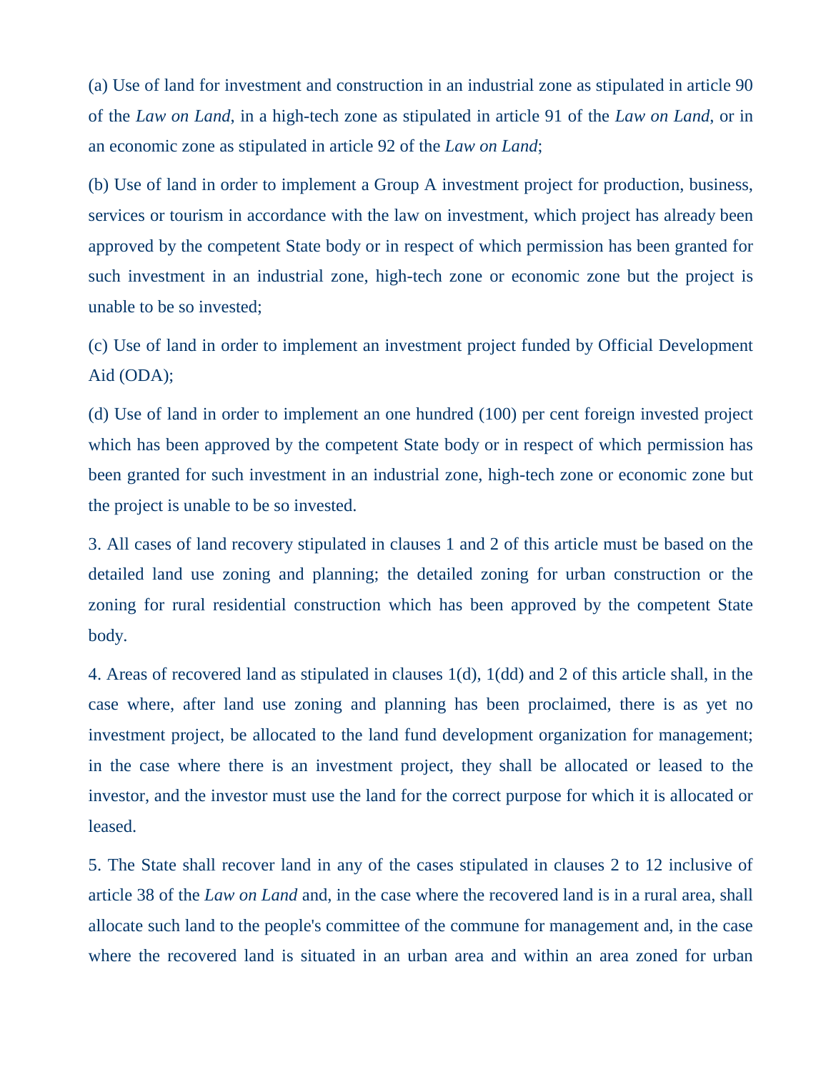(a) Use of land for investment and construction in an industrial zone as stipulated in article 90 of the *Law on Land*, in a high-tech zone as stipulated in article 91 of the *Law on Land*, or in an economic zone as stipulated in article 92 of the *Law on Land*;

(b) Use of land in order to implement a Group A investment project for production, business, services or tourism in accordance with the law on investment, which project has already been approved by the competent State body or in respect of which permission has been granted for such investment in an industrial zone, high-tech zone or economic zone but the project is unable to be so invested;

(c) Use of land in order to implement an investment project funded by Official Development Aid (ODA);

(d) Use of land in order to implement an one hundred (100) per cent foreign invested project which has been approved by the competent State body or in respect of which permission has been granted for such investment in an industrial zone, high-tech zone or economic zone but the project is unable to be so invested.

3. All cases of land recovery stipulated in clauses 1 and 2 of this article must be based on the detailed land use zoning and planning; the detailed zoning for urban construction or the zoning for rural residential construction which has been approved by the competent State body.

4. Areas of recovered land as stipulated in clauses 1(d), 1(dd) and 2 of this article shall, in the case where, after land use zoning and planning has been proclaimed, there is as yet no investment project, be allocated to the land fund development organization for management; in the case where there is an investment project, they shall be allocated or leased to the investor, and the investor must use the land for the correct purpose for which it is allocated or leased.

5. The State shall recover land in any of the cases stipulated in clauses 2 to 12 inclusive of article 38 of the *Law on Land* and, in the case where the recovered land is in a rural area, shall allocate such land to the people's committee of the commune for management and, in the case where the recovered land is situated in an urban area and within an area zoned for urban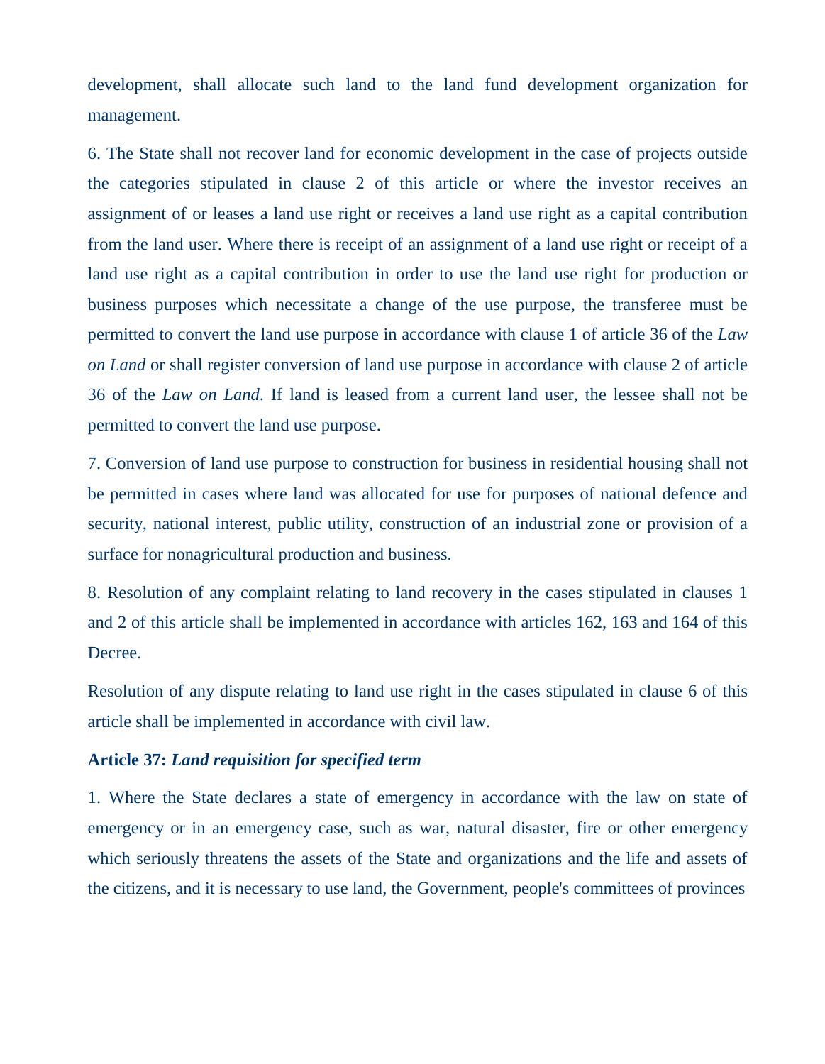development, shall allocate such land to the land fund development organization for management.

6. The State shall not recover land for economic development in the case of projects outside the categories stipulated in clause 2 of this article or where the investor receives an assignment of or leases a land use right or receives a land use right as a capital contribution from the land user. Where there is receipt of an assignment of a land use right or receipt of a land use right as a capital contribution in order to use the land use right for production or business purposes which necessitate a change of the use purpose, the transferee must be permitted to convert the land use purpose in accordance with clause 1 of article 36 of the *Law on Land* or shall register conversion of land use purpose in accordance with clause 2 of article 36 of the *Law on Land*. If land is leased from a current land user, the lessee shall not be permitted to convert the land use purpose.

7. Conversion of land use purpose to construction for business in residential housing shall not be permitted in cases where land was allocated for use for purposes of national defence and security, national interest, public utility, construction of an industrial zone or provision of a surface for nonagricultural production and business.

8. Resolution of any complaint relating to land recovery in the cases stipulated in clauses 1 and 2 of this article shall be implemented in accordance with articles 162, 163 and 164 of this Decree.

Resolution of any dispute relating to land use right in the cases stipulated in clause 6 of this article shall be implemented in accordance with civil law.

**Article 37:** ***Land requisition for specified term***

1. Where the State declares a state of emergency in accordance with the law on state of emergency or in an emergency case, such as war, natural disaster, fire or other emergency which seriously threatens the assets of the State and organizations and the life and assets of the citizens, and it is necessary to use land, the Government, people's committees of provinces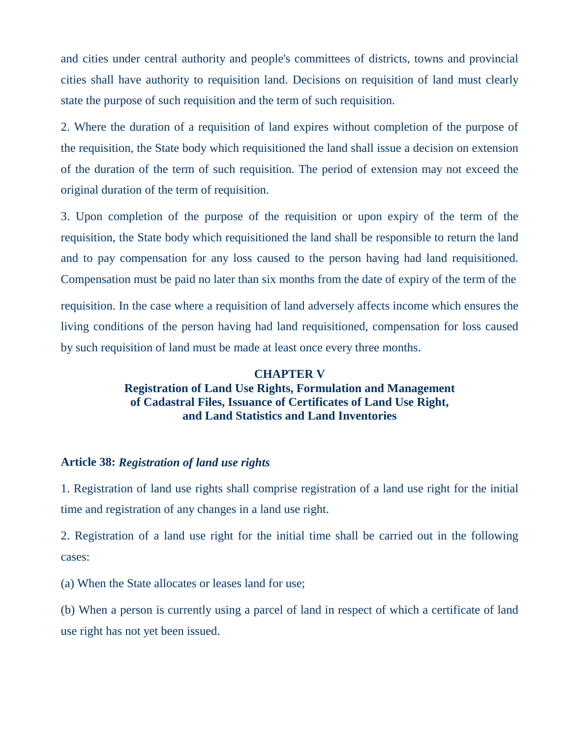and cities under central authority and people's committees of districts, towns and provincial cities shall have authority to requisition land. Decisions on requisition of land must clearly state the purpose of such requisition and the term of such requisition.

2. Where the duration of a requisition of land expires without completion of the purpose of the requisition, the State body which requisitioned the land shall issue a decision on extension of the duration of the term of such requisition. The period of extension may not exceed the original duration of the term of requisition.

3. Upon completion of the purpose of the requisition or upon expiry of the term of the requisition, the State body which requisitioned the land shall be responsible to return the land and to pay compensation for any loss caused to the person having had land requisitioned. Compensation must be paid no later than six months from the date of expiry of the term of the requisition. In the case where a requisition of land adversely affects income which ensures the living conditions of the person having had land requisitioned, compensation for loss caused by such requisition of land must be made at least once every three months.

## CHAPTER V
## Registration of Land Use Rights, Formulation and Management of Cadastral Files, Issuance of Certificates of Land Use Right, and Land Statistics and Land Inventories

### Article 38: *Registration of land use rights*

1. Registration of land use rights shall comprise registration of a land use right for the initial time and registration of any changes in a land use right.

2. Registration of a land use right for the initial time shall be carried out in the following cases:

(a) When the State allocates or leases land for use;

(b) When a person is currently using a parcel of land in respect of which a certificate of land use right has not yet been issued.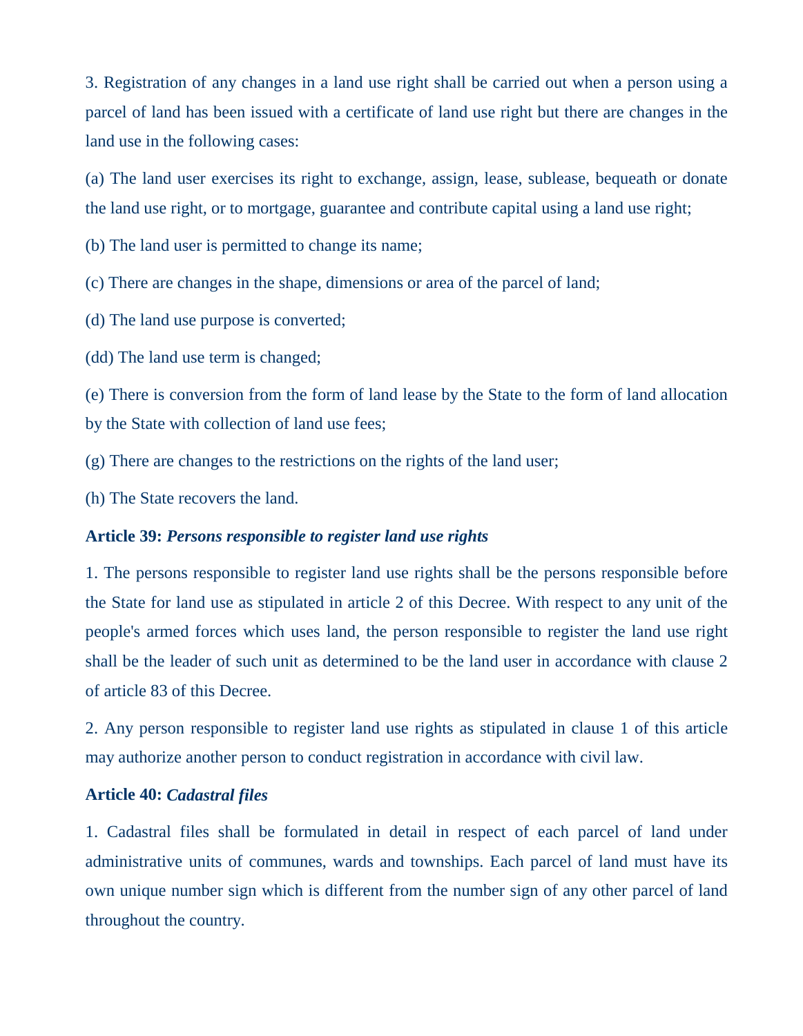3. Registration of any changes in a land use right shall be carried out when a person using a parcel of land has been issued with a certificate of land use right but there are changes in the land use in the following cases:

(a) The land user exercises its right to exchange, assign, lease, sublease, bequeath or donate the land use right, or to mortgage, guarantee and contribute capital using a land use right;

(b) The land user is permitted to change its name;

(c) There are changes in the shape, dimensions or area of the parcel of land;

(d) The land use purpose is converted;

(dd) The land use term is changed;

(e) There is conversion from the form of land lease by the State to the form of land allocation by the State with collection of land use fees;

(g) There are changes to the restrictions on the rights of the land user;

(h) The State recovers the land.

**Article 39:** ***Persons responsible to register land use rights***

1. The persons responsible to register land use rights shall be the persons responsible before the State for land use as stipulated in article 2 of this Decree. With respect to any unit of the people's armed forces which uses land, the person responsible to register the land use right shall be the leader of such unit as determined to be the land user in accordance with clause 2 of article 83 of this Decree.

2. Any person responsible to register land use rights as stipulated in clause 1 of this article may authorize another person to conduct registration in accordance with civil law.

**Article 40:** ***Cadastral files***

1. Cadastral files shall be formulated in detail in respect of each parcel of land under administrative units of communes, wards and townships. Each parcel of land must have its own unique number sign which is different from the number sign of any other parcel of land throughout the country.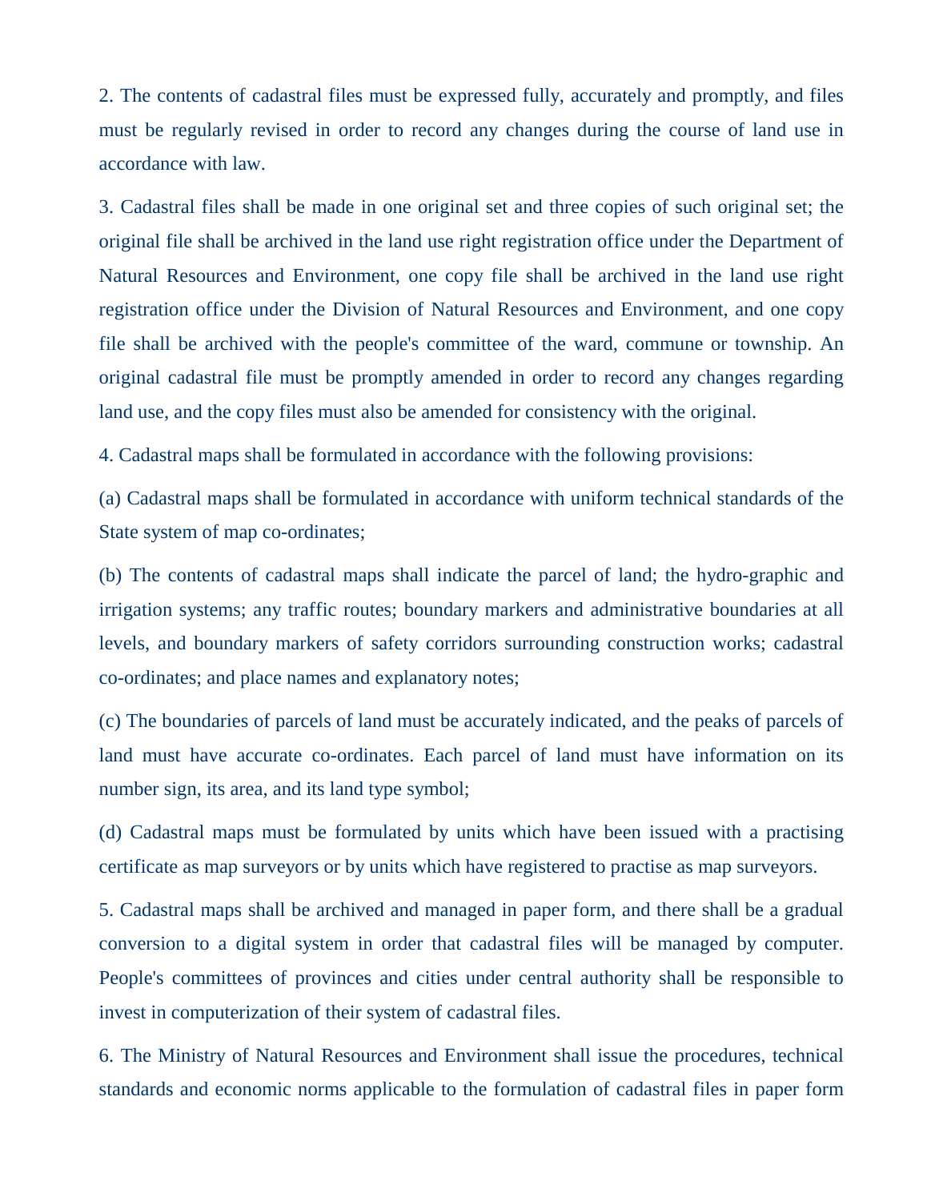2. The contents of cadastral files must be expressed fully, accurately and promptly, and files must be regularly revised in order to record any changes during the course of land use in accordance with law.

3. Cadastral files shall be made in one original set and three copies of such original set; the original file shall be archived in the land use right registration office under the Department of Natural Resources and Environment, one copy file shall be archived in the land use right registration office under the Division of Natural Resources and Environment, and one copy file shall be archived with the people's committee of the ward, commune or township. An original cadastral file must be promptly amended in order to record any changes regarding land use, and the copy files must also be amended for consistency with the original.

4. Cadastral maps shall be formulated in accordance with the following provisions:

(a) Cadastral maps shall be formulated in accordance with uniform technical standards of the State system of map co-ordinates;

(b) The contents of cadastral maps shall indicate the parcel of land; the hydro-graphic and irrigation systems; any traffic routes; boundary markers and administrative boundaries at all levels, and boundary markers of safety corridors surrounding construction works; cadastral co-ordinates; and place names and explanatory notes;

(c) The boundaries of parcels of land must be accurately indicated, and the peaks of parcels of land must have accurate co-ordinates. Each parcel of land must have information on its number sign, its area, and its land type symbol;

(d) Cadastral maps must be formulated by units which have been issued with a practising certificate as map surveyors or by units which have registered to practise as map surveyors.

5. Cadastral maps shall be archived and managed in paper form, and there shall be a gradual conversion to a digital system in order that cadastral files will be managed by computer. People's committees of provinces and cities under central authority shall be responsible to invest in computerization of their system of cadastral files.

6. The Ministry of Natural Resources and Environment shall issue the procedures, technical standards and economic norms applicable to the formulation of cadastral files in paper form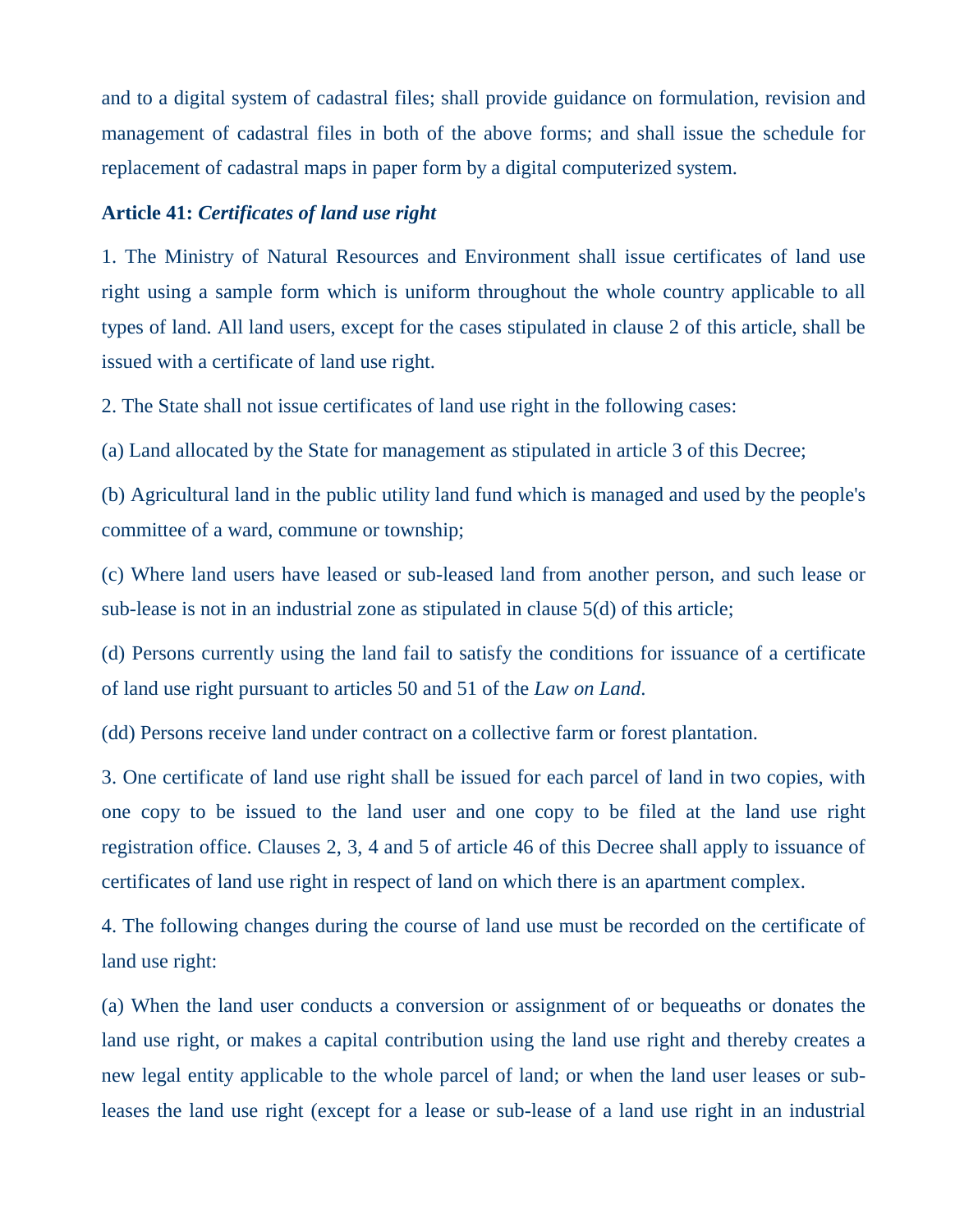and to a digital system of cadastral files; shall provide guidance on formulation, revision and management of cadastral files in both of the above forms; and shall issue the schedule for replacement of cadastral maps in paper form by a digital computerized system.

**Article 41:** ***Certificates of land use right***

1. The Ministry of Natural Resources and Environment shall issue certificates of land use right using a sample form which is uniform throughout the whole country applicable to all types of land. All land users, except for the cases stipulated in clause 2 of this article, shall be issued with a certificate of land use right.

2. The State shall not issue certificates of land use right in the following cases:

(a) Land allocated by the State for management as stipulated in article 3 of this Decree;

(b) Agricultural land in the public utility land fund which is managed and used by the people's committee of a ward, commune or township;

(c) Where land users have leased or sub-leased land from another person, and such lease or sub-lease is not in an industrial zone as stipulated in clause 5(d) of this article;

(d) Persons currently using the land fail to satisfy the conditions for issuance of a certificate of land use right pursuant to articles 50 and 51 of the *Law on Land*.

(dd) Persons receive land under contract on a collective farm or forest plantation.

3. One certificate of land use right shall be issued for each parcel of land in two copies, with one copy to be issued to the land user and one copy to be filed at the land use right registration office. Clauses 2, 3, 4 and 5 of article 46 of this Decree shall apply to issuance of certificates of land use right in respect of land on which there is an apartment complex.

4. The following changes during the course of land use must be recorded on the certificate of land use right:

(a) When the land user conducts a conversion or assignment of or bequeaths or donates the land use right, or makes a capital contribution using the land use right and thereby creates a new legal entity applicable to the whole parcel of land; or when the land user leases or sub-leases the land use right (except for a lease or sub-lease of a land use right in an industrial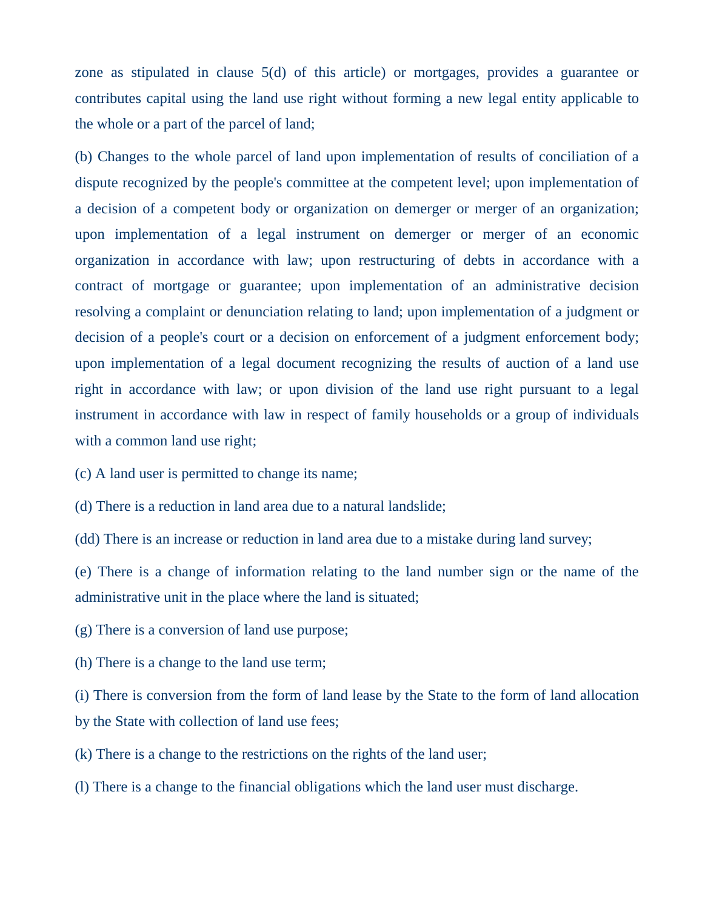zone as stipulated in clause 5(d) of this article) or mortgages, provides a guarantee or contributes capital using the land use right without forming a new legal entity applicable to the whole or a part of the parcel of land;

(b) Changes to the whole parcel of land upon implementation of results of conciliation of a dispute recognized by the people's committee at the competent level; upon implementation of a decision of a competent body or organization on demerger or merger of an organization; upon implementation of a legal instrument on demerger or merger of an economic organization in accordance with law; upon restructuring of debts in accordance with a contract of mortgage or guarantee; upon implementation of an administrative decision resolving a complaint or denunciation relating to land; upon implementation of a judgment or decision of a people's court or a decision on enforcement of a judgment enforcement body; upon implementation of a legal document recognizing the results of auction of a land use right in accordance with law; or upon division of the land use right pursuant to a legal instrument in accordance with law in respect of family households or a group of individuals with a common land use right;

(c) A land user is permitted to change its name;

(d) There is a reduction in land area due to a natural landslide;

(dd) There is an increase or reduction in land area due to a mistake during land survey;

(e) There is a change of information relating to the land number sign or the name of the administrative unit in the place where the land is situated;

(g) There is a conversion of land use purpose;

(h) There is a change to the land use term;

(i) There is conversion from the form of land lease by the State to the form of land allocation by the State with collection of land use fees;

(k) There is a change to the restrictions on the rights of the land user;

(l) There is a change to the financial obligations which the land user must discharge.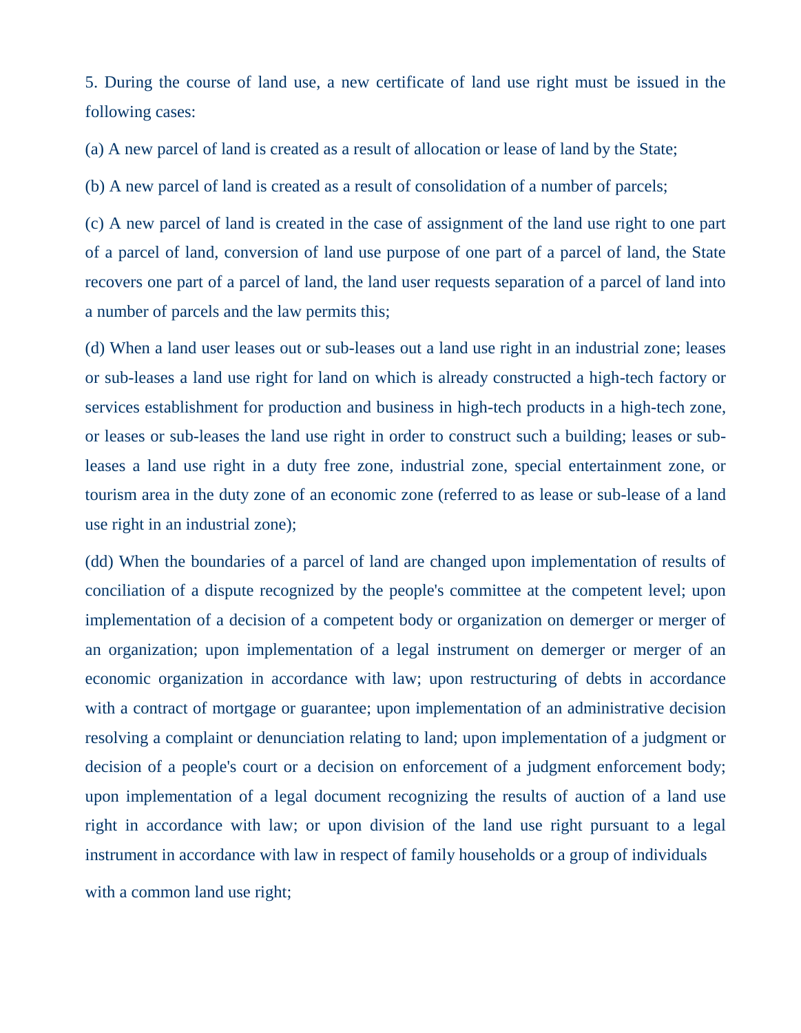5. During the course of land use, a new certificate of land use right must be issued in the following cases:

(a) A new parcel of land is created as a result of allocation or lease of land by the State;

(b) A new parcel of land is created as a result of consolidation of a number of parcels;

(c) A new parcel of land is created in the case of assignment of the land use right to one part of a parcel of land, conversion of land use purpose of one part of a parcel of land, the State recovers one part of a parcel of land, the land user requests separation of a parcel of land into a number of parcels and the law permits this;

(d) When a land user leases out or sub-leases out a land use right in an industrial zone; leases or sub-leases a land use right for land on which is already constructed a high-tech factory or services establishment for production and business in high-tech products in a high-tech zone, or leases or sub-leases the land use right in order to construct such a building; leases or sub-leases a land use right in a duty free zone, industrial zone, special entertainment zone, or tourism area in the duty zone of an economic zone (referred to as lease or sub-lease of a land use right in an industrial zone);

(dd) When the boundaries of a parcel of land are changed upon implementation of results of conciliation of a dispute recognized by the people's committee at the competent level; upon implementation of a decision of a competent body or organization on demerger or merger of an organization; upon implementation of a legal instrument on demerger or merger of an economic organization in accordance with law; upon restructuring of debts in accordance with a contract of mortgage or guarantee; upon implementation of an administrative decision resolving a complaint or denunciation relating to land; upon implementation of a judgment or decision of a people's court or a decision on enforcement of a judgment enforcement body; upon implementation of a legal document recognizing the results of auction of a land use right in accordance with law; or upon division of the land use right pursuant to a legal instrument in accordance with law in respect of family households or a group of individuals with a common land use right;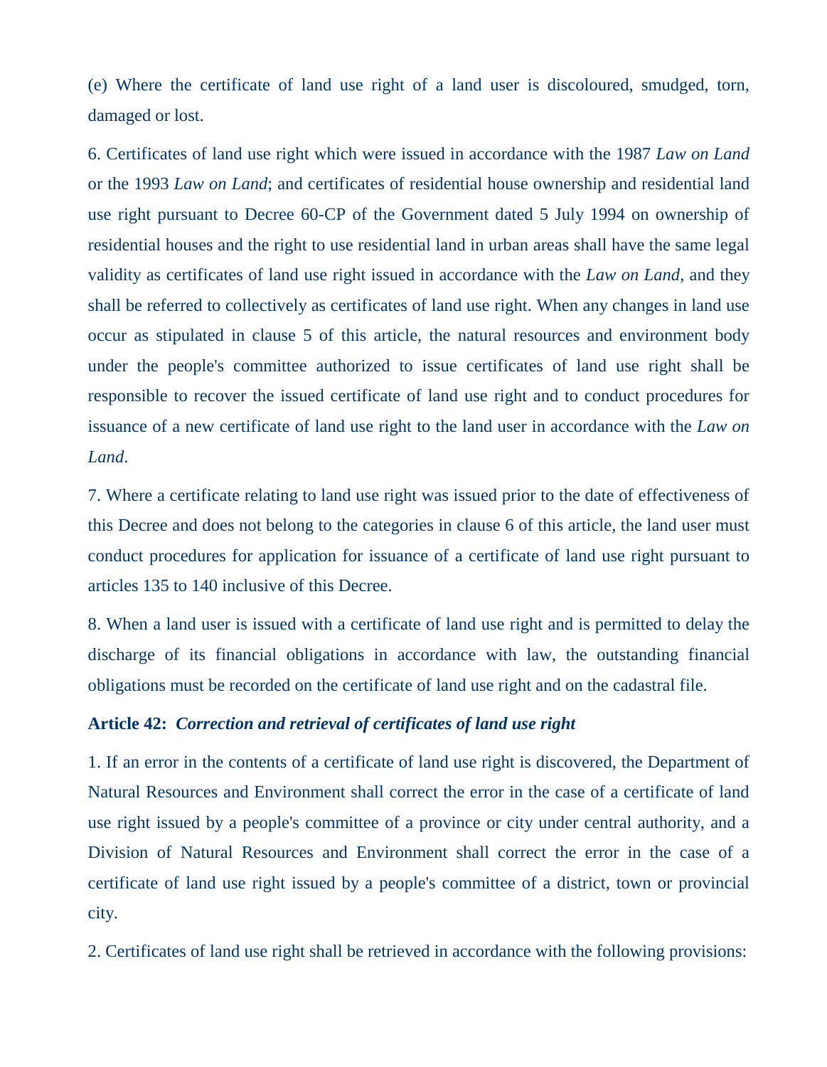(e) Where the certificate of land use right of a land user is discoloured, smudged, torn, damaged or lost.

6. Certificates of land use right which were issued in accordance with the 1987 *Law on Land* or the 1993 *Law on Land*; and certificates of residential house ownership and residential land use right pursuant to Decree 60-CP of the Government dated 5 July 1994 on ownership of residential houses and the right to use residential land in urban areas shall have the same legal validity as certificates of land use right issued in accordance with the *Law on Land*, and they shall be referred to collectively as certificates of land use right. When any changes in land use occur as stipulated in clause 5 of this article, the natural resources and environment body under the people's committee authorized to issue certificates of land use right shall be responsible to recover the issued certificate of land use right and to conduct procedures for issuance of a new certificate of land use right to the land user in accordance with the *Law on Land*.

7. Where a certificate relating to land use right was issued prior to the date of effectiveness of this Decree and does not belong to the categories in clause 6 of this article, the land user must conduct procedures for application for issuance of a certificate of land use right pursuant to articles 135 to 140 inclusive of this Decree.

8. When a land user is issued with a certificate of land use right and is permitted to delay the discharge of its financial obligations in accordance with law, the outstanding financial obligations must be recorded on the certificate of land use right and on the cadastral file.

**Article 42:** ***Correction and retrieval of certificates of land use right***

1. If an error in the contents of a certificate of land use right is discovered, the Department of Natural Resources and Environment shall correct the error in the case of a certificate of land use right issued by a people's committee of a province or city under central authority, and a Division of Natural Resources and Environment shall correct the error in the case of a certificate of land use right issued by a people's committee of a district, town or provincial city.

2. Certificates of land use right shall be retrieved in accordance with the following provisions: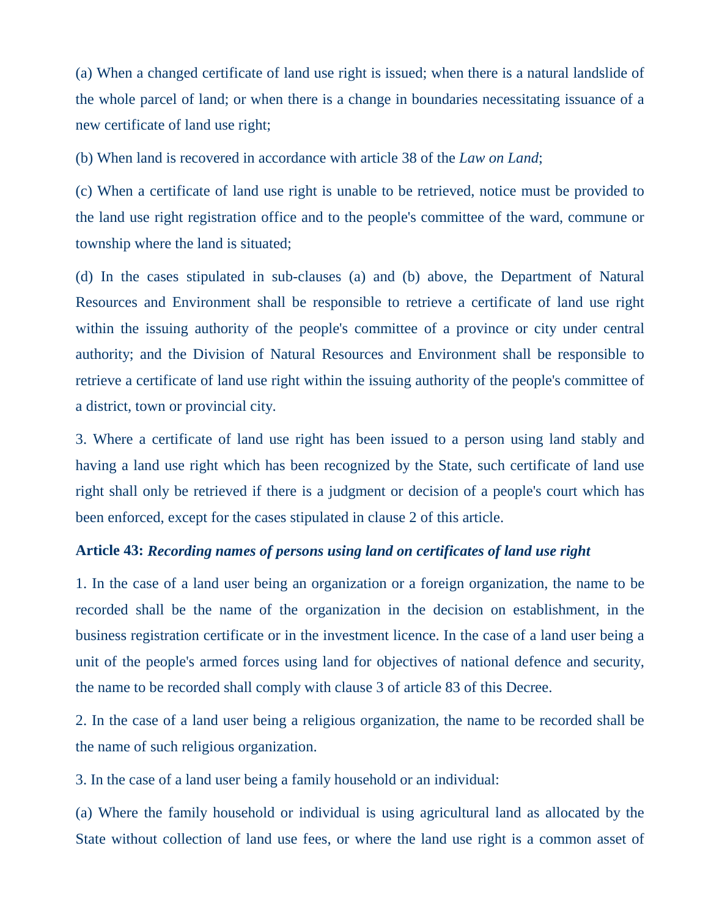(a) When a changed certificate of land use right is issued; when there is a natural landslide of the whole parcel of land; or when there is a change in boundaries necessitating issuance of a new certificate of land use right;

(b) When land is recovered in accordance with article 38 of the *Law on Land*;

(c) When a certificate of land use right is unable to be retrieved, notice must be provided to the land use right registration office and to the people's committee of the ward, commune or township where the land is situated;

(d) In the cases stipulated in sub-clauses (a) and (b) above, the Department of Natural Resources and Environment shall be responsible to retrieve a certificate of land use right within the issuing authority of the people's committee of a province or city under central authority; and the Division of Natural Resources and Environment shall be responsible to retrieve a certificate of land use right within the issuing authority of the people's committee of a district, town or provincial city.

3. Where a certificate of land use right has been issued to a person using land stably and having a land use right which has been recognized by the State, such certificate of land use right shall only be retrieved if there is a judgment or decision of a people's court which has been enforced, except for the cases stipulated in clause 2 of this article.

**Article 43:** ***Recording names of persons using land on certificates of land use right***

1. In the case of a land user being an organization or a foreign organization, the name to be recorded shall be the name of the organization in the decision on establishment, in the business registration certificate or in the investment licence. In the case of a land user being a unit of the people's armed forces using land for objectives of national defence and security, the name to be recorded shall comply with clause 3 of article 83 of this Decree.

2. In the case of a land user being a religious organization, the name to be recorded shall be the name of such religious organization.

3. In the case of a land user being a family household or an individual:

(a) Where the family household or individual is using agricultural land as allocated by the State without collection of land use fees, or where the land use right is a common asset of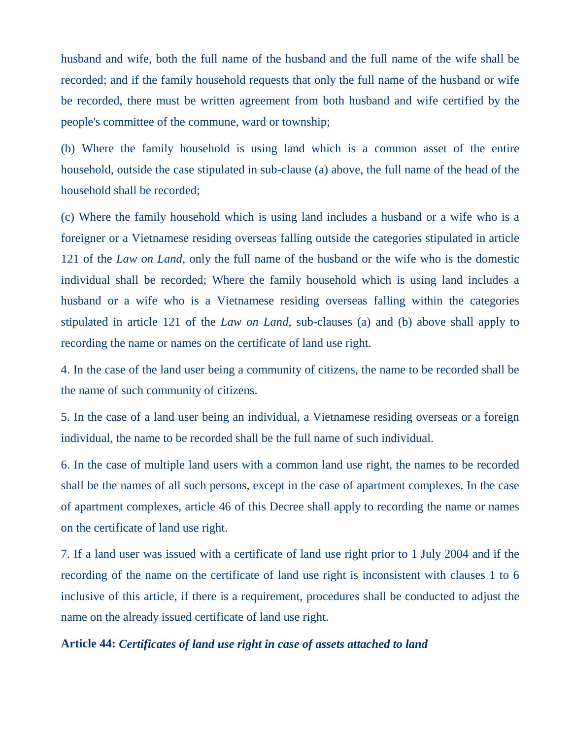husband and wife, both the full name of the husband and the full name of the wife shall be recorded; and if the family household requests that only the full name of the husband or wife be recorded, there must be written agreement from both husband and wife certified by the people's committee of the commune, ward or township;

(b) Where the family household is using land which is a common asset of the entire household, outside the case stipulated in sub-clause (a) above, the full name of the head of the household shall be recorded;

(c) Where the family household which is using land includes a husband or a wife who is a foreigner or a Vietnamese residing overseas falling outside the categories stipulated in article 121 of the *Law on Land*, only the full name of the husband or the wife who is the domestic individual shall be recorded; Where the family household which is using land includes a husband or a wife who is a Vietnamese residing overseas falling within the categories stipulated in article 121 of the *Law on Land*, sub-clauses (a) and (b) above shall apply to recording the name or names on the certificate of land use right.

4. In the case of the land user being a community of citizens, the name to be recorded shall be the name of such community of citizens.

5. In the case of a land user being an individual, a Vietnamese residing overseas or a foreign individual, the name to be recorded shall be the full name of such individual.

6. In the case of multiple land users with a common land use right, the names to be recorded shall be the names of all such persons, except in the case of apartment complexes. In the case of apartment complexes, article 46 of this Decree shall apply to recording the name or names on the certificate of land use right.

7. If a land user was issued with a certificate of land use right prior to 1 July 2004 and if the recording of the name on the certificate of land use right is inconsistent with clauses 1 to 6 inclusive of this article, if there is a requirement, procedures shall be conducted to adjust the name on the already issued certificate of land use right.

**Article 44:** ***Certificates of land use right in case of assets attached to land***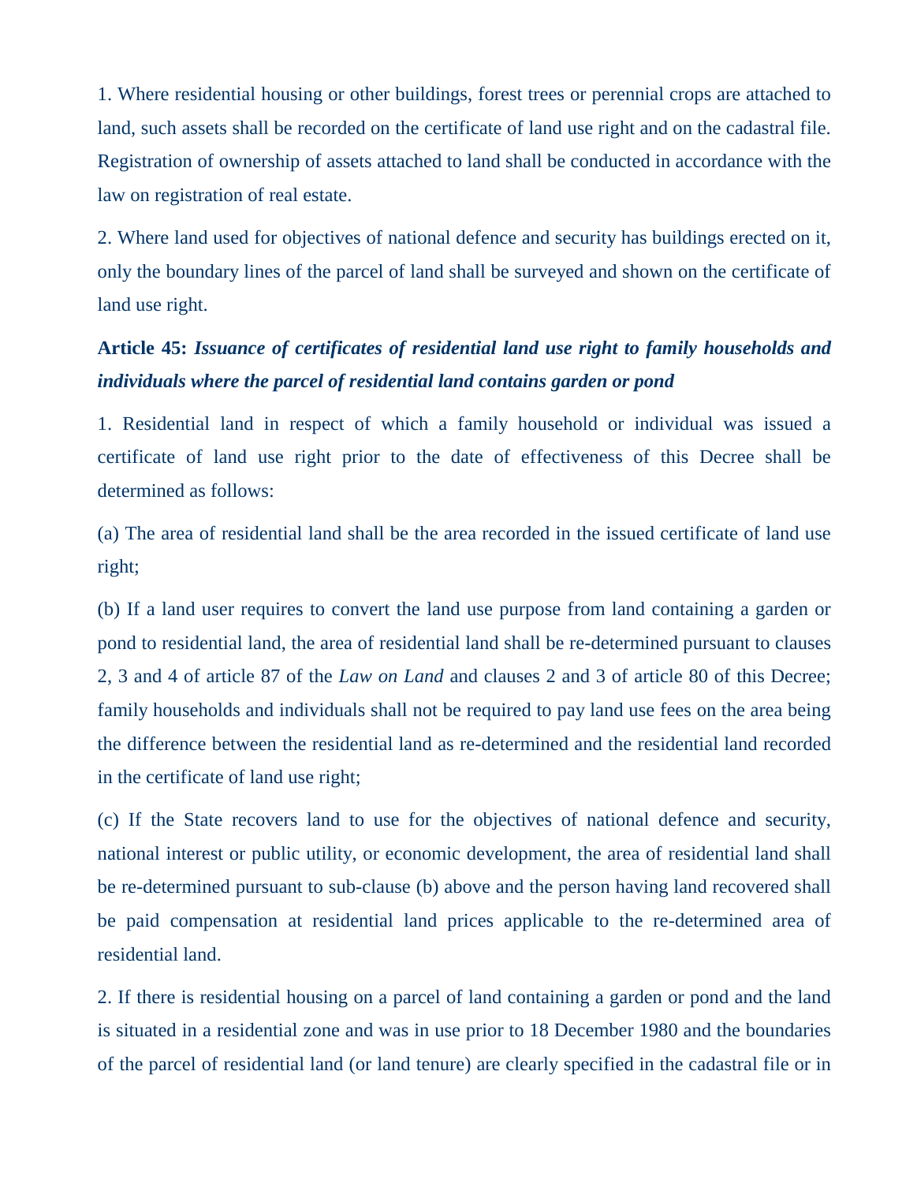1. Where residential housing or other buildings, forest trees or perennial crops are attached to land, such assets shall be recorded on the certificate of land use right and on the cadastral file. Registration of ownership of assets attached to land shall be conducted in accordance with the law on registration of real estate.

2. Where land used for objectives of national defence and security has buildings erected on it, only the boundary lines of the parcel of land shall be surveyed and shown on the certificate of land use right.

**Article 45:** ***Issuance of certificates of residential land use right to family households and individuals where the parcel of residential land contains garden or pond***

1. Residential land in respect of which a family household or individual was issued a certificate of land use right prior to the date of effectiveness of this Decree shall be determined as follows:

(a) The area of residential land shall be the area recorded in the issued certificate of land use right;

(b) If a land user requires to convert the land use purpose from land containing a garden or pond to residential land, the area of residential land shall be re-determined pursuant to clauses 2, 3 and 4 of article 87 of the *Law on Land* and clauses 2 and 3 of article 80 of this Decree; family households and individuals shall not be required to pay land use fees on the area being the difference between the residential land as re-determined and the residential land recorded in the certificate of land use right;

(c) If the State recovers land to use for the objectives of national defence and security, national interest or public utility, or economic development, the area of residential land shall be re-determined pursuant to sub-clause (b) above and the person having land recovered shall be paid compensation at residential land prices applicable to the re-determined area of residential land.

2. If there is residential housing on a parcel of land containing a garden or pond and the land is situated in a residential zone and was in use prior to 18 December 1980 and the boundaries of the parcel of residential land (or land tenure) are clearly specified in the cadastral file or in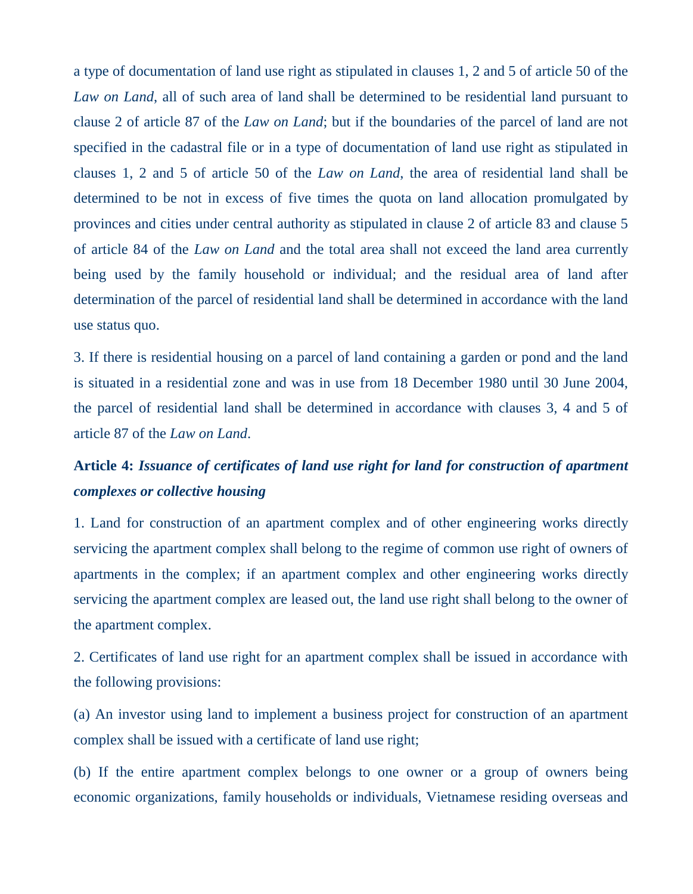a type of documentation of land use right as stipulated in clauses 1, 2 and 5 of article 50 of the *Law on Land*, all of such area of land shall be determined to be residential land pursuant to clause 2 of article 87 of the *Law on Land*; but if the boundaries of the parcel of land are not specified in the cadastral file or in a type of documentation of land use right as stipulated in clauses 1, 2 and 5 of article 50 of the *Law on Land*, the area of residential land shall be determined to be not in excess of five times the quota on land allocation promulgated by provinces and cities under central authority as stipulated in clause 2 of article 83 and clause 5 of article 84 of the *Law on Land* and the total area shall not exceed the land area currently being used by the family household or individual; and the residual area of land after determination of the parcel of residential land shall be determined in accordance with the land use status quo.

3. If there is residential housing on a parcel of land containing a garden or pond and the land is situated in a residential zone and was in use from 18 December 1980 until 30 June 2004, the parcel of residential land shall be determined in accordance with clauses 3, 4 and 5 of article 87 of the *Law on Land*.

**Article 4:** ***Issuance of certificates of land use right for land for construction of apartment complexes or collective housing***

1. Land for construction of an apartment complex and of other engineering works directly servicing the apartment complex shall belong to the regime of common use right of owners of apartments in the complex; if an apartment complex and other engineering works directly servicing the apartment complex are leased out, the land use right shall belong to the owner of the apartment complex.

2. Certificates of land use right for an apartment complex shall be issued in accordance with the following provisions:

(a) An investor using land to implement a business project for construction of an apartment complex shall be issued with a certificate of land use right;

(b) If the entire apartment complex belongs to one owner or a group of owners being economic organizations, family households or individuals, Vietnamese residing overseas and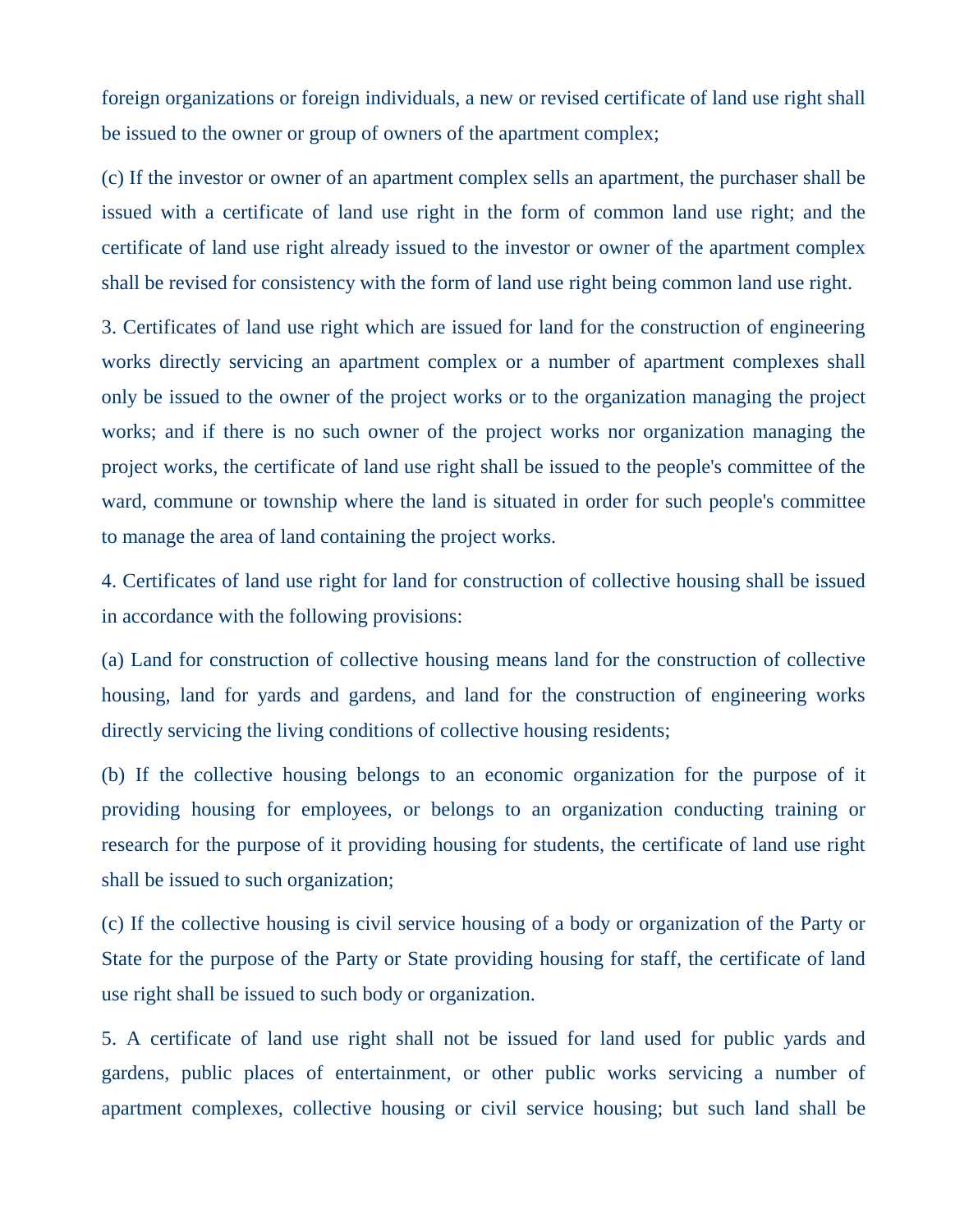foreign organizations or foreign individuals, a new or revised certificate of land use right shall be issued to the owner or group of owners of the apartment complex;

(c) If the investor or owner of an apartment complex sells an apartment, the purchaser shall be issued with a certificate of land use right in the form of common land use right; and the certificate of land use right already issued to the investor or owner of the apartment complex shall be revised for consistency with the form of land use right being common land use right.

3. Certificates of land use right which are issued for land for the construction of engineering works directly servicing an apartment complex or a number of apartment complexes shall only be issued to the owner of the project works or to the organization managing the project works; and if there is no such owner of the project works nor organization managing the project works, the certificate of land use right shall be issued to the people's committee of the ward, commune or township where the land is situated in order for such people's committee to manage the area of land containing the project works.

4. Certificates of land use right for land for construction of collective housing shall be issued in accordance with the following provisions:

(a) Land for construction of collective housing means land for the construction of collective housing, land for yards and gardens, and land for the construction of engineering works directly servicing the living conditions of collective housing residents;

(b) If the collective housing belongs to an economic organization for the purpose of it providing housing for employees, or belongs to an organization conducting training or research for the purpose of it providing housing for students, the certificate of land use right shall be issued to such organization;

(c) If the collective housing is civil service housing of a body or organization of the Party or State for the purpose of the Party or State providing housing for staff, the certificate of land use right shall be issued to such body or organization.

5. A certificate of land use right shall not be issued for land used for public yards and gardens, public places of entertainment, or other public works servicing a number of apartment complexes, collective housing or civil service housing; but such land shall be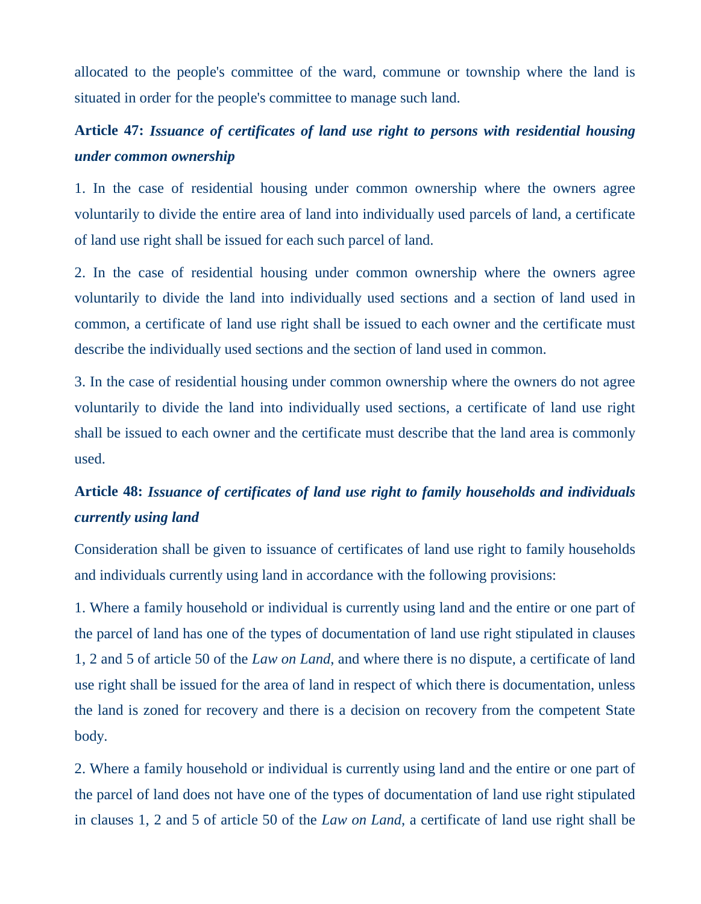allocated to the people's committee of the ward, commune or township where the land is situated in order for the people's committee to manage such land.

**Article 47:** ***Issuance of certificates of land use right to persons with residential housing under common ownership***

1. In the case of residential housing under common ownership where the owners agree voluntarily to divide the entire area of land into individually used parcels of land, a certificate of land use right shall be issued for each such parcel of land.

2. In the case of residential housing under common ownership where the owners agree voluntarily to divide the land into individually used sections and a section of land used in common, a certificate of land use right shall be issued to each owner and the certificate must describe the individually used sections and the section of land used in common.

3. In the case of residential housing under common ownership where the owners do not agree voluntarily to divide the land into individually used sections, a certificate of land use right shall be issued to each owner and the certificate must describe that the land area is commonly used.

**Article 48:** ***Issuance of certificates of land use right to family households and individuals currently using land***

Consideration shall be given to issuance of certificates of land use right to family households and individuals currently using land in accordance with the following provisions:

1. Where a family household or individual is currently using land and the entire or one part of the parcel of land has one of the types of documentation of land use right stipulated in clauses 1, 2 and 5 of article 50 of the *Law on Land*, and where there is no dispute, a certificate of land use right shall be issued for the area of land in respect of which there is documentation, unless the land is zoned for recovery and there is a decision on recovery from the competent State body.

2. Where a family household or individual is currently using land and the entire or one part of the parcel of land does not have one of the types of documentation of land use right stipulated in clauses 1, 2 and 5 of article 50 of the *Law on Land*, a certificate of land use right shall be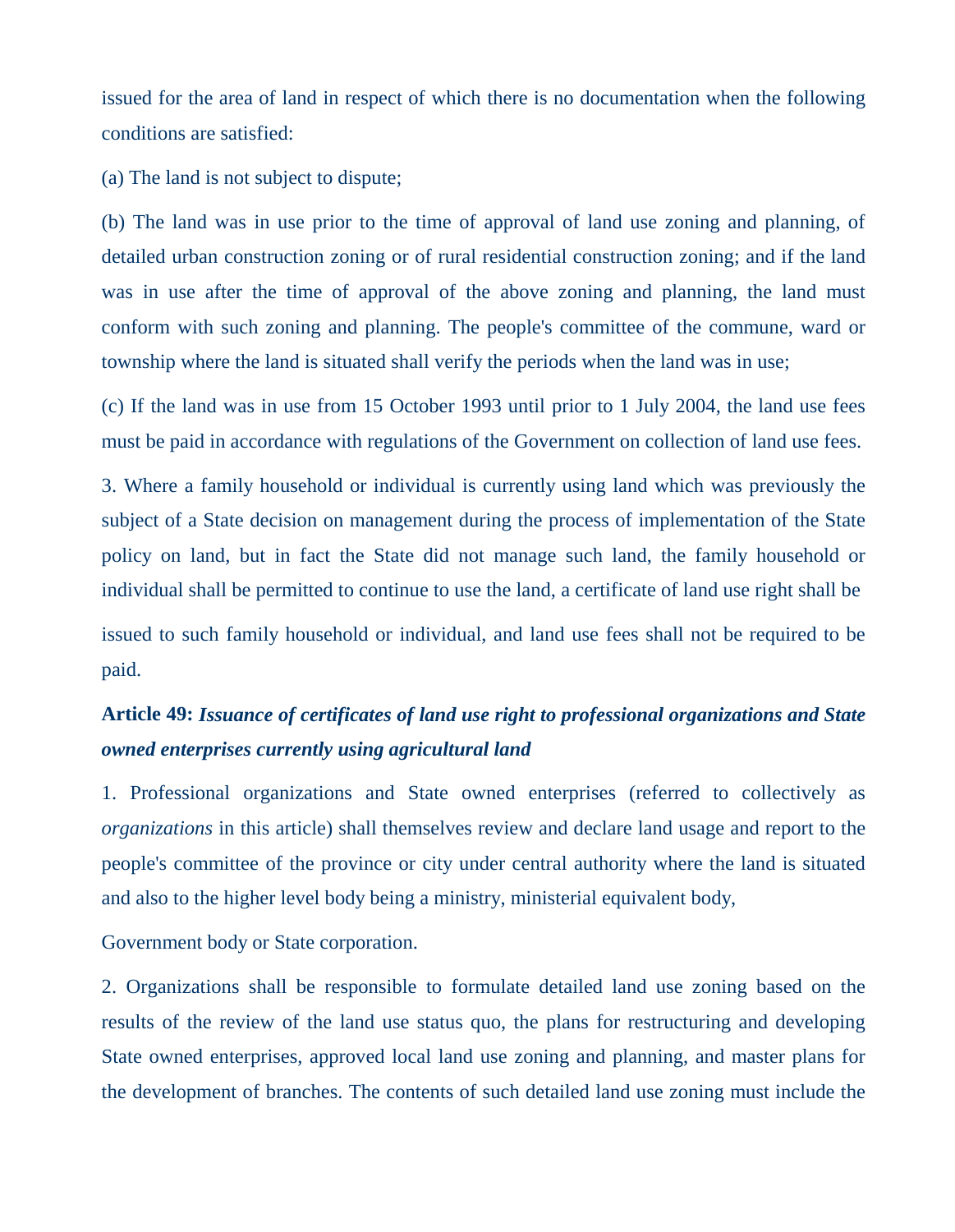issued for the area of land in respect of which there is no documentation when the following conditions are satisfied:

(a) The land is not subject to dispute;

(b) The land was in use prior to the time of approval of land use zoning and planning, of detailed urban construction zoning or of rural residential construction zoning; and if the land was in use after the time of approval of the above zoning and planning, the land must conform with such zoning and planning. The people's committee of the commune, ward or township where the land is situated shall verify the periods when the land was in use;

(c) If the land was in use from 15 October 1993 until prior to 1 July 2004, the land use fees must be paid in accordance with regulations of the Government on collection of land use fees.

3. Where a family household or individual is currently using land which was previously the subject of a State decision on management during the process of implementation of the State policy on land, but in fact the State did not manage such land, the family household or individual shall be permitted to continue to use the land, a certificate of land use right shall be issued to such family household or individual, and land use fees shall not be required to be paid.

**Article 49:** ***Issuance of certificates of land use right to professional organizations and State owned enterprises currently using agricultural land***

1. Professional organizations and State owned enterprises (referred to collectively as *organizations* in this article) shall themselves review and declare land usage and report to the people's committee of the province or city under central authority where the land is situated and also to the higher level body being a ministry, ministerial equivalent body, Government body or State corporation.

2. Organizations shall be responsible to formulate detailed land use zoning based on the results of the review of the land use status quo, the plans for restructuring and developing State owned enterprises, approved local land use zoning and planning, and master plans for the development of branches. The contents of such detailed land use zoning must include the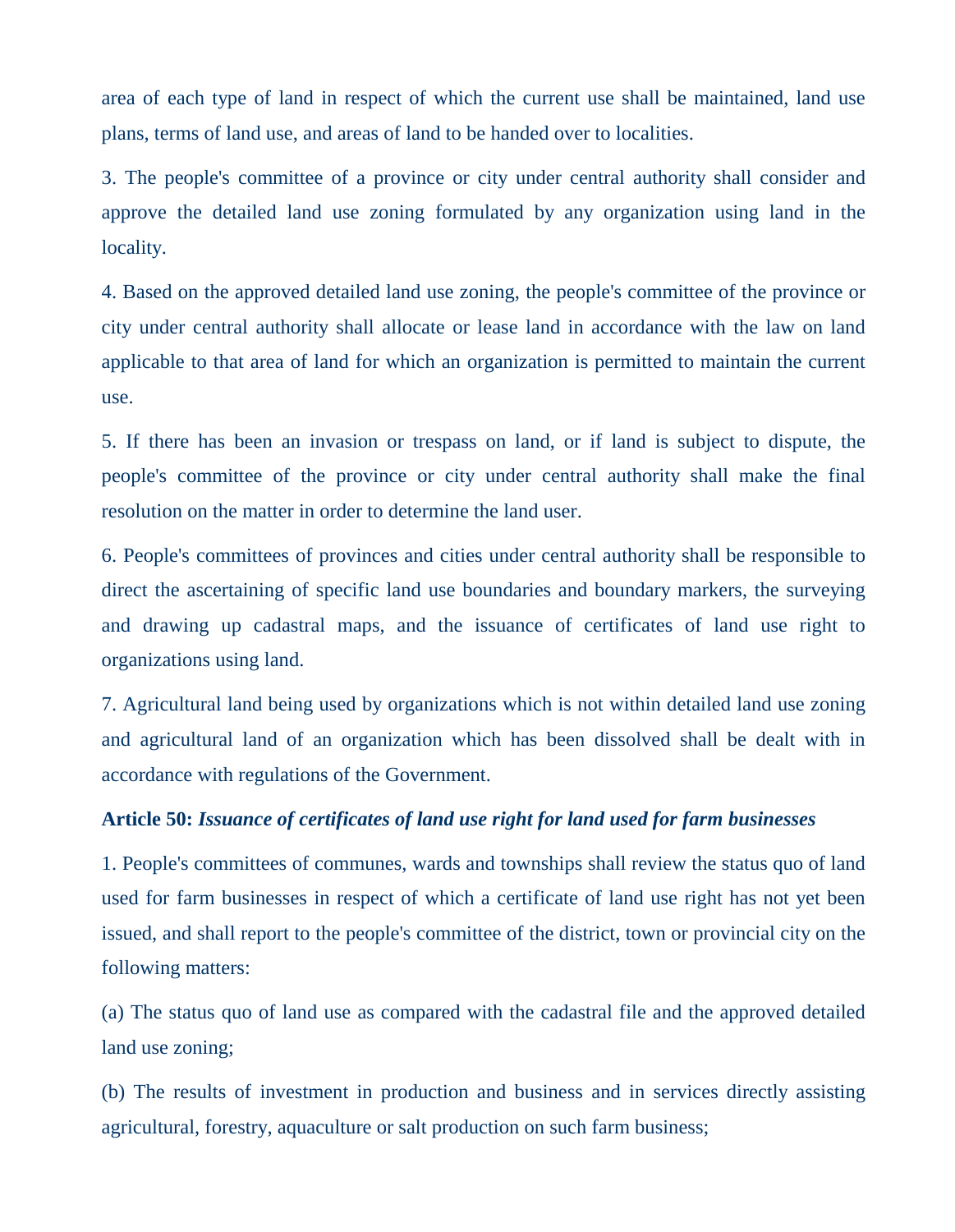area of each type of land in respect of which the current use shall be maintained, land use plans, terms of land use, and areas of land to be handed over to localities.

3. The people's committee of a province or city under central authority shall consider and approve the detailed land use zoning formulated by any organization using land in the locality.

4. Based on the approved detailed land use zoning, the people's committee of the province or city under central authority shall allocate or lease land in accordance with the law on land applicable to that area of land for which an organization is permitted to maintain the current use.

5. If there has been an invasion or trespass on land, or if land is subject to dispute, the people's committee of the province or city under central authority shall make the final resolution on the matter in order to determine the land user.

6. People's committees of provinces and cities under central authority shall be responsible to direct the ascertaining of specific land use boundaries and boundary markers, the surveying and drawing up cadastral maps, and the issuance of certificates of land use right to organizations using land.

7. Agricultural land being used by organizations which is not within detailed land use zoning and agricultural land of an organization which has been dissolved shall be dealt with in accordance with regulations of the Government.

**Article 50:** ***Issuance of certificates of land use right for land used for farm businesses***

1. People's committees of communes, wards and townships shall review the status quo of land used for farm businesses in respect of which a certificate of land use right has not yet been issued, and shall report to the people's committee of the district, town or provincial city on the following matters:

(a) The status quo of land use as compared with the cadastral file and the approved detailed land use zoning;

(b) The results of investment in production and business and in services directly assisting agricultural, forestry, aquaculture or salt production on such farm business;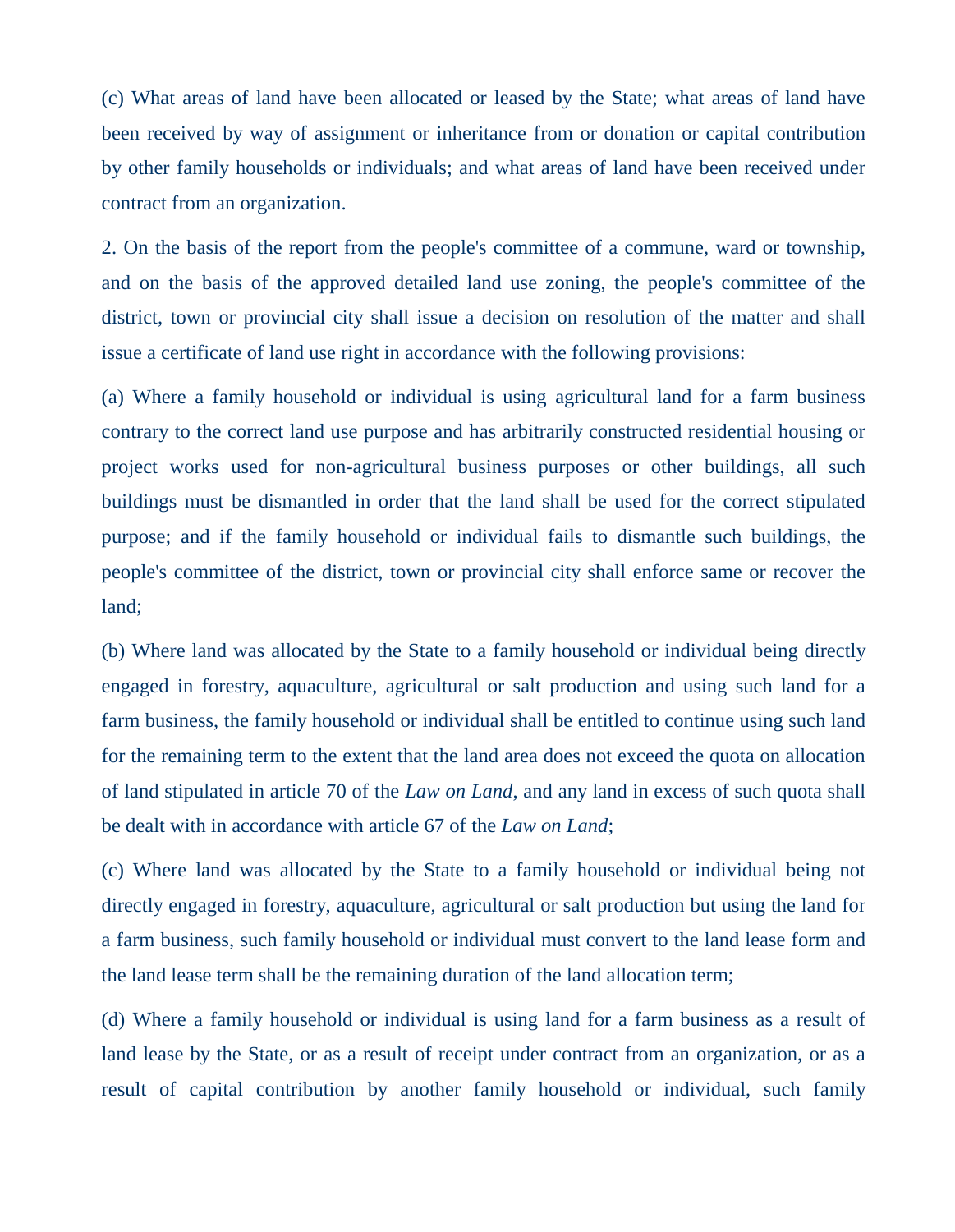(c) What areas of land have been allocated or leased by the State; what areas of land have been received by way of assignment or inheritance from or donation or capital contribution by other family households or individuals; and what areas of land have been received under contract from an organization.

2. On the basis of the report from the people's committee of a commune, ward or township, and on the basis of the approved detailed land use zoning, the people's committee of the district, town or provincial city shall issue a decision on resolution of the matter and shall issue a certificate of land use right in accordance with the following provisions:

(a) Where a family household or individual is using agricultural land for a farm business contrary to the correct land use purpose and has arbitrarily constructed residential housing or project works used for non-agricultural business purposes or other buildings, all such buildings must be dismantled in order that the land shall be used for the correct stipulated purpose; and if the family household or individual fails to dismantle such buildings, the people's committee of the district, town or provincial city shall enforce same or recover the land;

(b) Where land was allocated by the State to a family household or individual being directly engaged in forestry, aquaculture, agricultural or salt production and using such land for a farm business, the family household or individual shall be entitled to continue using such land for the remaining term to the extent that the land area does not exceed the quota on allocation of land stipulated in article 70 of the *Law on Land*, and any land in excess of such quota shall be dealt with in accordance with article 67 of the *Law on Land*;

(c) Where land was allocated by the State to a family household or individual being not directly engaged in forestry, aquaculture, agricultural or salt production but using the land for a farm business, such family household or individual must convert to the land lease form and the land lease term shall be the remaining duration of the land allocation term;

(d) Where a family household or individual is using land for a farm business as a result of land lease by the State, or as a result of receipt under contract from an organization, or as a result of capital contribution by another family household or individual, such family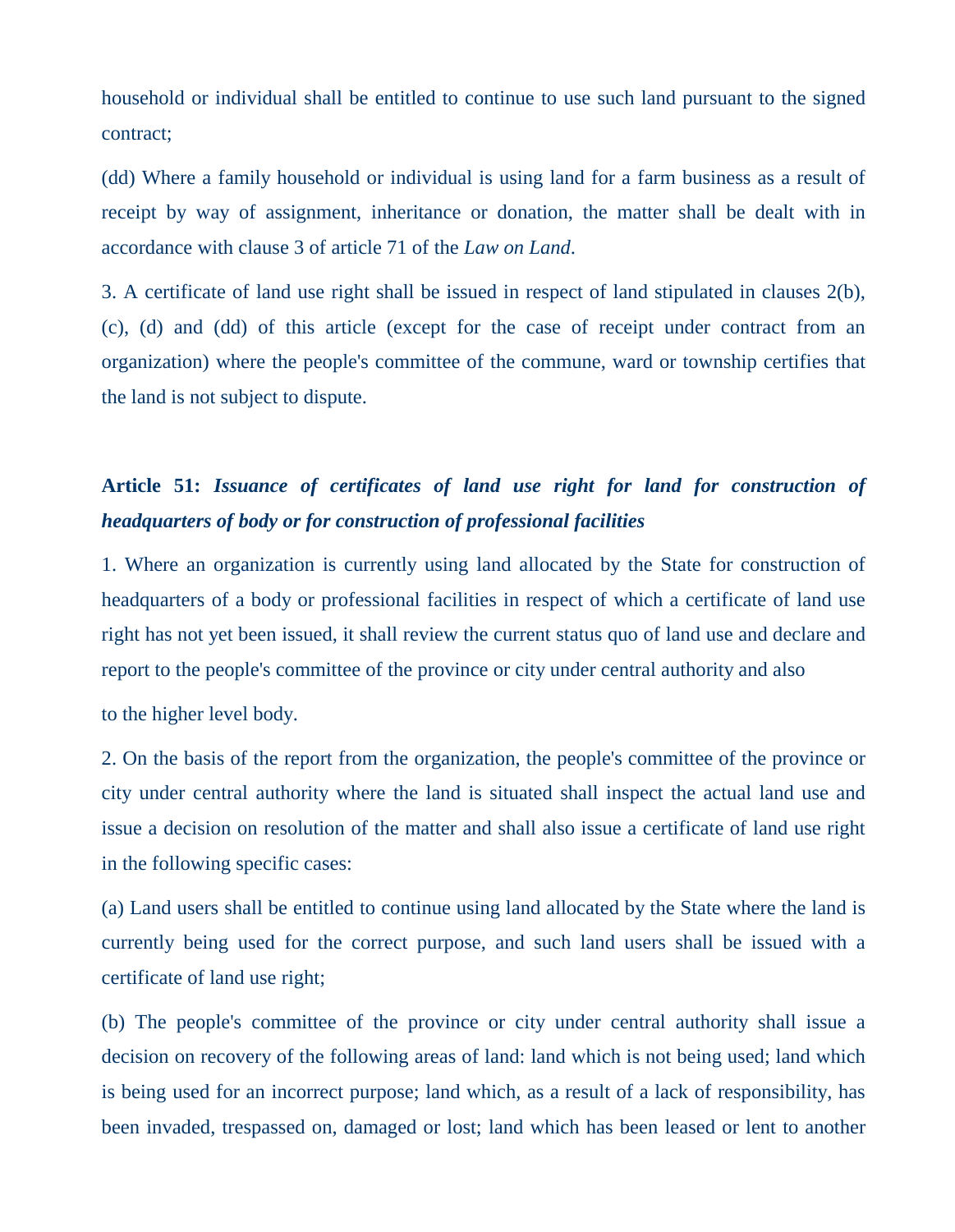household or individual shall be entitled to continue to use such land pursuant to the signed contract;

(dd) Where a family household or individual is using land for a farm business as a result of receipt by way of assignment, inheritance or donation, the matter shall be dealt with in accordance with clause 3 of article 71 of the *Law on Land*.

3. A certificate of land use right shall be issued in respect of land stipulated in clauses 2(b), (c), (d) and (dd) of this article (except for the case of receipt under contract from an organization) where the people's committee of the commune, ward or township certifies that the land is not subject to dispute.

**Article 51:** ***Issuance of certificates of land use right for land for construction of headquarters of body or for construction of professional facilities***

1. Where an organization is currently using land allocated by the State for construction of headquarters of a body or professional facilities in respect of which a certificate of land use right has not yet been issued, it shall review the current status quo of land use and declare and report to the people's committee of the province or city under central authority and also to the higher level body.

2. On the basis of the report from the organization, the people's committee of the province or city under central authority where the land is situated shall inspect the actual land use and issue a decision on resolution of the matter and shall also issue a certificate of land use right in the following specific cases:

(a) Land users shall be entitled to continue using land allocated by the State where the land is currently being used for the correct purpose, and such land users shall be issued with a certificate of land use right;

(b) The people's committee of the province or city under central authority shall issue a decision on recovery of the following areas of land: land which is not being used; land which is being used for an incorrect purpose; land which, as a result of a lack of responsibility, has been invaded, trespassed on, damaged or lost; land which has been leased or lent to another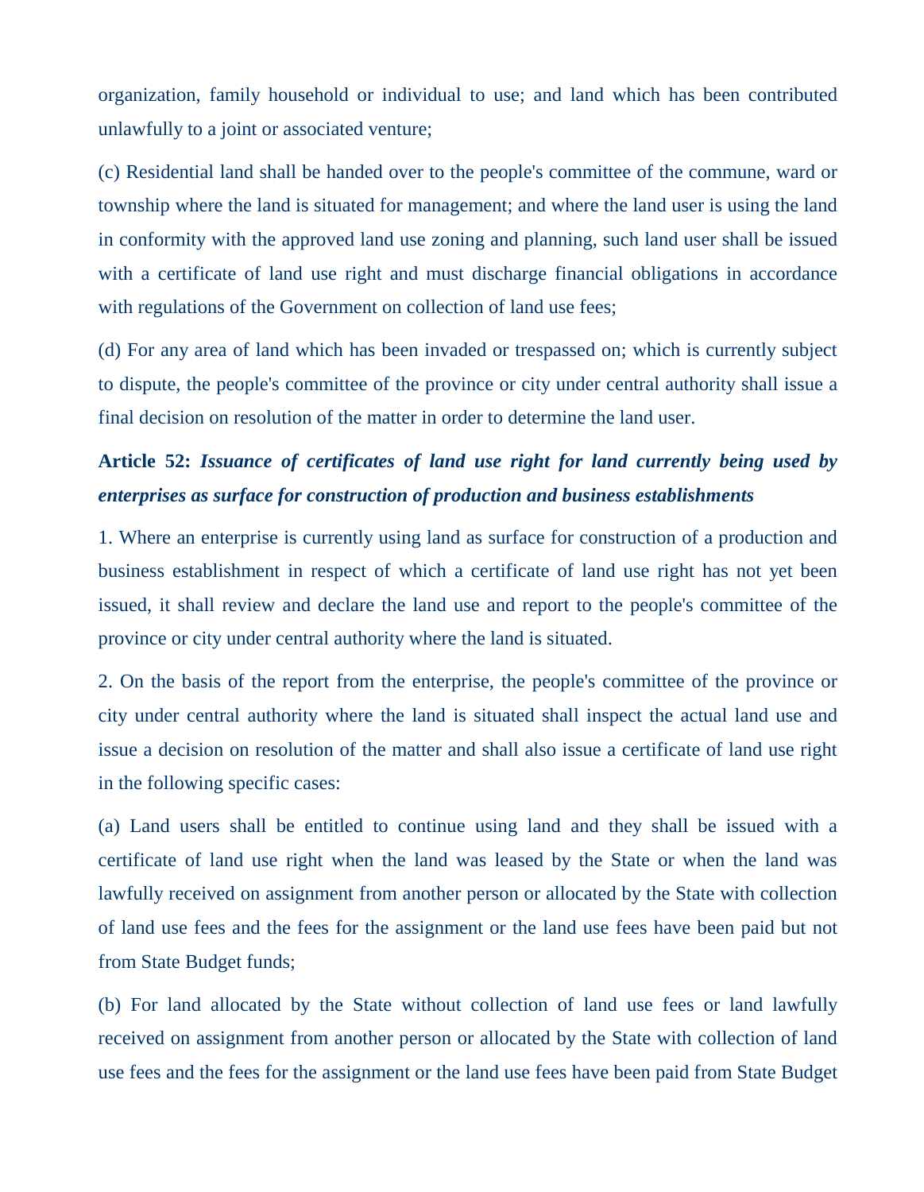organization, family household or individual to use; and land which has been contributed unlawfully to a joint or associated venture;

(c) Residential land shall be handed over to the people's committee of the commune, ward or township where the land is situated for management; and where the land user is using the land in conformity with the approved land use zoning and planning, such land user shall be issued with a certificate of land use right and must discharge financial obligations in accordance with regulations of the Government on collection of land use fees;

(d) For any area of land which has been invaded or trespassed on; which is currently subject to dispute, the people's committee of the province or city under central authority shall issue a final decision on resolution of the matter in order to determine the land user.

**Article 52:** ***Issuance of certificates of land use right for land currently being used by enterprises as surface for construction of production and business establishments***

1. Where an enterprise is currently using land as surface for construction of a production and business establishment in respect of which a certificate of land use right has not yet been issued, it shall review and declare the land use and report to the people's committee of the province or city under central authority where the land is situated.

2. On the basis of the report from the enterprise, the people's committee of the province or city under central authority where the land is situated shall inspect the actual land use and issue a decision on resolution of the matter and shall also issue a certificate of land use right in the following specific cases:

(a) Land users shall be entitled to continue using land and they shall be issued with a certificate of land use right when the land was leased by the State or when the land was lawfully received on assignment from another person or allocated by the State with collection of land use fees and the fees for the assignment or the land use fees have been paid but not from State Budget funds;

(b) For land allocated by the State without collection of land use fees or land lawfully received on assignment from another person or allocated by the State with collection of land use fees and the fees for the assignment or the land use fees have been paid from State Budget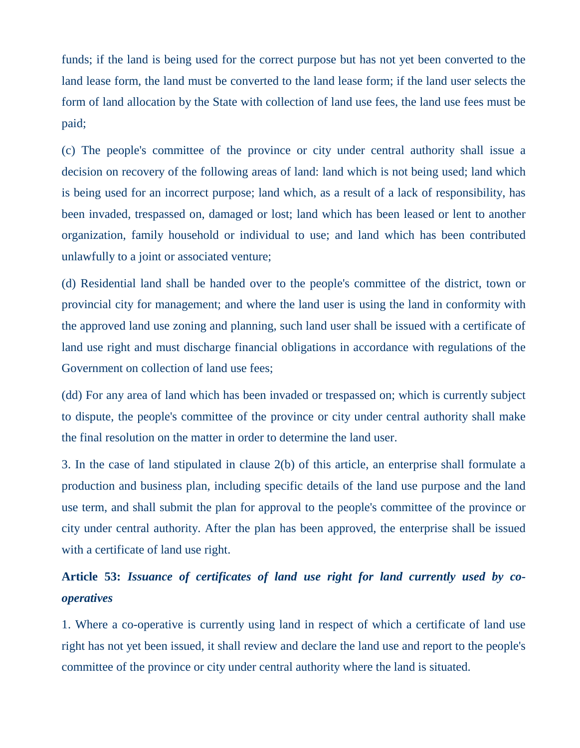funds; if the land is being used for the correct purpose but has not yet been converted to the land lease form, the land must be converted to the land lease form; if the land user selects the form of land allocation by the State with collection of land use fees, the land use fees must be paid;

(c) The people's committee of the province or city under central authority shall issue a decision on recovery of the following areas of land: land which is not being used; land which is being used for an incorrect purpose; land which, as a result of a lack of responsibility, has been invaded, trespassed on, damaged or lost; land which has been leased or lent to another organization, family household or individual to use; and land which has been contributed unlawfully to a joint or associated venture;

(d) Residential land shall be handed over to the people's committee of the district, town or provincial city for management; and where the land user is using the land in conformity with the approved land use zoning and planning, such land user shall be issued with a certificate of land use right and must discharge financial obligations in accordance with regulations of the Government on collection of land use fees;

(dd) For any area of land which has been invaded or trespassed on; which is currently subject to dispute, the people's committee of the province or city under central authority shall make the final resolution on the matter in order to determine the land user.

3. In the case of land stipulated in clause 2(b) of this article, an enterprise shall formulate a production and business plan, including specific details of the land use purpose and the land use term, and shall submit the plan for approval to the people's committee of the province or city under central authority. After the plan has been approved, the enterprise shall be issued with a certificate of land use right.

### Article 53: *Issuance of certificates of land use right for land currently used by co-operatives*

1. Where a co-operative is currently using land in respect of which a certificate of land use right has not yet been issued, it shall review and declare the land use and report to the people's committee of the province or city under central authority where the land is situated.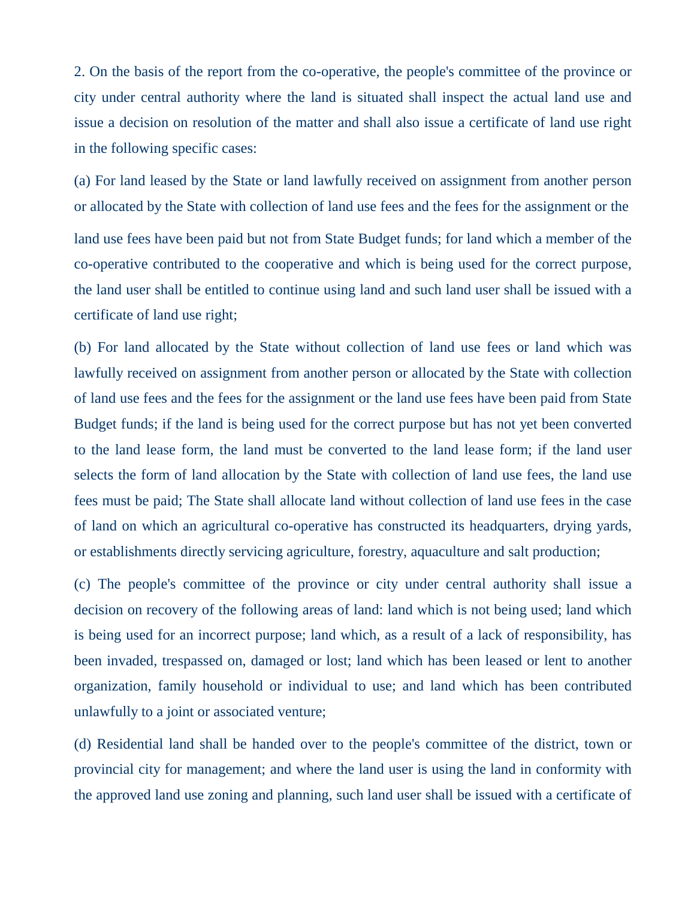2. On the basis of the report from the co-operative, the people's committee of the province or city under central authority where the land is situated shall inspect the actual land use and issue a decision on resolution of the matter and shall also issue a certificate of land use right in the following specific cases:

(a) For land leased by the State or land lawfully received on assignment from another person or allocated by the State with collection of land use fees and the fees for the assignment or the land use fees have been paid but not from State Budget funds; for land which a member of the co-operative contributed to the cooperative and which is being used for the correct purpose, the land user shall be entitled to continue using land and such land user shall be issued with a certificate of land use right;

(b) For land allocated by the State without collection of land use fees or land which was lawfully received on assignment from another person or allocated by the State with collection of land use fees and the fees for the assignment or the land use fees have been paid from State Budget funds; if the land is being used for the correct purpose but has not yet been converted to the land lease form, the land must be converted to the land lease form; if the land user selects the form of land allocation by the State with collection of land use fees, the land use fees must be paid; The State shall allocate land without collection of land use fees in the case of land on which an agricultural co-operative has constructed its headquarters, drying yards, or establishments directly servicing agriculture, forestry, aquaculture and salt production;

(c) The people's committee of the province or city under central authority shall issue a decision on recovery of the following areas of land: land which is not being used; land which is being used for an incorrect purpose; land which, as a result of a lack of responsibility, has been invaded, trespassed on, damaged or lost; land which has been leased or lent to another organization, family household or individual to use; and land which has been contributed unlawfully to a joint or associated venture;

(d) Residential land shall be handed over to the people's committee of the district, town or provincial city for management; and where the land user is using the land in conformity with the approved land use zoning and planning, such land user shall be issued with a certificate of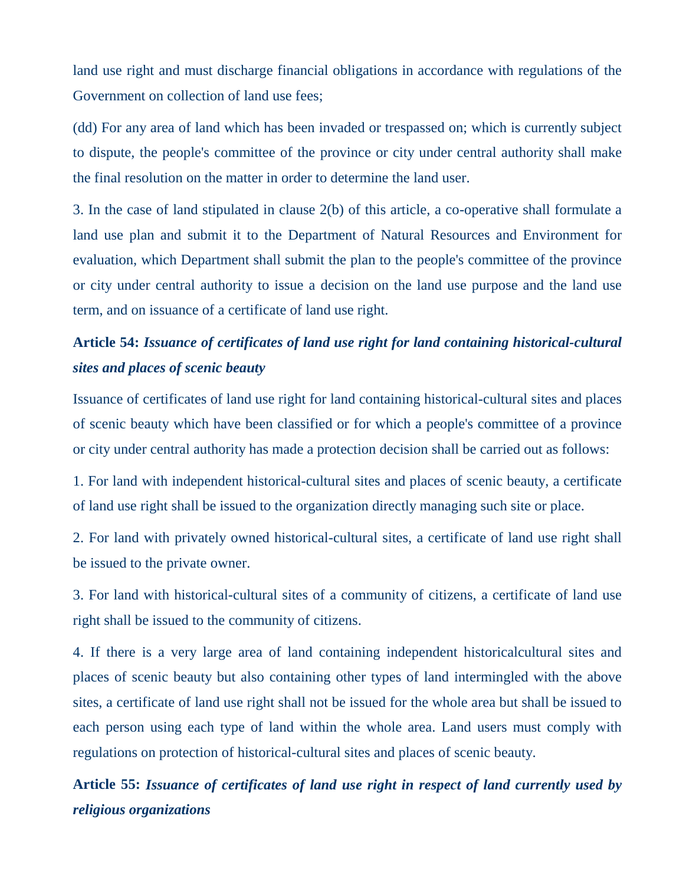land use right and must discharge financial obligations in accordance with regulations of the Government on collection of land use fees;

(dd) For any area of land which has been invaded or trespassed on; which is currently subject to dispute, the people's committee of the province or city under central authority shall make the final resolution on the matter in order to determine the land user.

3. In the case of land stipulated in clause 2(b) of this article, a co-operative shall formulate a land use plan and submit it to the Department of Natural Resources and Environment for evaluation, which Department shall submit the plan to the people's committee of the province or city under central authority to issue a decision on the land use purpose and the land use term, and on issuance of a certificate of land use right.

**Article 54:** ***Issuance of certificates of land use right for land containing historical-cultural sites and places of scenic beauty***

Issuance of certificates of land use right for land containing historical-cultural sites and places of scenic beauty which have been classified or for which a people's committee of a province or city under central authority has made a protection decision shall be carried out as follows:

1. For land with independent historical-cultural sites and places of scenic beauty, a certificate of land use right shall be issued to the organization directly managing such site or place.

2. For land with privately owned historical-cultural sites, a certificate of land use right shall be issued to the private owner.

3. For land with historical-cultural sites of a community of citizens, a certificate of land use right shall be issued to the community of citizens.

4. If there is a very large area of land containing independent historicalcultural sites and places of scenic beauty but also containing other types of land intermingled with the above sites, a certificate of land use right shall not be issued for the whole area but shall be issued to each person using each type of land within the whole area. Land users must comply with regulations on protection of historical-cultural sites and places of scenic beauty.

**Article 55:** ***Issuance of certificates of land use right in respect of land currently used by religious organizations***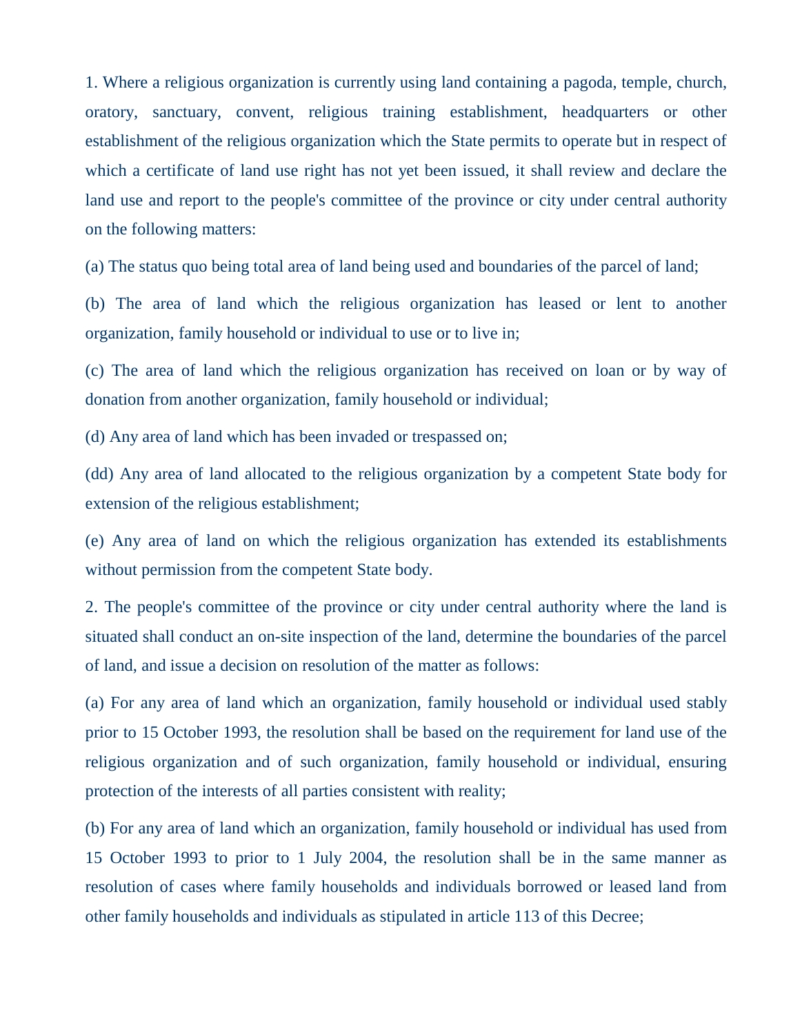1. Where a religious organization is currently using land containing a pagoda, temple, church, oratory, sanctuary, convent, religious training establishment, headquarters or other establishment of the religious organization which the State permits to operate but in respect of which a certificate of land use right has not yet been issued, it shall review and declare the land use and report to the people's committee of the province or city under central authority on the following matters:

(a) The status quo being total area of land being used and boundaries of the parcel of land;

(b) The area of land which the religious organization has leased or lent to another organization, family household or individual to use or to live in;

(c) The area of land which the religious organization has received on loan or by way of donation from another organization, family household or individual;

(d) Any area of land which has been invaded or trespassed on;

(dd) Any area of land allocated to the religious organization by a competent State body for extension of the religious establishment;

(e) Any area of land on which the religious organization has extended its establishments without permission from the competent State body.

2. The people's committee of the province or city under central authority where the land is situated shall conduct an on-site inspection of the land, determine the boundaries of the parcel of land, and issue a decision on resolution of the matter as follows:

(a) For any area of land which an organization, family household or individual used stably prior to 15 October 1993, the resolution shall be based on the requirement for land use of the religious organization and of such organization, family household or individual, ensuring protection of the interests of all parties consistent with reality;

(b) For any area of land which an organization, family household or individual has used from 15 October 1993 to prior to 1 July 2004, the resolution shall be in the same manner as resolution of cases where family households and individuals borrowed or leased land from other family households and individuals as stipulated in article 113 of this Decree;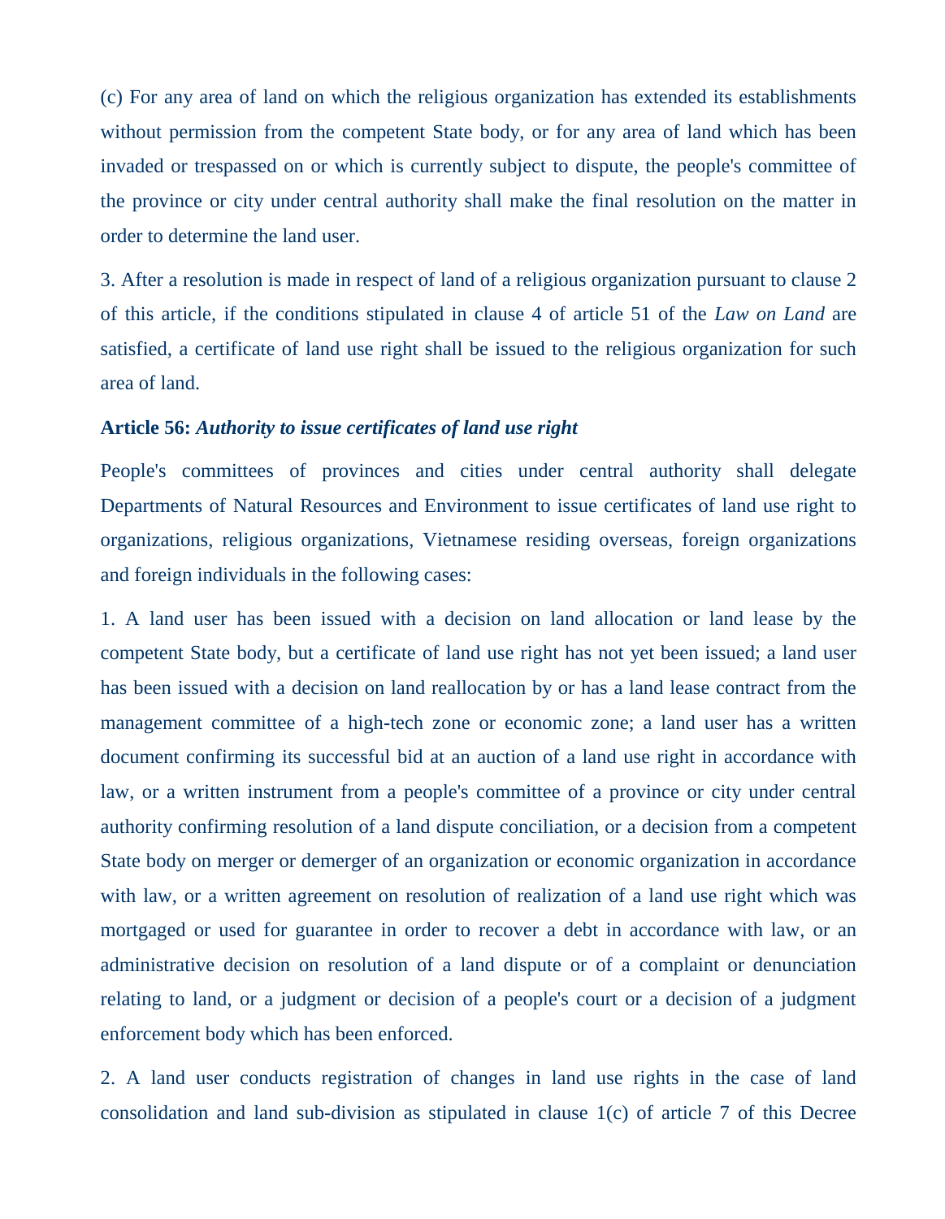(c) For any area of land on which the religious organization has extended its establishments without permission from the competent State body, or for any area of land which has been invaded or trespassed on or which is currently subject to dispute, the people's committee of the province or city under central authority shall make the final resolution on the matter in order to determine the land user.

3. After a resolution is made in respect of land of a religious organization pursuant to clause 2 of this article, if the conditions stipulated in clause 4 of article 51 of the *Law on Land* are satisfied, a certificate of land use right shall be issued to the religious organization for such area of land.

**Article 56:** ***Authority to issue certificates of land use right***

People's committees of provinces and cities under central authority shall delegate Departments of Natural Resources and Environment to issue certificates of land use right to organizations, religious organizations, Vietnamese residing overseas, foreign organizations and foreign individuals in the following cases:

1. A land user has been issued with a decision on land allocation or land lease by the competent State body, but a certificate of land use right has not yet been issued; a land user has been issued with a decision on land reallocation by or has a land lease contract from the management committee of a high-tech zone or economic zone; a land user has a written document confirming its successful bid at an auction of a land use right in accordance with law, or a written instrument from a people's committee of a province or city under central authority confirming resolution of a land dispute conciliation, or a decision from a competent State body on merger or demerger of an organization or economic organization in accordance with law, or a written agreement on resolution of realization of a land use right which was mortgaged or used for guarantee in order to recover a debt in accordance with law, or an administrative decision on resolution of a land dispute or of a complaint or denunciation relating to land, or a judgment or decision of a people's court or a decision of a judgment enforcement body which has been enforced.

2. A land user conducts registration of changes in land use rights in the case of land consolidation and land sub-division as stipulated in clause 1(c) of article 7 of this Decree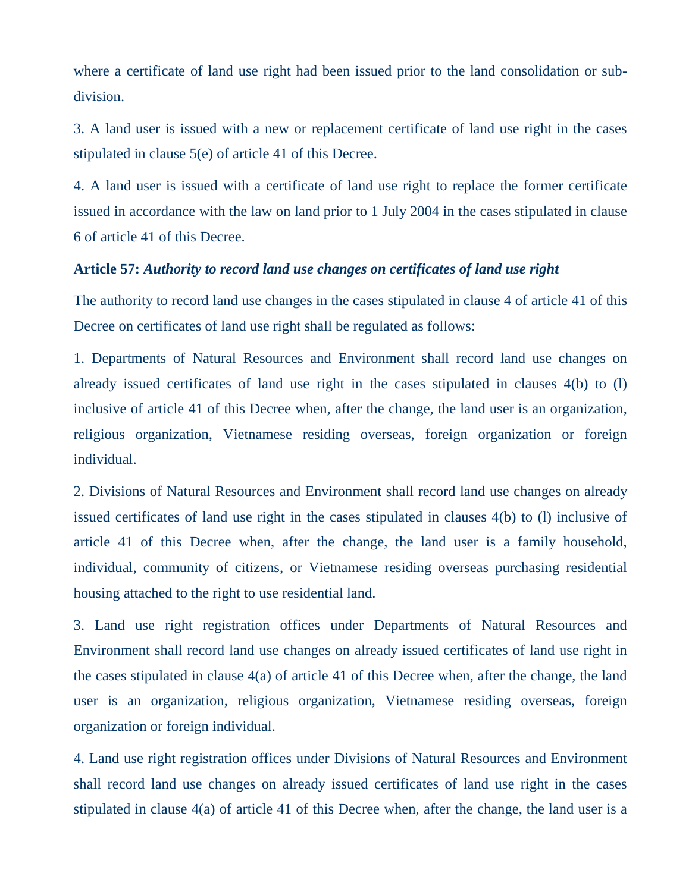where a certificate of land use right had been issued prior to the land consolidation or sub-division.

3. A land user is issued with a new or replacement certificate of land use right in the cases stipulated in clause 5(e) of article 41 of this Decree.

4. A land user is issued with a certificate of land use right to replace the former certificate issued in accordance with the law on land prior to 1 July 2004 in the cases stipulated in clause 6 of article 41 of this Decree.

**Article 57:** ***Authority to record land use changes on certificates of land use right***

The authority to record land use changes in the cases stipulated in clause 4 of article 41 of this Decree on certificates of land use right shall be regulated as follows:

1. Departments of Natural Resources and Environment shall record land use changes on already issued certificates of land use right in the cases stipulated in clauses 4(b) to (l) inclusive of article 41 of this Decree when, after the change, the land user is an organization, religious organization, Vietnamese residing overseas, foreign organization or foreign individual.

2. Divisions of Natural Resources and Environment shall record land use changes on already issued certificates of land use right in the cases stipulated in clauses 4(b) to (l) inclusive of article 41 of this Decree when, after the change, the land user is a family household, individual, community of citizens, or Vietnamese residing overseas purchasing residential housing attached to the right to use residential land.

3. Land use right registration offices under Departments of Natural Resources and Environment shall record land use changes on already issued certificates of land use right in the cases stipulated in clause 4(a) of article 41 of this Decree when, after the change, the land user is an organization, religious organization, Vietnamese residing overseas, foreign organization or foreign individual.

4. Land use right registration offices under Divisions of Natural Resources and Environment shall record land use changes on already issued certificates of land use right in the cases stipulated in clause 4(a) of article 41 of this Decree when, after the change, the land user is a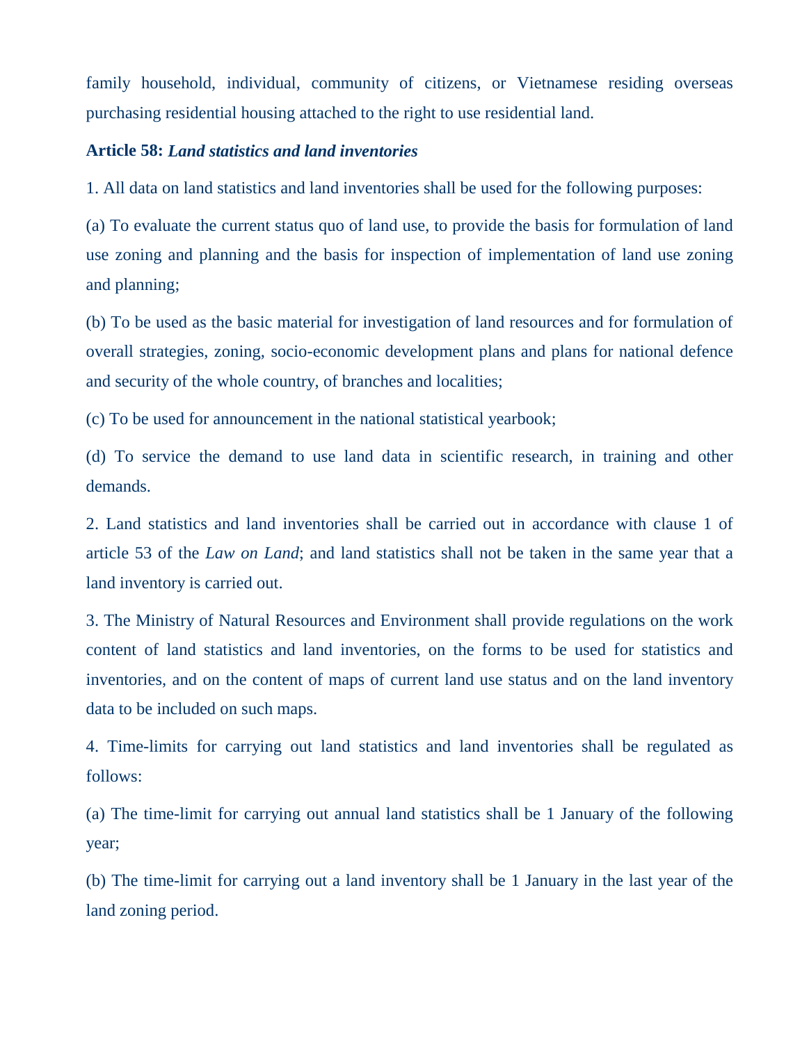family household, individual, community of citizens, or Vietnamese residing overseas purchasing residential housing attached to the right to use residential land.

**Article 58:** ***Land statistics and land inventories***

1. All data on land statistics and land inventories shall be used for the following purposes:

(a) To evaluate the current status quo of land use, to provide the basis for formulation of land use zoning and planning and the basis for inspection of implementation of land use zoning and planning;

(b) To be used as the basic material for investigation of land resources and for formulation of overall strategies, zoning, socio-economic development plans and plans for national defence and security of the whole country, of branches and localities;

(c) To be used for announcement in the national statistical yearbook;

(d) To service the demand to use land data in scientific research, in training and other demands.

2. Land statistics and land inventories shall be carried out in accordance with clause 1 of article 53 of the *Law on Land*; and land statistics shall not be taken in the same year that a land inventory is carried out.

3. The Ministry of Natural Resources and Environment shall provide regulations on the work content of land statistics and land inventories, on the forms to be used for statistics and inventories, and on the content of maps of current land use status and on the land inventory data to be included on such maps.

4. Time-limits for carrying out land statistics and land inventories shall be regulated as follows:

(a) The time-limit for carrying out annual land statistics shall be 1 January of the following year;

(b) The time-limit for carrying out a land inventory shall be 1 January in the last year of the land zoning period.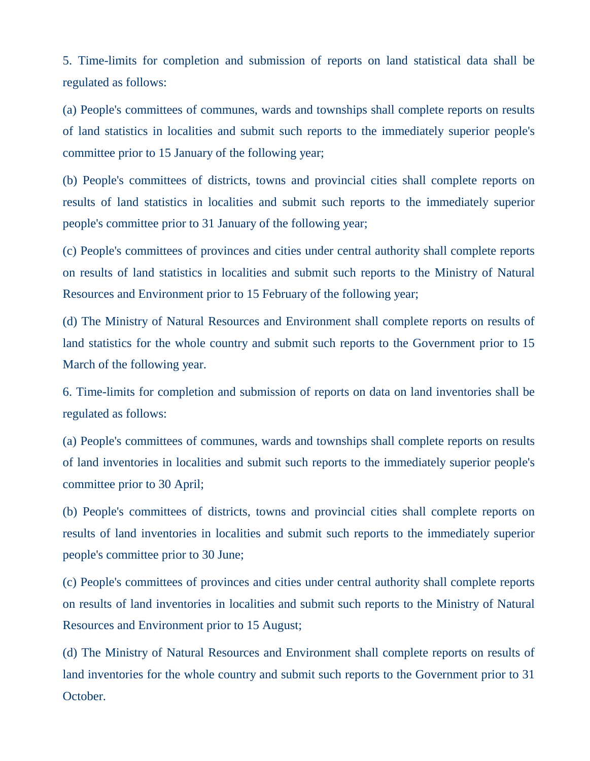5. Time-limits for completion and submission of reports on land statistical data shall be regulated as follows:

(a) People's committees of communes, wards and townships shall complete reports on results of land statistics in localities and submit such reports to the immediately superior people's committee prior to 15 January of the following year;

(b) People's committees of districts, towns and provincial cities shall complete reports on results of land statistics in localities and submit such reports to the immediately superior people's committee prior to 31 January of the following year;

(c) People's committees of provinces and cities under central authority shall complete reports on results of land statistics in localities and submit such reports to the Ministry of Natural Resources and Environment prior to 15 February of the following year;

(d) The Ministry of Natural Resources and Environment shall complete reports on results of land statistics for the whole country and submit such reports to the Government prior to 15 March of the following year.

6. Time-limits for completion and submission of reports on data on land inventories shall be regulated as follows:

(a) People's committees of communes, wards and townships shall complete reports on results of land inventories in localities and submit such reports to the immediately superior people's committee prior to 30 April;

(b) People's committees of districts, towns and provincial cities shall complete reports on results of land inventories in localities and submit such reports to the immediately superior people's committee prior to 30 June;

(c) People's committees of provinces and cities under central authority shall complete reports on results of land inventories in localities and submit such reports to the Ministry of Natural Resources and Environment prior to 15 August;

(d) The Ministry of Natural Resources and Environment shall complete reports on results of land inventories for the whole country and submit such reports to the Government prior to 31 October.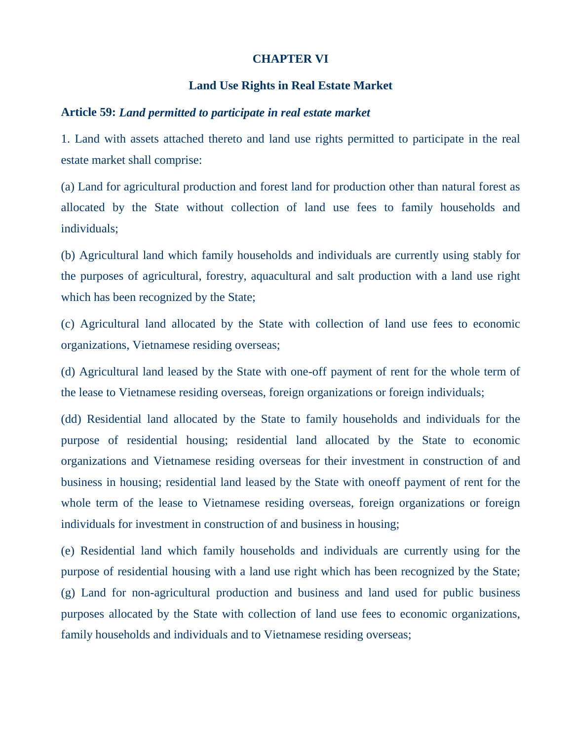# CHAPTER VI

## Land Use Rights in Real Estate Market

**Article 59:** ***Land permitted to participate in real estate market***

1. Land with assets attached thereto and land use rights permitted to participate in the real estate market shall comprise:

(a) Land for agricultural production and forest land for production other than natural forest as allocated by the State without collection of land use fees to family households and individuals;

(b) Agricultural land which family households and individuals are currently using stably for the purposes of agricultural, forestry, aquacultural and salt production with a land use right which has been recognized by the State;

(c) Agricultural land allocated by the State with collection of land use fees to economic organizations, Vietnamese residing overseas;

(d) Agricultural land leased by the State with one-off payment of rent for the whole term of the lease to Vietnamese residing overseas, foreign organizations or foreign individuals;

(dd) Residential land allocated by the State to family households and individuals for the purpose of residential housing; residential land allocated by the State to economic organizations and Vietnamese residing overseas for their investment in construction of and business in housing; residential land leased by the State with oneoff payment of rent for the whole term of the lease to Vietnamese residing overseas, foreign organizations or foreign individuals for investment in construction of and business in housing;

(e) Residential land which family households and individuals are currently using for the purpose of residential housing with a land use right which has been recognized by the State;

(g) Land for non-agricultural production and business and land used for public business purposes allocated by the State with collection of land use fees to economic organizations, family households and individuals and to Vietnamese residing overseas;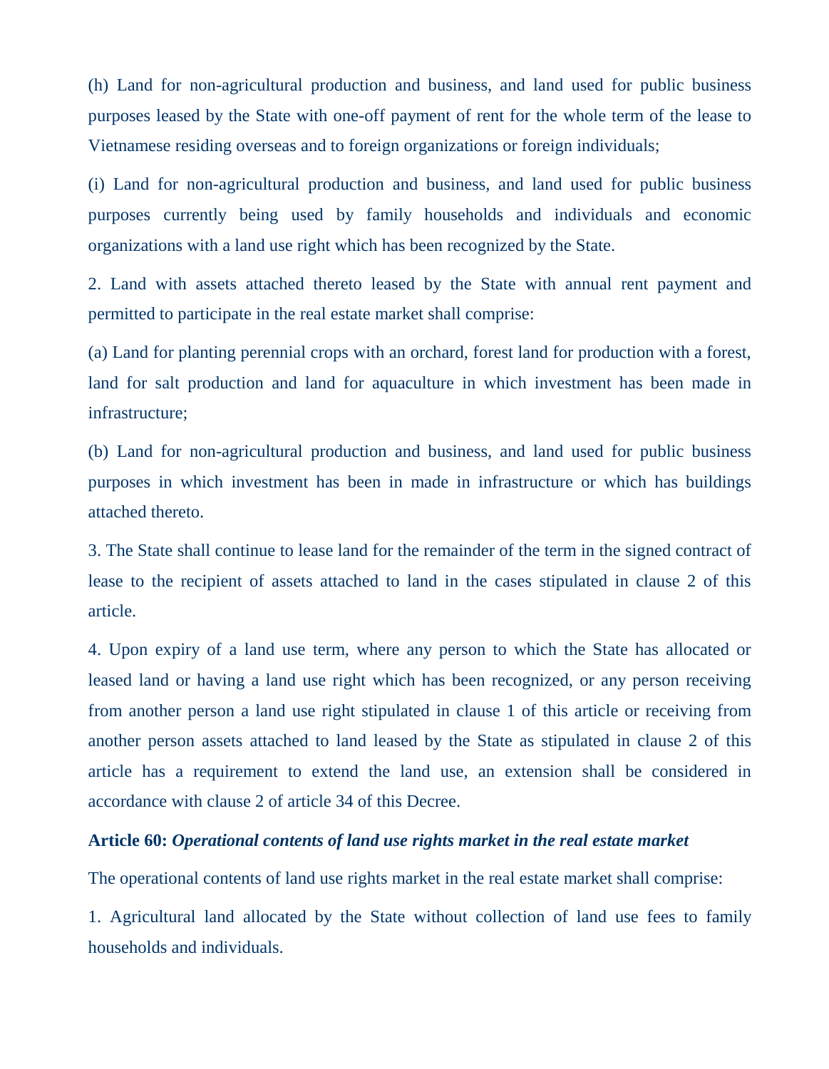(h) Land for non-agricultural production and business, and land used for public business purposes leased by the State with one-off payment of rent for the whole term of the lease to Vietnamese residing overseas and to foreign organizations or foreign individuals;

(i) Land for non-agricultural production and business, and land used for public business purposes currently being used by family households and individuals and economic organizations with a land use right which has been recognized by the State.

2. Land with assets attached thereto leased by the State with annual rent payment and permitted to participate in the real estate market shall comprise:

(a) Land for planting perennial crops with an orchard, forest land for production with a forest, land for salt production and land for aquaculture in which investment has been made in infrastructure;

(b) Land for non-agricultural production and business, and land used for public business purposes in which investment has been in made in infrastructure or which has buildings attached thereto.

3. The State shall continue to lease land for the remainder of the term in the signed contract of lease to the recipient of assets attached to land in the cases stipulated in clause 2 of this article.

4. Upon expiry of a land use term, where any person to which the State has allocated or leased land or having a land use right which has been recognized, or any person receiving from another person a land use right stipulated in clause 1 of this article or receiving from another person assets attached to land leased by the State as stipulated in clause 2 of this article has a requirement to extend the land use, an extension shall be considered in accordance with clause 2 of article 34 of this Decree.

**Article 60:** ***Operational contents of land use rights market in the real estate market***

The operational contents of land use rights market in the real estate market shall comprise:

1. Agricultural land allocated by the State without collection of land use fees to family households and individuals.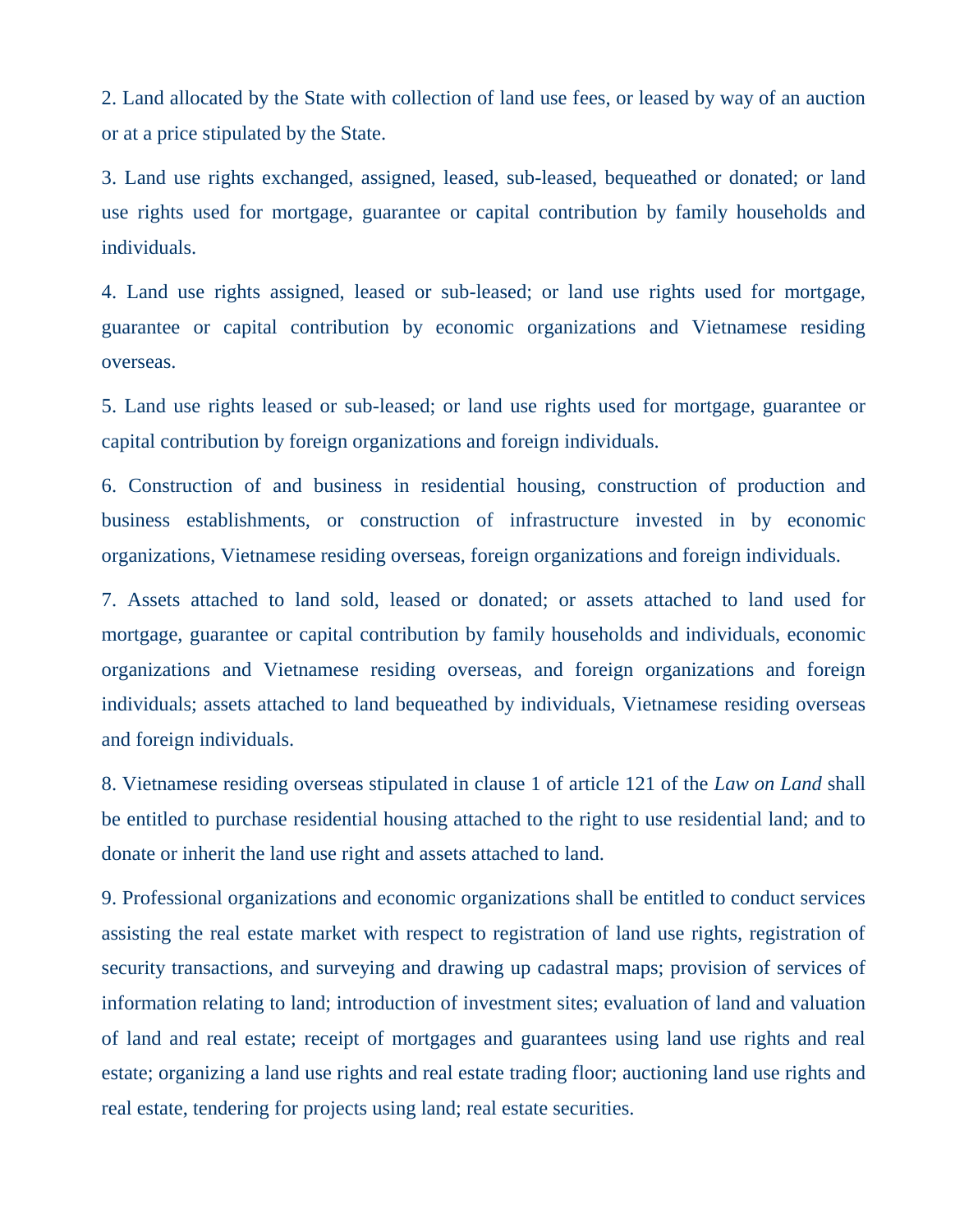2. Land allocated by the State with collection of land use fees, or leased by way of an auction or at a price stipulated by the State.

3. Land use rights exchanged, assigned, leased, sub-leased, bequeathed or donated; or land use rights used for mortgage, guarantee or capital contribution by family households and individuals.

4. Land use rights assigned, leased or sub-leased; or land use rights used for mortgage, guarantee or capital contribution by economic organizations and Vietnamese residing overseas.

5. Land use rights leased or sub-leased; or land use rights used for mortgage, guarantee or capital contribution by foreign organizations and foreign individuals.

6. Construction of and business in residential housing, construction of production and business establishments, or construction of infrastructure invested in by economic organizations, Vietnamese residing overseas, foreign organizations and foreign individuals.

7. Assets attached to land sold, leased or donated; or assets attached to land used for mortgage, guarantee or capital contribution by family households and individuals, economic organizations and Vietnamese residing overseas, and foreign organizations and foreign individuals; assets attached to land bequeathed by individuals, Vietnamese residing overseas and foreign individuals.

8. Vietnamese residing overseas stipulated in clause 1 of article 121 of the *Law on Land* shall be entitled to purchase residential housing attached to the right to use residential land; and to donate or inherit the land use right and assets attached to land.

9. Professional organizations and economic organizations shall be entitled to conduct services assisting the real estate market with respect to registration of land use rights, registration of security transactions, and surveying and drawing up cadastral maps; provision of services of information relating to land; introduction of investment sites; evaluation of land and valuation of land and real estate; receipt of mortgages and guarantees using land use rights and real estate; organizing a land use rights and real estate trading floor; auctioning land use rights and real estate, tendering for projects using land; real estate securities.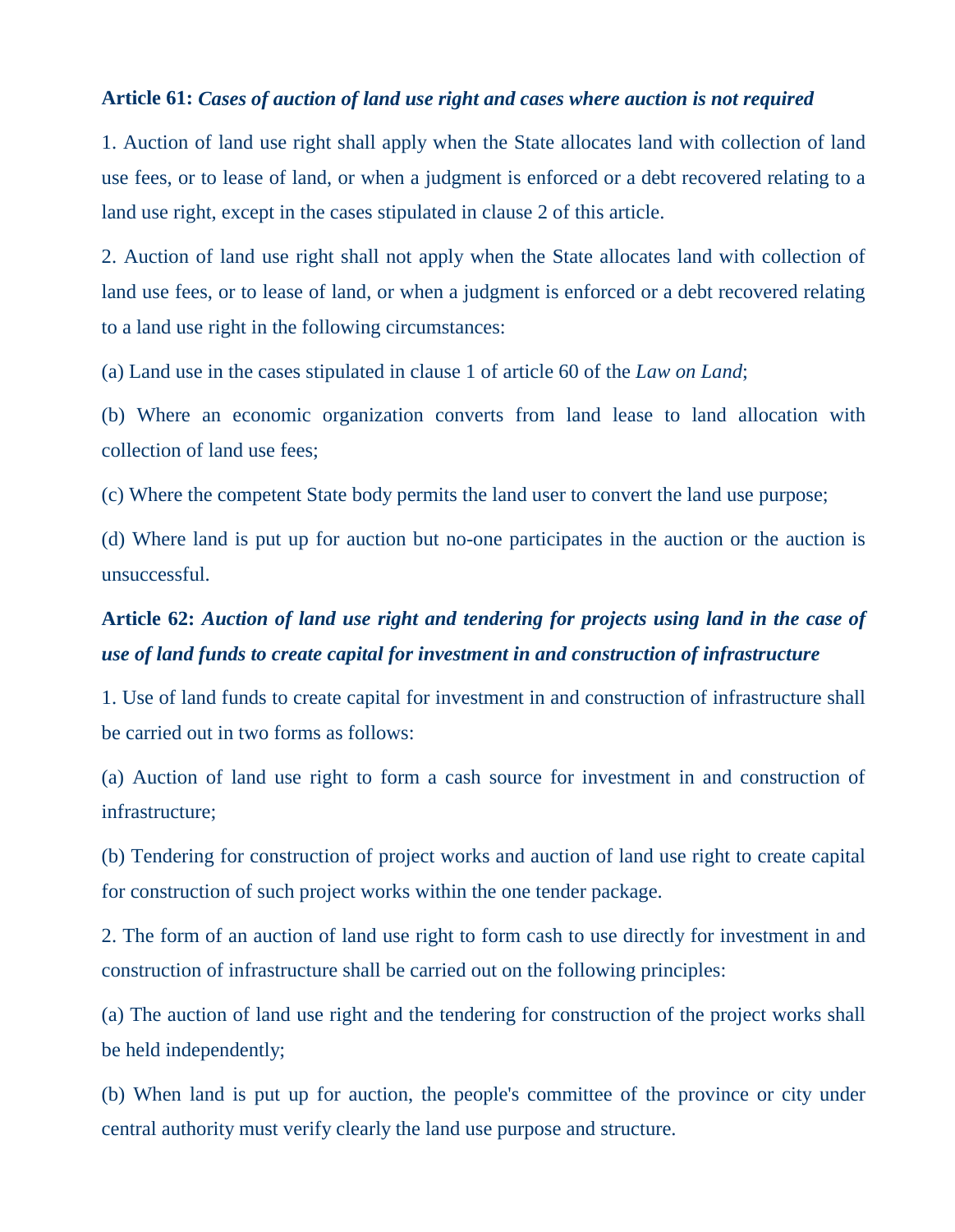**Article 61:** ***Cases of auction of land use right and cases where auction is not required***

1. Auction of land use right shall apply when the State allocates land with collection of land use fees, or to lease of land, or when a judgment is enforced or a debt recovered relating to a land use right, except in the cases stipulated in clause 2 of this article.

2. Auction of land use right shall not apply when the State allocates land with collection of land use fees, or to lease of land, or when a judgment is enforced or a debt recovered relating to a land use right in the following circumstances:

(a) Land use in the cases stipulated in clause 1 of article 60 of the *Law on Land*;

(b) Where an economic organization converts from land lease to land allocation with collection of land use fees;

(c) Where the competent State body permits the land user to convert the land use purpose;

(d) Where land is put up for auction but no-one participates in the auction or the auction is unsuccessful.

**Article 62:** ***Auction of land use right and tendering for projects using land in the case of use of land funds to create capital for investment in and construction of infrastructure***

1. Use of land funds to create capital for investment in and construction of infrastructure shall be carried out in two forms as follows:

(a) Auction of land use right to form a cash source for investment in and construction of infrastructure;

(b) Tendering for construction of project works and auction of land use right to create capital for construction of such project works within the one tender package.

2. The form of an auction of land use right to form cash to use directly for investment in and construction of infrastructure shall be carried out on the following principles:

(a) The auction of land use right and the tendering for construction of the project works shall be held independently;

(b) When land is put up for auction, the people's committee of the province or city under central authority must verify clearly the land use purpose and structure.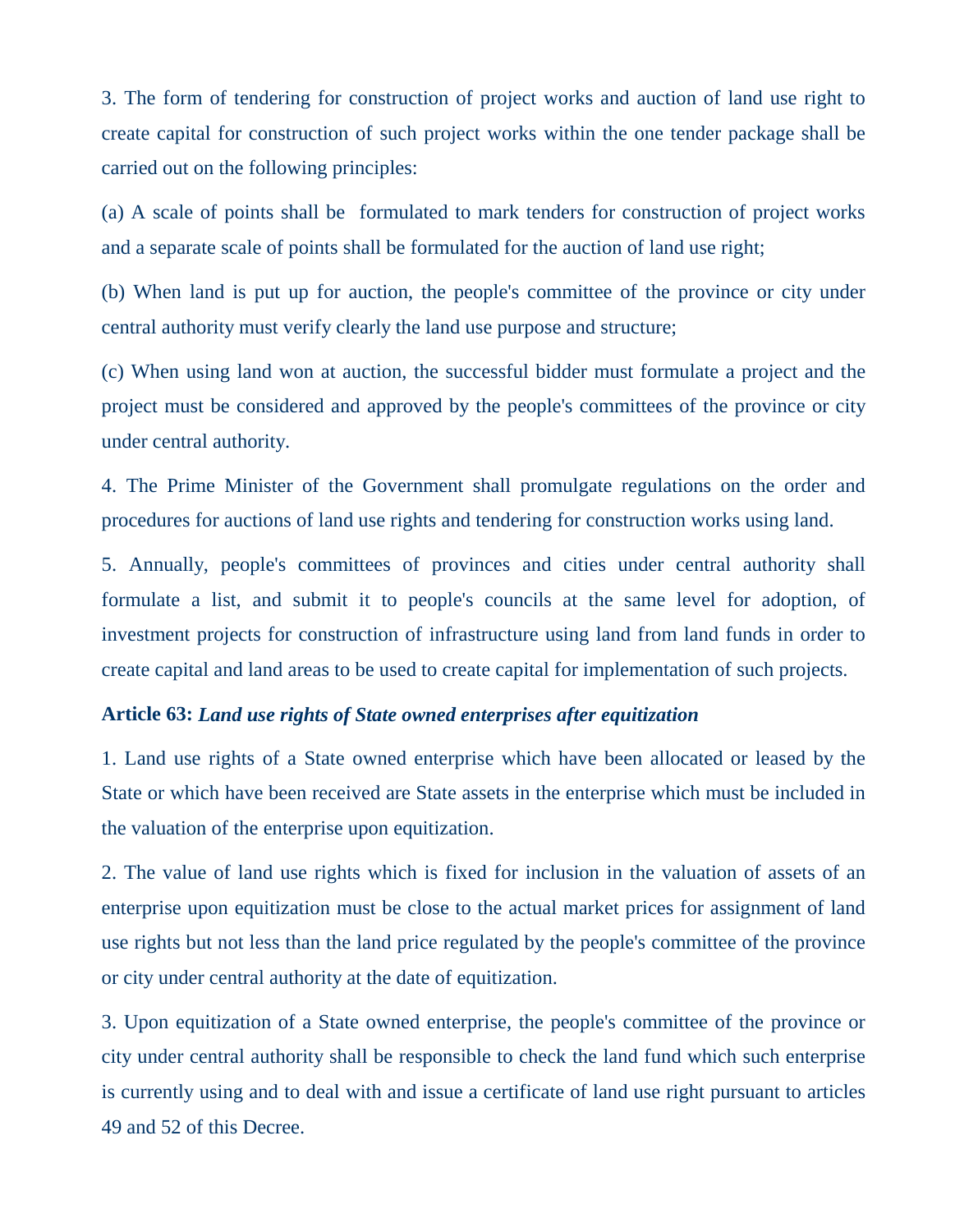3. The form of tendering for construction of project works and auction of land use right to create capital for construction of such project works within the one tender package shall be carried out on the following principles:

(a) A scale of points shall be formulated to mark tenders for construction of project works and a separate scale of points shall be formulated for the auction of land use right;

(b) When land is put up for auction, the people's committee of the province or city under central authority must verify clearly the land use purpose and structure;

(c) When using land won at auction, the successful bidder must formulate a project and the project must be considered and approved by the people's committees of the province or city under central authority.

4. The Prime Minister of the Government shall promulgate regulations on the order and procedures for auctions of land use rights and tendering for construction works using land.

5. Annually, people's committees of provinces and cities under central authority shall formulate a list, and submit it to people's councils at the same level for adoption, of investment projects for construction of infrastructure using land from land funds in order to create capital and land areas to be used to create capital for implementation of such projects.

**Article 63:** ***Land use rights of State owned enterprises after equitization***

1. Land use rights of a State owned enterprise which have been allocated or leased by the State or which have been received are State assets in the enterprise which must be included in the valuation of the enterprise upon equitization.

2. The value of land use rights which is fixed for inclusion in the valuation of assets of an enterprise upon equitization must be close to the actual market prices for assignment of land use rights but not less than the land price regulated by the people's committee of the province or city under central authority at the date of equitization.

3. Upon equitization of a State owned enterprise, the people's committee of the province or city under central authority shall be responsible to check the land fund which such enterprise is currently using and to deal with and issue a certificate of land use right pursuant to articles 49 and 52 of this Decree.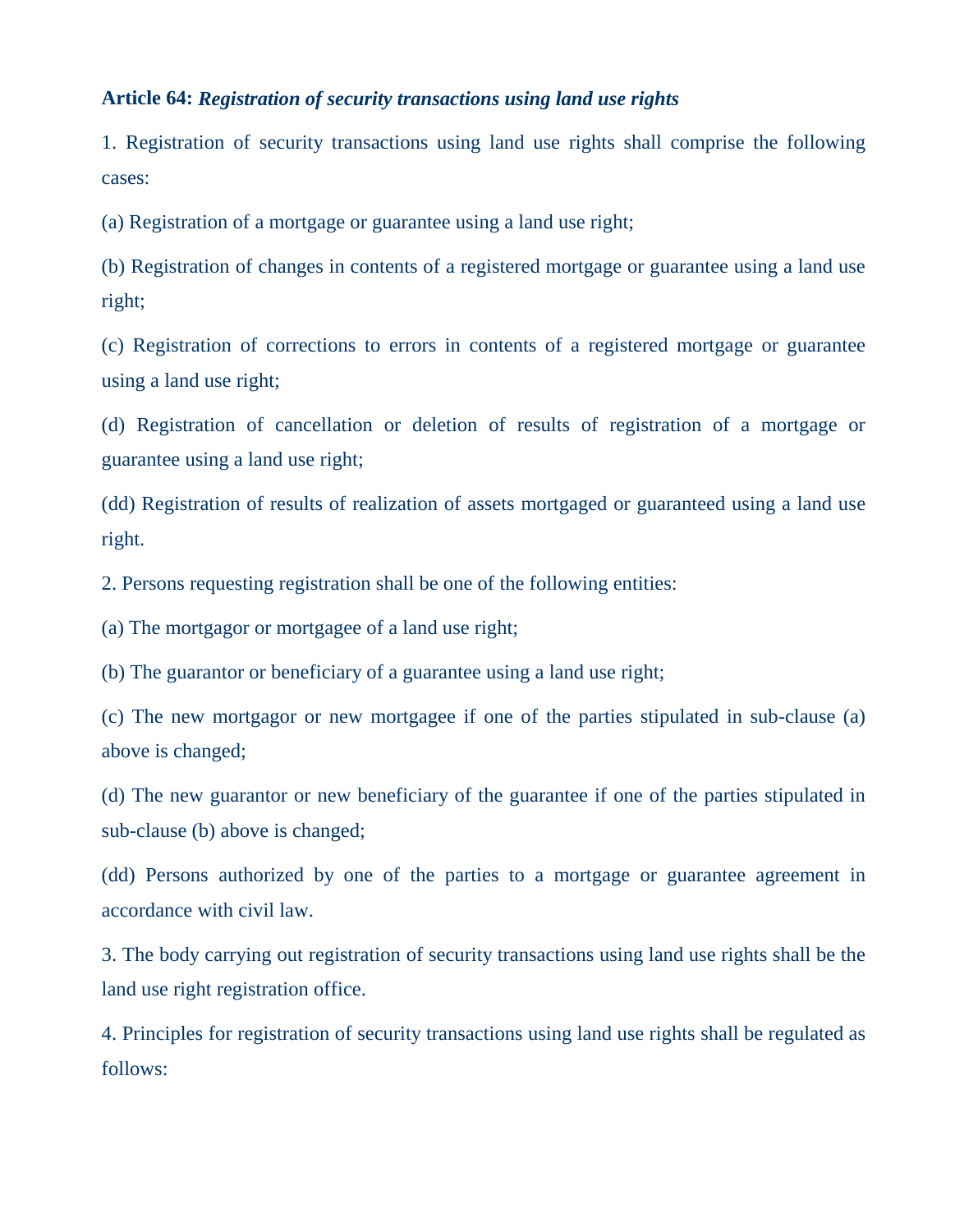**Article 64:** ***Registration of security transactions using land use rights***

1. Registration of security transactions using land use rights shall comprise the following cases:

(a) Registration of a mortgage or guarantee using a land use right;

(b) Registration of changes in contents of a registered mortgage or guarantee using a land use right;

(c) Registration of corrections to errors in contents of a registered mortgage or guarantee using a land use right;

(d) Registration of cancellation or deletion of results of registration of a mortgage or guarantee using a land use right;

(dd) Registration of results of realization of assets mortgaged or guaranteed using a land use right.

2. Persons requesting registration shall be one of the following entities:

(a) The mortgagor or mortgagee of a land use right;

(b) The guarantor or beneficiary of a guarantee using a land use right;

(c) The new mortgagor or new mortgagee if one of the parties stipulated in sub-clause (a) above is changed;

(d) The new guarantor or new beneficiary of the guarantee if one of the parties stipulated in sub-clause (b) above is changed;

(dd) Persons authorized by one of the parties to a mortgage or guarantee agreement in accordance with civil law.

3. The body carrying out registration of security transactions using land use rights shall be the land use right registration office.

4. Principles for registration of security transactions using land use rights shall be regulated as follows: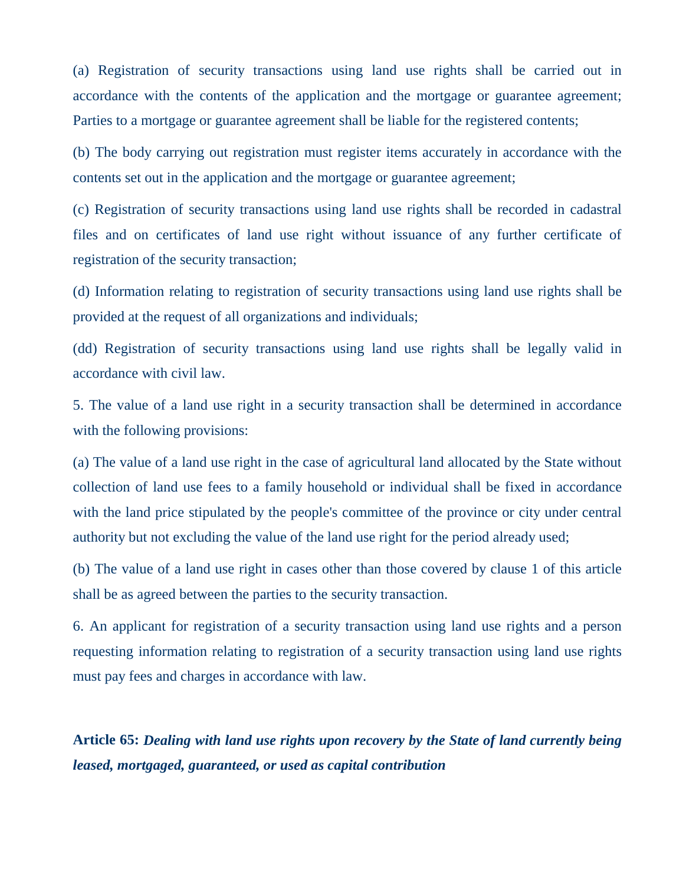(a) Registration of security transactions using land use rights shall be carried out in accordance with the contents of the application and the mortgage or guarantee agreement; Parties to a mortgage or guarantee agreement shall be liable for the registered contents;

(b) The body carrying out registration must register items accurately in accordance with the contents set out in the application and the mortgage or guarantee agreement;

(c) Registration of security transactions using land use rights shall be recorded in cadastral files and on certificates of land use right without issuance of any further certificate of registration of the security transaction;

(d) Information relating to registration of security transactions using land use rights shall be provided at the request of all organizations and individuals;

(dd) Registration of security transactions using land use rights shall be legally valid in accordance with civil law.

5. The value of a land use right in a security transaction shall be determined in accordance with the following provisions:

(a) The value of a land use right in the case of agricultural land allocated by the State without collection of land use fees to a family household or individual shall be fixed in accordance with the land price stipulated by the people's committee of the province or city under central authority but not excluding the value of the land use right for the period already used;

(b) The value of a land use right in cases other than those covered by clause 1 of this article shall be as agreed between the parties to the security transaction.

6. An applicant for registration of a security transaction using land use rights and a person requesting information relating to registration of a security transaction using land use rights must pay fees and charges in accordance with law.

**Article 65:** ***Dealing with land use rights upon recovery by the State of land currently being leased, mortgaged, guaranteed, or used as capital contribution***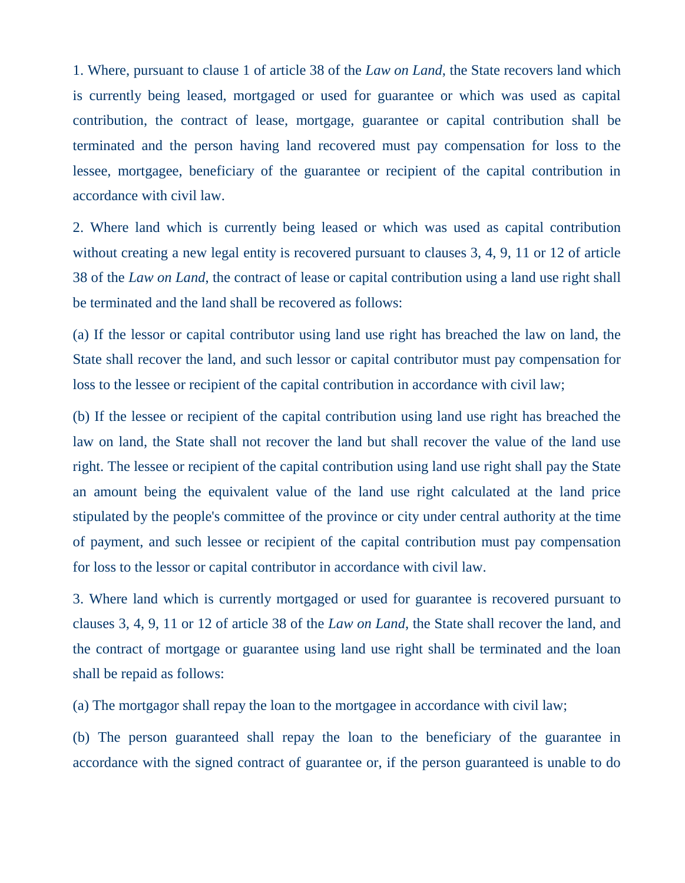1. Where, pursuant to clause 1 of article 38 of the *Law on Land*, the State recovers land which is currently being leased, mortgaged or used for guarantee or which was used as capital contribution, the contract of lease, mortgage, guarantee or capital contribution shall be terminated and the person having land recovered must pay compensation for loss to the lessee, mortgagee, beneficiary of the guarantee or recipient of the capital contribution in accordance with civil law.

2. Where land which is currently being leased or which was used as capital contribution without creating a new legal entity is recovered pursuant to clauses 3, 4, 9, 11 or 12 of article 38 of the *Law on Land*, the contract of lease or capital contribution using a land use right shall be terminated and the land shall be recovered as follows:

(a) If the lessor or capital contributor using land use right has breached the law on land, the State shall recover the land, and such lessor or capital contributor must pay compensation for loss to the lessee or recipient of the capital contribution in accordance with civil law;

(b) If the lessee or recipient of the capital contribution using land use right has breached the law on land, the State shall not recover the land but shall recover the value of the land use right. The lessee or recipient of the capital contribution using land use right shall pay the State an amount being the equivalent value of the land use right calculated at the land price stipulated by the people's committee of the province or city under central authority at the time of payment, and such lessee or recipient of the capital contribution must pay compensation for loss to the lessor or capital contributor in accordance with civil law.

3. Where land which is currently mortgaged or used for guarantee is recovered pursuant to clauses 3, 4, 9, 11 or 12 of article 38 of the *Law on Land*, the State shall recover the land, and the contract of mortgage or guarantee using land use right shall be terminated and the loan shall be repaid as follows:

(a) The mortgagor shall repay the loan to the mortgagee in accordance with civil law;

(b) The person guaranteed shall repay the loan to the beneficiary of the guarantee in accordance with the signed contract of guarantee or, if the person guaranteed is unable to do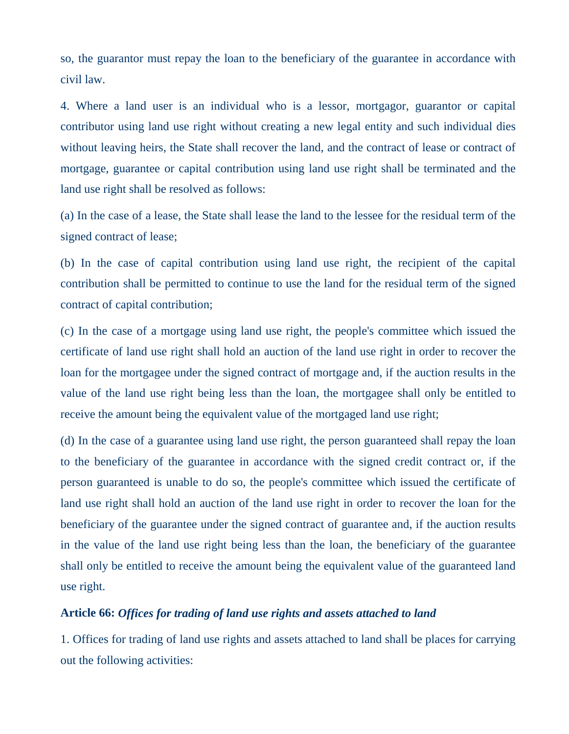so, the guarantor must repay the loan to the beneficiary of the guarantee in accordance with civil law.

4. Where a land user is an individual who is a lessor, mortgagor, guarantor or capital contributor using land use right without creating a new legal entity and such individual dies without leaving heirs, the State shall recover the land, and the contract of lease or contract of mortgage, guarantee or capital contribution using land use right shall be terminated and the land use right shall be resolved as follows:

(a) In the case of a lease, the State shall lease the land to the lessee for the residual term of the signed contract of lease;

(b) In the case of capital contribution using land use right, the recipient of the capital contribution shall be permitted to continue to use the land for the residual term of the signed contract of capital contribution;

(c) In the case of a mortgage using land use right, the people's committee which issued the certificate of land use right shall hold an auction of the land use right in order to recover the loan for the mortgagee under the signed contract of mortgage and, if the auction results in the value of the land use right being less than the loan, the mortgagee shall only be entitled to receive the amount being the equivalent value of the mortgaged land use right;

(d) In the case of a guarantee using land use right, the person guaranteed shall repay the loan to the beneficiary of the guarantee in accordance with the signed credit contract or, if the person guaranteed is unable to do so, the people's committee which issued the certificate of land use right shall hold an auction of the land use right in order to recover the loan for the beneficiary of the guarantee under the signed contract of guarantee and, if the auction results in the value of the land use right being less than the loan, the beneficiary of the guarantee shall only be entitled to receive the amount being the equivalent value of the guaranteed land use right.

**Article 66:** ***Offices for trading of land use rights and assets attached to land***

1. Offices for trading of land use rights and assets attached to land shall be places for carrying out the following activities: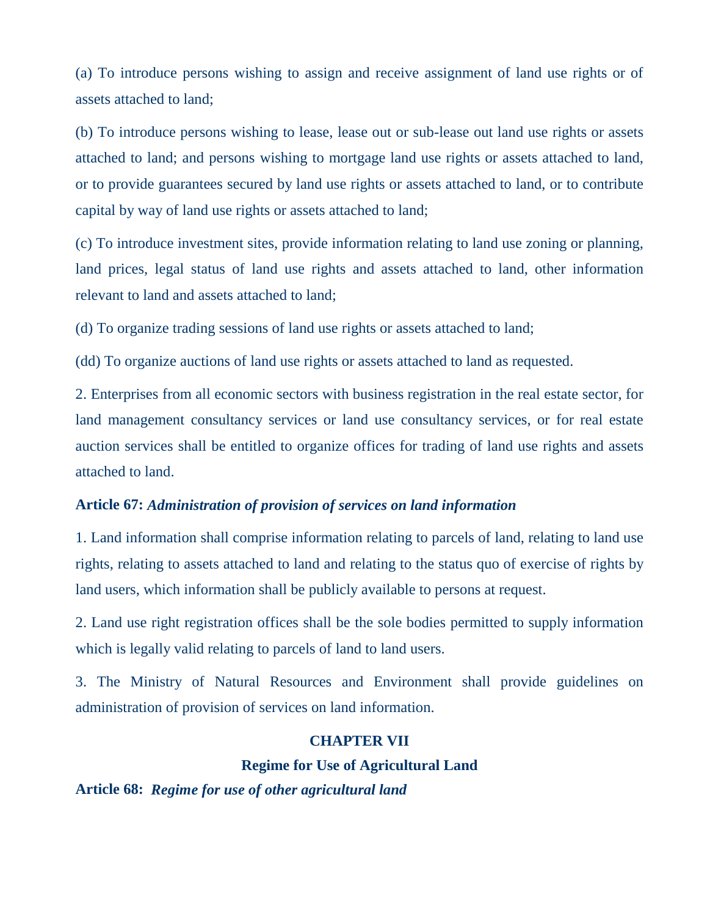(a) To introduce persons wishing to assign and receive assignment of land use rights or of assets attached to land;

(b) To introduce persons wishing to lease, lease out or sub-lease out land use rights or assets attached to land; and persons wishing to mortgage land use rights or assets attached to land, or to provide guarantees secured by land use rights or assets attached to land, or to contribute capital by way of land use rights or assets attached to land;

(c) To introduce investment sites, provide information relating to land use zoning or planning, land prices, legal status of land use rights and assets attached to land, other information relevant to land and assets attached to land;

(d) To organize trading sessions of land use rights or assets attached to land;

(dd) To organize auctions of land use rights or assets attached to land as requested.

2. Enterprises from all economic sectors with business registration in the real estate sector, for land management consultancy services or land use consultancy services, or for real estate auction services shall be entitled to organize offices for trading of land use rights and assets attached to land.

**Article 67:** ***Administration of provision of services on land information***

1. Land information shall comprise information relating to parcels of land, relating to land use rights, relating to assets attached to land and relating to the status quo of exercise of rights by land users, which information shall be publicly available to persons at request.

2. Land use right registration offices shall be the sole bodies permitted to supply information which is legally valid relating to parcels of land to land users.

3. The Ministry of Natural Resources and Environment shall provide guidelines on administration of provision of services on land information.

## CHAPTER VII

## Regime for Use of Agricultural Land

**Article 68:** ***Regime for use of other agricultural land***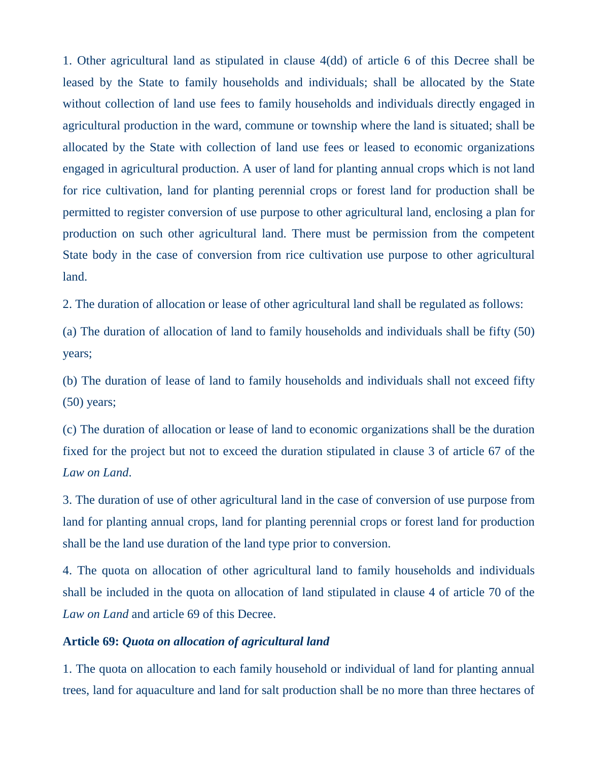1. Other agricultural land as stipulated in clause 4(dd) of article 6 of this Decree shall be leased by the State to family households and individuals; shall be allocated by the State without collection of land use fees to family households and individuals directly engaged in agricultural production in the ward, commune or township where the land is situated; shall be allocated by the State with collection of land use fees or leased to economic organizations engaged in agricultural production. A user of land for planting annual crops which is not land for rice cultivation, land for planting perennial crops or forest land for production shall be permitted to register conversion of use purpose to other agricultural land, enclosing a plan for production on such other agricultural land. There must be permission from the competent State body in the case of conversion from rice cultivation use purpose to other agricultural land.

2. The duration of allocation or lease of other agricultural land shall be regulated as follows:

(a) The duration of allocation of land to family households and individuals shall be fifty (50) years;

(b) The duration of lease of land to family households and individuals shall not exceed fifty (50) years;

(c) The duration of allocation or lease of land to economic organizations shall be the duration fixed for the project but not to exceed the duration stipulated in clause 3 of article 67 of the *Law on Land*.

3. The duration of use of other agricultural land in the case of conversion of use purpose from land for planting annual crops, land for planting perennial crops or forest land for production shall be the land use duration of the land type prior to conversion.

4. The quota on allocation of other agricultural land to family households and individuals shall be included in the quota on allocation of land stipulated in clause 4 of article 70 of the *Law on Land* and article 69 of this Decree.

**Article 69:** ***Quota on allocation of agricultural land***

1. The quota on allocation to each family household or individual of land for planting annual trees, land for aquaculture and land for salt production shall be no more than three hectares of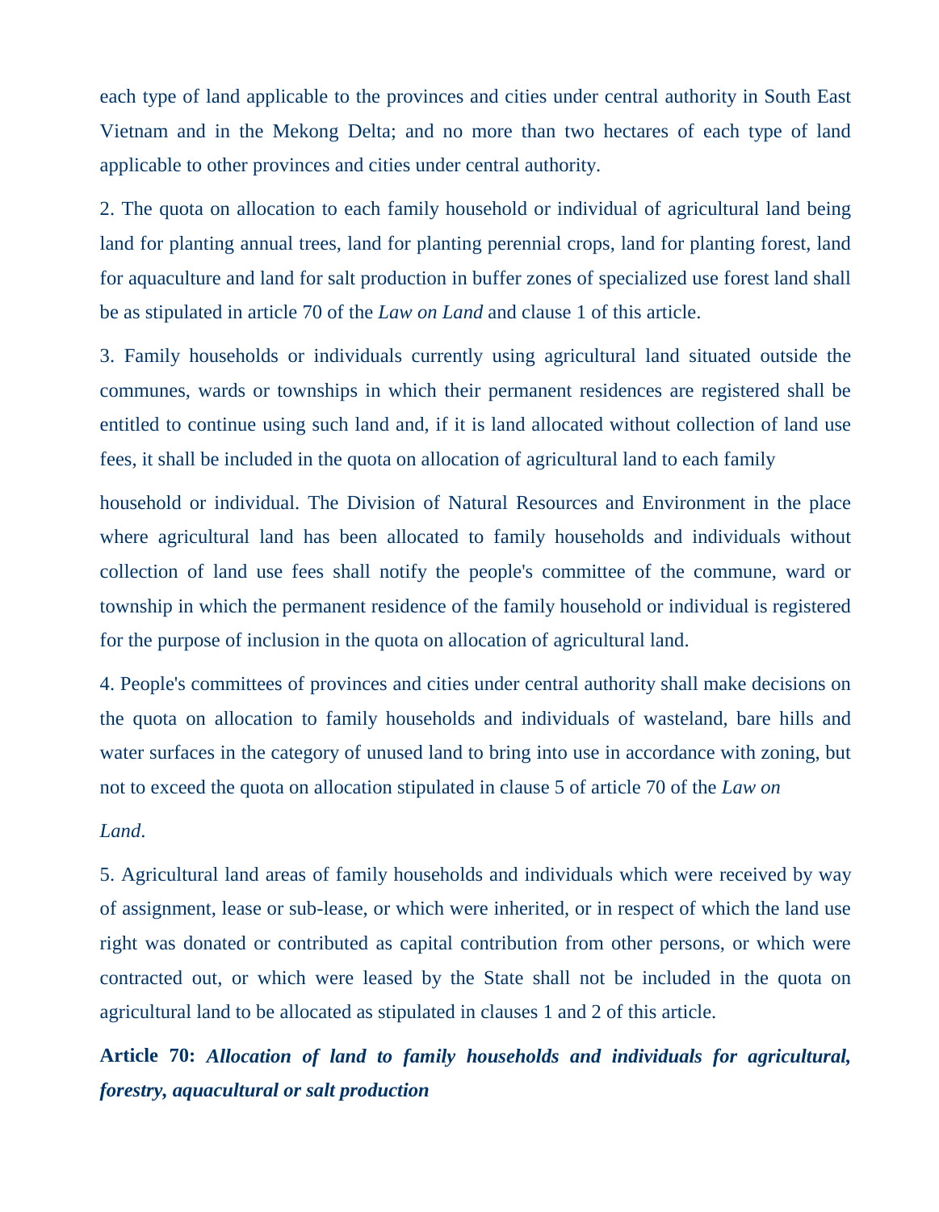each type of land applicable to the provinces and cities under central authority in South East Vietnam and in the Mekong Delta; and no more than two hectares of each type of land applicable to other provinces and cities under central authority.

2. The quota on allocation to each family household or individual of agricultural land being land for planting annual trees, land for planting perennial crops, land for planting forest, land for aquaculture and land for salt production in buffer zones of specialized use forest land shall be as stipulated in article 70 of the *Law on Land* and clause 1 of this article.

3. Family households or individuals currently using agricultural land situated outside the communes, wards or townships in which their permanent residences are registered shall be entitled to continue using such land and, if it is land allocated without collection of land use fees, it shall be included in the quota on allocation of agricultural land to each family household or individual. The Division of Natural Resources and Environment in the place where agricultural land has been allocated to family households and individuals without collection of land use fees shall notify the people's committee of the commune, ward or township in which the permanent residence of the family household or individual is registered for the purpose of inclusion in the quota on allocation of agricultural land.

4. People's committees of provinces and cities under central authority shall make decisions on the quota on allocation to family households and individuals of wasteland, bare hills and water surfaces in the category of unused land to bring into use in accordance with zoning, but not to exceed the quota on allocation stipulated in clause 5 of article 70 of the *Law on Land*.

5. Agricultural land areas of family households and individuals which were received by way of assignment, lease or sub-lease, or which were inherited, or in respect of which the land use right was donated or contributed as capital contribution from other persons, or which were contracted out, or which were leased by the State shall not be included in the quota on agricultural land to be allocated as stipulated in clauses 1 and 2 of this article.

**Article 70:** ***Allocation of land to family households and individuals for agricultural, forestry, aquacultural or salt production***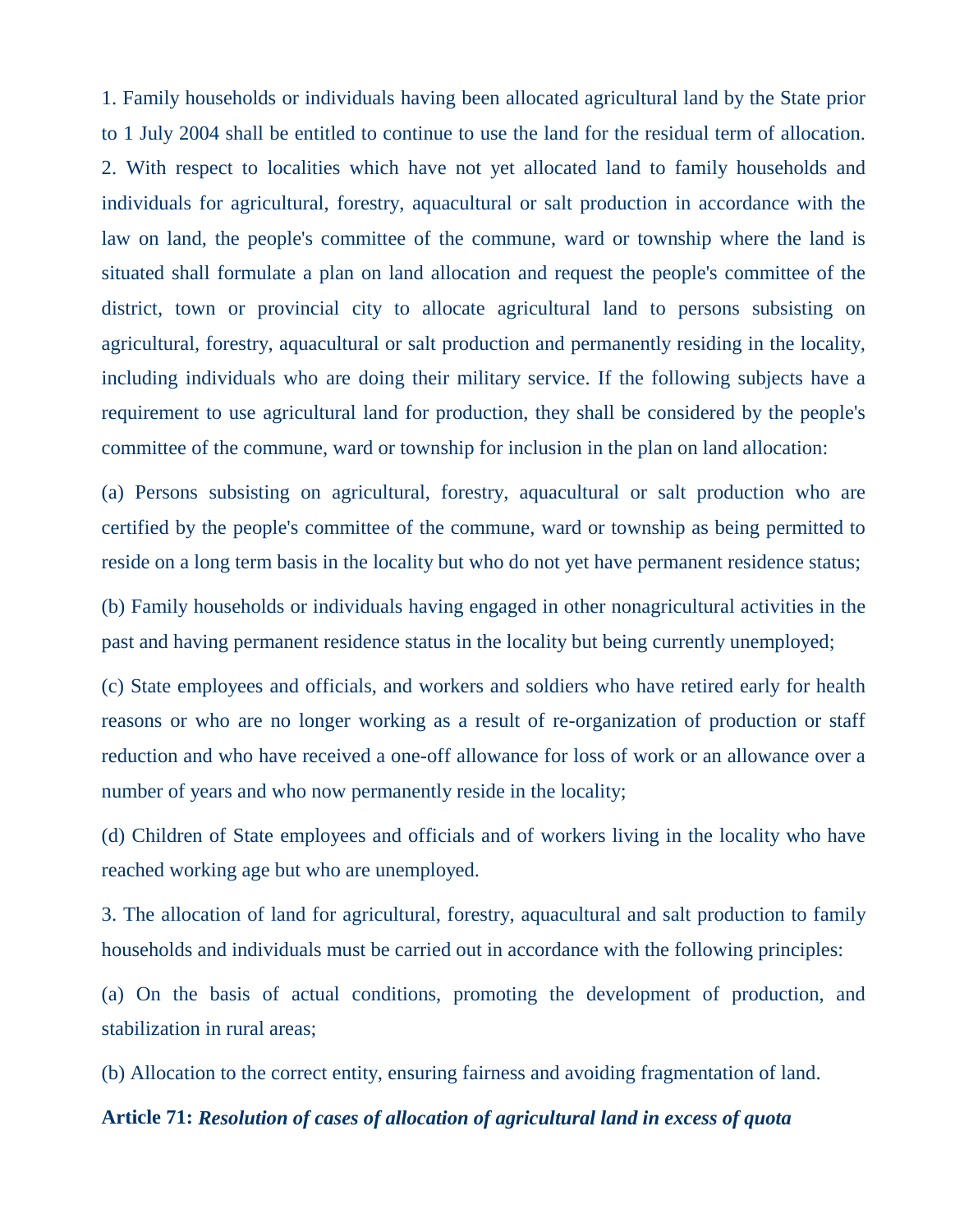1. Family households or individuals having been allocated agricultural land by the State prior to 1 July 2004 shall be entitled to continue to use the land for the residual term of allocation.

2. With respect to localities which have not yet allocated land to family households and individuals for agricultural, forestry, aquacultural or salt production in accordance with the law on land, the people's committee of the commune, ward or township where the land is situated shall formulate a plan on land allocation and request the people's committee of the district, town or provincial city to allocate agricultural land to persons subsisting on agricultural, forestry, aquacultural or salt production and permanently residing in the locality, including individuals who are doing their military service. If the following subjects have a requirement to use agricultural land for production, they shall be considered by the people's committee of the commune, ward or township for inclusion in the plan on land allocation:

(a) Persons subsisting on agricultural, forestry, aquacultural or salt production who are certified by the people's committee of the commune, ward or township as being permitted to reside on a long term basis in the locality but who do not yet have permanent residence status;

(b) Family households or individuals having engaged in other nonagricultural activities in the past and having permanent residence status in the locality but being currently unemployed;

(c) State employees and officials, and workers and soldiers who have retired early for health reasons or who are no longer working as a result of re-organization of production or staff reduction and who have received a one-off allowance for loss of work or an allowance over a number of years and who now permanently reside in the locality;

(d) Children of State employees and officials and of workers living in the locality who have reached working age but who are unemployed.

3. The allocation of land for agricultural, forestry, aquacultural and salt production to family households and individuals must be carried out in accordance with the following principles:

(a) On the basis of actual conditions, promoting the development of production, and stabilization in rural areas;

(b) Allocation to the correct entity, ensuring fairness and avoiding fragmentation of land.

**Article 71:** ***Resolution of cases of allocation of agricultural land in excess of quota***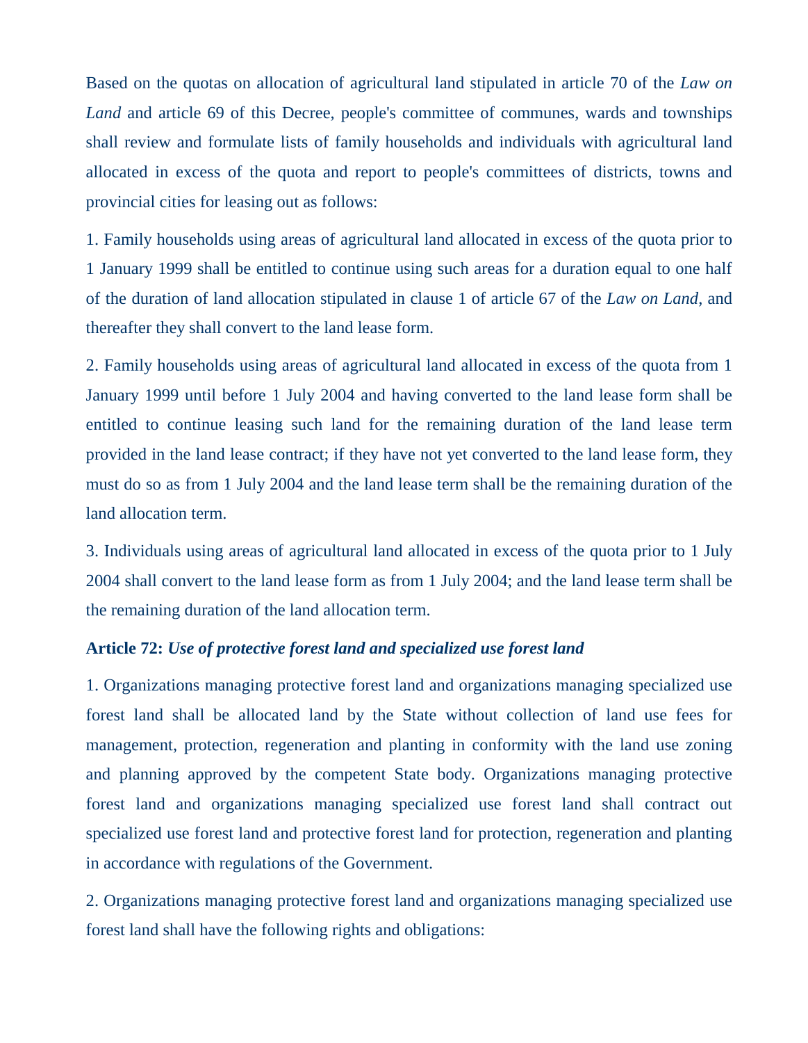Based on the quotas on allocation of agricultural land stipulated in article 70 of the *Law on Land* and article 69 of this Decree, people's committee of communes, wards and townships shall review and formulate lists of family households and individuals with agricultural land allocated in excess of the quota and report to people's committees of districts, towns and provincial cities for leasing out as follows:

1. Family households using areas of agricultural land allocated in excess of the quota prior to 1 January 1999 shall be entitled to continue using such areas for a duration equal to one half of the duration of land allocation stipulated in clause 1 of article 67 of the *Law on Land*, and thereafter they shall convert to the land lease form.

2. Family households using areas of agricultural land allocated in excess of the quota from 1 January 1999 until before 1 July 2004 and having converted to the land lease form shall be entitled to continue leasing such land for the remaining duration of the land lease term provided in the land lease contract; if they have not yet converted to the land lease form, they must do so as from 1 July 2004 and the land lease term shall be the remaining duration of the land allocation term.

3. Individuals using areas of agricultural land allocated in excess of the quota prior to 1 July 2004 shall convert to the land lease form as from 1 July 2004; and the land lease term shall be the remaining duration of the land allocation term.

**Article 72:** ***Use of protective forest land and specialized use forest land***

1. Organizations managing protective forest land and organizations managing specialized use forest land shall be allocated land by the State without collection of land use fees for management, protection, regeneration and planting in conformity with the land use zoning and planning approved by the competent State body. Organizations managing protective forest land and organizations managing specialized use forest land shall contract out specialized use forest land and protective forest land for protection, regeneration and planting in accordance with regulations of the Government.

2. Organizations managing protective forest land and organizations managing specialized use forest land shall have the following rights and obligations: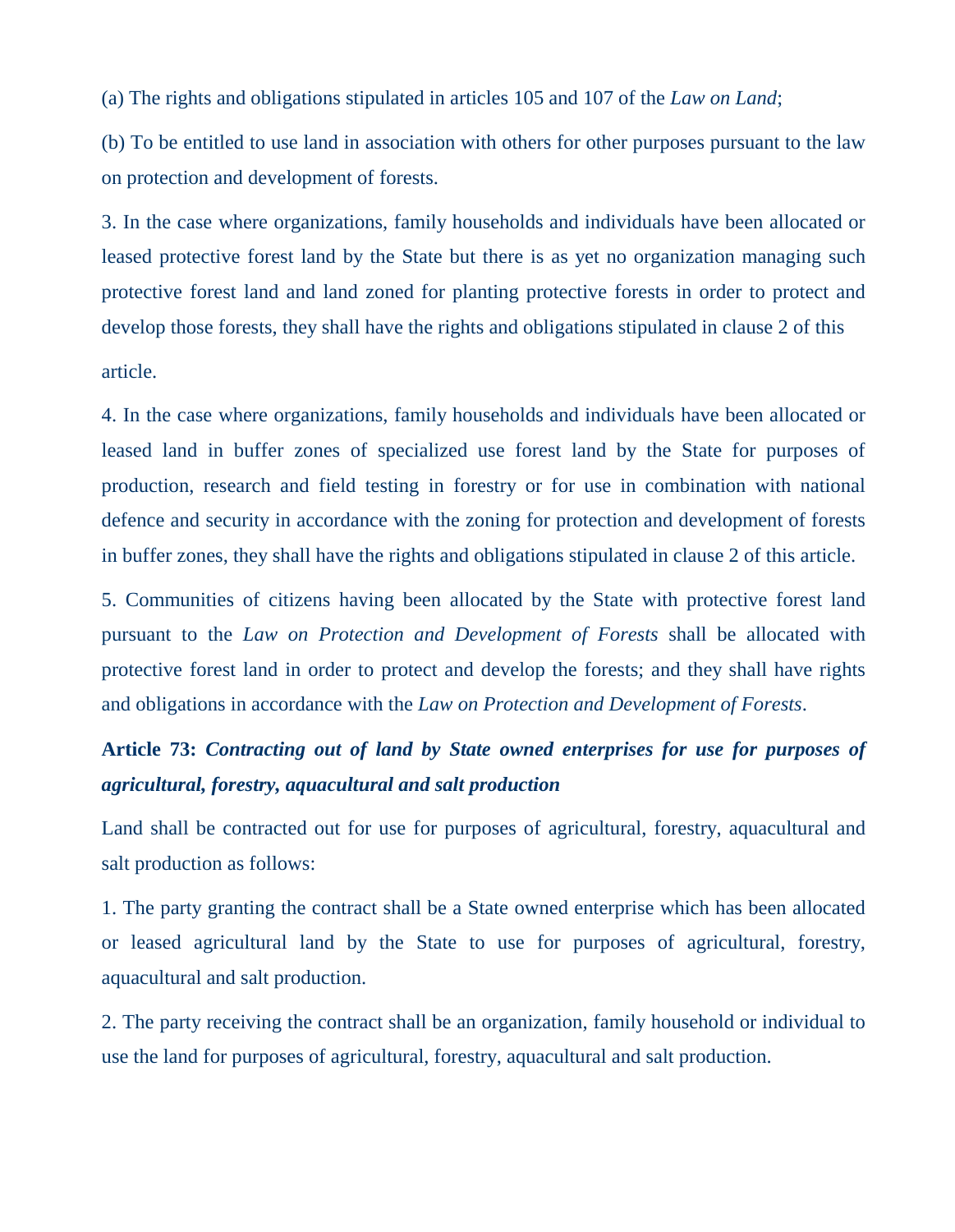(a) The rights and obligations stipulated in articles 105 and 107 of the *Law on Land*;

(b) To be entitled to use land in association with others for other purposes pursuant to the law on protection and development of forests.

3. In the case where organizations, family households and individuals have been allocated or leased protective forest land by the State but there is as yet no organization managing such protective forest land and land zoned for planting protective forests in order to protect and develop those forests, they shall have the rights and obligations stipulated in clause 2 of this article.

4. In the case where organizations, family households and individuals have been allocated or leased land in buffer zones of specialized use forest land by the State for purposes of production, research and field testing in forestry or for use in combination with national defence and security in accordance with the zoning for protection and development of forests in buffer zones, they shall have the rights and obligations stipulated in clause 2 of this article.

5. Communities of citizens having been allocated by the State with protective forest land pursuant to the *Law on Protection and Development of Forests* shall be allocated with protective forest land in order to protect and develop the forests; and they shall have rights and obligations in accordance with the *Law on Protection and Development of Forests*.

**Article 73: *Contracting out of land by State owned enterprises for use for purposes of agricultural, forestry, aquacultural and salt production***

Land shall be contracted out for use for purposes of agricultural, forestry, aquacultural and salt production as follows:

1. The party granting the contract shall be a State owned enterprise which has been allocated or leased agricultural land by the State to use for purposes of agricultural, forestry, aquacultural and salt production.

2. The party receiving the contract shall be an organization, family household or individual to use the land for purposes of agricultural, forestry, aquacultural and salt production.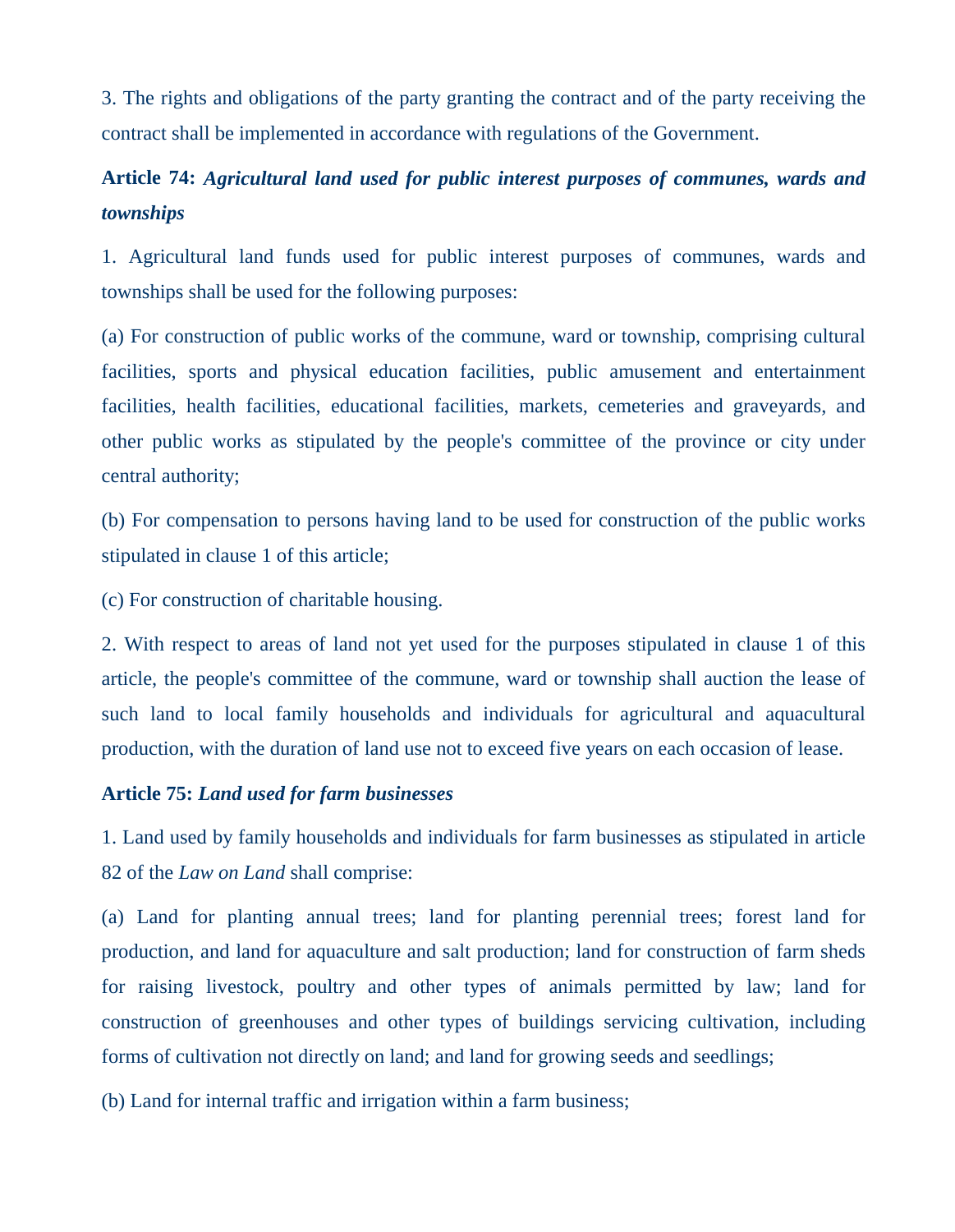3. The rights and obligations of the party granting the contract and of the party receiving the contract shall be implemented in accordance with regulations of the Government.

**Article 74:** ***Agricultural land used for public interest purposes of communes, wards and townships***

1. Agricultural land funds used for public interest purposes of communes, wards and townships shall be used for the following purposes:

(a) For construction of public works of the commune, ward or township, comprising cultural facilities, sports and physical education facilities, public amusement and entertainment facilities, health facilities, educational facilities, markets, cemeteries and graveyards, and other public works as stipulated by the people's committee of the province or city under central authority;

(b) For compensation to persons having land to be used for construction of the public works stipulated in clause 1 of this article;

(c) For construction of charitable housing.

2. With respect to areas of land not yet used for the purposes stipulated in clause 1 of this article, the people's committee of the commune, ward or township shall auction the lease of such land to local family households and individuals for agricultural and aquacultural production, with the duration of land use not to exceed five years on each occasion of lease.

**Article 75:** ***Land used for farm businesses***

1. Land used by family households and individuals for farm businesses as stipulated in article 82 of the *Law on Land* shall comprise:

(a) Land for planting annual trees; land for planting perennial trees; forest land for production, and land for aquaculture and salt production; land for construction of farm sheds for raising livestock, poultry and other types of animals permitted by law; land for construction of greenhouses and other types of buildings servicing cultivation, including forms of cultivation not directly on land; and land for growing seeds and seedlings;

(b) Land for internal traffic and irrigation within a farm business;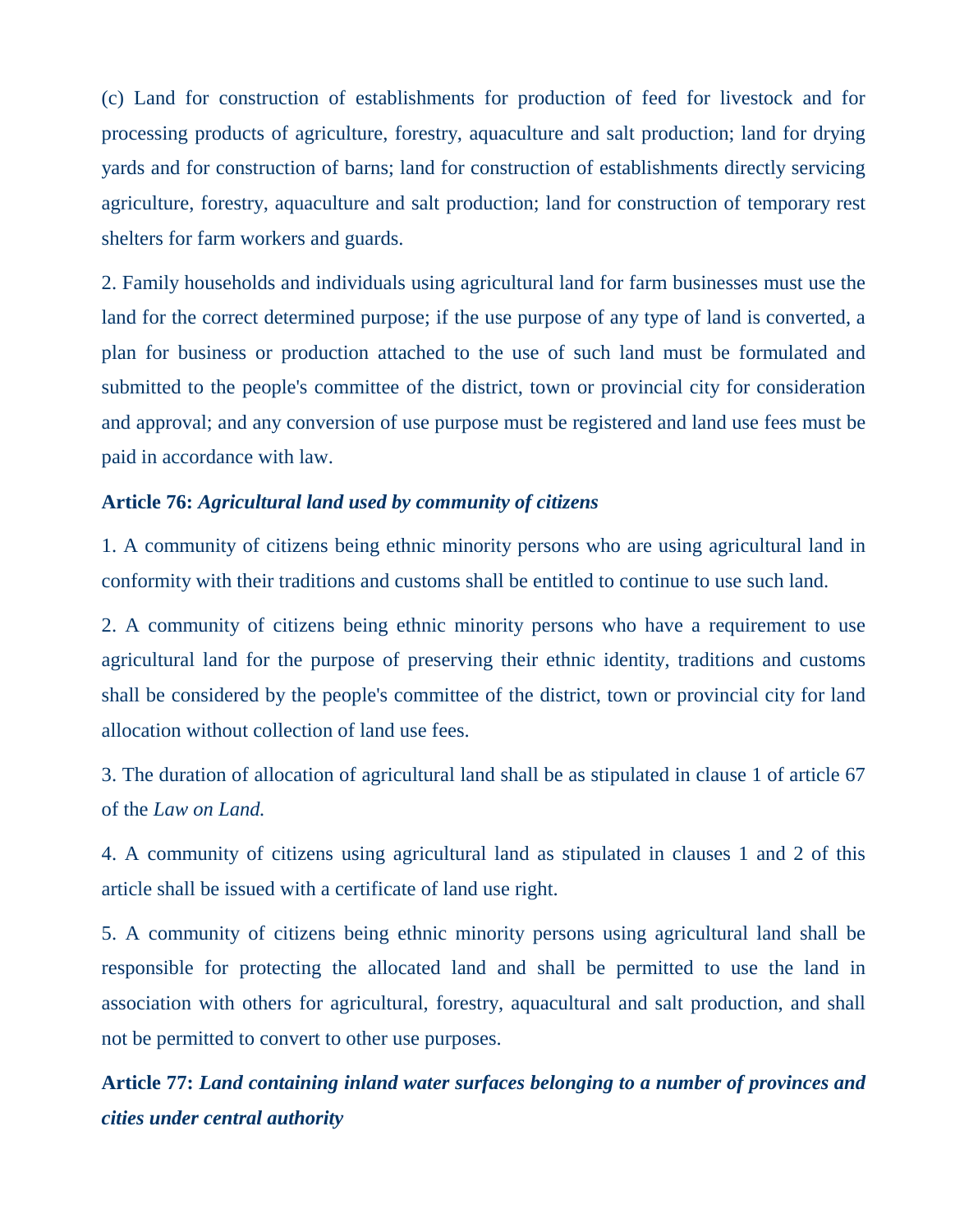(c) Land for construction of establishments for production of feed for livestock and for processing products of agriculture, forestry, aquaculture and salt production; land for drying yards and for construction of barns; land for construction of establishments directly servicing agriculture, forestry, aquaculture and salt production; land for construction of temporary rest shelters for farm workers and guards.

2. Family households and individuals using agricultural land for farm businesses must use the land for the correct determined purpose; if the use purpose of any type of land is converted, a plan for business or production attached to the use of such land must be formulated and submitted to the people's committee of the district, town or provincial city for consideration and approval; and any conversion of use purpose must be registered and land use fees must be paid in accordance with law.

**Article 76:** ***Agricultural land used by community of citizens***

1. A community of citizens being ethnic minority persons who are using agricultural land in conformity with their traditions and customs shall be entitled to continue to use such land.

2. A community of citizens being ethnic minority persons who have a requirement to use agricultural land for the purpose of preserving their ethnic identity, traditions and customs shall be considered by the people's committee of the district, town or provincial city for land allocation without collection of land use fees.

3. The duration of allocation of agricultural land shall be as stipulated in clause 1 of article 67 of the *Law on Land.*

4. A community of citizens using agricultural land as stipulated in clauses 1 and 2 of this article shall be issued with a certificate of land use right.

5. A community of citizens being ethnic minority persons using agricultural land shall be responsible for protecting the allocated land and shall be permitted to use the land in association with others for agricultural, forestry, aquacultural and salt production, and shall not be permitted to convert to other use purposes.

**Article 77:** ***Land containing inland water surfaces belonging to a number of provinces and cities under central authority***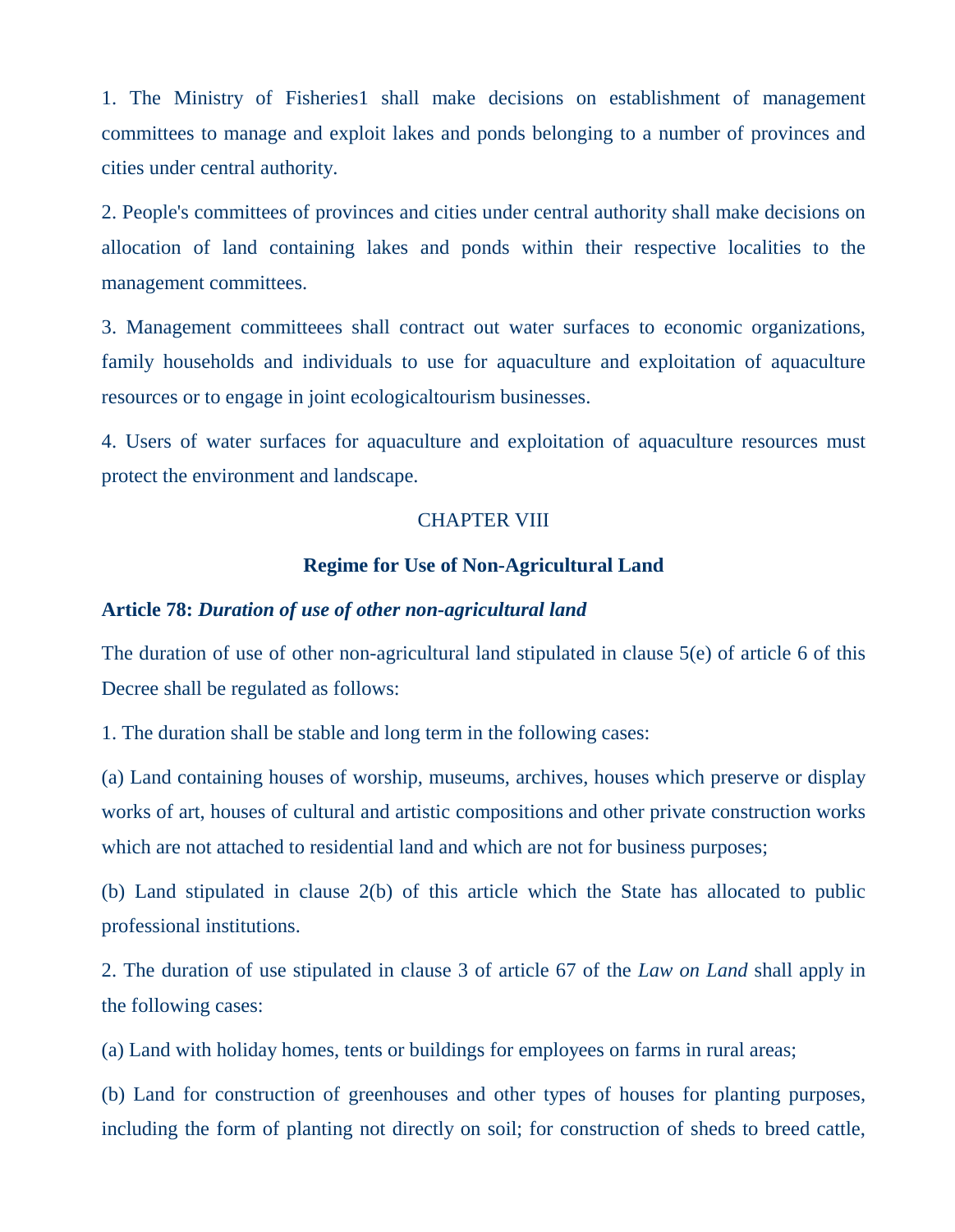1. The Ministry of Fisheries[1] shall make decisions on establishment of management committees to manage and exploit lakes and ponds belonging to a number of provinces and cities under central authority.

2. People's committees of provinces and cities under central authority shall make decisions on allocation of land containing lakes and ponds within their respective localities to the management committees.

3. Management committeees shall contract out water surfaces to economic organizations, family households and individuals to use for aquaculture and exploitation of aquaculture resources or to engage in joint ecologicaltourism businesses.

4. Users of water surfaces for aquaculture and exploitation of aquaculture resources must protect the environment and landscape.

## CHAPTER VIII

## Regime for Use of Non-Agricultural Land

### Article 78: *Duration of use of other non-agricultural land*

The duration of use of other non-agricultural land stipulated in clause 5(e) of article 6 of this Decree shall be regulated as follows:

1. The duration shall be stable and long term in the following cases:

(a) Land containing houses of worship, museums, archives, houses which preserve or display works of art, houses of cultural and artistic compositions and other private construction works which are not attached to residential land and which are not for business purposes;

(b) Land stipulated in clause 2(b) of this article which the State has allocated to public professional institutions.

2. The duration of use stipulated in clause 3 of article 67 of the *Law on Land* shall apply in the following cases:

(a) Land with holiday homes, tents or buildings for employees on farms in rural areas;

(b) Land for construction of greenhouses and other types of houses for planting purposes, including the form of planting not directly on soil; for construction of sheds to breed cattle,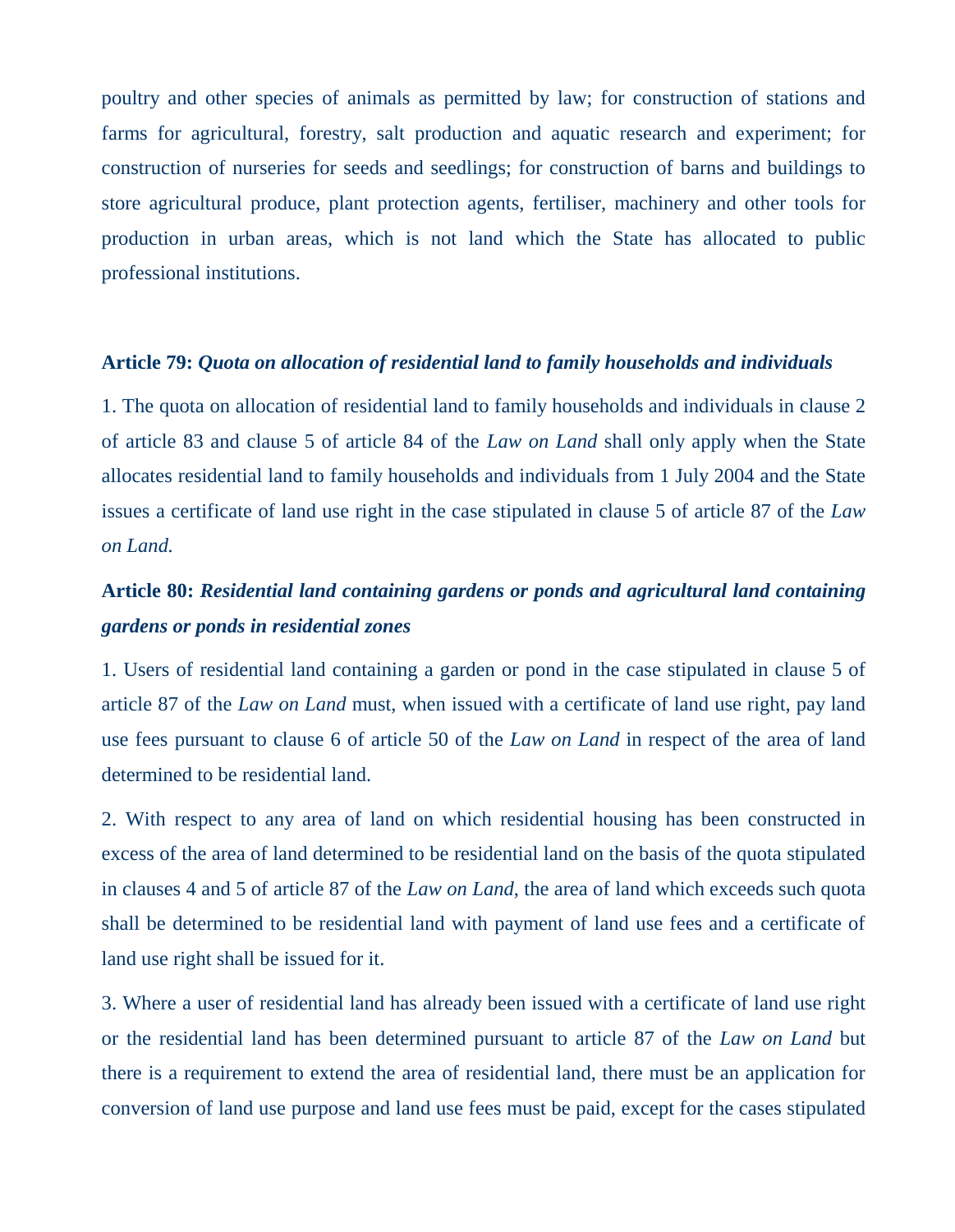poultry and other species of animals as permitted by law; for construction of stations and farms for agricultural, forestry, salt production and aquatic research and experiment; for construction of nurseries for seeds and seedlings; for construction of barns and buildings to store agricultural produce, plant protection agents, fertiliser, machinery and other tools for production in urban areas, which is not land which the State has allocated to public professional institutions.

**Article 79:** ***Quota on allocation of residential land to family households and individuals***

1. The quota on allocation of residential land to family households and individuals in clause 2 of article 83 and clause 5 of article 84 of the *Law on Land* shall only apply when the State allocates residential land to family households and individuals from 1 July 2004 and the State issues a certificate of land use right in the case stipulated in clause 5 of article 87 of the *Law on Land.*

**Article 80:** ***Residential land containing gardens or ponds and agricultural land containing gardens or ponds in residential zones***

1. Users of residential land containing a garden or pond in the case stipulated in clause 5 of article 87 of the *Law on Land* must, when issued with a certificate of land use right, pay land use fees pursuant to clause 6 of article 50 of the *Law on Land* in respect of the area of land determined to be residential land.

2. With respect to any area of land on which residential housing has been constructed in excess of the area of land determined to be residential land on the basis of the quota stipulated in clauses 4 and 5 of article 87 of the *Law on Land*, the area of land which exceeds such quota shall be determined to be residential land with payment of land use fees and a certificate of land use right shall be issued for it.

3. Where a user of residential land has already been issued with a certificate of land use right or the residential land has been determined pursuant to article 87 of the *Law on Land* but there is a requirement to extend the area of residential land, there must be an application for conversion of land use purpose and land use fees must be paid, except for the cases stipulated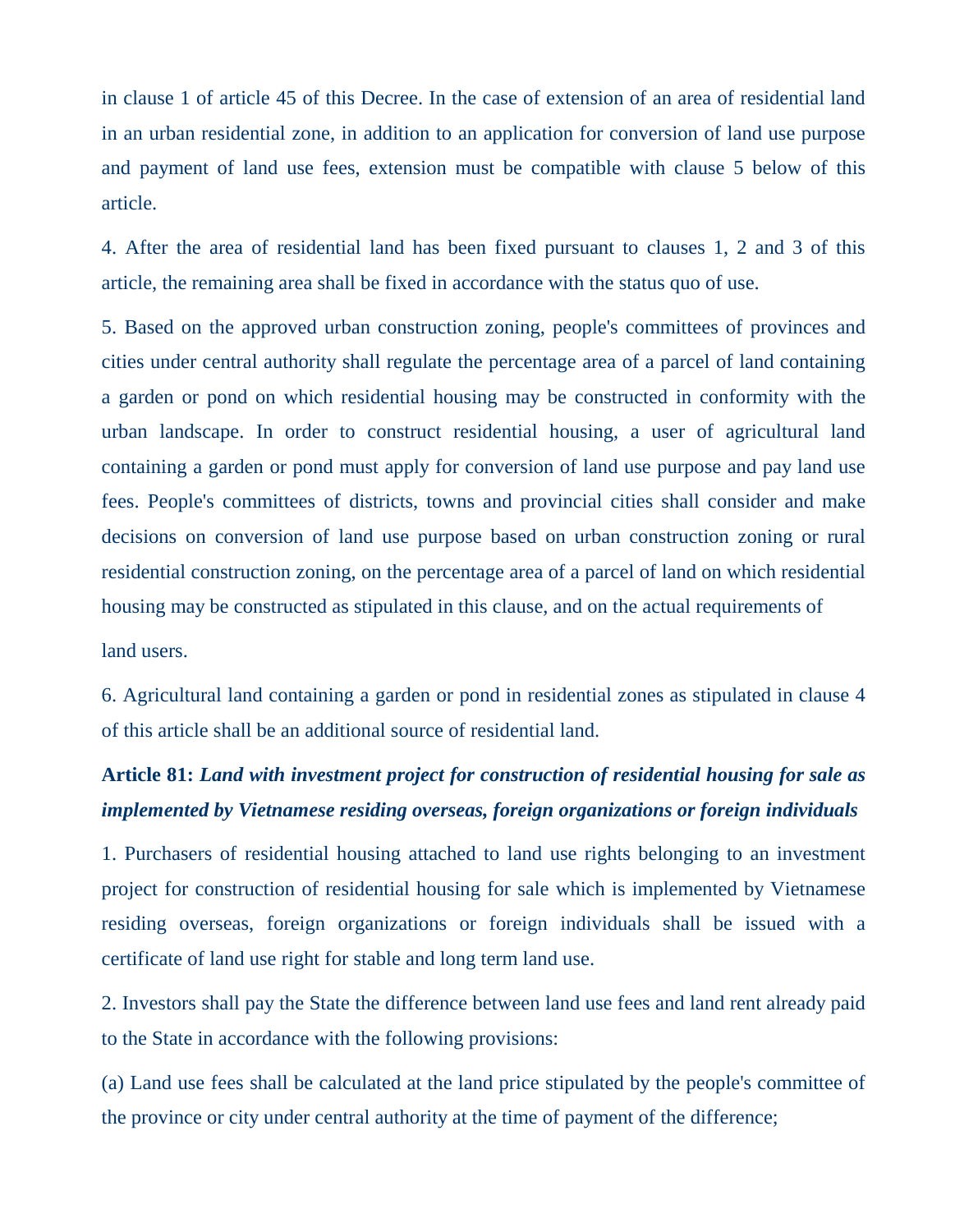in clause 1 of article 45 of this Decree. In the case of extension of an area of residential land in an urban residential zone, in addition to an application for conversion of land use purpose and payment of land use fees, extension must be compatible with clause 5 below of this article.

4. After the area of residential land has been fixed pursuant to clauses 1, 2 and 3 of this article, the remaining area shall be fixed in accordance with the status quo of use.

5. Based on the approved urban construction zoning, people's committees of provinces and cities under central authority shall regulate the percentage area of a parcel of land containing a garden or pond on which residential housing may be constructed in conformity with the urban landscape. In order to construct residential housing, a user of agricultural land containing a garden or pond must apply for conversion of land use purpose and pay land use fees. People's committees of districts, towns and provincial cities shall consider and make decisions on conversion of land use purpose based on urban construction zoning or rural residential construction zoning, on the percentage area of a parcel of land on which residential housing may be constructed as stipulated in this clause, and on the actual requirements of land users.

6. Agricultural land containing a garden or pond in residential zones as stipulated in clause 4 of this article shall be an additional source of residential land.

**Article 81:** ***Land with investment project for construction of residential housing for sale as implemented by Vietnamese residing overseas, foreign organizations or foreign individuals***

1. Purchasers of residential housing attached to land use rights belonging to an investment project for construction of residential housing for sale which is implemented by Vietnamese residing overseas, foreign organizations or foreign individuals shall be issued with a certificate of land use right for stable and long term land use.

2. Investors shall pay the State the difference between land use fees and land rent already paid to the State in accordance with the following provisions:

(a) Land use fees shall be calculated at the land price stipulated by the people's committee of the province or city under central authority at the time of payment of the difference;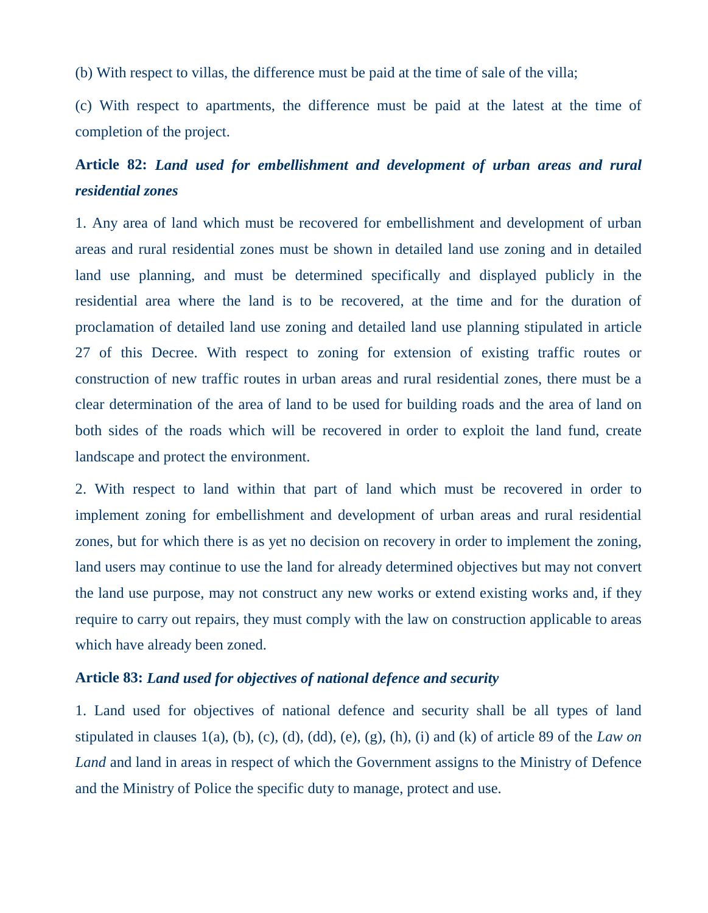(b) With respect to villas, the difference must be paid at the time of sale of the villa;

(c) With respect to apartments, the difference must be paid at the latest at the time of completion of the project.

**Article 82:** ***Land used for embellishment and development of urban areas and rural residential zones***

1. Any area of land which must be recovered for embellishment and development of urban areas and rural residential zones must be shown in detailed land use zoning and in detailed land use planning, and must be determined specifically and displayed publicly in the residential area where the land is to be recovered, at the time and for the duration of proclamation of detailed land use zoning and detailed land use planning stipulated in article 27 of this Decree. With respect to zoning for extension of existing traffic routes or construction of new traffic routes in urban areas and rural residential zones, there must be a clear determination of the area of land to be used for building roads and the area of land on both sides of the roads which will be recovered in order to exploit the land fund, create landscape and protect the environment.

2. With respect to land within that part of land which must be recovered in order to implement zoning for embellishment and development of urban areas and rural residential zones, but for which there is as yet no decision on recovery in order to implement the zoning, land users may continue to use the land for already determined objectives but may not convert the land use purpose, may not construct any new works or extend existing works and, if they require to carry out repairs, they must comply with the law on construction applicable to areas which have already been zoned.

**Article 83:** ***Land used for objectives of national defence and security***

1. Land used for objectives of national defence and security shall be all types of land stipulated in clauses 1(a), (b), (c), (d), (dd), (e), (g), (h), (i) and (k) of article 89 of the *Law on Land* and land in areas in respect of which the Government assigns to the Ministry of Defence and the Ministry of Police the specific duty to manage, protect and use.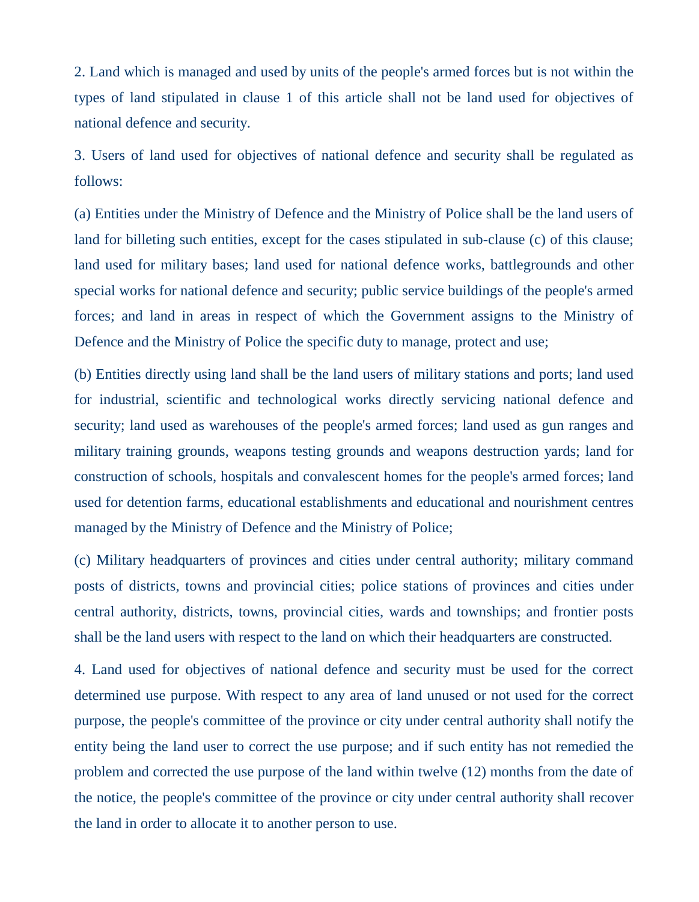2. Land which is managed and used by units of the people's armed forces but is not within the types of land stipulated in clause 1 of this article shall not be land used for objectives of national defence and security.

3. Users of land used for objectives of national defence and security shall be regulated as follows:

(a) Entities under the Ministry of Defence and the Ministry of Police shall be the land users of land for billeting such entities, except for the cases stipulated in sub-clause (c) of this clause; land used for military bases; land used for national defence works, battlegrounds and other special works for national defence and security; public service buildings of the people's armed forces; and land in areas in respect of which the Government assigns to the Ministry of Defence and the Ministry of Police the specific duty to manage, protect and use;

(b) Entities directly using land shall be the land users of military stations and ports; land used for industrial, scientific and technological works directly servicing national defence and security; land used as warehouses of the people's armed forces; land used as gun ranges and military training grounds, weapons testing grounds and weapons destruction yards; land for construction of schools, hospitals and convalescent homes for the people's armed forces; land used for detention farms, educational establishments and educational and nourishment centres managed by the Ministry of Defence and the Ministry of Police;

(c) Military headquarters of provinces and cities under central authority; military command posts of districts, towns and provincial cities; police stations of provinces and cities under central authority, districts, towns, provincial cities, wards and townships; and frontier posts shall be the land users with respect to the land on which their headquarters are constructed.

4. Land used for objectives of national defence and security must be used for the correct determined use purpose. With respect to any area of land unused or not used for the correct purpose, the people's committee of the province or city under central authority shall notify the entity being the land user to correct the use purpose; and if such entity has not remedied the problem and corrected the use purpose of the land within twelve (12) months from the date of the notice, the people's committee of the province or city under central authority shall recover the land in order to allocate it to another person to use.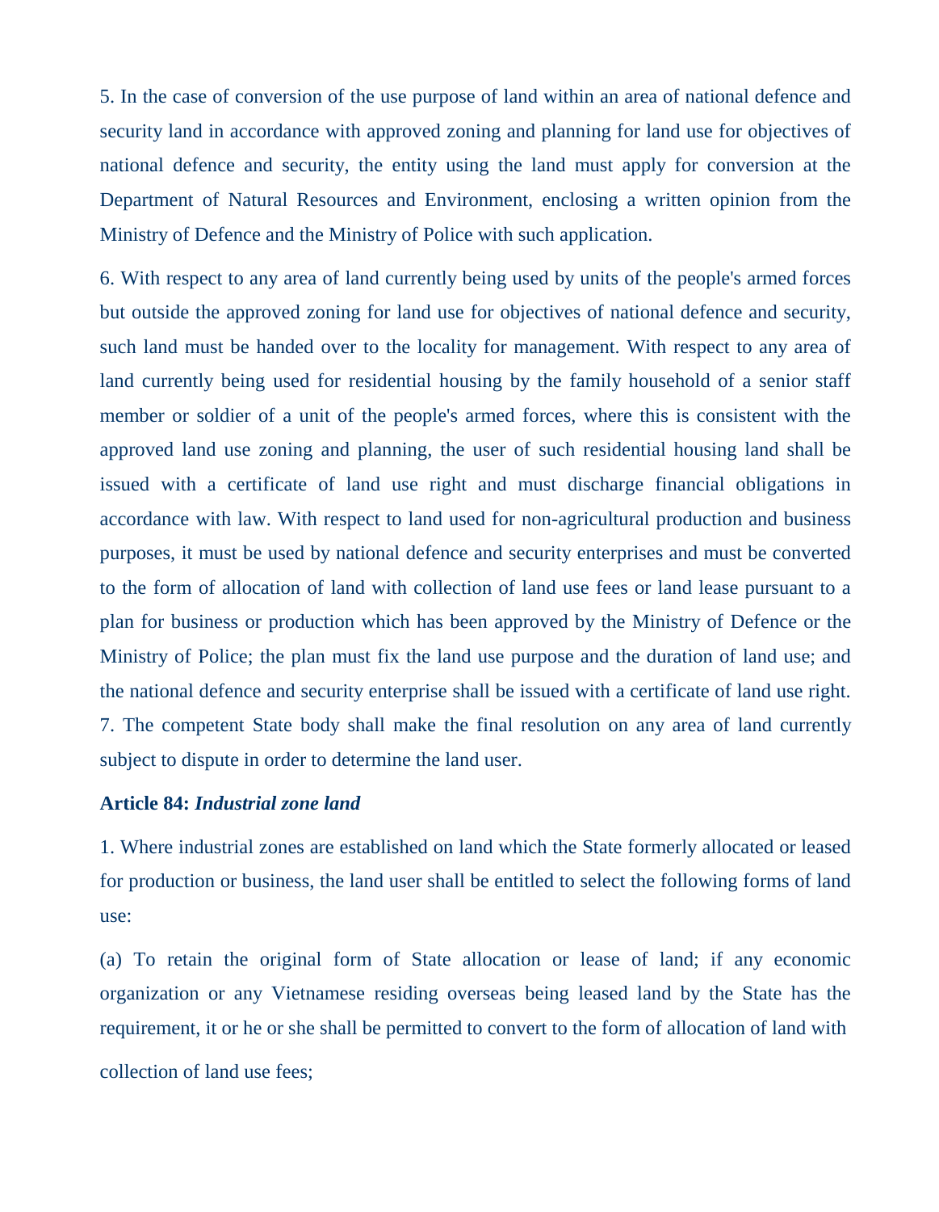5. In the case of conversion of the use purpose of land within an area of national defence and security land in accordance with approved zoning and planning for land use for objectives of national defence and security, the entity using the land must apply for conversion at the Department of Natural Resources and Environment, enclosing a written opinion from the Ministry of Defence and the Ministry of Police with such application.

6. With respect to any area of land currently being used by units of the people's armed forces but outside the approved zoning for land use for objectives of national defence and security, such land must be handed over to the locality for management. With respect to any area of land currently being used for residential housing by the family household of a senior staff member or soldier of a unit of the people's armed forces, where this is consistent with the approved land use zoning and planning, the user of such residential housing land shall be issued with a certificate of land use right and must discharge financial obligations in accordance with law. With respect to land used for non-agricultural production and business purposes, it must be used by national defence and security enterprises and must be converted to the form of allocation of land with collection of land use fees or land lease pursuant to a plan for business or production which has been approved by the Ministry of Defence or the Ministry of Police; the plan must fix the land use purpose and the duration of land use; and the national defence and security enterprise shall be issued with a certificate of land use right.

7. The competent State body shall make the final resolution on any area of land currently subject to dispute in order to determine the land user.

**Article 84:** ***Industrial zone land***

1. Where industrial zones are established on land which the State formerly allocated or leased for production or business, the land user shall be entitled to select the following forms of land use:

(a) To retain the original form of State allocation or lease of land; if any economic organization or any Vietnamese residing overseas being leased land by the State has the requirement, it or he or she shall be permitted to convert to the form of allocation of land with collection of land use fees;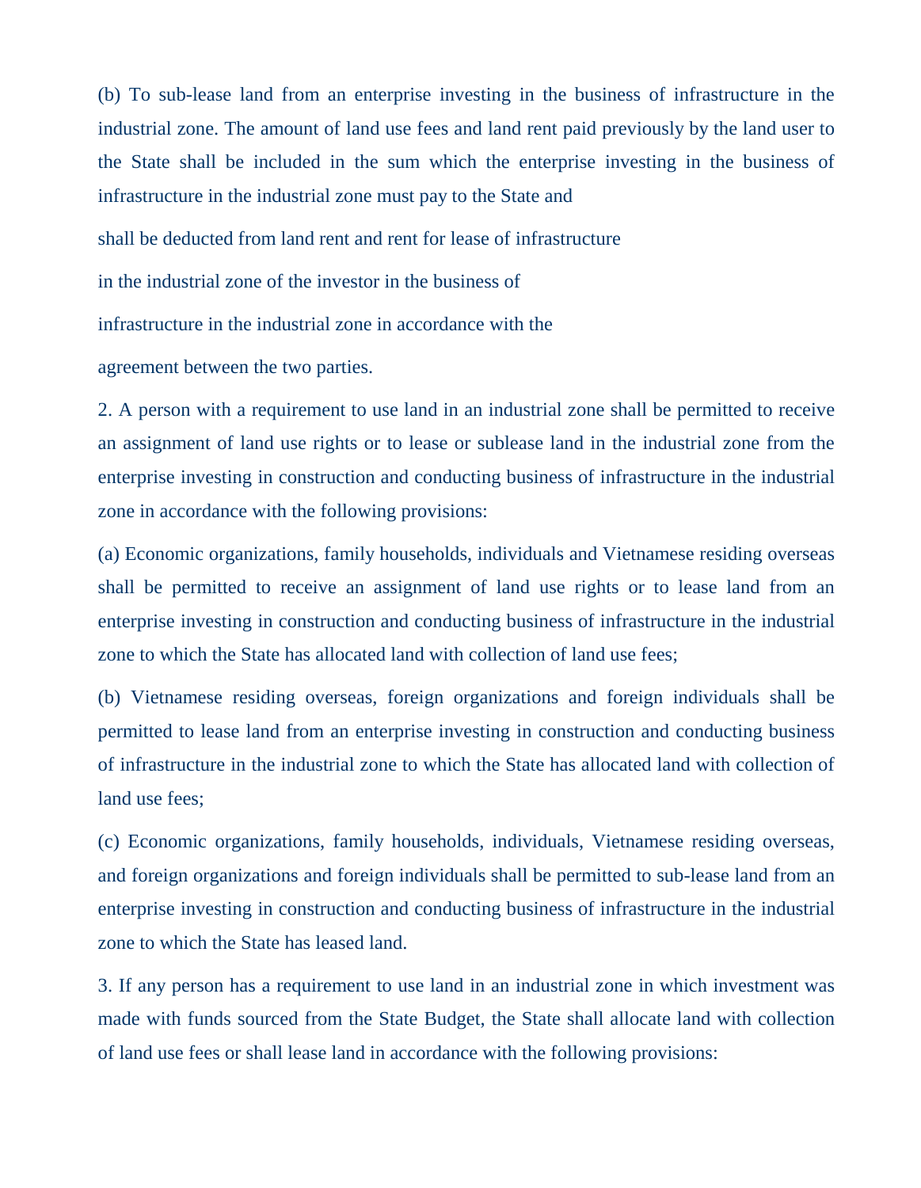(b) To sub-lease land from an enterprise investing in the business of infrastructure in the industrial zone. The amount of land use fees and land rent paid previously by the land user to the State shall be included in the sum which the enterprise investing in the business of infrastructure in the industrial zone must pay to the State and shall be deducted from land rent and rent for lease of infrastructure in the industrial zone of the investor in the business of infrastructure in the industrial zone in accordance with the agreement between the two parties.

2. A person with a requirement to use land in an industrial zone shall be permitted to receive an assignment of land use rights or to lease or sublease land in the industrial zone from the enterprise investing in construction and conducting business of infrastructure in the industrial zone in accordance with the following provisions:

(a) Economic organizations, family households, individuals and Vietnamese residing overseas shall be permitted to receive an assignment of land use rights or to lease land from an enterprise investing in construction and conducting business of infrastructure in the industrial zone to which the State has allocated land with collection of land use fees;

(b) Vietnamese residing overseas, foreign organizations and foreign individuals shall be permitted to lease land from an enterprise investing in construction and conducting business of infrastructure in the industrial zone to which the State has allocated land with collection of land use fees;

(c) Economic organizations, family households, individuals, Vietnamese residing overseas, and foreign organizations and foreign individuals shall be permitted to sub-lease land from an enterprise investing in construction and conducting business of infrastructure in the industrial zone to which the State has leased land.

3. If any person has a requirement to use land in an industrial zone in which investment was made with funds sourced from the State Budget, the State shall allocate land with collection of land use fees or shall lease land in accordance with the following provisions: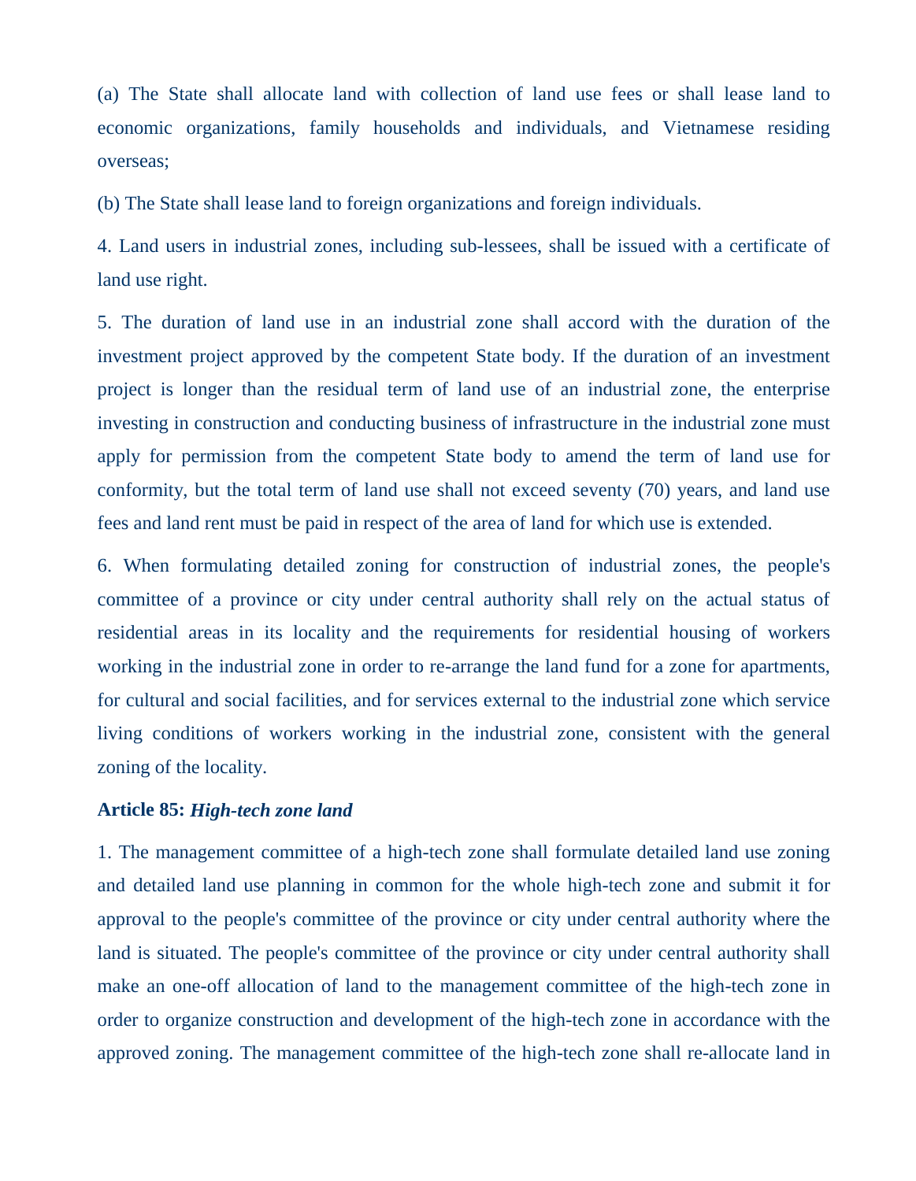(a) The State shall allocate land with collection of land use fees or shall lease land to economic organizations, family households and individuals, and Vietnamese residing overseas;

(b) The State shall lease land to foreign organizations and foreign individuals.

4. Land users in industrial zones, including sub-lessees, shall be issued with a certificate of land use right.

5. The duration of land use in an industrial zone shall accord with the duration of the investment project approved by the competent State body. If the duration of an investment project is longer than the residual term of land use of an industrial zone, the enterprise investing in construction and conducting business of infrastructure in the industrial zone must apply for permission from the competent State body to amend the term of land use for conformity, but the total term of land use shall not exceed seventy (70) years, and land use fees and land rent must be paid in respect of the area of land for which use is extended.

6. When formulating detailed zoning for construction of industrial zones, the people's committee of a province or city under central authority shall rely on the actual status of residential areas in its locality and the requirements for residential housing of workers working in the industrial zone in order to re-arrange the land fund for a zone for apartments, for cultural and social facilities, and for services external to the industrial zone which service living conditions of workers working in the industrial zone, consistent with the general zoning of the locality.

**Article 85:** ***High-tech zone land***

1. The management committee of a high-tech zone shall formulate detailed land use zoning and detailed land use planning in common for the whole high-tech zone and submit it for approval to the people's committee of the province or city under central authority where the land is situated. The people's committee of the province or city under central authority shall make an one-off allocation of land to the management committee of the high-tech zone in order to organize construction and development of the high-tech zone in accordance with the approved zoning. The management committee of the high-tech zone shall re-allocate land in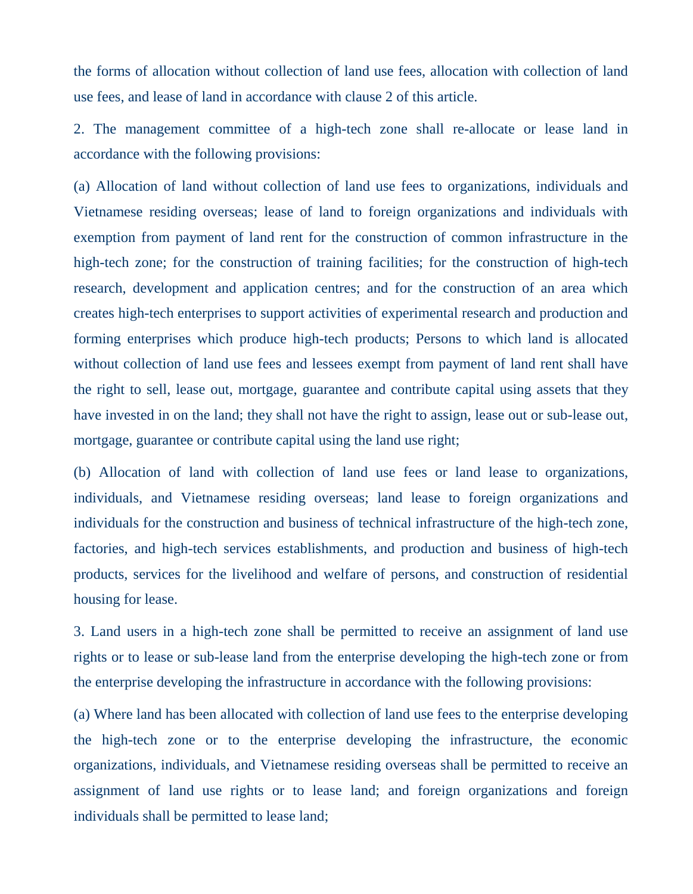the forms of allocation without collection of land use fees, allocation with collection of land use fees, and lease of land in accordance with clause 2 of this article.

2. The management committee of a high-tech zone shall re-allocate or lease land in accordance with the following provisions:

(a) Allocation of land without collection of land use fees to organizations, individuals and Vietnamese residing overseas; lease of land to foreign organizations and individuals with exemption from payment of land rent for the construction of common infrastructure in the high-tech zone; for the construction of training facilities; for the construction of high-tech research, development and application centres; and for the construction of an area which creates high-tech enterprises to support activities of experimental research and production and forming enterprises which produce high-tech products; Persons to which land is allocated without collection of land use fees and lessees exempt from payment of land rent shall have the right to sell, lease out, mortgage, guarantee and contribute capital using assets that they have invested in on the land; they shall not have the right to assign, lease out or sub-lease out, mortgage, guarantee or contribute capital using the land use right;

(b) Allocation of land with collection of land use fees or land lease to organizations, individuals, and Vietnamese residing overseas; land lease to foreign organizations and individuals for the construction and business of technical infrastructure of the high-tech zone, factories, and high-tech services establishments, and production and business of high-tech products, services for the livelihood and welfare of persons, and construction of residential housing for lease.

3. Land users in a high-tech zone shall be permitted to receive an assignment of land use rights or to lease or sub-lease land from the enterprise developing the high-tech zone or from the enterprise developing the infrastructure in accordance with the following provisions:

(a) Where land has been allocated with collection of land use fees to the enterprise developing the high-tech zone or to the enterprise developing the infrastructure, the economic organizations, individuals, and Vietnamese residing overseas shall be permitted to receive an assignment of land use rights or to lease land; and foreign organizations and foreign individuals shall be permitted to lease land;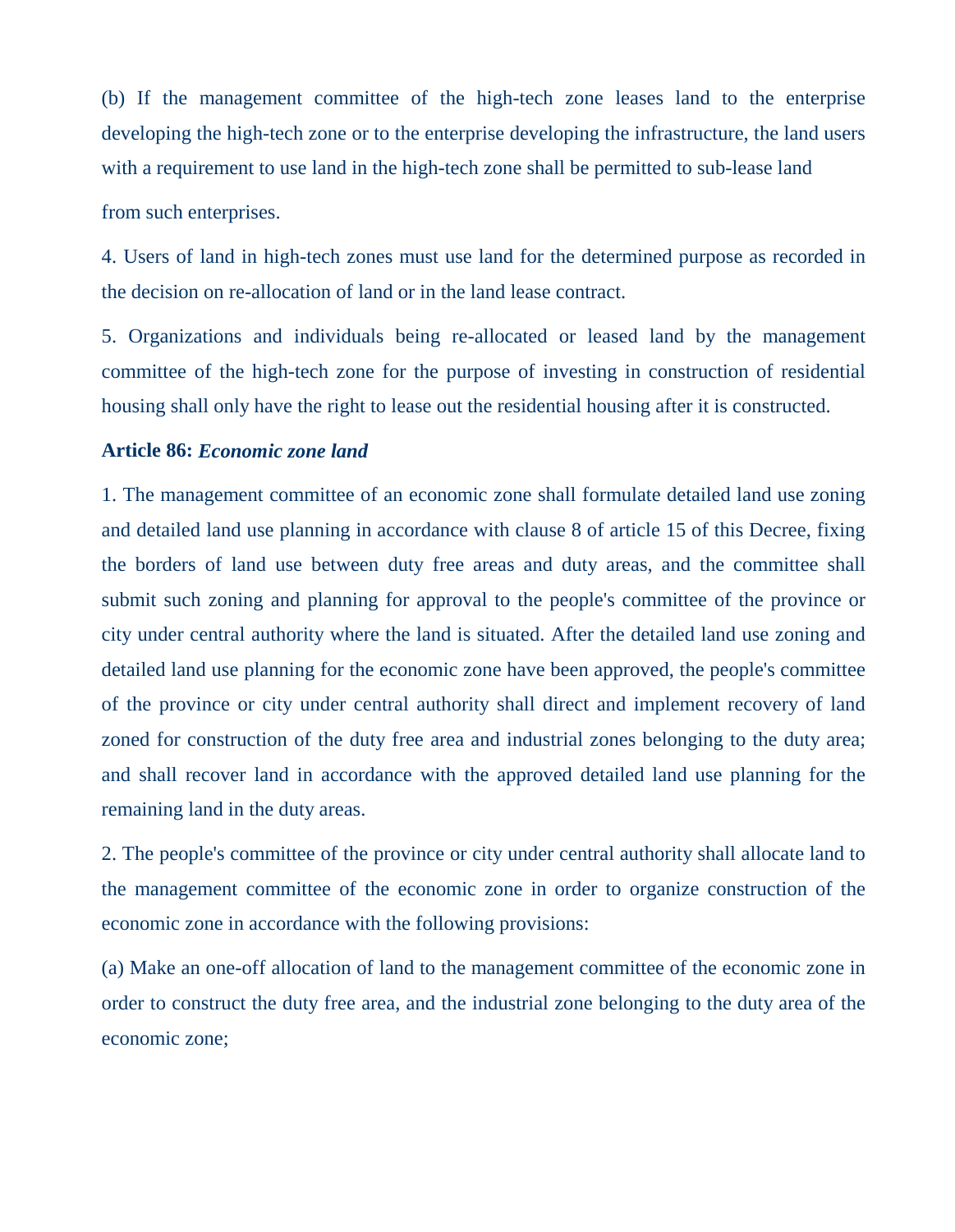(b) If the management committee of the high-tech zone leases land to the enterprise developing the high-tech zone or to the enterprise developing the infrastructure, the land users with a requirement to use land in the high-tech zone shall be permitted to sub-lease land from such enterprises.

4. Users of land in high-tech zones must use land for the determined purpose as recorded in the decision on re-allocation of land or in the land lease contract.

5. Organizations and individuals being re-allocated or leased land by the management committee of the high-tech zone for the purpose of investing in construction of residential housing shall only have the right to lease out the residential housing after it is constructed.

**Article 86:** ***Economic zone land***

1. The management committee of an economic zone shall formulate detailed land use zoning and detailed land use planning in accordance with clause 8 of article 15 of this Decree, fixing the borders of land use between duty free areas and duty areas, and the committee shall submit such zoning and planning for approval to the people's committee of the province or city under central authority where the land is situated. After the detailed land use zoning and detailed land use planning for the economic zone have been approved, the people's committee of the province or city under central authority shall direct and implement recovery of land zoned for construction of the duty free area and industrial zones belonging to the duty area; and shall recover land in accordance with the approved detailed land use planning for the remaining land in the duty areas.

2. The people's committee of the province or city under central authority shall allocate land to the management committee of the economic zone in order to organize construction of the economic zone in accordance with the following provisions:

(a) Make an one-off allocation of land to the management committee of the economic zone in order to construct the duty free area, and the industrial zone belonging to the duty area of the economic zone;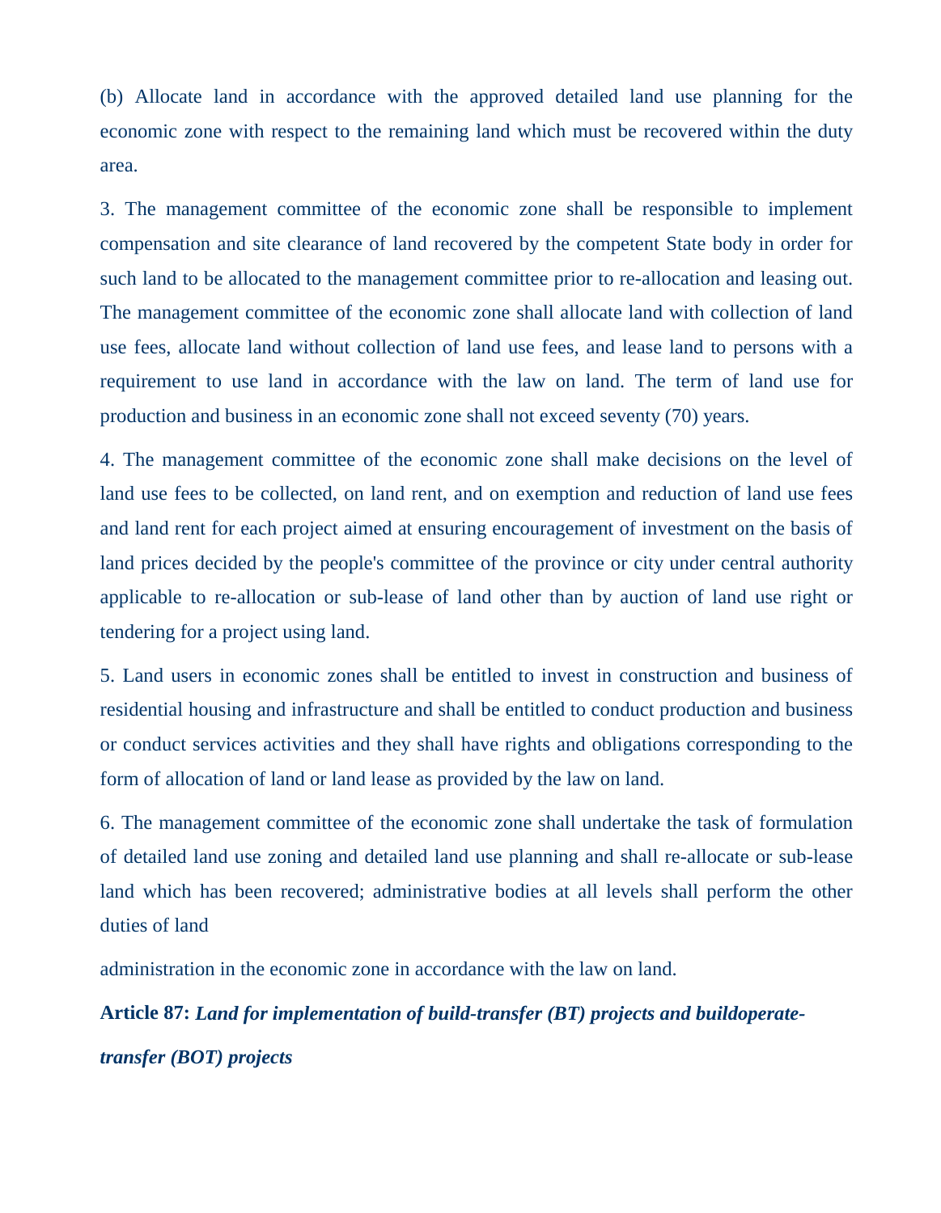(b) Allocate land in accordance with the approved detailed land use planning for the economic zone with respect to the remaining land which must be recovered within the duty area.

3. The management committee of the economic zone shall be responsible to implement compensation and site clearance of land recovered by the competent State body in order for such land to be allocated to the management committee prior to re-allocation and leasing out. The management committee of the economic zone shall allocate land with collection of land use fees, allocate land without collection of land use fees, and lease land to persons with a requirement to use land in accordance with the law on land. The term of land use for production and business in an economic zone shall not exceed seventy (70) years.

4. The management committee of the economic zone shall make decisions on the level of land use fees to be collected, on land rent, and on exemption and reduction of land use fees and land rent for each project aimed at ensuring encouragement of investment on the basis of land prices decided by the people's committee of the province or city under central authority applicable to re-allocation or sub-lease of land other than by auction of land use right or tendering for a project using land.

5. Land users in economic zones shall be entitled to invest in construction and business of residential housing and infrastructure and shall be entitled to conduct production and business or conduct services activities and they shall have rights and obligations corresponding to the form of allocation of land or land lease as provided by the law on land.

6. The management committee of the economic zone shall undertake the task of formulation of detailed land use zoning and detailed land use planning and shall re-allocate or sub-lease land which has been recovered; administrative bodies at all levels shall perform the other duties of land administration in the economic zone in accordance with the law on land.

**Article 87:** ***Land for implementation of build-transfer (BT) projects and buildoperate-transfer (BOT) projects***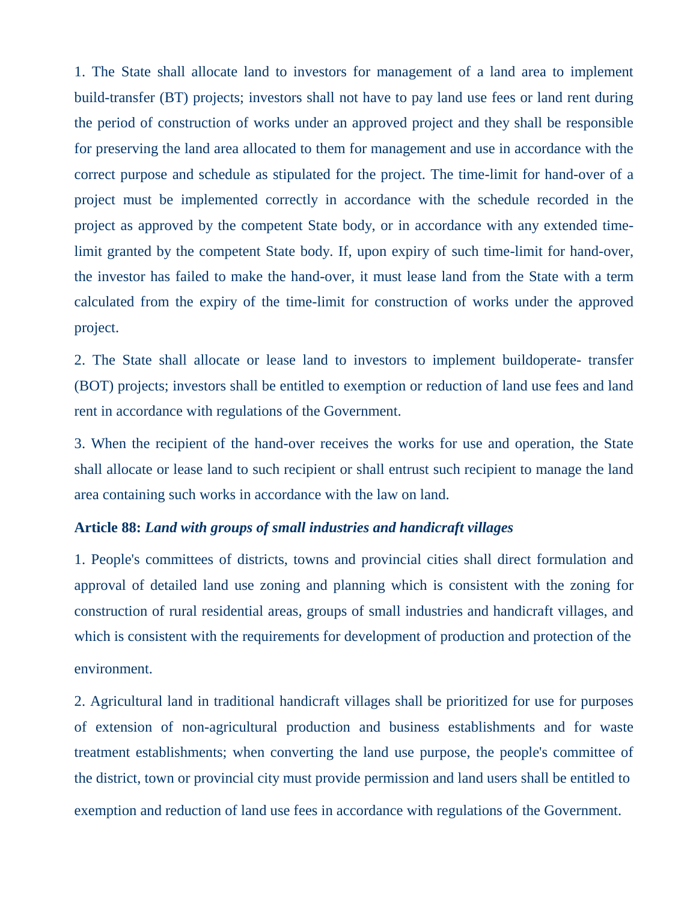1. The State shall allocate land to investors for management of a land area to implement build-transfer (BT) projects; investors shall not have to pay land use fees or land rent during the period of construction of works under an approved project and they shall be responsible for preserving the land area allocated to them for management and use in accordance with the correct purpose and schedule as stipulated for the project. The time-limit for hand-over of a project must be implemented correctly in accordance with the schedule recorded in the project as approved by the competent State body, or in accordance with any extended time-limit granted by the competent State body. If, upon expiry of such time-limit for hand-over, the investor has failed to make the hand-over, it must lease land from the State with a term calculated from the expiry of the time-limit for construction of works under the approved project.

2. The State shall allocate or lease land to investors to implement buildoperate- transfer (BOT) projects; investors shall be entitled to exemption or reduction of land use fees and land rent in accordance with regulations of the Government.

3. When the recipient of the hand-over receives the works for use and operation, the State shall allocate or lease land to such recipient or shall entrust such recipient to manage the land area containing such works in accordance with the law on land.

**Article 88:** ***Land with groups of small industries and handicraft villages***

1. People's committees of districts, towns and provincial cities shall direct formulation and approval of detailed land use zoning and planning which is consistent with the zoning for construction of rural residential areas, groups of small industries and handicraft villages, and which is consistent with the requirements for development of production and protection of the environment.

2. Agricultural land in traditional handicraft villages shall be prioritized for use for purposes of extension of non-agricultural production and business establishments and for waste treatment establishments; when converting the land use purpose, the people's committee of the district, town or provincial city must provide permission and land users shall be entitled to exemption and reduction of land use fees in accordance with regulations of the Government.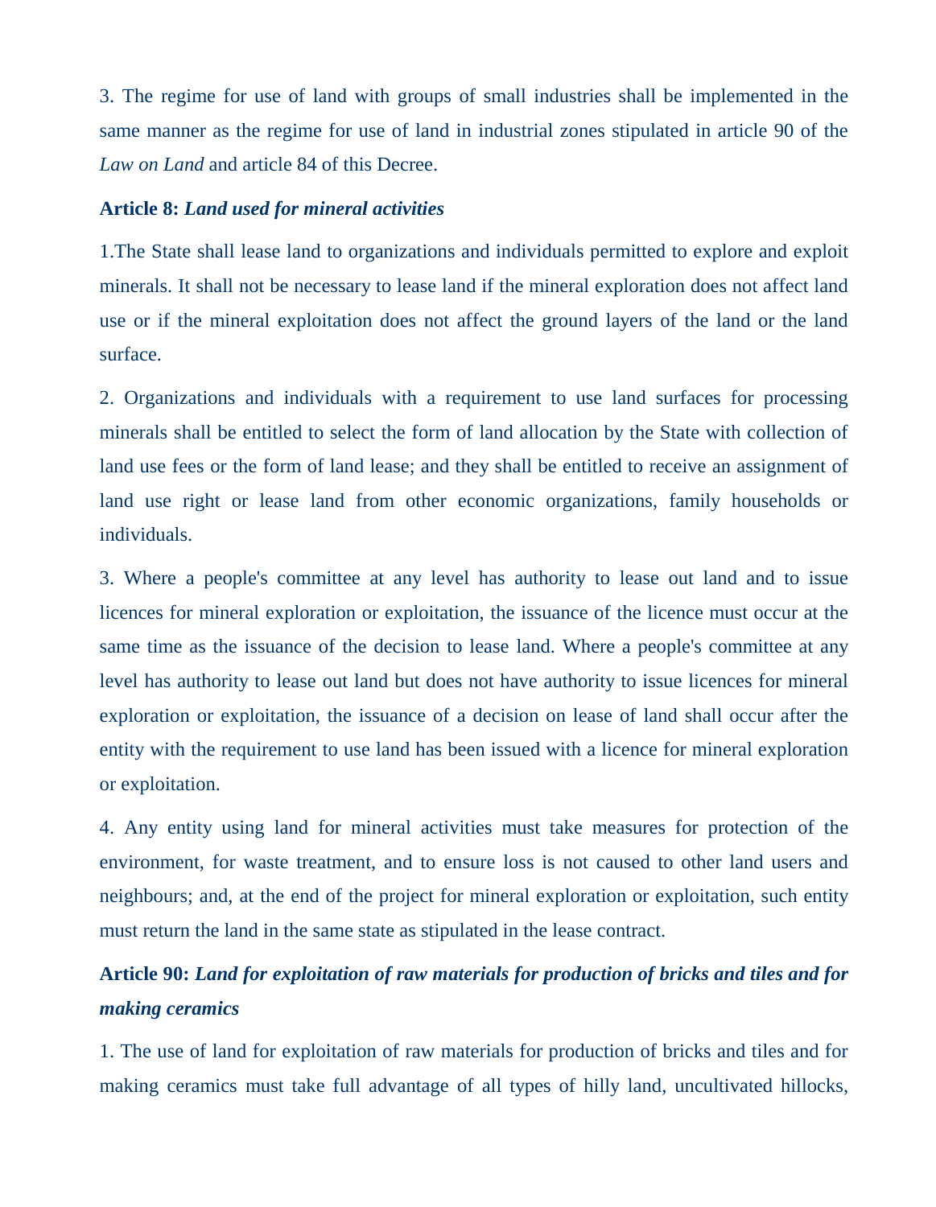3. The regime for use of land with groups of small industries shall be implemented in the same manner as the regime for use of land in industrial zones stipulated in article 90 of the *Law on Land* and article 84 of this Decree.

**Article 8:** ***Land used for mineral activities***

1.The State shall lease land to organizations and individuals permitted to explore and exploit minerals. It shall not be necessary to lease land if the mineral exploration does not affect land use or if the mineral exploitation does not affect the ground layers of the land or the land surface.

2. Organizations and individuals with a requirement to use land surfaces for processing minerals shall be entitled to select the form of land allocation by the State with collection of land use fees or the form of land lease; and they shall be entitled to receive an assignment of land use right or lease land from other economic organizations, family households or individuals.

3. Where a people's committee at any level has authority to lease out land and to issue licences for mineral exploration or exploitation, the issuance of the licence must occur at the same time as the issuance of the decision to lease land. Where a people's committee at any level has authority to lease out land but does not have authority to issue licences for mineral exploration or exploitation, the issuance of a decision on lease of land shall occur after the entity with the requirement to use land has been issued with a licence for mineral exploration or exploitation.

4. Any entity using land for mineral activities must take measures for protection of the environment, for waste treatment, and to ensure loss is not caused to other land users and neighbours; and, at the end of the project for mineral exploration or exploitation, such entity must return the land in the same state as stipulated in the lease contract.

**Article 90:** ***Land for exploitation of raw materials for production of bricks and tiles and for making ceramics***

1. The use of land for exploitation of raw materials for production of bricks and tiles and for making ceramics must take full advantage of all types of hilly land, uncultivated hillocks,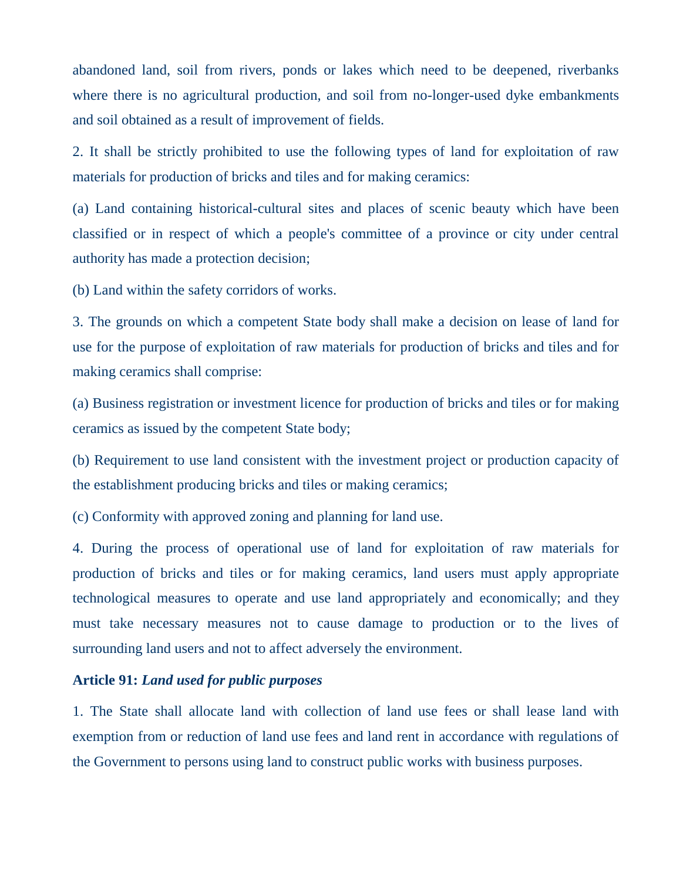abandoned land, soil from rivers, ponds or lakes which need to be deepened, riverbanks where there is no agricultural production, and soil from no-longer-used dyke embankments and soil obtained as a result of improvement of fields.

2. It shall be strictly prohibited to use the following types of land for exploitation of raw materials for production of bricks and tiles and for making ceramics:

(a) Land containing historical-cultural sites and places of scenic beauty which have been classified or in respect of which a people's committee of a province or city under central authority has made a protection decision;

(b) Land within the safety corridors of works.

3. The grounds on which a competent State body shall make a decision on lease of land for use for the purpose of exploitation of raw materials for production of bricks and tiles and for making ceramics shall comprise:

(a) Business registration or investment licence for production of bricks and tiles or for making ceramics as issued by the competent State body;

(b) Requirement to use land consistent with the investment project or production capacity of the establishment producing bricks and tiles or making ceramics;

(c) Conformity with approved zoning and planning for land use.

4. During the process of operational use of land for exploitation of raw materials for production of bricks and tiles or for making ceramics, land users must apply appropriate technological measures to operate and use land appropriately and economically; and they must take necessary measures not to cause damage to production or to the lives of surrounding land users and not to affect adversely the environment.

**Article 91:** ***Land used for public purposes***

1. The State shall allocate land with collection of land use fees or shall lease land with exemption from or reduction of land use fees and land rent in accordance with regulations of the Government to persons using land to construct public works with business purposes.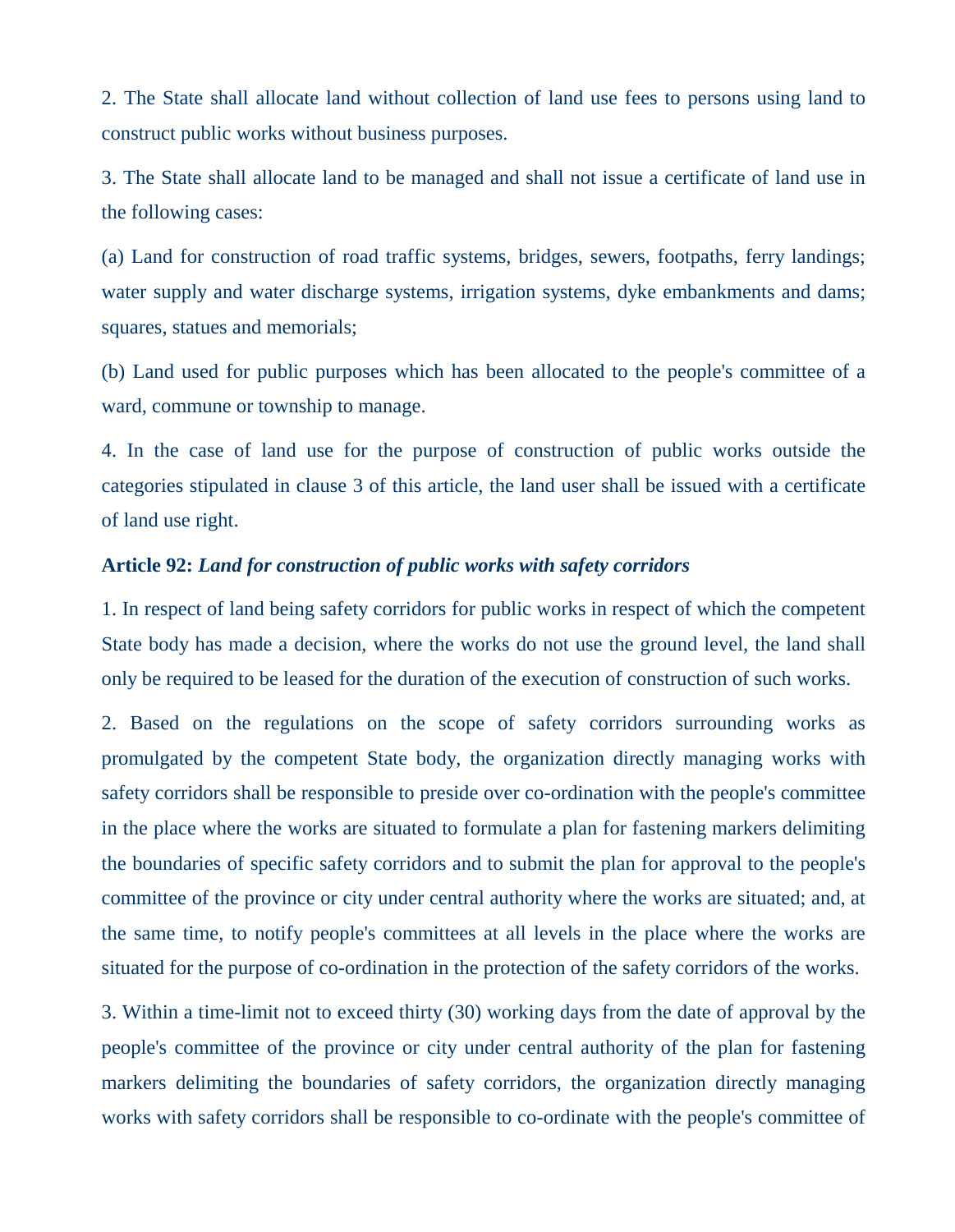2. The State shall allocate land without collection of land use fees to persons using land to construct public works without business purposes.

3. The State shall allocate land to be managed and shall not issue a certificate of land use in the following cases:

(a) Land for construction of road traffic systems, bridges, sewers, footpaths, ferry landings; water supply and water discharge systems, irrigation systems, dyke embankments and dams; squares, statues and memorials;

(b) Land used for public purposes which has been allocated to the people's committee of a ward, commune or township to manage.

4. In the case of land use for the purpose of construction of public works outside the categories stipulated in clause 3 of this article, the land user shall be issued with a certificate of land use right.

**Article 92:** ***Land for construction of public works with safety corridors***

1. In respect of land being safety corridors for public works in respect of which the competent State body has made a decision, where the works do not use the ground level, the land shall only be required to be leased for the duration of the execution of construction of such works.

2. Based on the regulations on the scope of safety corridors surrounding works as promulgated by the competent State body, the organization directly managing works with safety corridors shall be responsible to preside over co-ordination with the people's committee in the place where the works are situated to formulate a plan for fastening markers delimiting the boundaries of specific safety corridors and to submit the plan for approval to the people's committee of the province or city under central authority where the works are situated; and, at the same time, to notify people's committees at all levels in the place where the works are situated for the purpose of co-ordination in the protection of the safety corridors of the works.

3. Within a time-limit not to exceed thirty (30) working days from the date of approval by the people's committee of the province or city under central authority of the plan for fastening markers delimiting the boundaries of safety corridors, the organization directly managing works with safety corridors shall be responsible to co-ordinate with the people's committee of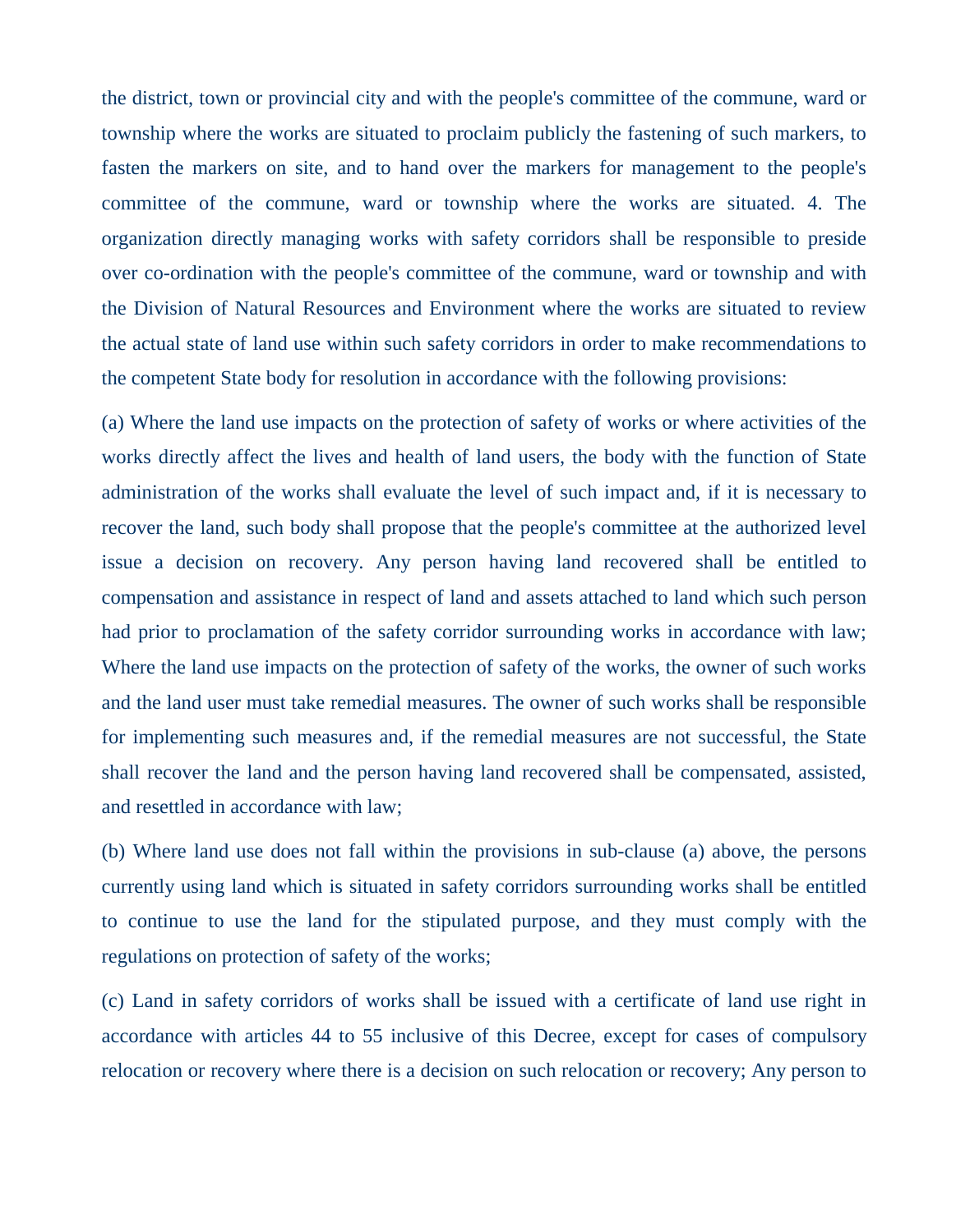the district, town or provincial city and with the people's committee of the commune, ward or township where the works are situated to proclaim publicly the fastening of such markers, to fasten the markers on site, and to hand over the markers for management to the people's committee of the commune, ward or township where the works are situated. 4. The organization directly managing works with safety corridors shall be responsible to preside over co-ordination with the people's committee of the commune, ward or township and with the Division of Natural Resources and Environment where the works are situated to review the actual state of land use within such safety corridors in order to make recommendations to the competent State body for resolution in accordance with the following provisions:

(a) Where the land use impacts on the protection of safety of works or where activities of the works directly affect the lives and health of land users, the body with the function of State administration of the works shall evaluate the level of such impact and, if it is necessary to recover the land, such body shall propose that the people's committee at the authorized level issue a decision on recovery. Any person having land recovered shall be entitled to compensation and assistance in respect of land and assets attached to land which such person had prior to proclamation of the safety corridor surrounding works in accordance with law; Where the land use impacts on the protection of safety of the works, the owner of such works and the land user must take remedial measures. The owner of such works shall be responsible for implementing such measures and, if the remedial measures are not successful, the State shall recover the land and the person having land recovered shall be compensated, assisted, and resettled in accordance with law;

(b) Where land use does not fall within the provisions in sub-clause (a) above, the persons currently using land which is situated in safety corridors surrounding works shall be entitled to continue to use the land for the stipulated purpose, and they must comply with the regulations on protection of safety of the works;

(c) Land in safety corridors of works shall be issued with a certificate of land use right in accordance with articles 44 to 55 inclusive of this Decree, except for cases of compulsory relocation or recovery where there is a decision on such relocation or recovery; Any person to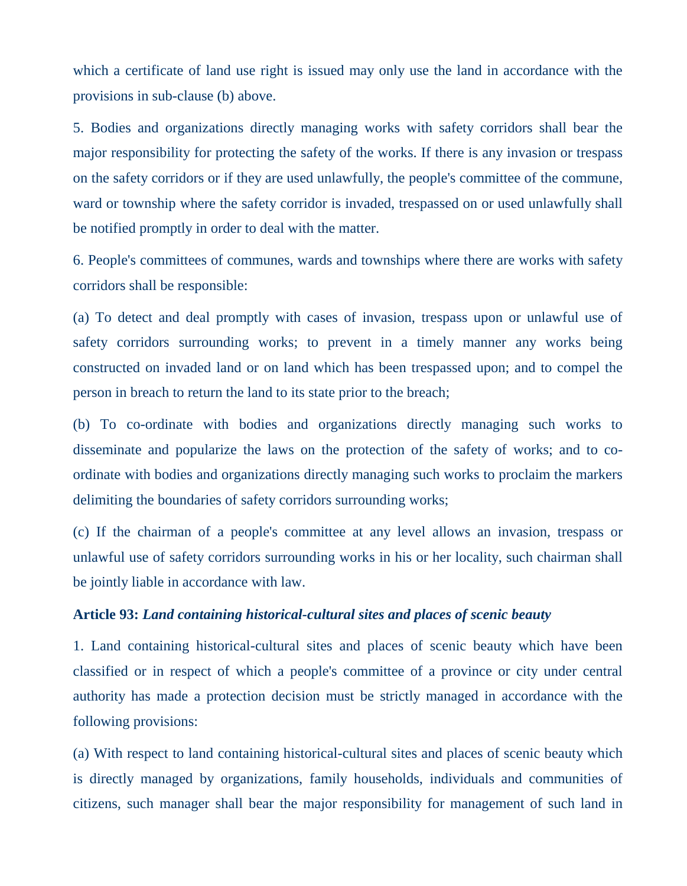which a certificate of land use right is issued may only use the land in accordance with the provisions in sub-clause (b) above.

5. Bodies and organizations directly managing works with safety corridors shall bear the major responsibility for protecting the safety of the works. If there is any invasion or trespass on the safety corridors or if they are used unlawfully, the people's committee of the commune, ward or township where the safety corridor is invaded, trespassed on or used unlawfully shall be notified promptly in order to deal with the matter.

6. People's committees of communes, wards and townships where there are works with safety corridors shall be responsible:

(a) To detect and deal promptly with cases of invasion, trespass upon or unlawful use of safety corridors surrounding works; to prevent in a timely manner any works being constructed on invaded land or on land which has been trespassed upon; and to compel the person in breach to return the land to its state prior to the breach;

(b) To co-ordinate with bodies and organizations directly managing such works to disseminate and popularize the laws on the protection of the safety of works; and to co-ordinate with bodies and organizations directly managing such works to proclaim the markers delimiting the boundaries of safety corridors surrounding works;

(c) If the chairman of a people's committee at any level allows an invasion, trespass or unlawful use of safety corridors surrounding works in his or her locality, such chairman shall be jointly liable in accordance with law.

**Article 93:** ***Land containing historical-cultural sites and places of scenic beauty***

1. Land containing historical-cultural sites and places of scenic beauty which have been classified or in respect of which a people's committee of a province or city under central authority has made a protection decision must be strictly managed in accordance with the following provisions:

(a) With respect to land containing historical-cultural sites and places of scenic beauty which is directly managed by organizations, family households, individuals and communities of citizens, such manager shall bear the major responsibility for management of such land in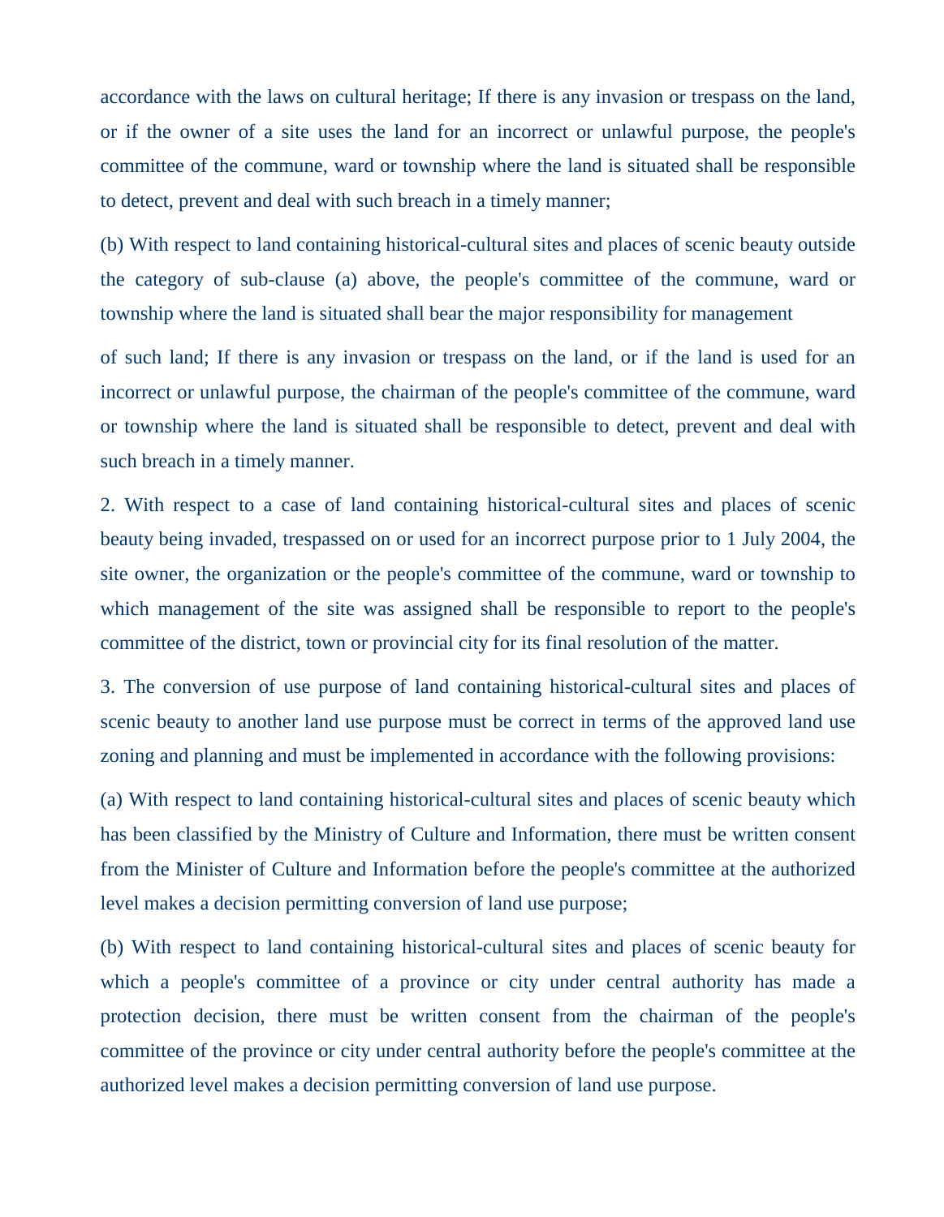accordance with the laws on cultural heritage; If there is any invasion or trespass on the land, or if the owner of a site uses the land for an incorrect or unlawful purpose, the people's committee of the commune, ward or township where the land is situated shall be responsible to detect, prevent and deal with such breach in a timely manner;

(b) With respect to land containing historical-cultural sites and places of scenic beauty outside the category of sub-clause (a) above, the people's committee of the commune, ward or township where the land is situated shall bear the major responsibility for management of such land; If there is any invasion or trespass on the land, or if the land is used for an incorrect or unlawful purpose, the chairman of the people's committee of the commune, ward or township where the land is situated shall be responsible to detect, prevent and deal with such breach in a timely manner.

2. With respect to a case of land containing historical-cultural sites and places of scenic beauty being invaded, trespassed on or used for an incorrect purpose prior to 1 July 2004, the site owner, the organization or the people's committee of the commune, ward or township to which management of the site was assigned shall be responsible to report to the people's committee of the district, town or provincial city for its final resolution of the matter.

3. The conversion of use purpose of land containing historical-cultural sites and places of scenic beauty to another land use purpose must be correct in terms of the approved land use zoning and planning and must be implemented in accordance with the following provisions:

(a) With respect to land containing historical-cultural sites and places of scenic beauty which has been classified by the Ministry of Culture and Information, there must be written consent from the Minister of Culture and Information before the people's committee at the authorized level makes a decision permitting conversion of land use purpose;

(b) With respect to land containing historical-cultural sites and places of scenic beauty for which a people's committee of a province or city under central authority has made a protection decision, there must be written consent from the chairman of the people's committee of the province or city under central authority before the people's committee at the authorized level makes a decision permitting conversion of land use purpose.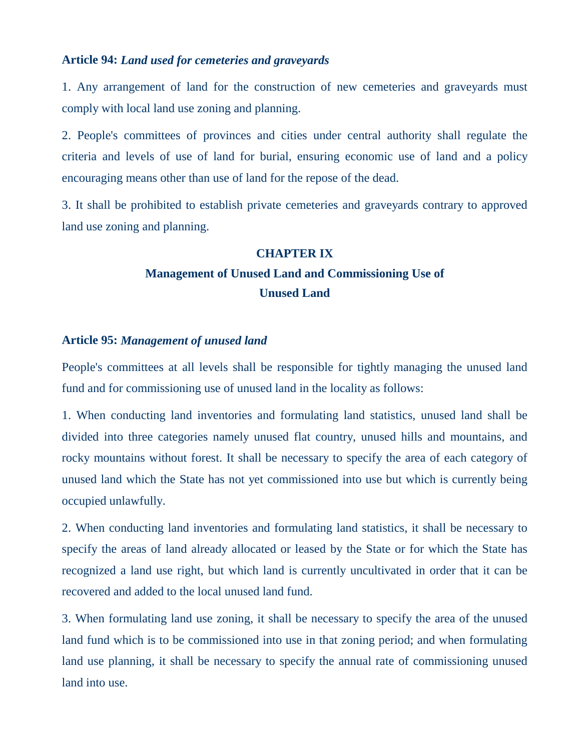**Article 94:** ***Land used for cemeteries and graveyards***

1. Any arrangement of land for the construction of new cemeteries and graveyards must comply with local land use zoning and planning.

2. People's committees of provinces and cities under central authority shall regulate the criteria and levels of use of land for burial, ensuring economic use of land and a policy encouraging means other than use of land for the repose of the dead.

3. It shall be prohibited to establish private cemeteries and graveyards contrary to approved land use zoning and planning.

## CHAPTER IX
## Management of Unused Land and Commissioning Use of Unused Land

**Article 95:** ***Management of unused land***

People's committees at all levels shall be responsible for tightly managing the unused land fund and for commissioning use of unused land in the locality as follows:

1. When conducting land inventories and formulating land statistics, unused land shall be divided into three categories namely unused flat country, unused hills and mountains, and rocky mountains without forest. It shall be necessary to specify the area of each category of unused land which the State has not yet commissioned into use but which is currently being occupied unlawfully.

2. When conducting land inventories and formulating land statistics, it shall be necessary to specify the areas of land already allocated or leased by the State or for which the State has recognized a land use right, but which land is currently uncultivated in order that it can be recovered and added to the local unused land fund.

3. When formulating land use zoning, it shall be necessary to specify the area of the unused land fund which is to be commissioned into use in that zoning period; and when formulating land use planning, it shall be necessary to specify the annual rate of commissioning unused land into use.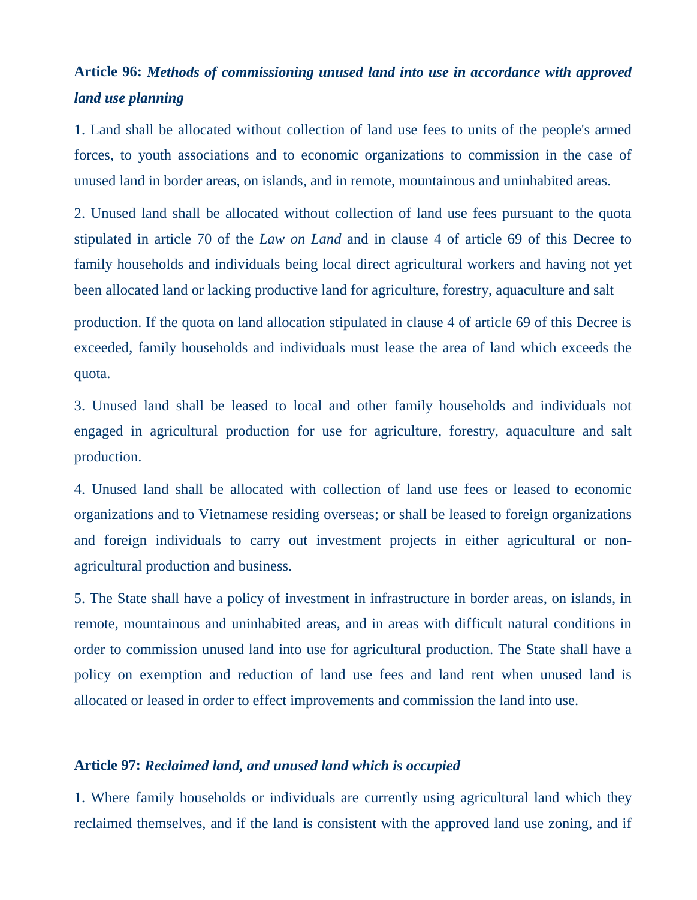**Article 96:** ***Methods of commissioning unused land into use in accordance with approved land use planning***

1. Land shall be allocated without collection of land use fees to units of the people's armed forces, to youth associations and to economic organizations to commission in the case of unused land in border areas, on islands, and in remote, mountainous and uninhabited areas.

2. Unused land shall be allocated without collection of land use fees pursuant to the quota stipulated in article 70 of the *Law on Land* and in clause 4 of article 69 of this Decree to family households and individuals being local direct agricultural workers and having not yet been allocated land or lacking productive land for agriculture, forestry, aquaculture and salt production. If the quota on land allocation stipulated in clause 4 of article 69 of this Decree is exceeded, family households and individuals must lease the area of land which exceeds the quota.

3. Unused land shall be leased to local and other family households and individuals not engaged in agricultural production for use for agriculture, forestry, aquaculture and salt production.

4. Unused land shall be allocated with collection of land use fees or leased to economic organizations and to Vietnamese residing overseas; or shall be leased to foreign organizations and foreign individuals to carry out investment projects in either agricultural or non-agricultural production and business.

5. The State shall have a policy of investment in infrastructure in border areas, on islands, in remote, mountainous and uninhabited areas, and in areas with difficult natural conditions in order to commission unused land into use for agricultural production. The State shall have a policy on exemption and reduction of land use fees and land rent when unused land is allocated or leased in order to effect improvements and commission the land into use.

**Article 97:** ***Reclaimed land, and unused land which is occupied***

1. Where family households or individuals are currently using agricultural land which they reclaimed themselves, and if the land is consistent with the approved land use zoning, and if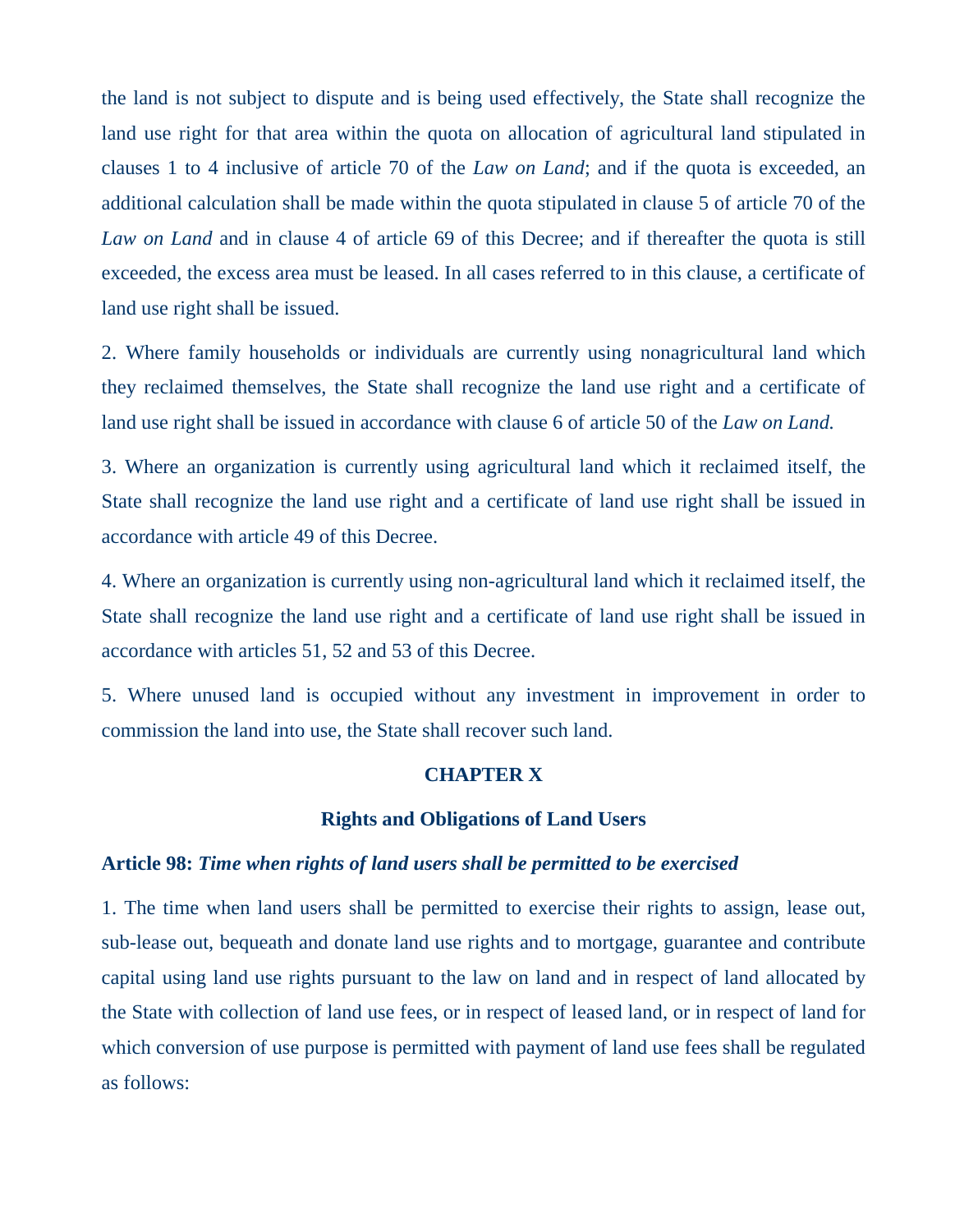the land is not subject to dispute and is being used effectively, the State shall recognize the land use right for that area within the quota on allocation of agricultural land stipulated in clauses 1 to 4 inclusive of article 70 of the *Law on Land*; and if the quota is exceeded, an additional calculation shall be made within the quota stipulated in clause 5 of article 70 of the *Law on Land* and in clause 4 of article 69 of this Decree; and if thereafter the quota is still exceeded, the excess area must be leased. In all cases referred to in this clause, a certificate of land use right shall be issued.

2. Where family households or individuals are currently using nonagricultural land which they reclaimed themselves, the State shall recognize the land use right and a certificate of land use right shall be issued in accordance with clause 6 of article 50 of the *Law on Land.*

3. Where an organization is currently using agricultural land which it reclaimed itself, the State shall recognize the land use right and a certificate of land use right shall be issued in accordance with article 49 of this Decree.

4. Where an organization is currently using non-agricultural land which it reclaimed itself, the State shall recognize the land use right and a certificate of land use right shall be issued in accordance with articles 51, 52 and 53 of this Decree.

5. Where unused land is occupied without any investment in improvement in order to commission the land into use, the State shall recover such land.

## CHAPTER X

## Rights and Obligations of Land Users

### Article 98: *Time when rights of land users shall be permitted to be exercised*

1. The time when land users shall be permitted to exercise their rights to assign, lease out, sub-lease out, bequeath and donate land use rights and to mortgage, guarantee and contribute capital using land use rights pursuant to the law on land and in respect of land allocated by the State with collection of land use fees, or in respect of leased land, or in respect of land for which conversion of use purpose is permitted with payment of land use fees shall be regulated as follows: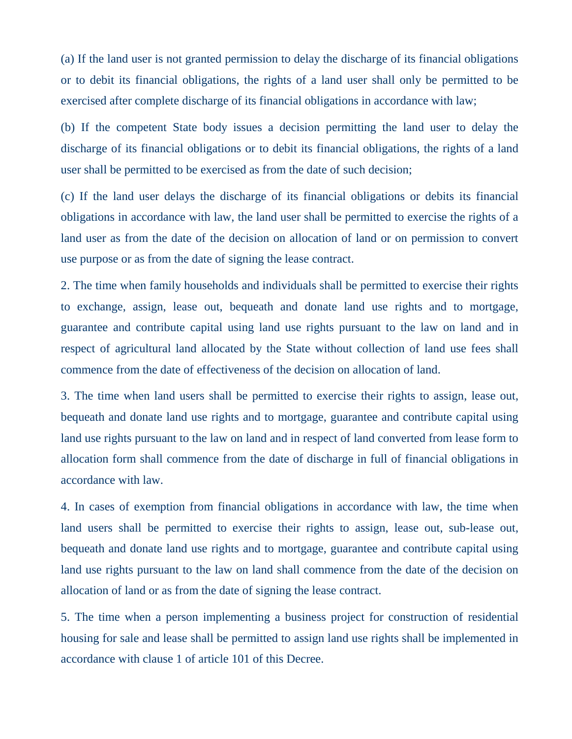(a) If the land user is not granted permission to delay the discharge of its financial obligations or to debit its financial obligations, the rights of a land user shall only be permitted to be exercised after complete discharge of its financial obligations in accordance with law;

(b) If the competent State body issues a decision permitting the land user to delay the discharge of its financial obligations or to debit its financial obligations, the rights of a land user shall be permitted to be exercised as from the date of such decision;

(c) If the land user delays the discharge of its financial obligations or debits its financial obligations in accordance with law, the land user shall be permitted to exercise the rights of a land user as from the date of the decision on allocation of land or on permission to convert use purpose or as from the date of signing the lease contract.

2. The time when family households and individuals shall be permitted to exercise their rights to exchange, assign, lease out, bequeath and donate land use rights and to mortgage, guarantee and contribute capital using land use rights pursuant to the law on land and in respect of agricultural land allocated by the State without collection of land use fees shall commence from the date of effectiveness of the decision on allocation of land.

3. The time when land users shall be permitted to exercise their rights to assign, lease out, bequeath and donate land use rights and to mortgage, guarantee and contribute capital using land use rights pursuant to the law on land and in respect of land converted from lease form to allocation form shall commence from the date of discharge in full of financial obligations in accordance with law.

4. In cases of exemption from financial obligations in accordance with law, the time when land users shall be permitted to exercise their rights to assign, lease out, sub-lease out, bequeath and donate land use rights and to mortgage, guarantee and contribute capital using land use rights pursuant to the law on land shall commence from the date of the decision on allocation of land or as from the date of signing the lease contract.

5. The time when a person implementing a business project for construction of residential housing for sale and lease shall be permitted to assign land use rights shall be implemented in accordance with clause 1 of article 101 of this Decree.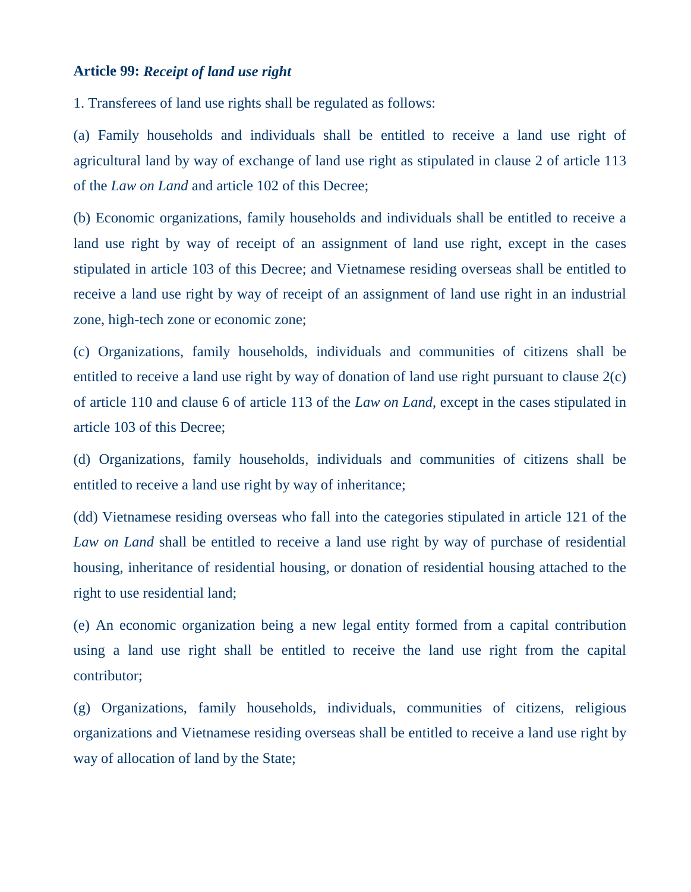**Article 99:** ***Receipt of land use right***

1. Transferees of land use rights shall be regulated as follows:

(a) Family households and individuals shall be entitled to receive a land use right of agricultural land by way of exchange of land use right as stipulated in clause 2 of article 113 of the *Law on Land* and article 102 of this Decree;

(b) Economic organizations, family households and individuals shall be entitled to receive a land use right by way of receipt of an assignment of land use right, except in the cases stipulated in article 103 of this Decree; and Vietnamese residing overseas shall be entitled to receive a land use right by way of receipt of an assignment of land use right in an industrial zone, high-tech zone or economic zone;

(c) Organizations, family households, individuals and communities of citizens shall be entitled to receive a land use right by way of donation of land use right pursuant to clause 2(c) of article 110 and clause 6 of article 113 of the *Law on Land*, except in the cases stipulated in article 103 of this Decree;

(d) Organizations, family households, individuals and communities of citizens shall be entitled to receive a land use right by way of inheritance;

(dd) Vietnamese residing overseas who fall into the categories stipulated in article 121 of the *Law on Land* shall be entitled to receive a land use right by way of purchase of residential housing, inheritance of residential housing, or donation of residential housing attached to the right to use residential land;

(e) An economic organization being a new legal entity formed from a capital contribution using a land use right shall be entitled to receive the land use right from the capital contributor;

(g) Organizations, family households, individuals, communities of citizens, religious organizations and Vietnamese residing overseas shall be entitled to receive a land use right by way of allocation of land by the State;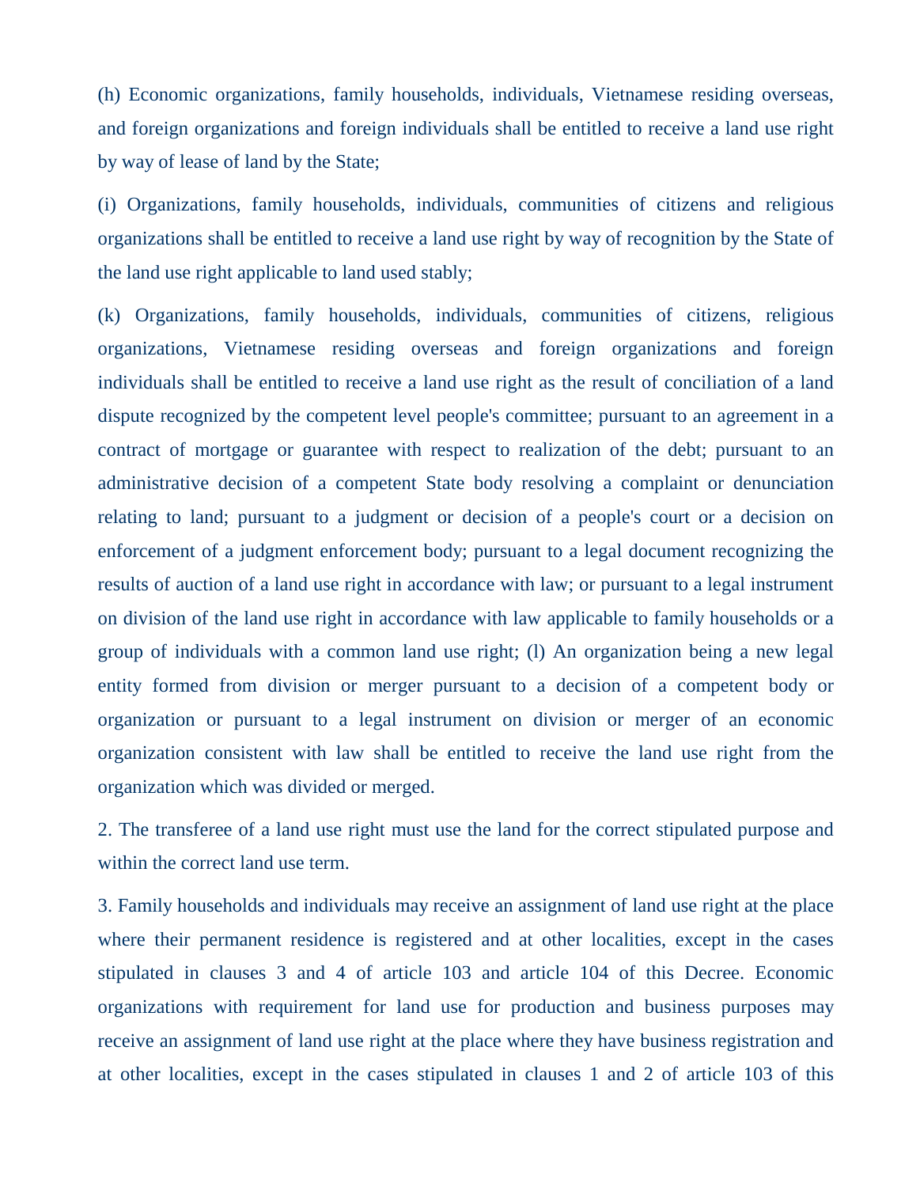(h) Economic organizations, family households, individuals, Vietnamese residing overseas, and foreign organizations and foreign individuals shall be entitled to receive a land use right by way of lease of land by the State;

(i) Organizations, family households, individuals, communities of citizens and religious organizations shall be entitled to receive a land use right by way of recognition by the State of the land use right applicable to land used stably;

(k) Organizations, family households, individuals, communities of citizens, religious organizations, Vietnamese residing overseas and foreign organizations and foreign individuals shall be entitled to receive a land use right as the result of conciliation of a land dispute recognized by the competent level people's committee; pursuant to an agreement in a contract of mortgage or guarantee with respect to realization of the debt; pursuant to an administrative decision of a competent State body resolving a complaint or denunciation relating to land; pursuant to a judgment or decision of a people's court or a decision on enforcement of a judgment enforcement body; pursuant to a legal document recognizing the results of auction of a land use right in accordance with law; or pursuant to a legal instrument on division of the land use right in accordance with law applicable to family households or a group of individuals with a common land use right; (l) An organization being a new legal entity formed from division or merger pursuant to a decision of a competent body or organization or pursuant to a legal instrument on division or merger of an economic organization consistent with law shall be entitled to receive the land use right from the organization which was divided or merged.

2. The transferee of a land use right must use the land for the correct stipulated purpose and within the correct land use term.

3. Family households and individuals may receive an assignment of land use right at the place where their permanent residence is registered and at other localities, except in the cases stipulated in clauses 3 and 4 of article 103 and article 104 of this Decree. Economic organizations with requirement for land use for production and business purposes may receive an assignment of land use right at the place where they have business registration and at other localities, except in the cases stipulated in clauses 1 and 2 of article 103 of this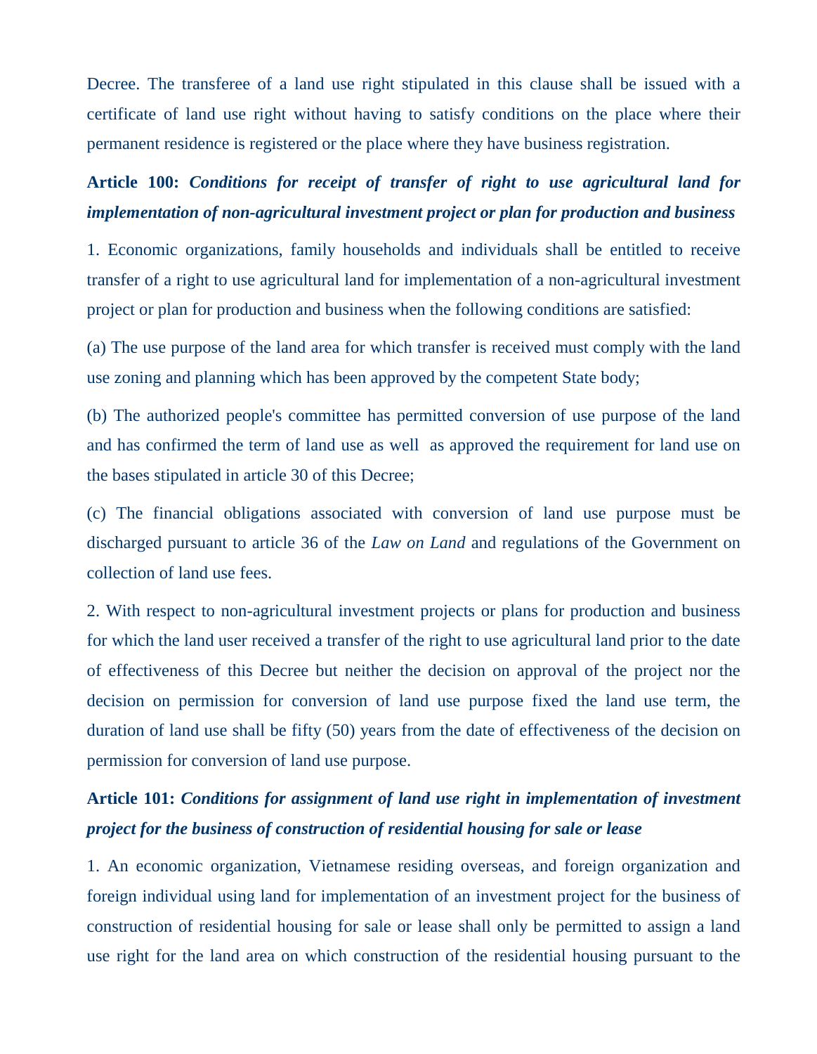Decree. The transferee of a land use right stipulated in this clause shall be issued with a certificate of land use right without having to satisfy conditions on the place where their permanent residence is registered or the place where they have business registration.

**Article 100:** ***Conditions for receipt of transfer of right to use agricultural land for implementation of non-agricultural investment project or plan for production and business***

1. Economic organizations, family households and individuals shall be entitled to receive transfer of a right to use agricultural land for implementation of a non-agricultural investment project or plan for production and business when the following conditions are satisfied:

(a) The use purpose of the land area for which transfer is received must comply with the land use zoning and planning which has been approved by the competent State body;

(b) The authorized people's committee has permitted conversion of use purpose of the land and has confirmed the term of land use as well as approved the requirement for land use on the bases stipulated in article 30 of this Decree;

(c) The financial obligations associated with conversion of land use purpose must be discharged pursuant to article 36 of the *Law on Land* and regulations of the Government on collection of land use fees.

2. With respect to non-agricultural investment projects or plans for production and business for which the land user received a transfer of the right to use agricultural land prior to the date of effectiveness of this Decree but neither the decision on approval of the project nor the decision on permission for conversion of land use purpose fixed the land use term, the duration of land use shall be fifty (50) years from the date of effectiveness of the decision on permission for conversion of land use purpose.

**Article 101:** ***Conditions for assignment of land use right in implementation of investment project for the business of construction of residential housing for sale or lease***

1. An economic organization, Vietnamese residing overseas, and foreign organization and foreign individual using land for implementation of an investment project for the business of construction of residential housing for sale or lease shall only be permitted to assign a land use right for the land area on which construction of the residential housing pursuant to the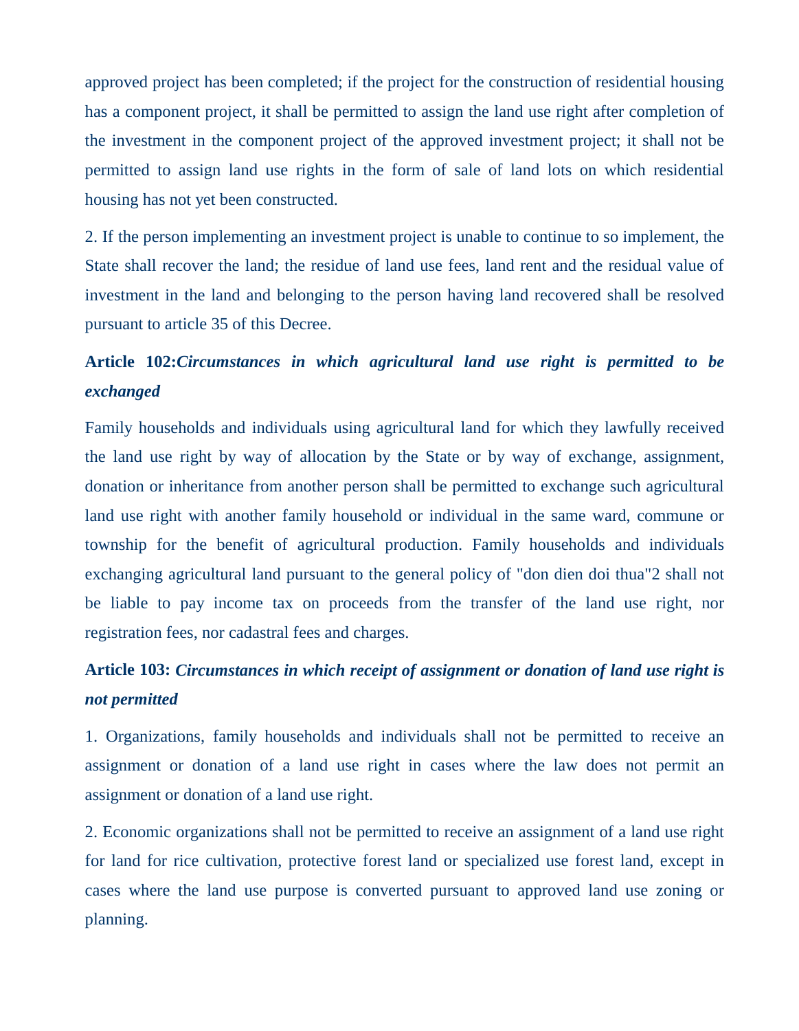approved project has been completed; if the project for the construction of residential housing has a component project, it shall be permitted to assign the land use right after completion of the investment in the component project of the approved investment project; it shall not be permitted to assign land use rights in the form of sale of land lots on which residential housing has not yet been constructed.

2. If the person implementing an investment project is unable to continue to so implement, the State shall recover the land; the residue of land use fees, land rent and the residual value of investment in the land and belonging to the person having land recovered shall be resolved pursuant to article 35 of this Decree.

### Article 102: *Circumstances in which agricultural land use right is permitted to be exchanged*

Family households and individuals using agricultural land for which they lawfully received the land use right by way of allocation by the State or by way of exchange, assignment, donation or inheritance from another person shall be permitted to exchange such agricultural land use right with another family household or individual in the same ward, commune or township for the benefit of agricultural production. Family households and individuals exchanging agricultural land pursuant to the general policy of "don dien doi thua"[2] shall not be liable to pay income tax on proceeds from the transfer of the land use right, nor registration fees, nor cadastral fees and charges.

### Article 103: *Circumstances in which receipt of assignment or donation of land use right is not permitted*

1. Organizations, family households and individuals shall not be permitted to receive an assignment or donation of a land use right in cases where the law does not permit an assignment or donation of a land use right.

2. Economic organizations shall not be permitted to receive an assignment of a land use right for land for rice cultivation, protective forest land or specialized use forest land, except in cases where the land use purpose is converted pursuant to approved land use zoning or planning.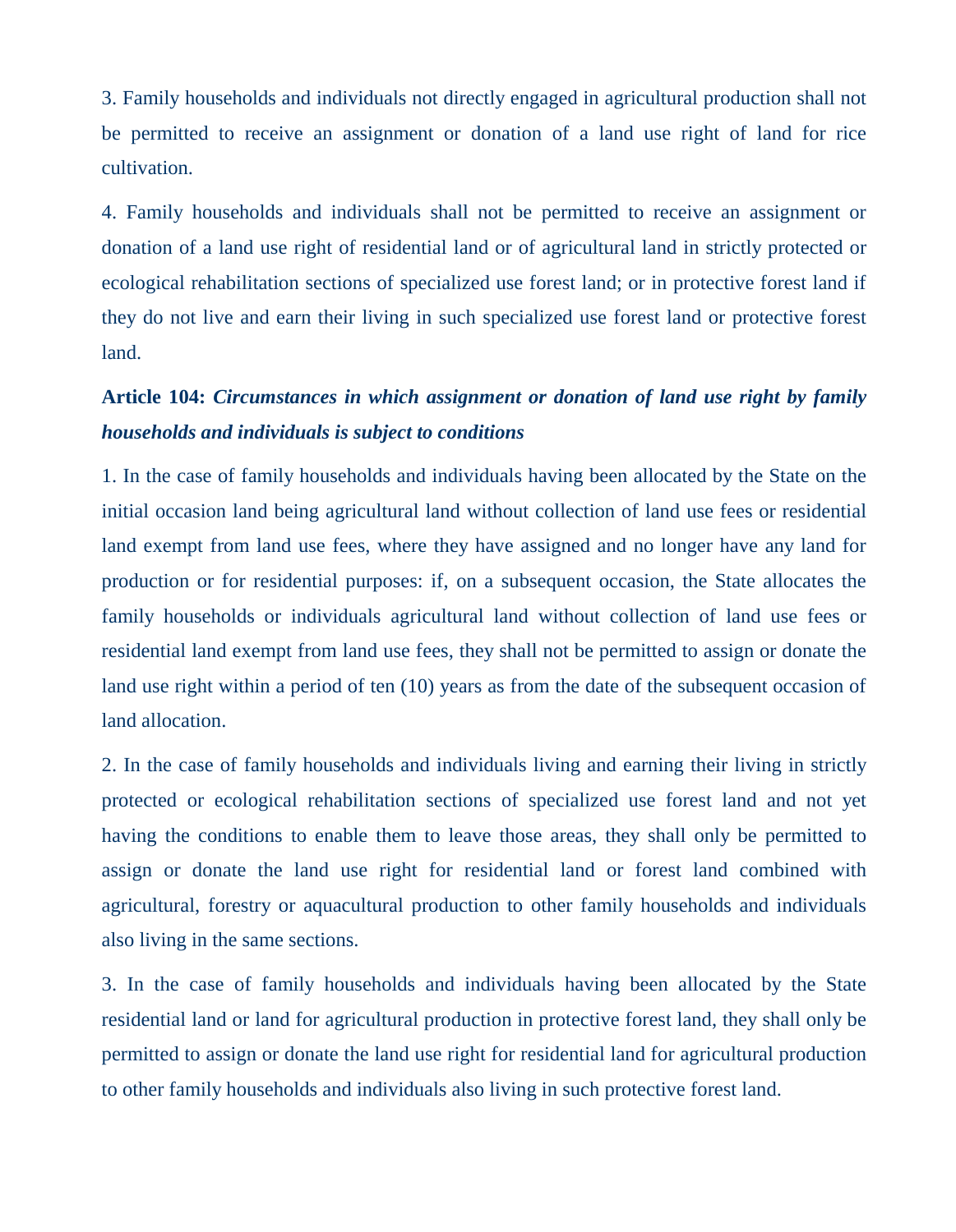3. Family households and individuals not directly engaged in agricultural production shall not be permitted to receive an assignment or donation of a land use right of land for rice cultivation.

4. Family households and individuals shall not be permitted to receive an assignment or donation of a land use right of residential land or of agricultural land in strictly protected or ecological rehabilitation sections of specialized use forest land; or in protective forest land if they do not live and earn their living in such specialized use forest land or protective forest land.

**Article 104:** ***Circumstances in which assignment or donation of land use right by family households and individuals is subject to conditions***

1. In the case of family households and individuals having been allocated by the State on the initial occasion land being agricultural land without collection of land use fees or residential land exempt from land use fees, where they have assigned and no longer have any land for production or for residential purposes: if, on a subsequent occasion, the State allocates the family households or individuals agricultural land without collection of land use fees or residential land exempt from land use fees, they shall not be permitted to assign or donate the land use right within a period of ten (10) years as from the date of the subsequent occasion of land allocation.

2. In the case of family households and individuals living and earning their living in strictly protected or ecological rehabilitation sections of specialized use forest land and not yet having the conditions to enable them to leave those areas, they shall only be permitted to assign or donate the land use right for residential land or forest land combined with agricultural, forestry or aquacultural production to other family households and individuals also living in the same sections.

3. In the case of family households and individuals having been allocated by the State residential land or land for agricultural production in protective forest land, they shall only be permitted to assign or donate the land use right for residential land for agricultural production to other family households and individuals also living in such protective forest land.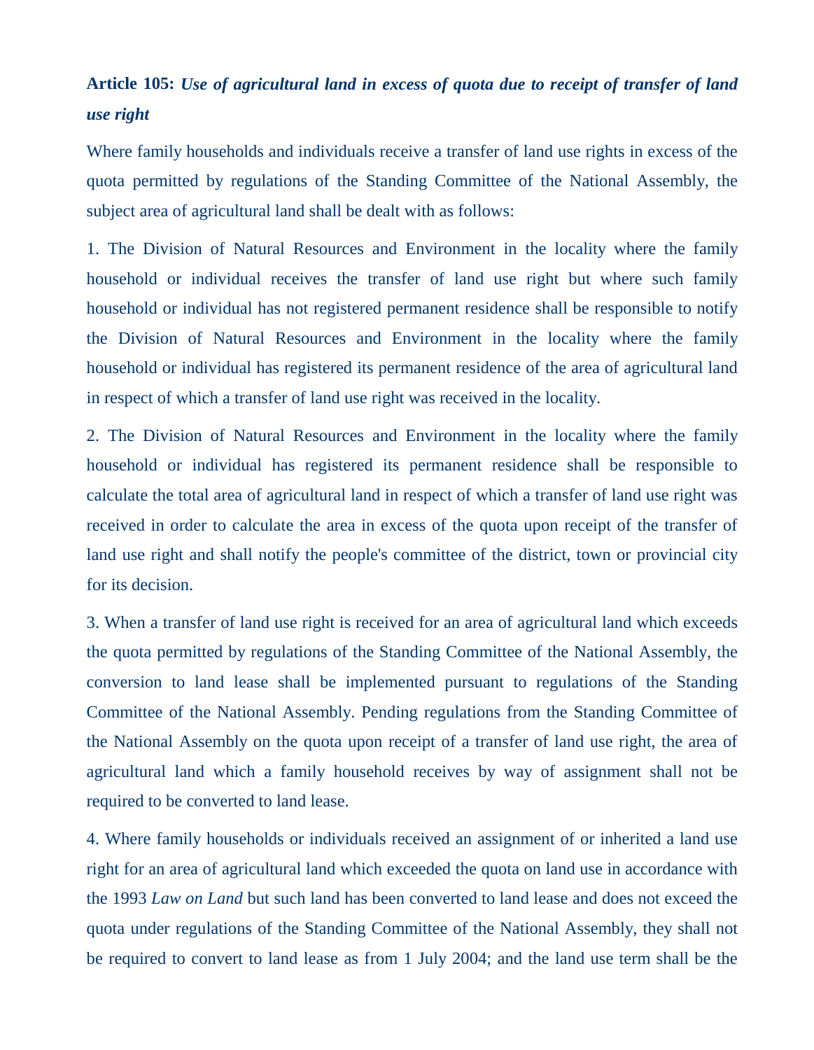**Article 105:** ***Use of agricultural land in excess of quota due to receipt of transfer of land use right***

Where family households and individuals receive a transfer of land use rights in excess of the quota permitted by regulations of the Standing Committee of the National Assembly, the subject area of agricultural land shall be dealt with as follows:

1. The Division of Natural Resources and Environment in the locality where the family household or individual receives the transfer of land use right but where such family household or individual has not registered permanent residence shall be responsible to notify the Division of Natural Resources and Environment in the locality where the family household or individual has registered its permanent residence of the area of agricultural land in respect of which a transfer of land use right was received in the locality.

2. The Division of Natural Resources and Environment in the locality where the family household or individual has registered its permanent residence shall be responsible to calculate the total area of agricultural land in respect of which a transfer of land use right was received in order to calculate the area in excess of the quota upon receipt of the transfer of land use right and shall notify the people's committee of the district, town or provincial city for its decision.

3. When a transfer of land use right is received for an area of agricultural land which exceeds the quota permitted by regulations of the Standing Committee of the National Assembly, the conversion to land lease shall be implemented pursuant to regulations of the Standing Committee of the National Assembly. Pending regulations from the Standing Committee of the National Assembly on the quota upon receipt of a transfer of land use right, the area of agricultural land which a family household receives by way of assignment shall not be required to be converted to land lease.

4. Where family households or individuals received an assignment of or inherited a land use right for an area of agricultural land which exceeded the quota on land use in accordance with the 1993 *Law on Land* but such land has been converted to land lease and does not exceed the quota under regulations of the Standing Committee of the National Assembly, they shall not be required to convert to land lease as from 1 July 2004; and the land use term shall be the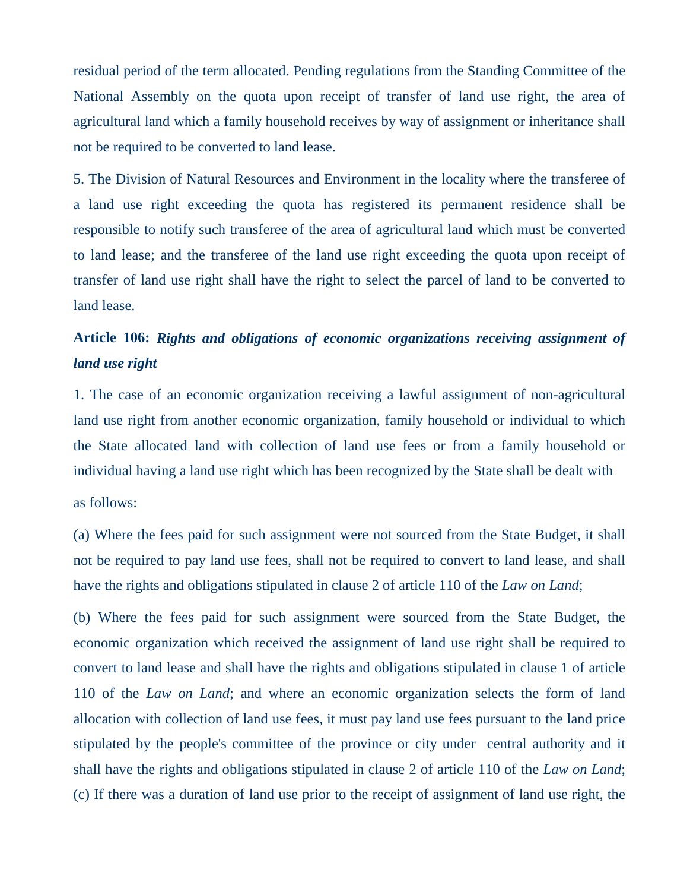residual period of the term allocated. Pending regulations from the Standing Committee of the National Assembly on the quota upon receipt of transfer of land use right, the area of agricultural land which a family household receives by way of assignment or inheritance shall not be required to be converted to land lease.

5. The Division of Natural Resources and Environment in the locality where the transferee of a land use right exceeding the quota has registered its permanent residence shall be responsible to notify such transferee of the area of agricultural land which must be converted to land lease; and the transferee of the land use right exceeding the quota upon receipt of transfer of land use right shall have the right to select the parcel of land to be converted to land lease.

**Article 106:** ***Rights and obligations of economic organizations receiving assignment of land use right***

1. The case of an economic organization receiving a lawful assignment of non-agricultural land use right from another economic organization, family household or individual to which the State allocated land with collection of land use fees or from a family household or individual having a land use right which has been recognized by the State shall be dealt with as follows:

(a) Where the fees paid for such assignment were not sourced from the State Budget, it shall not be required to pay land use fees, shall not be required to convert to land lease, and shall have the rights and obligations stipulated in clause 2 of article 110 of the *Law on Land*;

(b) Where the fees paid for such assignment were sourced from the State Budget, the economic organization which received the assignment of land use right shall be required to convert to land lease and shall have the rights and obligations stipulated in clause 1 of article 110 of the *Law on Land*; and where an economic organization selects the form of land allocation with collection of land use fees, it must pay land use fees pursuant to the land price stipulated by the people's committee of the province or city under central authority and it shall have the rights and obligations stipulated in clause 2 of article 110 of the *Law on Land*;

(c) If there was a duration of land use prior to the receipt of assignment of land use right, the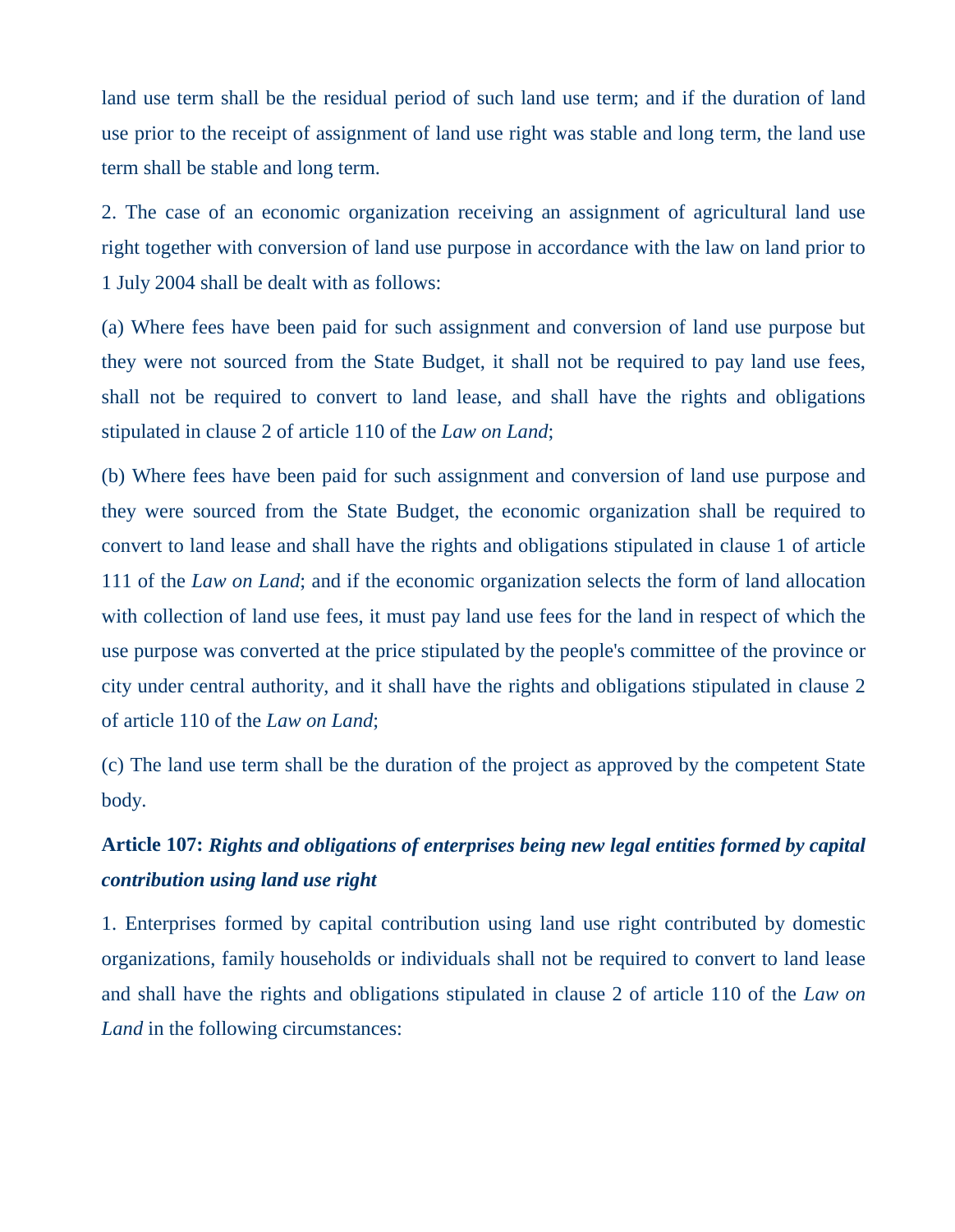land use term shall be the residual period of such land use term; and if the duration of land use prior to the receipt of assignment of land use right was stable and long term, the land use term shall be stable and long term.

2. The case of an economic organization receiving an assignment of agricultural land use right together with conversion of land use purpose in accordance with the law on land prior to 1 July 2004 shall be dealt with as follows:

(a) Where fees have been paid for such assignment and conversion of land use purpose but they were not sourced from the State Budget, it shall not be required to pay land use fees, shall not be required to convert to land lease, and shall have the rights and obligations stipulated in clause 2 of article 110 of the *Law on Land*;

(b) Where fees have been paid for such assignment and conversion of land use purpose and they were sourced from the State Budget, the economic organization shall be required to convert to land lease and shall have the rights and obligations stipulated in clause 1 of article 111 of the *Law on Land*; and if the economic organization selects the form of land allocation with collection of land use fees, it must pay land use fees for the land in respect of which the use purpose was converted at the price stipulated by the people's committee of the province or city under central authority, and it shall have the rights and obligations stipulated in clause 2 of article 110 of the *Law on Land*;

(c) The land use term shall be the duration of the project as approved by the competent State body.

**Article 107:** ***Rights and obligations of enterprises being new legal entities formed by capital contribution using land use right***

1. Enterprises formed by capital contribution using land use right contributed by domestic organizations, family households or individuals shall not be required to convert to land lease and shall have the rights and obligations stipulated in clause 2 of article 110 of the *Law on Land* in the following circumstances: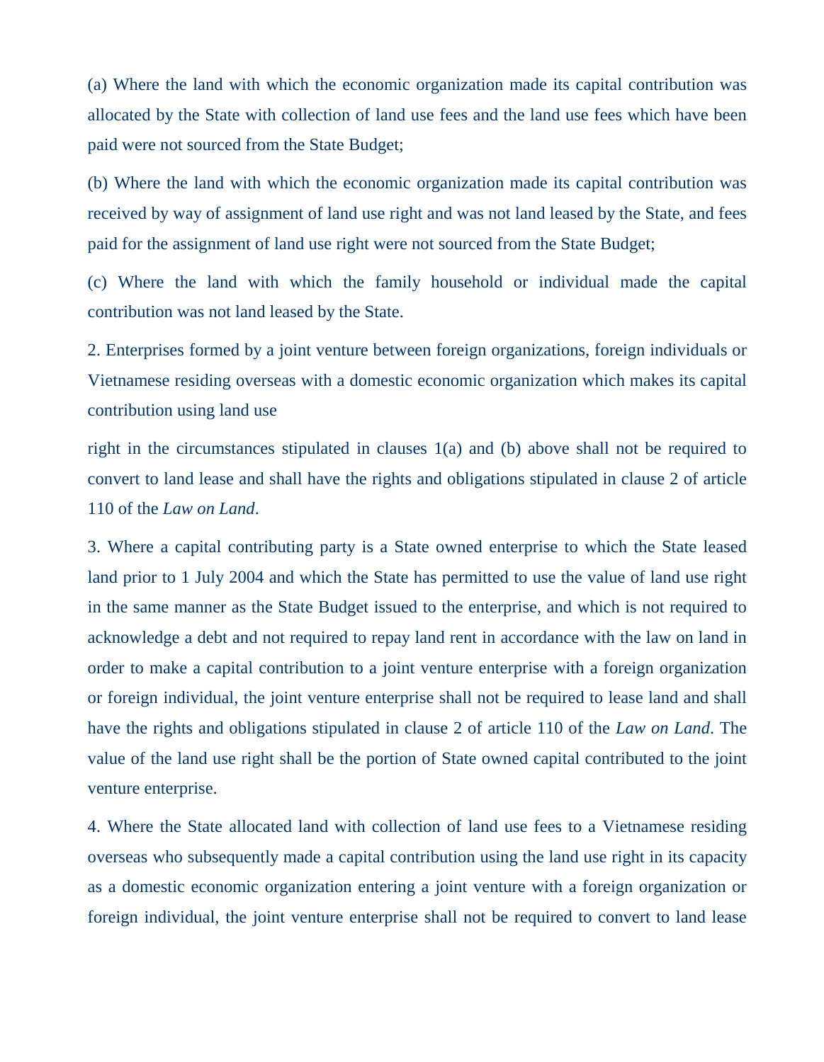(a) Where the land with which the economic organization made its capital contribution was allocated by the State with collection of land use fees and the land use fees which have been paid were not sourced from the State Budget;

(b) Where the land with which the economic organization made its capital contribution was received by way of assignment of land use right and was not land leased by the State, and fees paid for the assignment of land use right were not sourced from the State Budget;

(c) Where the land with which the family household or individual made the capital contribution was not land leased by the State.

2. Enterprises formed by a joint venture between foreign organizations, foreign individuals or Vietnamese residing overseas with a domestic economic organization which makes its capital contribution using land use right in the circumstances stipulated in clauses 1(a) and (b) above shall not be required to convert to land lease and shall have the rights and obligations stipulated in clause 2 of article 110 of the *Law on Land*.

3. Where a capital contributing party is a State owned enterprise to which the State leased land prior to 1 July 2004 and which the State has permitted to use the value of land use right in the same manner as the State Budget issued to the enterprise, and which is not required to acknowledge a debt and not required to repay land rent in accordance with the law on land in order to make a capital contribution to a joint venture enterprise with a foreign organization or foreign individual, the joint venture enterprise shall not be required to lease land and shall have the rights and obligations stipulated in clause 2 of article 110 of the *Law on Land*. The value of the land use right shall be the portion of State owned capital contributed to the joint venture enterprise.

4. Where the State allocated land with collection of land use fees to a Vietnamese residing overseas who subsequently made a capital contribution using the land use right in its capacity as a domestic economic organization entering a joint venture with a foreign organization or foreign individual, the joint venture enterprise shall not be required to convert to land lease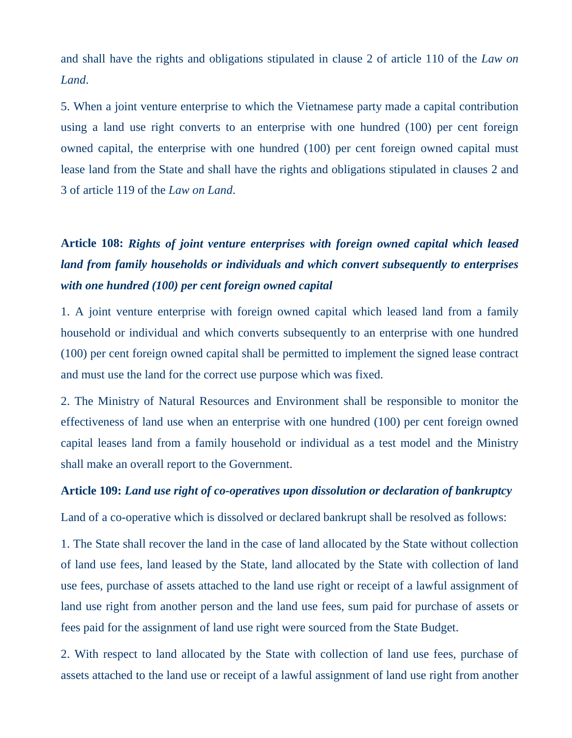and shall have the rights and obligations stipulated in clause 2 of article 110 of the *Law on Land*.

5. When a joint venture enterprise to which the Vietnamese party made a capital contribution using a land use right converts to an enterprise with one hundred (100) per cent foreign owned capital, the enterprise with one hundred (100) per cent foreign owned capital must lease land from the State and shall have the rights and obligations stipulated in clauses 2 and 3 of article 119 of the *Law on Land*.

**Article 108:** ***Rights of joint venture enterprises with foreign owned capital which leased land from family households or individuals and which convert subsequently to enterprises with one hundred (100) per cent foreign owned capital***

1. A joint venture enterprise with foreign owned capital which leased land from a family household or individual and which converts subsequently to an enterprise with one hundred (100) per cent foreign owned capital shall be permitted to implement the signed lease contract and must use the land for the correct use purpose which was fixed.

2. The Ministry of Natural Resources and Environment shall be responsible to monitor the effectiveness of land use when an enterprise with one hundred (100) per cent foreign owned capital leases land from a family household or individual as a test model and the Ministry shall make an overall report to the Government.

**Article 109:** ***Land use right of co-operatives upon dissolution or declaration of bankruptcy***

Land of a co-operative which is dissolved or declared bankrupt shall be resolved as follows:

1. The State shall recover the land in the case of land allocated by the State without collection of land use fees, land leased by the State, land allocated by the State with collection of land use fees, purchase of assets attached to the land use right or receipt of a lawful assignment of land use right from another person and the land use fees, sum paid for purchase of assets or fees paid for the assignment of land use right were sourced from the State Budget.

2. With respect to land allocated by the State with collection of land use fees, purchase of assets attached to the land use or receipt of a lawful assignment of land use right from another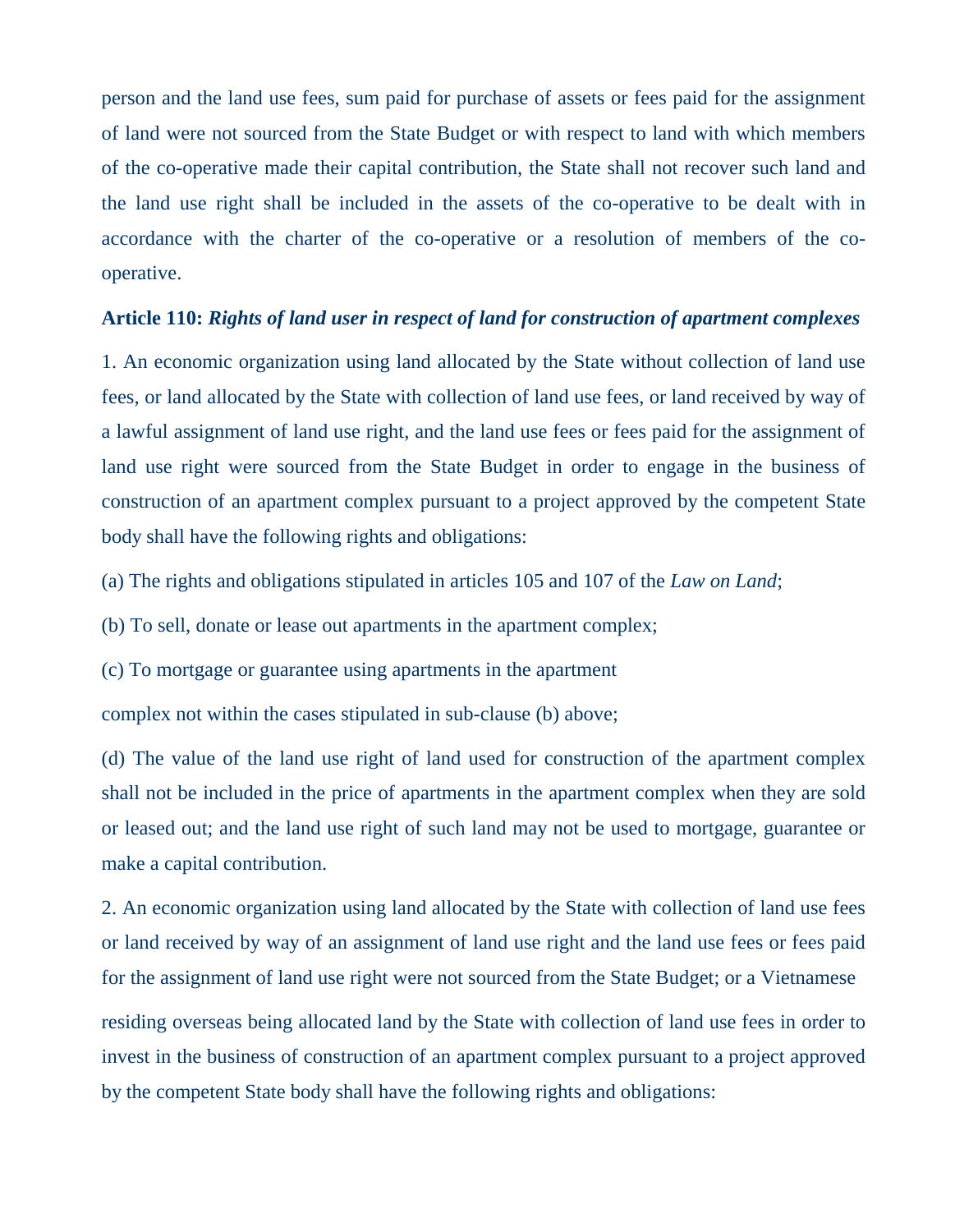person and the land use fees, sum paid for purchase of assets or fees paid for the assignment of land were not sourced from the State Budget or with respect to land with which members of the co-operative made their capital contribution, the State shall not recover such land and the land use right shall be included in the assets of the co-operative to be dealt with in accordance with the charter of the co-operative or a resolution of members of the co-operative.

**Article 110:** ***Rights of land user in respect of land for construction of apartment complexes***

1. An economic organization using land allocated by the State without collection of land use fees, or land allocated by the State with collection of land use fees, or land received by way of a lawful assignment of land use right, and the land use fees or fees paid for the assignment of land use right were sourced from the State Budget in order to engage in the business of construction of an apartment complex pursuant to a project approved by the competent State body shall have the following rights and obligations:

(a) The rights and obligations stipulated in articles 105 and 107 of the *Law on Land*;

(b) To sell, donate or lease out apartments in the apartment complex;

(c) To mortgage or guarantee using apartments in the apartment complex not within the cases stipulated in sub-clause (b) above;

(d) The value of the land use right of land used for construction of the apartment complex shall not be included in the price of apartments in the apartment complex when they are sold or leased out; and the land use right of such land may not be used to mortgage, guarantee or make a capital contribution.

2. An economic organization using land allocated by the State with collection of land use fees or land received by way of an assignment of land use right and the land use fees or fees paid for the assignment of land use right were not sourced from the State Budget; or a Vietnamese residing overseas being allocated land by the State with collection of land use fees in order to invest in the business of construction of an apartment complex pursuant to a project approved by the competent State body shall have the following rights and obligations: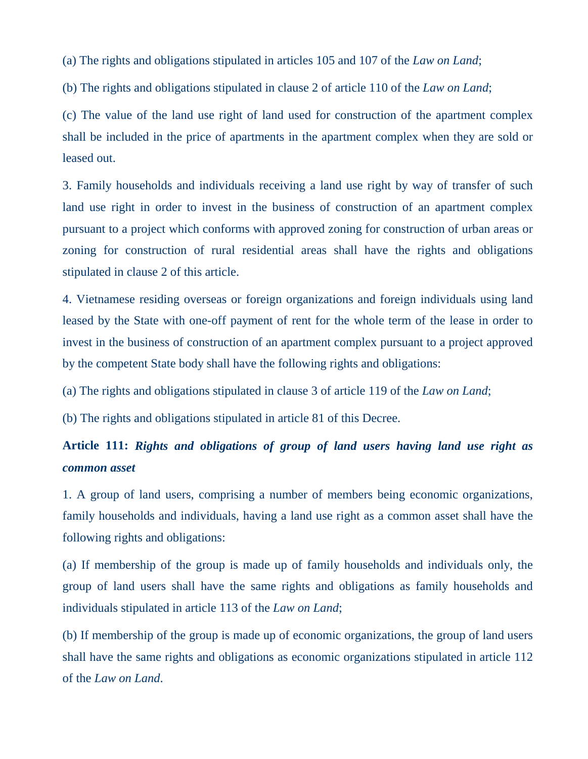(a) The rights and obligations stipulated in articles 105 and 107 of the *Law on Land*;

(b) The rights and obligations stipulated in clause 2 of article 110 of the *Law on Land*;

(c) The value of the land use right of land used for construction of the apartment complex shall be included in the price of apartments in the apartment complex when they are sold or leased out.

3. Family households and individuals receiving a land use right by way of transfer of such land use right in order to invest in the business of construction of an apartment complex pursuant to a project which conforms with approved zoning for construction of urban areas or zoning for construction of rural residential areas shall have the rights and obligations stipulated in clause 2 of this article.

4. Vietnamese residing overseas or foreign organizations and foreign individuals using land leased by the State with one-off payment of rent for the whole term of the lease in order to invest in the business of construction of an apartment complex pursuant to a project approved by the competent State body shall have the following rights and obligations:

(a) The rights and obligations stipulated in clause 3 of article 119 of the *Law on Land*;

(b) The rights and obligations stipulated in article 81 of this Decree.

**Article 111:** ***Rights and obligations of group of land users having land use right as common asset***

1. A group of land users, comprising a number of members being economic organizations, family households and individuals, having a land use right as a common asset shall have the following rights and obligations:

(a) If membership of the group is made up of family households and individuals only, the group of land users shall have the same rights and obligations as family households and individuals stipulated in article 113 of the *Law on Land*;

(b) If membership of the group is made up of economic organizations, the group of land users shall have the same rights and obligations as economic organizations stipulated in article 112 of the *Law on Land*.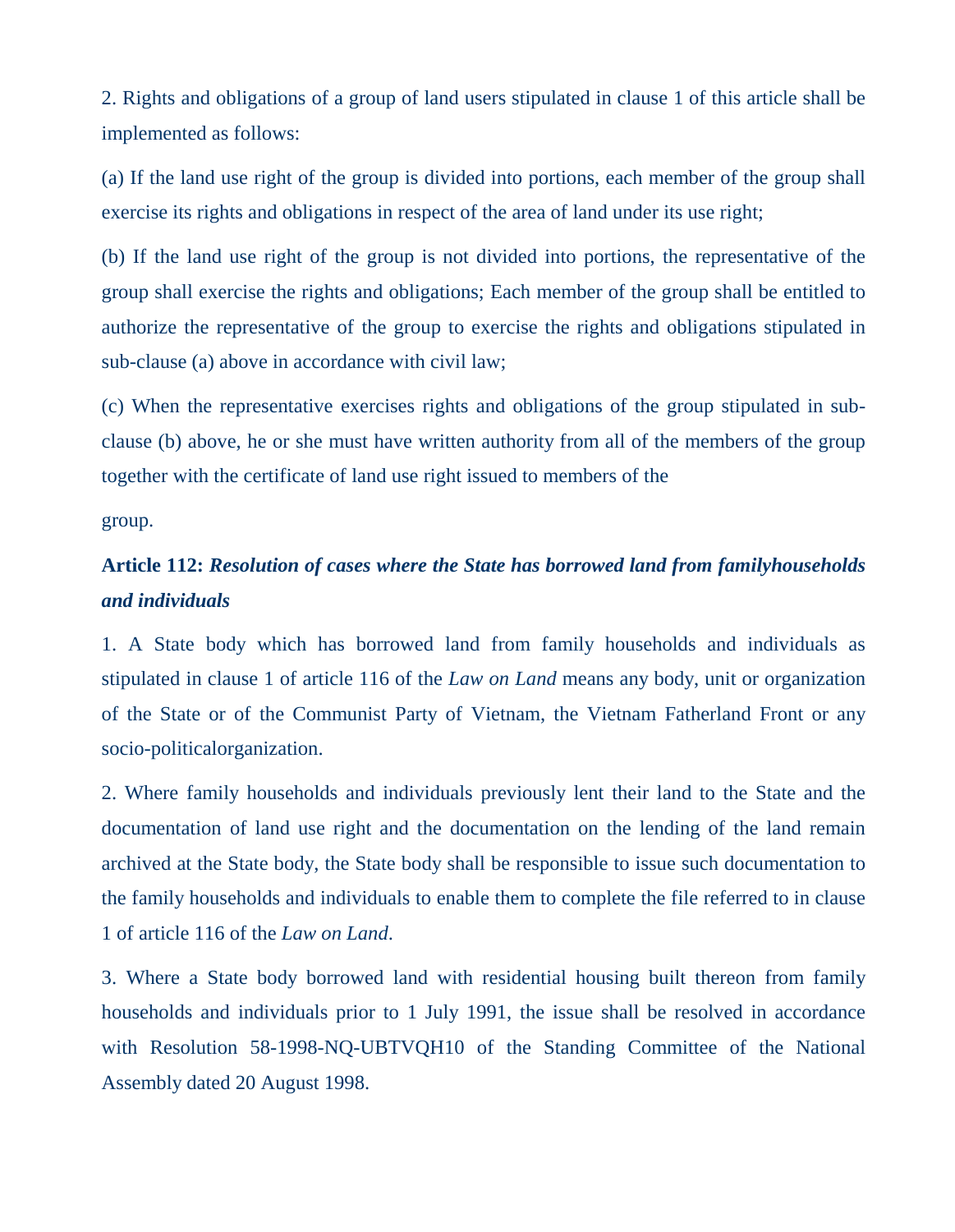2. Rights and obligations of a group of land users stipulated in clause 1 of this article shall be implemented as follows:

(a) If the land use right of the group is divided into portions, each member of the group shall exercise its rights and obligations in respect of the area of land under its use right;

(b) If the land use right of the group is not divided into portions, the representative of the group shall exercise the rights and obligations; Each member of the group shall be entitled to authorize the representative of the group to exercise the rights and obligations stipulated in sub-clause (a) above in accordance with civil law;

(c) When the representative exercises rights and obligations of the group stipulated in sub-clause (b) above, he or she must have written authority from all of the members of the group together with the certificate of land use right issued to members of the group.

**Article 112:** ***Resolution of cases where the State has borrowed land from familyhouseholds and individuals***

1. A State body which has borrowed land from family households and individuals as stipulated in clause 1 of article 116 of the *Law on Land* means any body, unit or organization of the State or of the Communist Party of Vietnam, the Vietnam Fatherland Front or any socio-politicalorganization.

2. Where family households and individuals previously lent their land to the State and the documentation of land use right and the documentation on the lending of the land remain archived at the State body, the State body shall be responsible to issue such documentation to the family households and individuals to enable them to complete the file referred to in clause 1 of article 116 of the *Law on Land*.

3. Where a State body borrowed land with residential housing built thereon from family households and individuals prior to 1 July 1991, the issue shall be resolved in accordance with Resolution 58-1998-NQ-UBTVQH10 of the Standing Committee of the National Assembly dated 20 August 1998.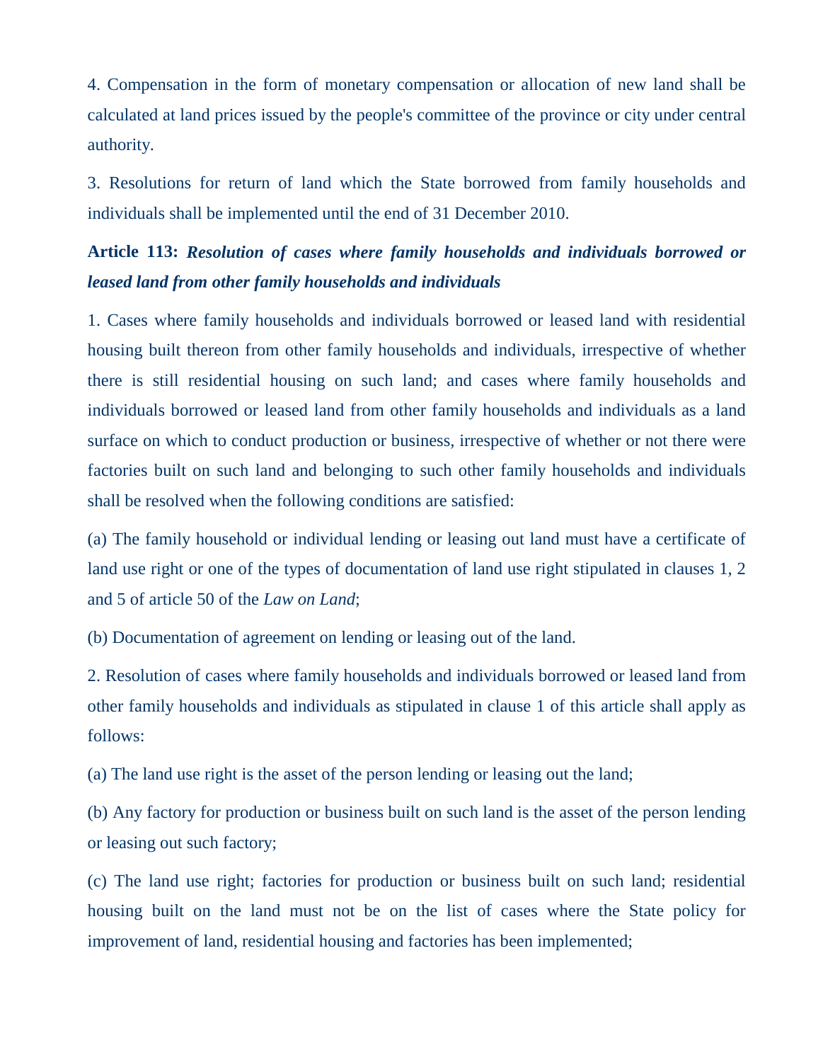4. Compensation in the form of monetary compensation or allocation of new land shall be calculated at land prices issued by the people's committee of the province or city under central authority.

3. Resolutions for return of land which the State borrowed from family households and individuals shall be implemented until the end of 31 December 2010.

**Article 113:** ***Resolution of cases where family households and individuals borrowed or leased land from other family households and individuals***

1. Cases where family households and individuals borrowed or leased land with residential housing built thereon from other family households and individuals, irrespective of whether there is still residential housing on such land; and cases where family households and individuals borrowed or leased land from other family households and individuals as a land surface on which to conduct production or business, irrespective of whether or not there were factories built on such land and belonging to such other family households and individuals shall be resolved when the following conditions are satisfied:

(a) The family household or individual lending or leasing out land must have a certificate of land use right or one of the types of documentation of land use right stipulated in clauses 1, 2 and 5 of article 50 of the *Law on Land*;

(b) Documentation of agreement on lending or leasing out of the land.

2. Resolution of cases where family households and individuals borrowed or leased land from other family households and individuals as stipulated in clause 1 of this article shall apply as follows:

(a) The land use right is the asset of the person lending or leasing out the land;

(b) Any factory for production or business built on such land is the asset of the person lending or leasing out such factory;

(c) The land use right; factories for production or business built on such land; residential housing built on the land must not be on the list of cases where the State policy for improvement of land, residential housing and factories has been implemented;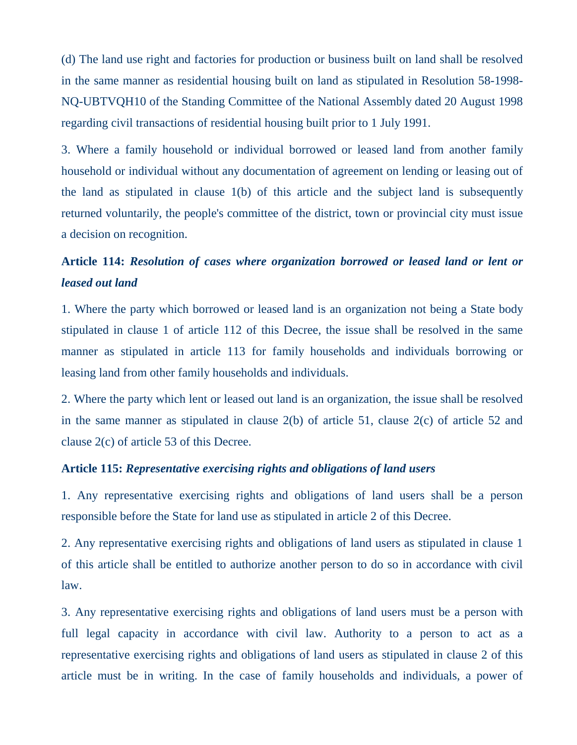(d) The land use right and factories for production or business built on land shall be resolved in the same manner as residential housing built on land as stipulated in Resolution 58-1998-NQ-UBTVQH10 of the Standing Committee of the National Assembly dated 20 August 1998 regarding civil transactions of residential housing built prior to 1 July 1991.

3. Where a family household or individual borrowed or leased land from another family household or individual without any documentation of agreement on lending or leasing out of the land as stipulated in clause 1(b) of this article and the subject land is subsequently returned voluntarily, the people's committee of the district, town or provincial city must issue a decision on recognition.

**Article 114:** ***Resolution of cases where organization borrowed or leased land or lent or leased out land***

1. Where the party which borrowed or leased land is an organization not being a State body stipulated in clause 1 of article 112 of this Decree, the issue shall be resolved in the same manner as stipulated in article 113 for family households and individuals borrowing or leasing land from other family households and individuals.

2. Where the party which lent or leased out land is an organization, the issue shall be resolved in the same manner as stipulated in clause 2(b) of article 51, clause 2(c) of article 52 and clause 2(c) of article 53 of this Decree.

**Article 115:** ***Representative exercising rights and obligations of land users***

1. Any representative exercising rights and obligations of land users shall be a person responsible before the State for land use as stipulated in article 2 of this Decree.

2. Any representative exercising rights and obligations of land users as stipulated in clause 1 of this article shall be entitled to authorize another person to do so in accordance with civil law.

3. Any representative exercising rights and obligations of land users must be a person with full legal capacity in accordance with civil law. Authority to a person to act as a representative exercising rights and obligations of land users as stipulated in clause 2 of this article must be in writing. In the case of family households and individuals, a power of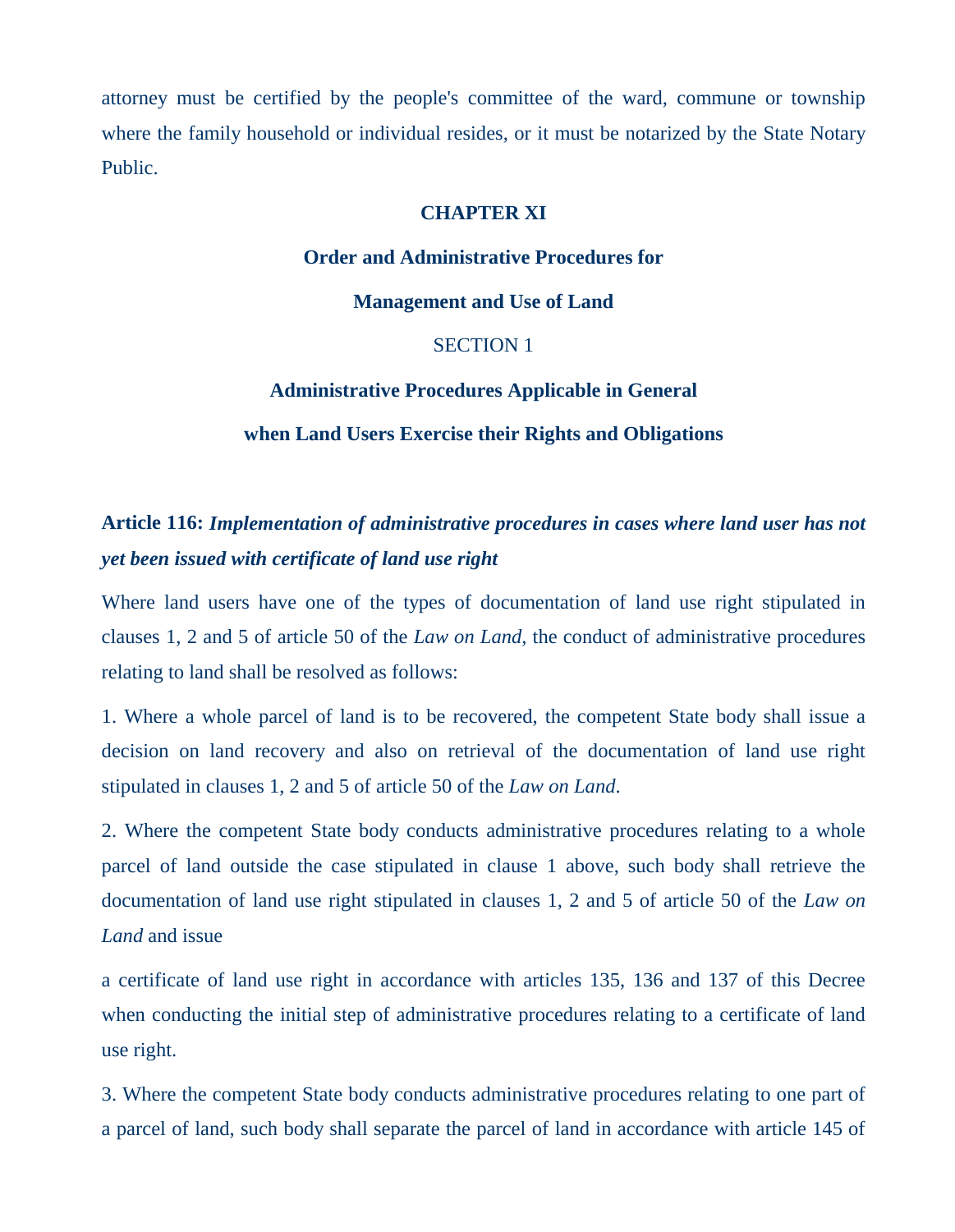attorney must be certified by the people's committee of the ward, commune or township where the family household or individual resides, or it must be notarized by the State Notary Public.

## CHAPTER XI

## Order and Administrative Procedures for Management and Use of Land

### SECTION 1

### Administrative Procedures Applicable in General when Land Users Exercise their Rights and Obligations

**Article 116:** ***Implementation of administrative procedures in cases where land user has not yet been issued with certificate of land use right***

Where land users have one of the types of documentation of land use right stipulated in clauses 1, 2 and 5 of article 50 of the *Law on Land*, the conduct of administrative procedures relating to land shall be resolved as follows:

1. Where a whole parcel of land is to be recovered, the competent State body shall issue a decision on land recovery and also on retrieval of the documentation of land use right stipulated in clauses 1, 2 and 5 of article 50 of the *Law on Land*.

2. Where the competent State body conducts administrative procedures relating to a whole parcel of land outside the case stipulated in clause 1 above, such body shall retrieve the documentation of land use right stipulated in clauses 1, 2 and 5 of article 50 of the *Law on Land* and issue a certificate of land use right in accordance with articles 135, 136 and 137 of this Decree when conducting the initial step of administrative procedures relating to a certificate of land use right.

3. Where the competent State body conducts administrative procedures relating to one part of a parcel of land, such body shall separate the parcel of land in accordance with article 145 of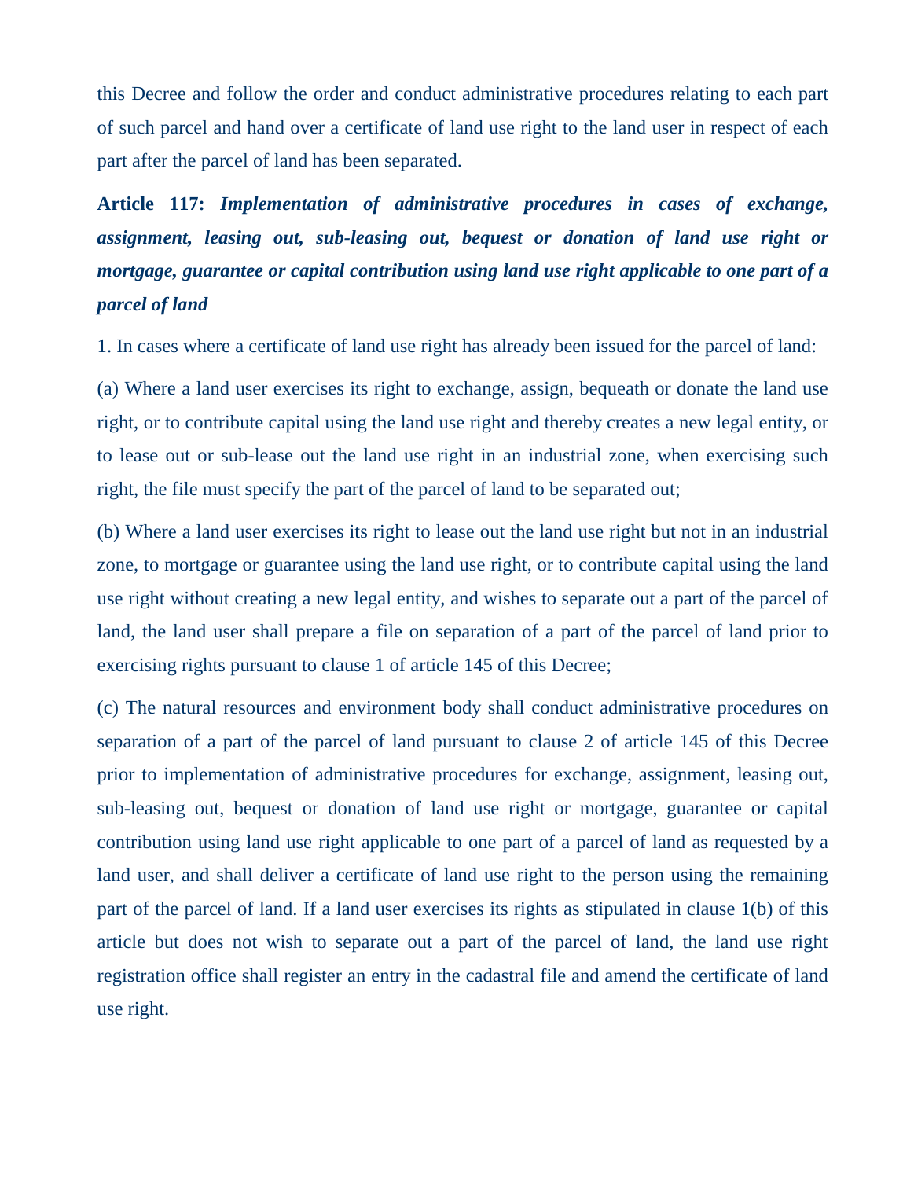this Decree and follow the order and conduct administrative procedures relating to each part of such parcel and hand over a certificate of land use right to the land user in respect of each part after the parcel of land has been separated.

**Article 117:** ***Implementation of administrative procedures in cases of exchange, assignment, leasing out, sub-leasing out, bequest or donation of land use right or mortgage, guarantee or capital contribution using land use right applicable to one part of a parcel of land***

1. In cases where a certificate of land use right has already been issued for the parcel of land:

(a) Where a land user exercises its right to exchange, assign, bequeath or donate the land use right, or to contribute capital using the land use right and thereby creates a new legal entity, or to lease out or sub-lease out the land use right in an industrial zone, when exercising such right, the file must specify the part of the parcel of land to be separated out;

(b) Where a land user exercises its right to lease out the land use right but not in an industrial zone, to mortgage or guarantee using the land use right, or to contribute capital using the land use right without creating a new legal entity, and wishes to separate out a part of the parcel of land, the land user shall prepare a file on separation of a part of the parcel of land prior to exercising rights pursuant to clause 1 of article 145 of this Decree;

(c) The natural resources and environment body shall conduct administrative procedures on separation of a part of the parcel of land pursuant to clause 2 of article 145 of this Decree prior to implementation of administrative procedures for exchange, assignment, leasing out, sub-leasing out, bequest or donation of land use right or mortgage, guarantee or capital contribution using land use right applicable to one part of a parcel of land as requested by a land user, and shall deliver a certificate of land use right to the person using the remaining part of the parcel of land. If a land user exercises its rights as stipulated in clause 1(b) of this article but does not wish to separate out a part of the parcel of land, the land use right registration office shall register an entry in the cadastral file and amend the certificate of land use right.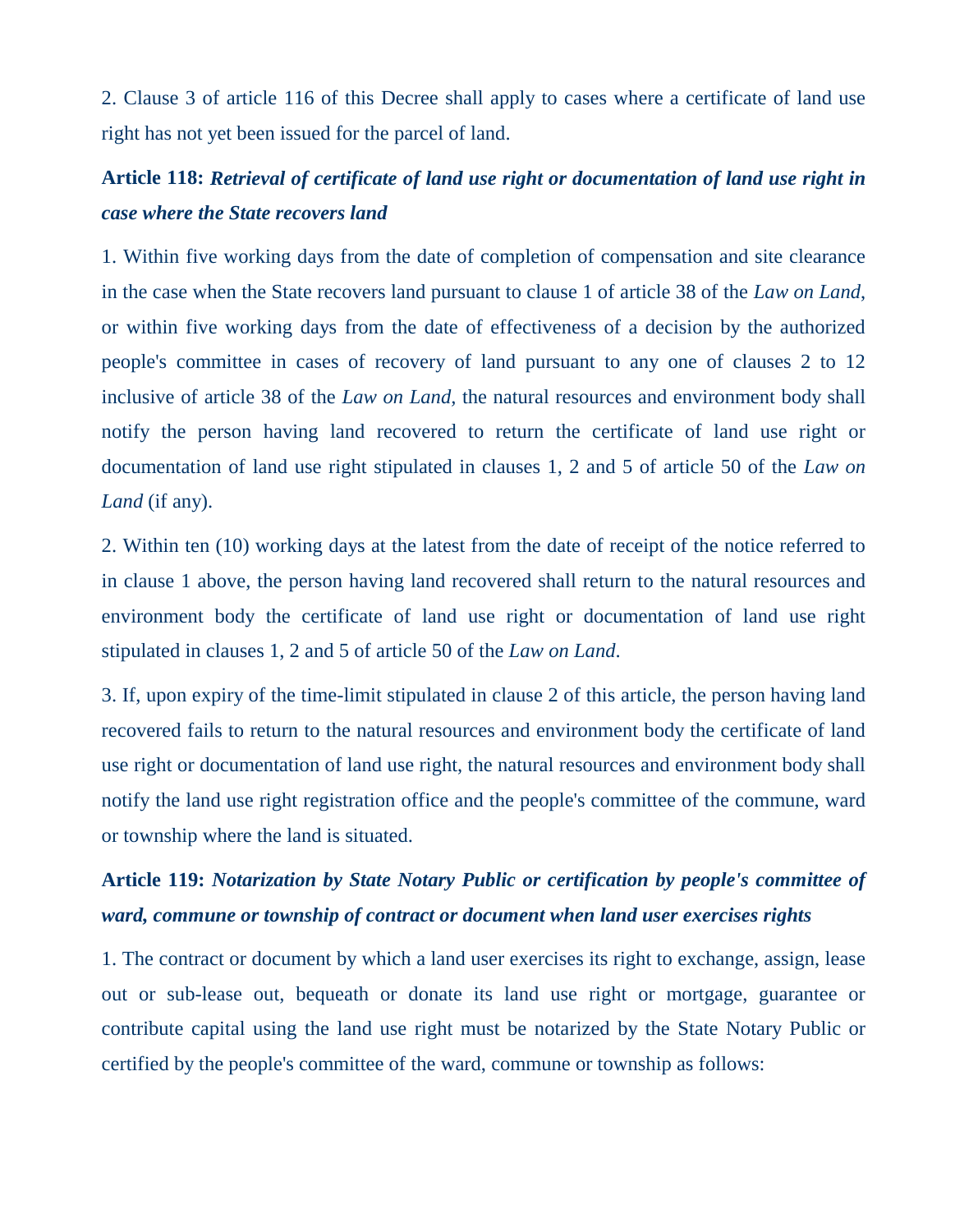2. Clause 3 of article 116 of this Decree shall apply to cases where a certificate of land use right has not yet been issued for the parcel of land.

**Article 118:** ***Retrieval of certificate of land use right or documentation of land use right in case where the State recovers land***

1. Within five working days from the date of completion of compensation and site clearance in the case when the State recovers land pursuant to clause 1 of article 38 of the *Law on Land*, or within five working days from the date of effectiveness of a decision by the authorized people's committee in cases of recovery of land pursuant to any one of clauses 2 to 12 inclusive of article 38 of the *Law on Land*, the natural resources and environment body shall notify the person having land recovered to return the certificate of land use right or documentation of land use right stipulated in clauses 1, 2 and 5 of article 50 of the *Law on Land* (if any).

2. Within ten (10) working days at the latest from the date of receipt of the notice referred to in clause 1 above, the person having land recovered shall return to the natural resources and environment body the certificate of land use right or documentation of land use right stipulated in clauses 1, 2 and 5 of article 50 of the *Law on Land*.

3. If, upon expiry of the time-limit stipulated in clause 2 of this article, the person having land recovered fails to return to the natural resources and environment body the certificate of land use right or documentation of land use right, the natural resources and environment body shall notify the land use right registration office and the people's committee of the commune, ward or township where the land is situated.

**Article 119:** ***Notarization by State Notary Public or certification by people's committee of ward, commune or township of contract or document when land user exercises rights***

1. The contract or document by which a land user exercises its right to exchange, assign, lease out or sub-lease out, bequeath or donate its land use right or mortgage, guarantee or contribute capital using the land use right must be notarized by the State Notary Public or certified by the people's committee of the ward, commune or township as follows: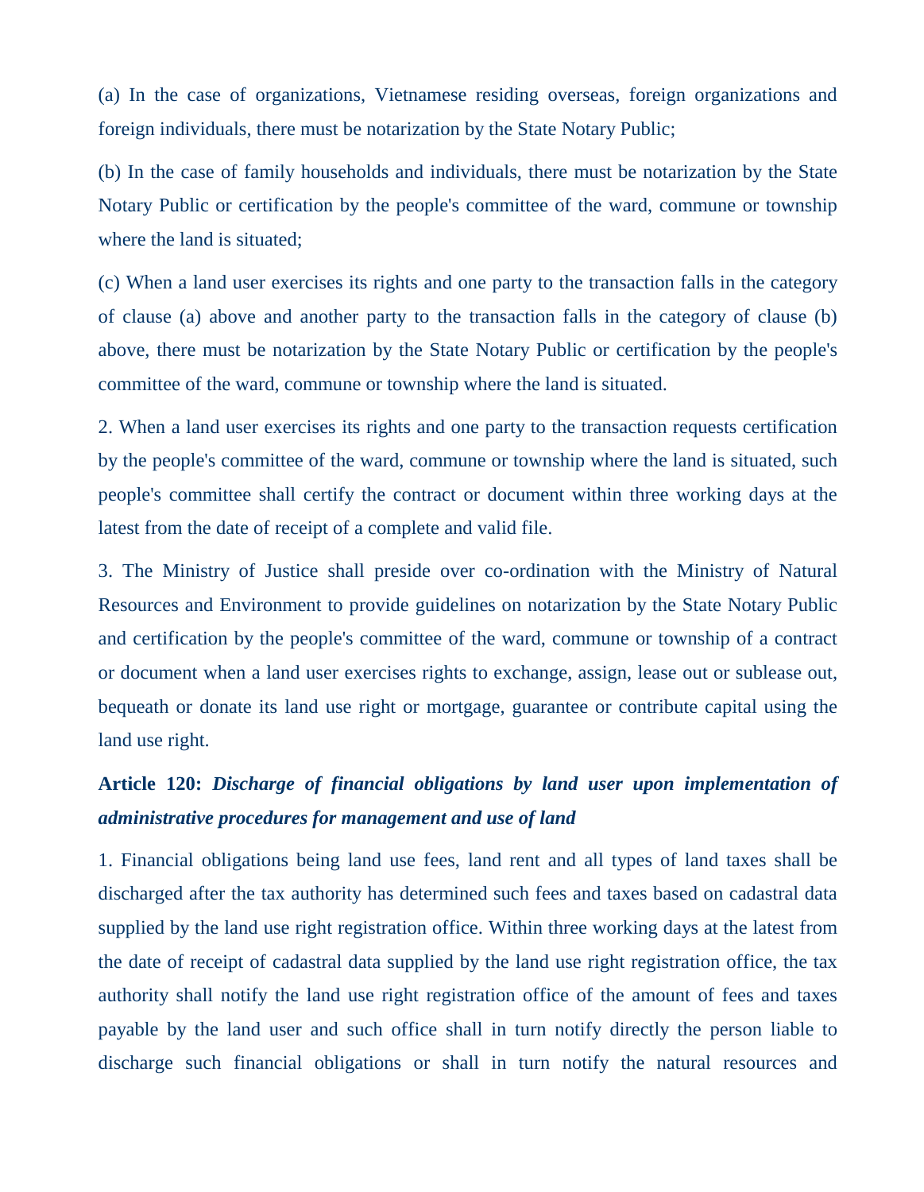(a) In the case of organizations, Vietnamese residing overseas, foreign organizations and foreign individuals, there must be notarization by the State Notary Public;

(b) In the case of family households and individuals, there must be notarization by the State Notary Public or certification by the people's committee of the ward, commune or township where the land is situated;

(c) When a land user exercises its rights and one party to the transaction falls in the category of clause (a) above and another party to the transaction falls in the category of clause (b) above, there must be notarization by the State Notary Public or certification by the people's committee of the ward, commune or township where the land is situated.

2. When a land user exercises its rights and one party to the transaction requests certification by the people's committee of the ward, commune or township where the land is situated, such people's committee shall certify the contract or document within three working days at the latest from the date of receipt of a complete and valid file.

3. The Ministry of Justice shall preside over co-ordination with the Ministry of Natural Resources and Environment to provide guidelines on notarization by the State Notary Public and certification by the people's committee of the ward, commune or township of a contract or document when a land user exercises rights to exchange, assign, lease out or sublease out, bequeath or donate its land use right or mortgage, guarantee or contribute capital using the land use right.

**Article 120:** ***Discharge of financial obligations by land user upon implementation of administrative procedures for management and use of land***

1. Financial obligations being land use fees, land rent and all types of land taxes shall be discharged after the tax authority has determined such fees and taxes based on cadastral data supplied by the land use right registration office. Within three working days at the latest from the date of receipt of cadastral data supplied by the land use right registration office, the tax authority shall notify the land use right registration office of the amount of fees and taxes payable by the land user and such office shall in turn notify directly the person liable to discharge such financial obligations or shall in turn notify the natural resources and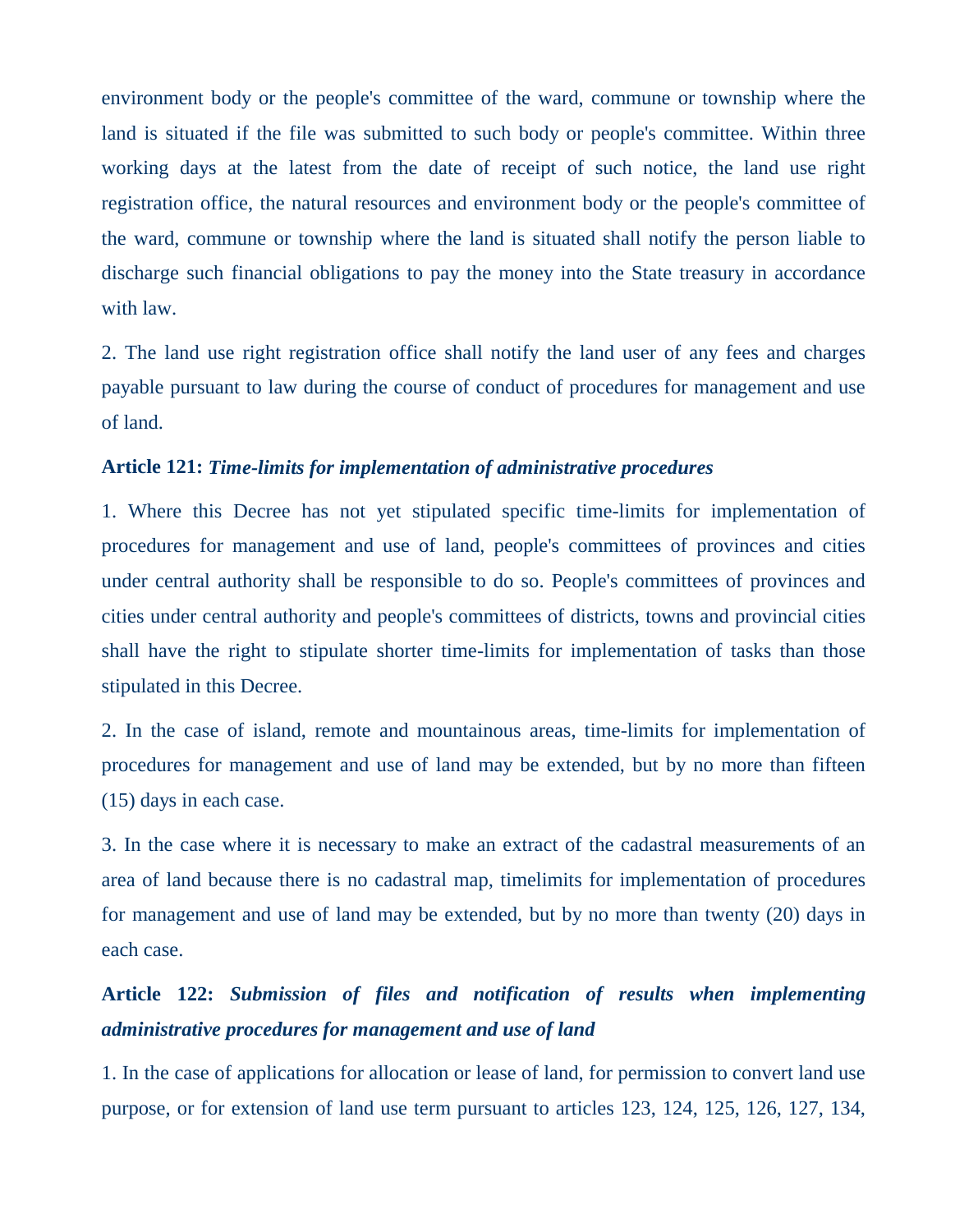environment body or the people's committee of the ward, commune or township where the land is situated if the file was submitted to such body or people's committee. Within three working days at the latest from the date of receipt of such notice, the land use right registration office, the natural resources and environment body or the people's committee of the ward, commune or township where the land is situated shall notify the person liable to discharge such financial obligations to pay the money into the State treasury in accordance with law.

2. The land use right registration office shall notify the land user of any fees and charges payable pursuant to law during the course of conduct of procedures for management and use of land.

**Article 121:** ***Time-limits for implementation of administrative procedures***

1. Where this Decree has not yet stipulated specific time-limits for implementation of procedures for management and use of land, people's committees of provinces and cities under central authority shall be responsible to do so. People's committees of provinces and cities under central authority and people's committees of districts, towns and provincial cities shall have the right to stipulate shorter time-limits for implementation of tasks than those stipulated in this Decree.

2. In the case of island, remote and mountainous areas, time-limits for implementation of procedures for management and use of land may be extended, but by no more than fifteen (15) days in each case.

3. In the case where it is necessary to make an extract of the cadastral measurements of an area of land because there is no cadastral map, timelimits for implementation of procedures for management and use of land may be extended, but by no more than twenty (20) days in each case.

**Article 122:** ***Submission of files and notification of results when implementing administrative procedures for management and use of land***

1. In the case of applications for allocation or lease of land, for permission to convert land use purpose, or for extension of land use term pursuant to articles 123, 124, 125, 126, 127, 134,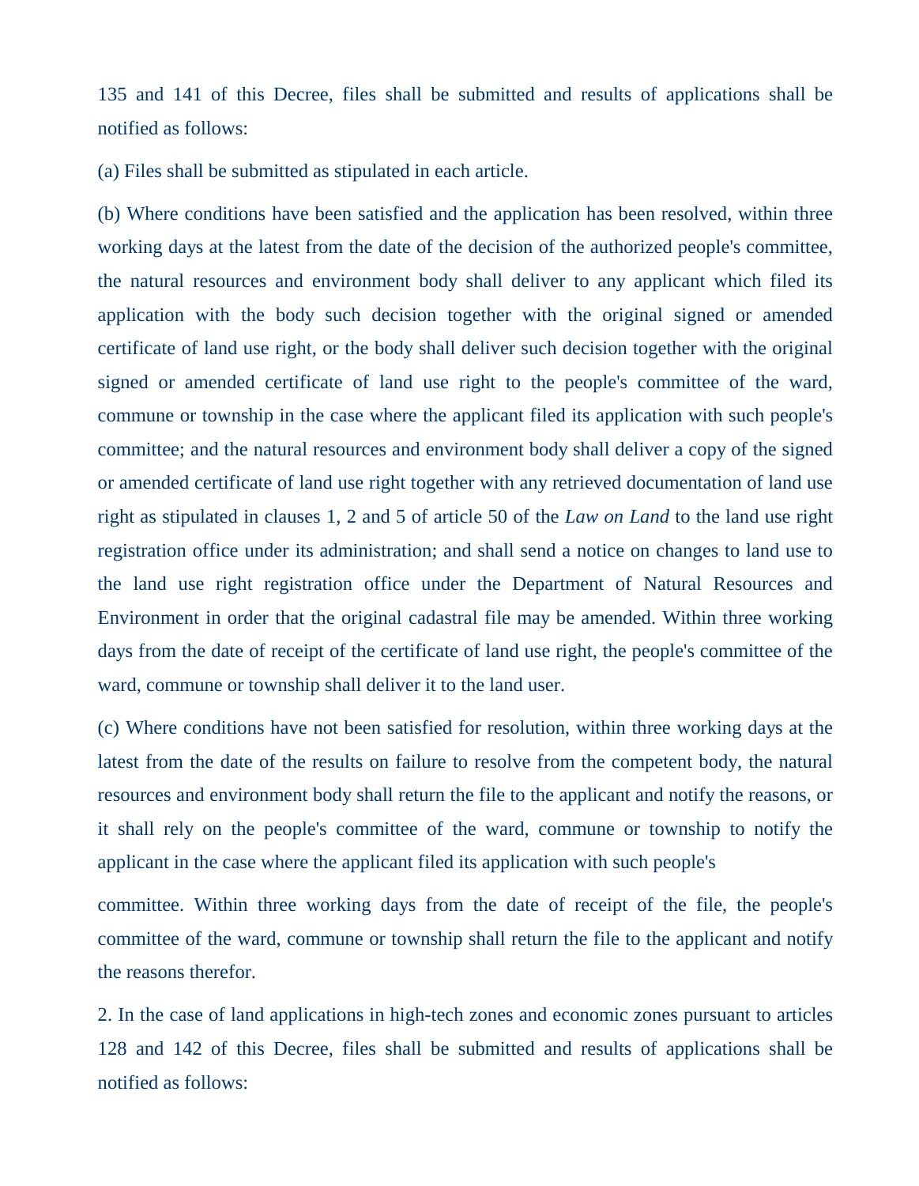135 and 141 of this Decree, files shall be submitted and results of applications shall be notified as follows:

(a) Files shall be submitted as stipulated in each article.

(b) Where conditions have been satisfied and the application has been resolved, within three working days at the latest from the date of the decision of the authorized people's committee, the natural resources and environment body shall deliver to any applicant which filed its application with the body such decision together with the original signed or amended certificate of land use right, or the body shall deliver such decision together with the original signed or amended certificate of land use right to the people's committee of the ward, commune or township in the case where the applicant filed its application with such people's committee; and the natural resources and environment body shall deliver a copy of the signed or amended certificate of land use right together with any retrieved documentation of land use right as stipulated in clauses 1, 2 and 5 of article 50 of the *Law on Land* to the land use right registration office under its administration; and shall send a notice on changes to land use to the land use right registration office under the Department of Natural Resources and Environment in order that the original cadastral file may be amended. Within three working days from the date of receipt of the certificate of land use right, the people's committee of the ward, commune or township shall deliver it to the land user.

(c) Where conditions have not been satisfied for resolution, within three working days at the latest from the date of the results on failure to resolve from the competent body, the natural resources and environment body shall return the file to the applicant and notify the reasons, or it shall rely on the people's committee of the ward, commune or township to notify the applicant in the case where the applicant filed its application with such people's committee. Within three working days from the date of receipt of the file, the people's committee of the ward, commune or township shall return the file to the applicant and notify the reasons therefor.

2. In the case of land applications in high-tech zones and economic zones pursuant to articles 128 and 142 of this Decree, files shall be submitted and results of applications shall be notified as follows: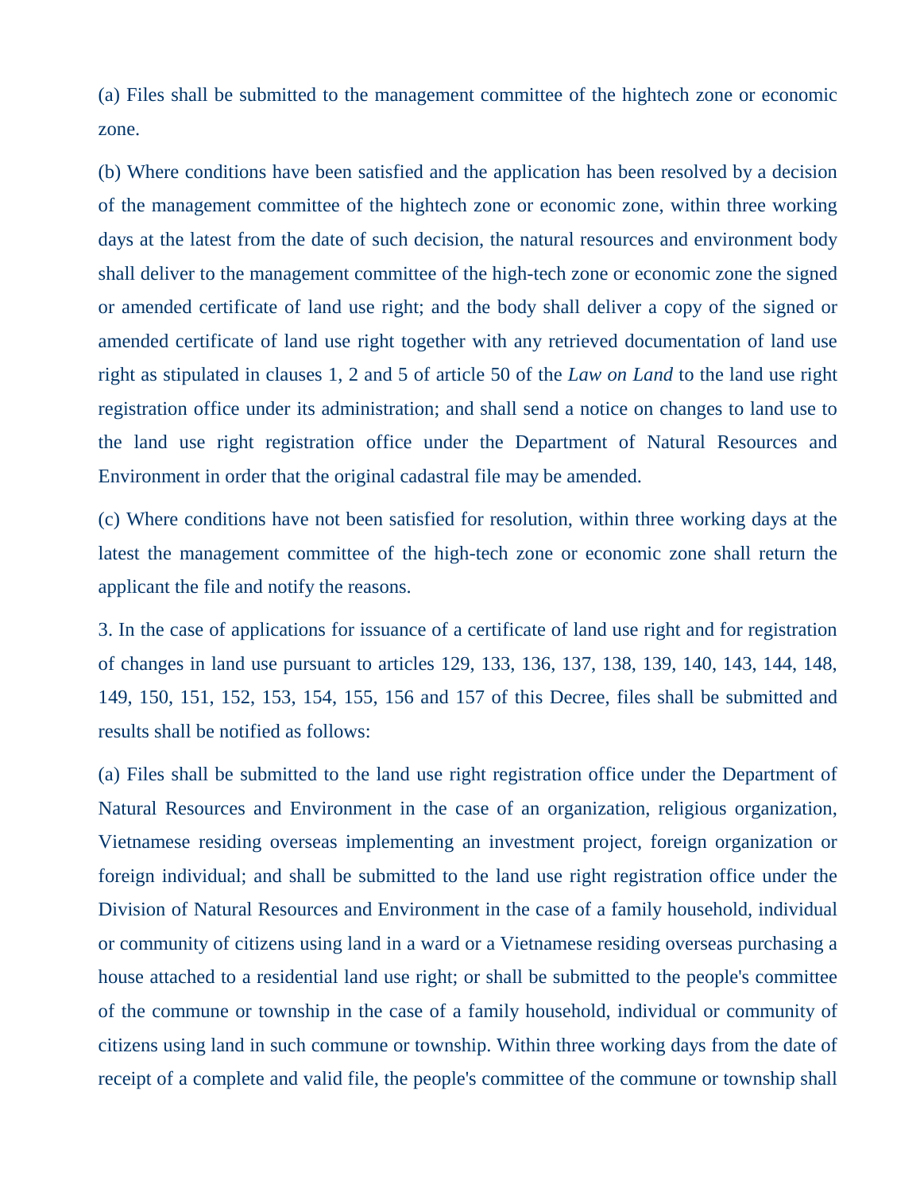(a) Files shall be submitted to the management committee of the hightech zone or economic zone.

(b) Where conditions have been satisfied and the application has been resolved by a decision of the management committee of the hightech zone or economic zone, within three working days at the latest from the date of such decision, the natural resources and environment body shall deliver to the management committee of the high-tech zone or economic zone the signed or amended certificate of land use right; and the body shall deliver a copy of the signed or amended certificate of land use right together with any retrieved documentation of land use right as stipulated in clauses 1, 2 and 5 of article 50 of the *Law on Land* to the land use right registration office under its administration; and shall send a notice on changes to land use to the land use right registration office under the Department of Natural Resources and Environment in order that the original cadastral file may be amended.

(c) Where conditions have not been satisfied for resolution, within three working days at the latest the management committee of the high-tech zone or economic zone shall return the applicant the file and notify the reasons.

3. In the case of applications for issuance of a certificate of land use right and for registration of changes in land use pursuant to articles 129, 133, 136, 137, 138, 139, 140, 143, 144, 148, 149, 150, 151, 152, 153, 154, 155, 156 and 157 of this Decree, files shall be submitted and results shall be notified as follows:

(a) Files shall be submitted to the land use right registration office under the Department of Natural Resources and Environment in the case of an organization, religious organization, Vietnamese residing overseas implementing an investment project, foreign organization or foreign individual; and shall be submitted to the land use right registration office under the Division of Natural Resources and Environment in the case of a family household, individual or community of citizens using land in a ward or a Vietnamese residing overseas purchasing a house attached to a residential land use right; or shall be submitted to the people's committee of the commune or township in the case of a family household, individual or community of citizens using land in such commune or township. Within three working days from the date of receipt of a complete and valid file, the people's committee of the commune or township shall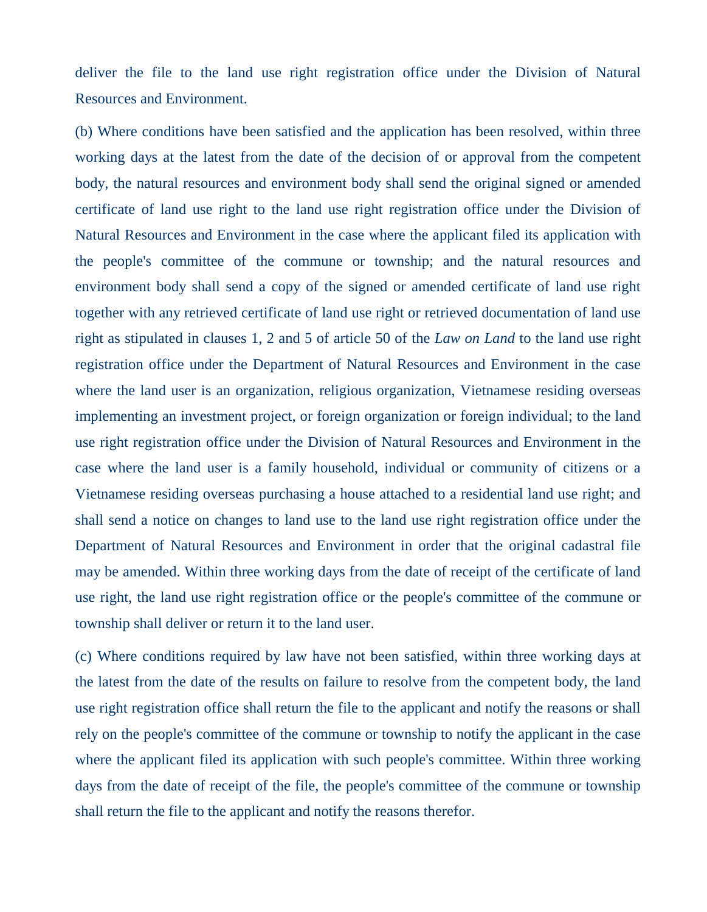deliver the file to the land use right registration office under the Division of Natural Resources and Environment.

(b) Where conditions have been satisfied and the application has been resolved, within three working days at the latest from the date of the decision of or approval from the competent body, the natural resources and environment body shall send the original signed or amended certificate of land use right to the land use right registration office under the Division of Natural Resources and Environment in the case where the applicant filed its application with the people's committee of the commune or township; and the natural resources and environment body shall send a copy of the signed or amended certificate of land use right together with any retrieved certificate of land use right or retrieved documentation of land use right as stipulated in clauses 1, 2 and 5 of article 50 of the *Law on Land* to the land use right registration office under the Department of Natural Resources and Environment in the case where the land user is an organization, religious organization, Vietnamese residing overseas implementing an investment project, or foreign organization or foreign individual; to the land use right registration office under the Division of Natural Resources and Environment in the case where the land user is a family household, individual or community of citizens or a Vietnamese residing overseas purchasing a house attached to a residential land use right; and shall send a notice on changes to land use to the land use right registration office under the Department of Natural Resources and Environment in order that the original cadastral file may be amended. Within three working days from the date of receipt of the certificate of land use right, the land use right registration office or the people's committee of the commune or township shall deliver or return it to the land user.

(c) Where conditions required by law have not been satisfied, within three working days at the latest from the date of the results on failure to resolve from the competent body, the land use right registration office shall return the file to the applicant and notify the reasons or shall rely on the people's committee of the commune or township to notify the applicant in the case where the applicant filed its application with such people's committee. Within three working days from the date of receipt of the file, the people's committee of the commune or township shall return the file to the applicant and notify the reasons therefor.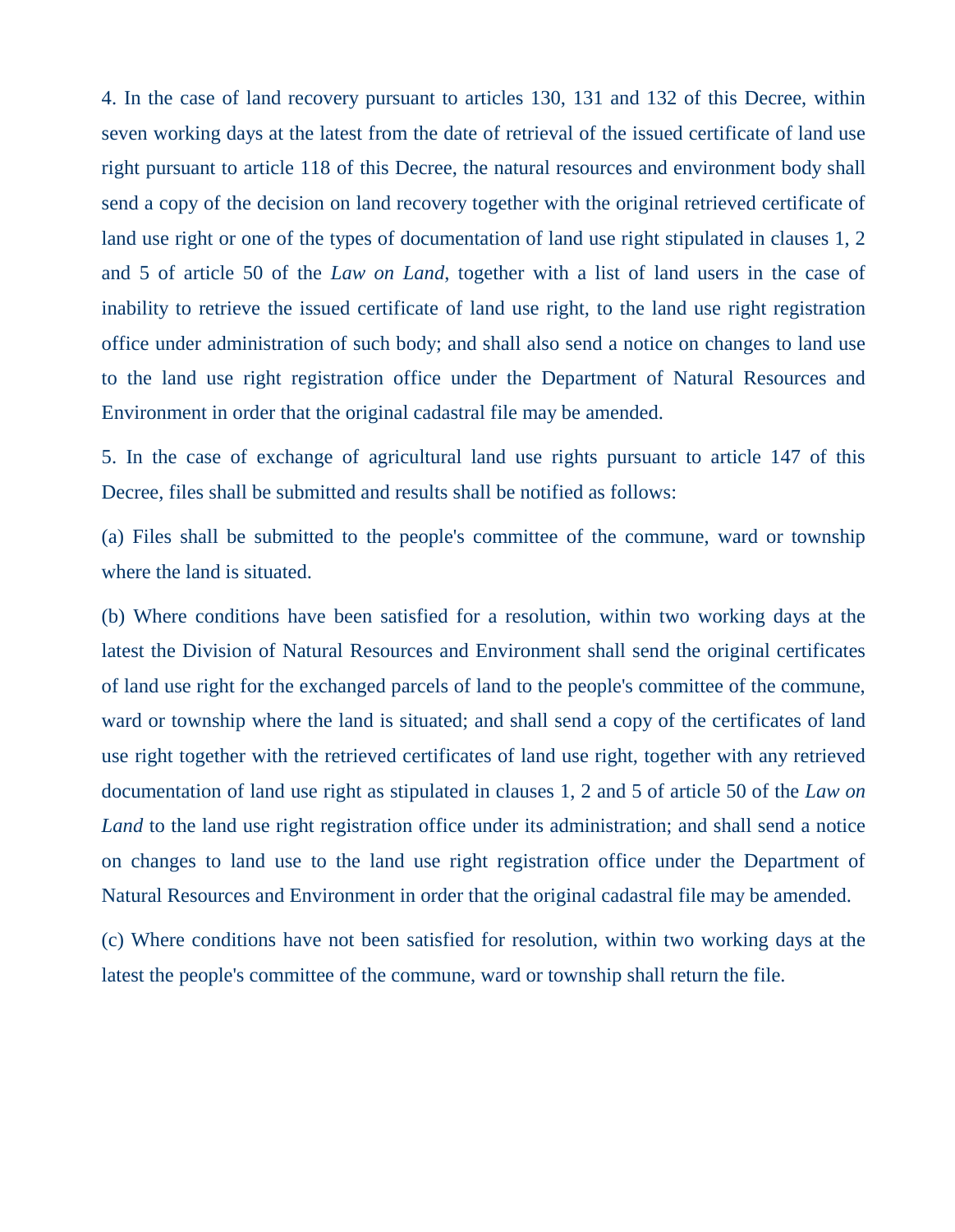4. In the case of land recovery pursuant to articles 130, 131 and 132 of this Decree, within seven working days at the latest from the date of retrieval of the issued certificate of land use right pursuant to article 118 of this Decree, the natural resources and environment body shall send a copy of the decision on land recovery together with the original retrieved certificate of land use right or one of the types of documentation of land use right stipulated in clauses 1, 2 and 5 of article 50 of the *Law on Land*, together with a list of land users in the case of inability to retrieve the issued certificate of land use right, to the land use right registration office under administration of such body; and shall also send a notice on changes to land use to the land use right registration office under the Department of Natural Resources and Environment in order that the original cadastral file may be amended.

5. In the case of exchange of agricultural land use rights pursuant to article 147 of this Decree, files shall be submitted and results shall be notified as follows:

(a) Files shall be submitted to the people's committee of the commune, ward or township where the land is situated.

(b) Where conditions have been satisfied for a resolution, within two working days at the latest the Division of Natural Resources and Environment shall send the original certificates of land use right for the exchanged parcels of land to the people's committee of the commune, ward or township where the land is situated; and shall send a copy of the certificates of land use right together with the retrieved certificates of land use right, together with any retrieved documentation of land use right as stipulated in clauses 1, 2 and 5 of article 50 of the *Law on Land* to the land use right registration office under its administration; and shall send a notice on changes to land use to the land use right registration office under the Department of Natural Resources and Environment in order that the original cadastral file may be amended.

(c) Where conditions have not been satisfied for resolution, within two working days at the latest the people's committee of the commune, ward or township shall return the file.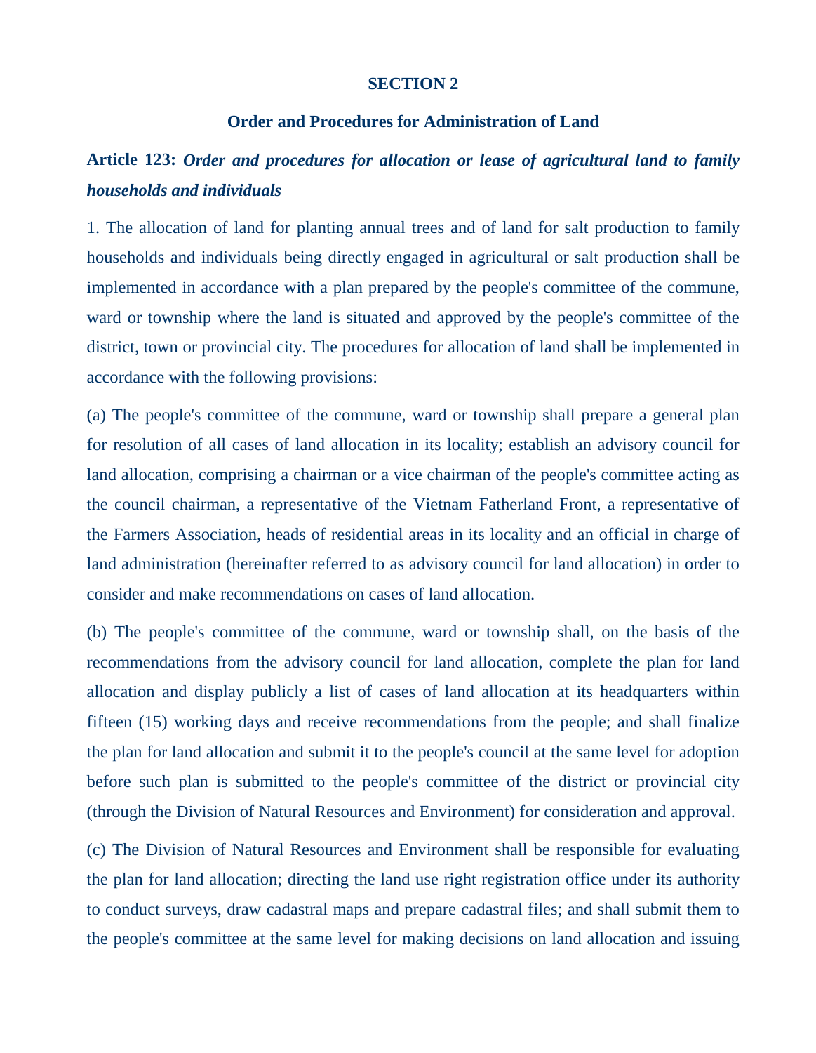## SECTION 2

## Order and Procedures for Administration of Land

**Article 123:** ***Order and procedures for allocation or lease of agricultural land to family households and individuals***

1. The allocation of land for planting annual trees and of land for salt production to family households and individuals being directly engaged in agricultural or salt production shall be implemented in accordance with a plan prepared by the people's committee of the commune, ward or township where the land is situated and approved by the people's committee of the district, town or provincial city. The procedures for allocation of land shall be implemented in accordance with the following provisions:

(a) The people's committee of the commune, ward or township shall prepare a general plan for resolution of all cases of land allocation in its locality; establish an advisory council for land allocation, comprising a chairman or a vice chairman of the people's committee acting as the council chairman, a representative of the Vietnam Fatherland Front, a representative of the Farmers Association, heads of residential areas in its locality and an official in charge of land administration (hereinafter referred to as advisory council for land allocation) in order to consider and make recommendations on cases of land allocation.

(b) The people's committee of the commune, ward or township shall, on the basis of the recommendations from the advisory council for land allocation, complete the plan for land allocation and display publicly a list of cases of land allocation at its headquarters within fifteen (15) working days and receive recommendations from the people; and shall finalize the plan for land allocation and submit it to the people's council at the same level for adoption before such plan is submitted to the people's committee of the district or provincial city (through the Division of Natural Resources and Environment) for consideration and approval.

(c) The Division of Natural Resources and Environment shall be responsible for evaluating the plan for land allocation; directing the land use right registration office under its authority to conduct surveys, draw cadastral maps and prepare cadastral files; and shall submit them to the people's committee at the same level for making decisions on land allocation and issuing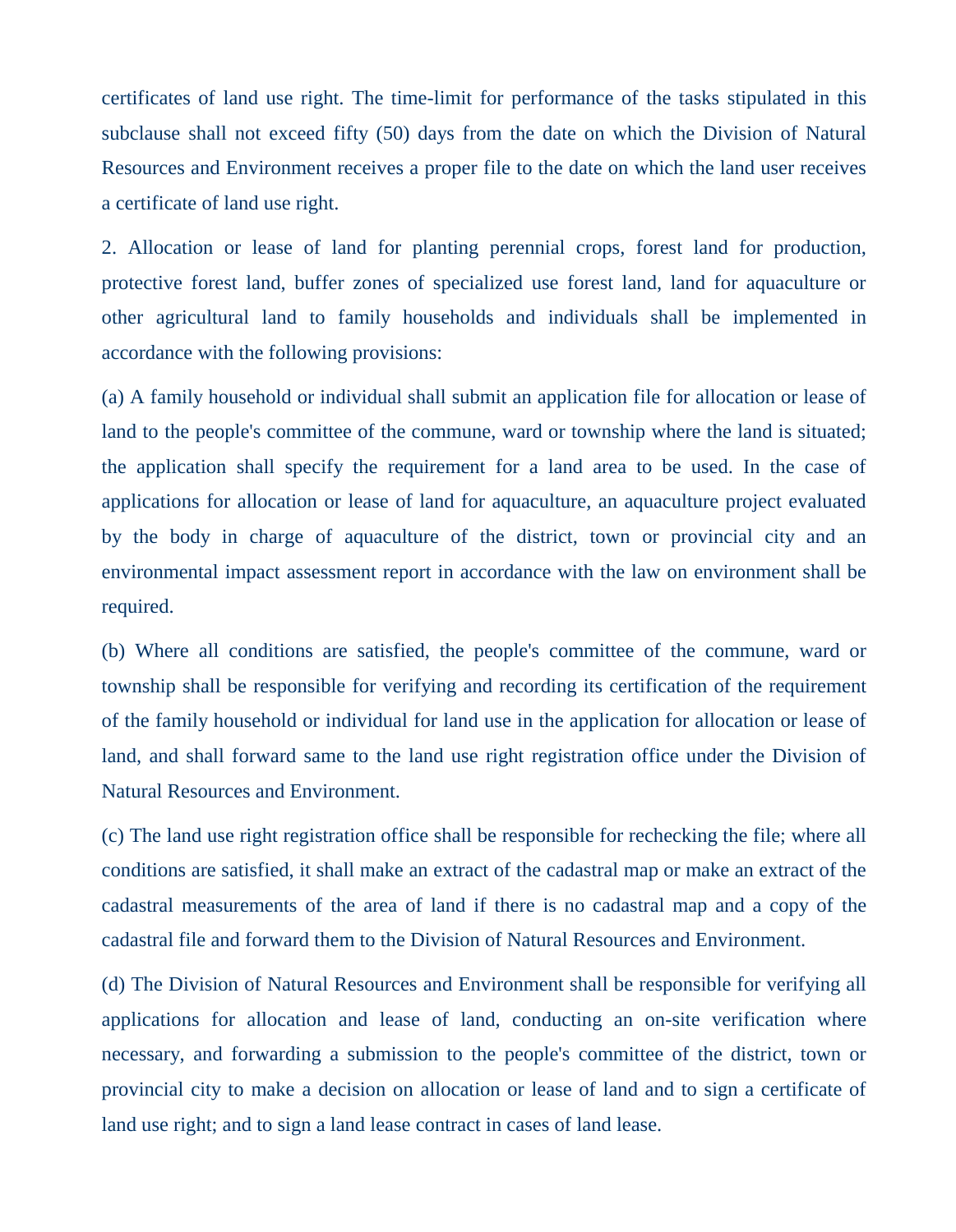certificates of land use right. The time-limit for performance of the tasks stipulated in this subclause shall not exceed fifty (50) days from the date on which the Division of Natural Resources and Environment receives a proper file to the date on which the land user receives a certificate of land use right.

2. Allocation or lease of land for planting perennial crops, forest land for production, protective forest land, buffer zones of specialized use forest land, land for aquaculture or other agricultural land to family households and individuals shall be implemented in accordance with the following provisions:

(a) A family household or individual shall submit an application file for allocation or lease of land to the people's committee of the commune, ward or township where the land is situated; the application shall specify the requirement for a land area to be used. In the case of applications for allocation or lease of land for aquaculture, an aquaculture project evaluated by the body in charge of aquaculture of the district, town or provincial city and an environmental impact assessment report in accordance with the law on environment shall be required.

(b) Where all conditions are satisfied, the people's committee of the commune, ward or township shall be responsible for verifying and recording its certification of the requirement of the family household or individual for land use in the application for allocation or lease of land, and shall forward same to the land use right registration office under the Division of Natural Resources and Environment.

(c) The land use right registration office shall be responsible for rechecking the file; where all conditions are satisfied, it shall make an extract of the cadastral map or make an extract of the cadastral measurements of the area of land if there is no cadastral map and a copy of the cadastral file and forward them to the Division of Natural Resources and Environment.

(d) The Division of Natural Resources and Environment shall be responsible for verifying all applications for allocation and lease of land, conducting an on-site verification where necessary, and forwarding a submission to the people's committee of the district, town or provincial city to make a decision on allocation or lease of land and to sign a certificate of land use right; and to sign a land lease contract in cases of land lease.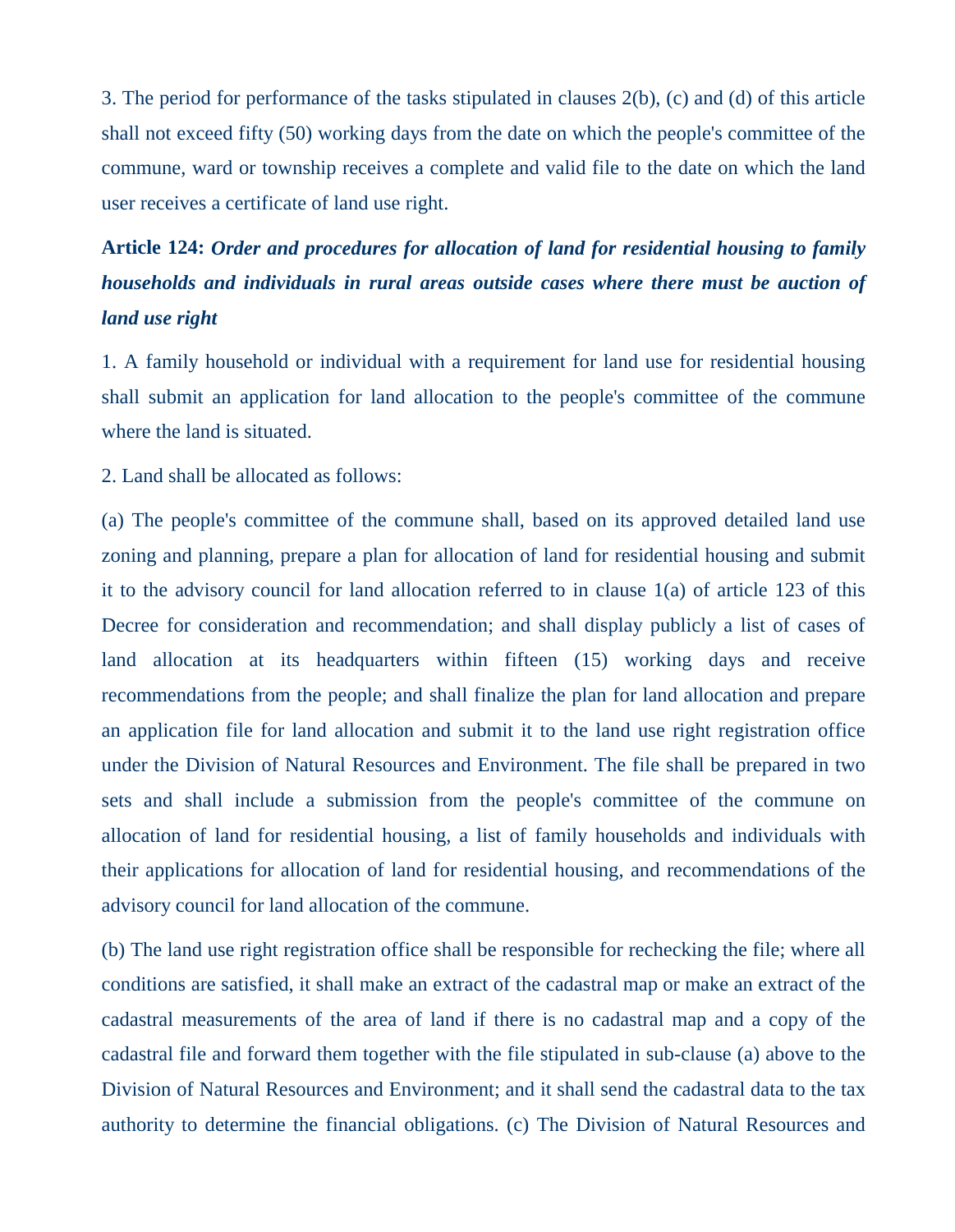3. The period for performance of the tasks stipulated in clauses 2(b), (c) and (d) of this article shall not exceed fifty (50) working days from the date on which the people's committee of the commune, ward or township receives a complete and valid file to the date on which the land user receives a certificate of land use right.

**Article 124:** ***Order and procedures for allocation of land for residential housing to family households and individuals in rural areas outside cases where there must be auction of land use right***

1. A family household or individual with a requirement for land use for residential housing shall submit an application for land allocation to the people's committee of the commune where the land is situated.

2. Land shall be allocated as follows:

(a) The people's committee of the commune shall, based on its approved detailed land use zoning and planning, prepare a plan for allocation of land for residential housing and submit it to the advisory council for land allocation referred to in clause 1(a) of article 123 of this Decree for consideration and recommendation; and shall display publicly a list of cases of land allocation at its headquarters within fifteen (15) working days and receive recommendations from the people; and shall finalize the plan for land allocation and prepare an application file for land allocation and submit it to the land use right registration office under the Division of Natural Resources and Environment. The file shall be prepared in two sets and shall include a submission from the people's committee of the commune on allocation of land for residential housing, a list of family households and individuals with their applications for allocation of land for residential housing, and recommendations of the advisory council for land allocation of the commune.

(b) The land use right registration office shall be responsible for rechecking the file; where all conditions are satisfied, it shall make an extract of the cadastral map or make an extract of the cadastral measurements of the area of land if there is no cadastral map and a copy of the cadastral file and forward them together with the file stipulated in sub-clause (a) above to the Division of Natural Resources and Environment; and it shall send the cadastral data to the tax authority to determine the financial obligations. (c) The Division of Natural Resources and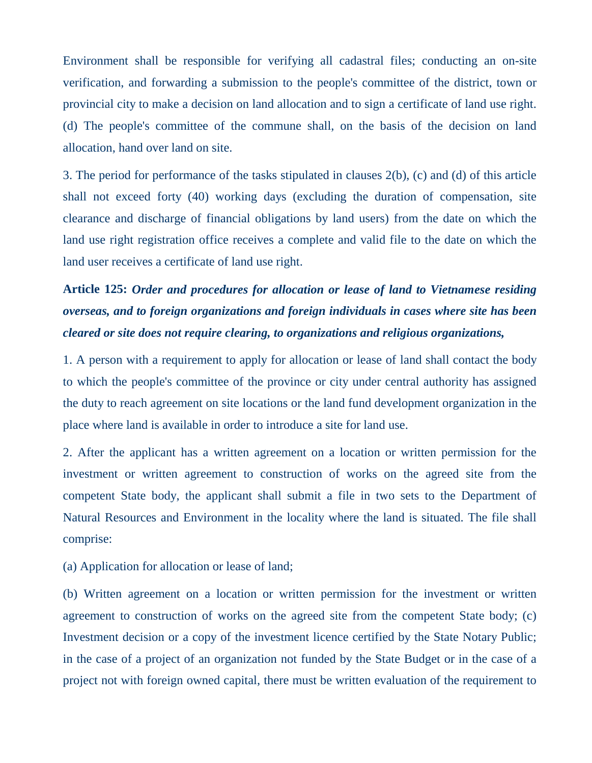Environment shall be responsible for verifying all cadastral files; conducting an on-site verification, and forwarding a submission to the people's committee of the district, town or provincial city to make a decision on land allocation and to sign a certificate of land use right. (d) The people's committee of the commune shall, on the basis of the decision on land allocation, hand over land on site.

3. The period for performance of the tasks stipulated in clauses 2(b), (c) and (d) of this article shall not exceed forty (40) working days (excluding the duration of compensation, site clearance and discharge of financial obligations by land users) from the date on which the land use right registration office receives a complete and valid file to the date on which the land user receives a certificate of land use right.

**Article 125:** ***Order and procedures for allocation or lease of land to Vietnamese residing overseas, and to foreign organizations and foreign individuals in cases where site has been cleared or site does not require clearing, to organizations and religious organizations,***

1. A person with a requirement to apply for allocation or lease of land shall contact the body to which the people's committee of the province or city under central authority has assigned the duty to reach agreement on site locations or the land fund development organization in the place where land is available in order to introduce a site for land use.

2. After the applicant has a written agreement on a location or written permission for the investment or written agreement to construction of works on the agreed site from the competent State body, the applicant shall submit a file in two sets to the Department of Natural Resources and Environment in the locality where the land is situated. The file shall comprise:

(a) Application for allocation or lease of land;

(b) Written agreement on a location or written permission for the investment or written agreement to construction of works on the agreed site from the competent State body; (c) Investment decision or a copy of the investment licence certified by the State Notary Public; in the case of a project of an organization not funded by the State Budget or in the case of a project not with foreign owned capital, there must be written evaluation of the requirement to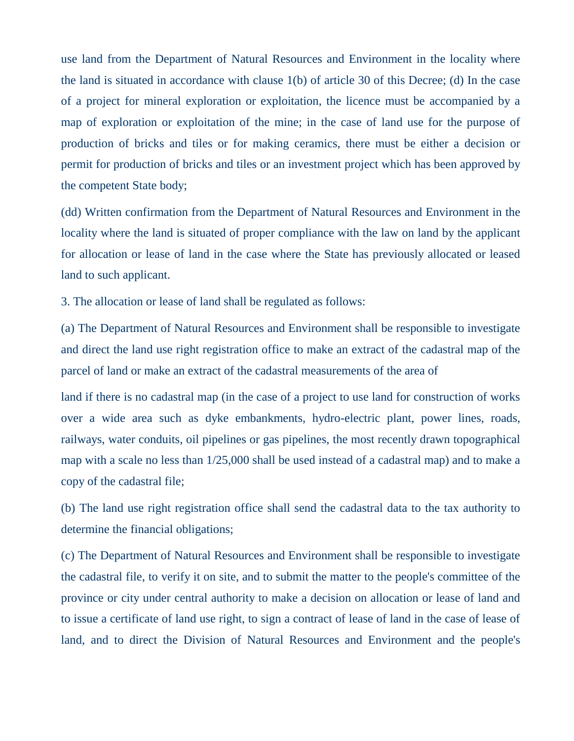use land from the Department of Natural Resources and Environment in the locality where the land is situated in accordance with clause 1(b) of article 30 of this Decree; (d) In the case of a project for mineral exploration or exploitation, the licence must be accompanied by a map of exploration or exploitation of the mine; in the case of land use for the purpose of production of bricks and tiles or for making ceramics, there must be either a decision or permit for production of bricks and tiles or an investment project which has been approved by the competent State body;

(dd) Written confirmation from the Department of Natural Resources and Environment in the locality where the land is situated of proper compliance with the law on land by the applicant for allocation or lease of land in the case where the State has previously allocated or leased land to such applicant.

3. The allocation or lease of land shall be regulated as follows:

(a) The Department of Natural Resources and Environment shall be responsible to investigate and direct the land use right registration office to make an extract of the cadastral map of the parcel of land or make an extract of the cadastral measurements of the area of land if there is no cadastral map (in the case of a project to use land for construction of works over a wide area such as dyke embankments, hydro-electric plant, power lines, roads, railways, water conduits, oil pipelines or gas pipelines, the most recently drawn topographical map with a scale no less than 1/25,000 shall be used instead of a cadastral map) and to make a copy of the cadastral file;

(b) The land use right registration office shall send the cadastral data to the tax authority to determine the financial obligations;

(c) The Department of Natural Resources and Environment shall be responsible to investigate the cadastral file, to verify it on site, and to submit the matter to the people's committee of the province or city under central authority to make a decision on allocation or lease of land and to issue a certificate of land use right, to sign a contract of lease of land in the case of lease of land, and to direct the Division of Natural Resources and Environment and the people's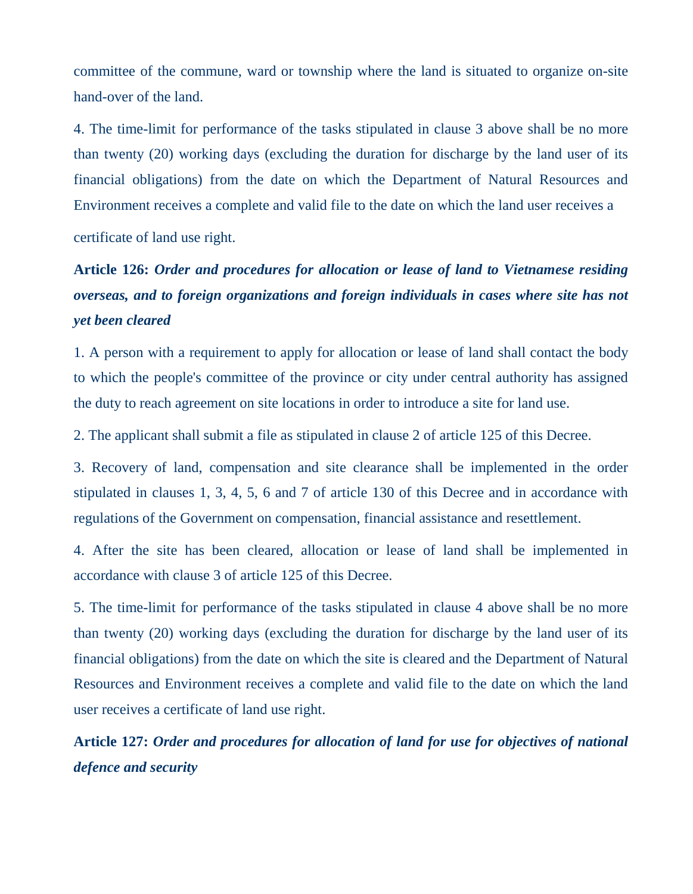committee of the commune, ward or township where the land is situated to organize on-site hand-over of the land.

4. The time-limit for performance of the tasks stipulated in clause 3 above shall be no more than twenty (20) working days (excluding the duration for discharge by the land user of its financial obligations) from the date on which the Department of Natural Resources and Environment receives a complete and valid file to the date on which the land user receives a certificate of land use right.

**Article 126:** ***Order and procedures for allocation or lease of land to Vietnamese residing overseas, and to foreign organizations and foreign individuals in cases where site has not yet been cleared***

1. A person with a requirement to apply for allocation or lease of land shall contact the body to which the people's committee of the province or city under central authority has assigned the duty to reach agreement on site locations in order to introduce a site for land use.

2. The applicant shall submit a file as stipulated in clause 2 of article 125 of this Decree.

3. Recovery of land, compensation and site clearance shall be implemented in the order stipulated in clauses 1, 3, 4, 5, 6 and 7 of article 130 of this Decree and in accordance with regulations of the Government on compensation, financial assistance and resettlement.

4. After the site has been cleared, allocation or lease of land shall be implemented in accordance with clause 3 of article 125 of this Decree.

5. The time-limit for performance of the tasks stipulated in clause 4 above shall be no more than twenty (20) working days (excluding the duration for discharge by the land user of its financial obligations) from the date on which the site is cleared and the Department of Natural Resources and Environment receives a complete and valid file to the date on which the land user receives a certificate of land use right.

**Article 127:** ***Order and procedures for allocation of land for use for objectives of national defence and security***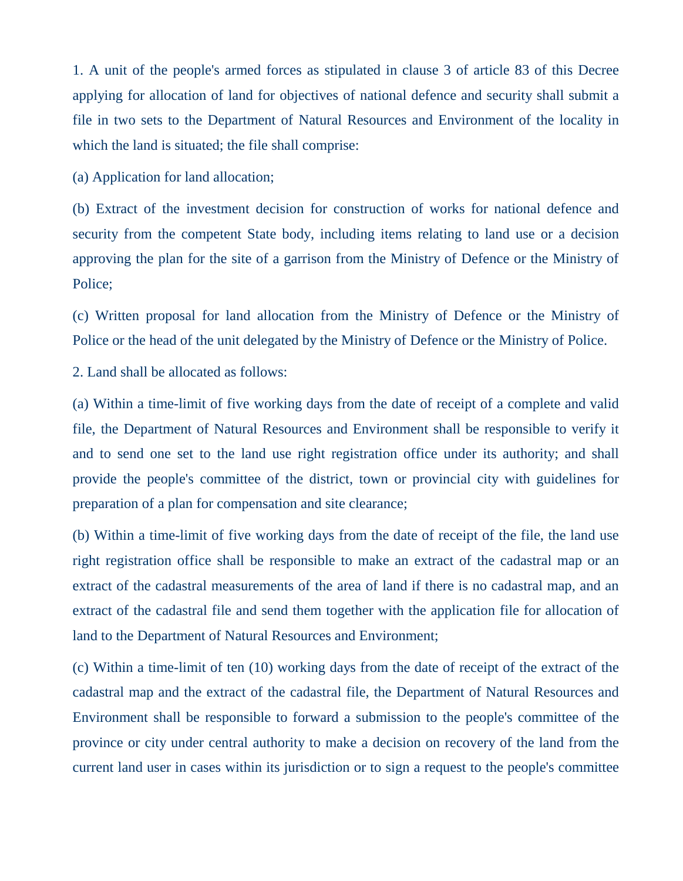1. A unit of the people's armed forces as stipulated in clause 3 of article 83 of this Decree applying for allocation of land for objectives of national defence and security shall submit a file in two sets to the Department of Natural Resources and Environment of the locality in which the land is situated; the file shall comprise:

(a) Application for land allocation;

(b) Extract of the investment decision for construction of works for national defence and security from the competent State body, including items relating to land use or a decision approving the plan for the site of a garrison from the Ministry of Defence or the Ministry of Police;

(c) Written proposal for land allocation from the Ministry of Defence or the Ministry of Police or the head of the unit delegated by the Ministry of Defence or the Ministry of Police.

2. Land shall be allocated as follows:

(a) Within a time-limit of five working days from the date of receipt of a complete and valid file, the Department of Natural Resources and Environment shall be responsible to verify it and to send one set to the land use right registration office under its authority; and shall provide the people's committee of the district, town or provincial city with guidelines for preparation of a plan for compensation and site clearance;

(b) Within a time-limit of five working days from the date of receipt of the file, the land use right registration office shall be responsible to make an extract of the cadastral map or an extract of the cadastral measurements of the area of land if there is no cadastral map, and an extract of the cadastral file and send them together with the application file for allocation of land to the Department of Natural Resources and Environment;

(c) Within a time-limit of ten (10) working days from the date of receipt of the extract of the cadastral map and the extract of the cadastral file, the Department of Natural Resources and Environment shall be responsible to forward a submission to the people's committee of the province or city under central authority to make a decision on recovery of the land from the current land user in cases within its jurisdiction or to sign a request to the people's committee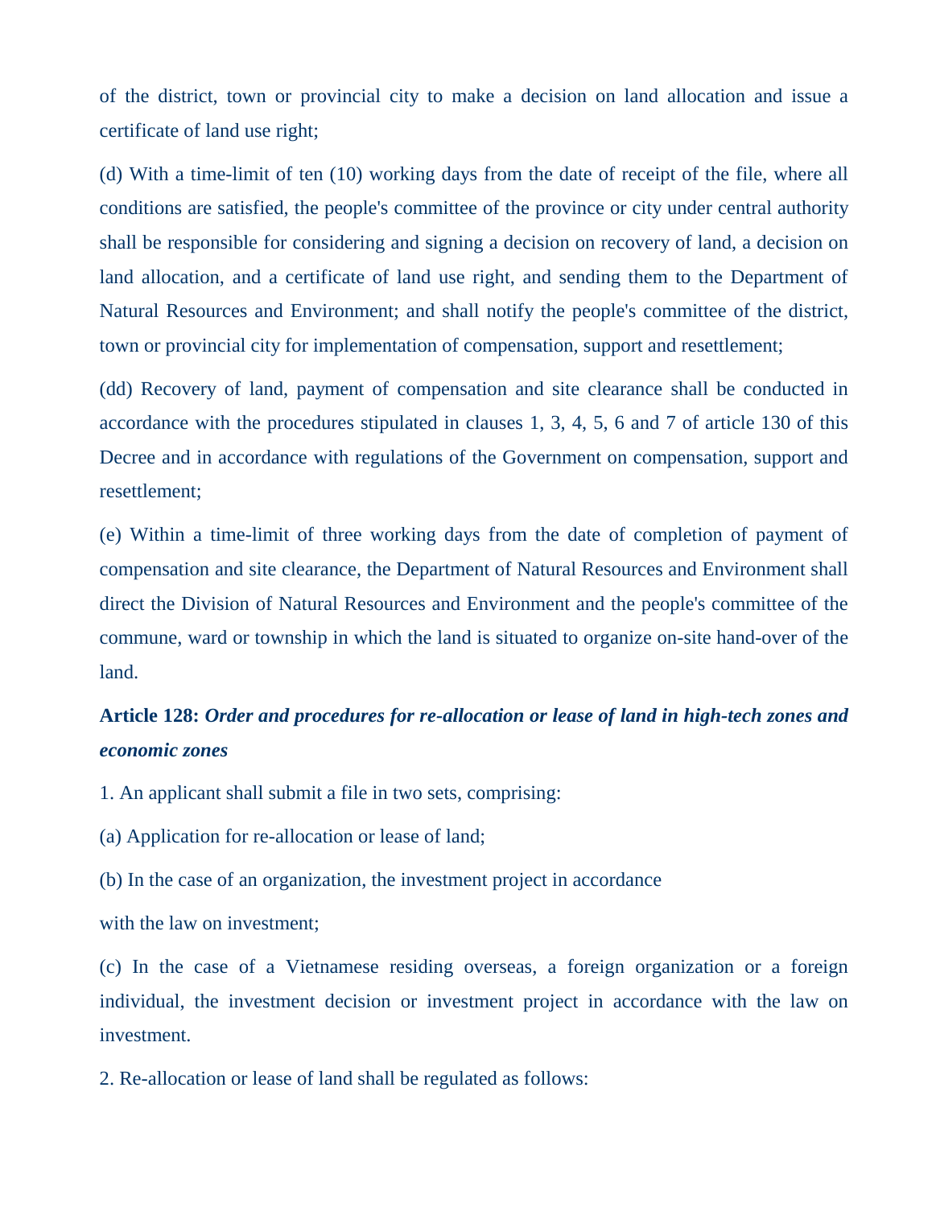of the district, town or provincial city to make a decision on land allocation and issue a certificate of land use right;

(d) With a time-limit of ten (10) working days from the date of receipt of the file, where all conditions are satisfied, the people's committee of the province or city under central authority shall be responsible for considering and signing a decision on recovery of land, a decision on land allocation, and a certificate of land use right, and sending them to the Department of Natural Resources and Environment; and shall notify the people's committee of the district, town or provincial city for implementation of compensation, support and resettlement;

(dd) Recovery of land, payment of compensation and site clearance shall be conducted in accordance with the procedures stipulated in clauses 1, 3, 4, 5, 6 and 7 of article 130 of this Decree and in accordance with regulations of the Government on compensation, support and resettlement;

(e) Within a time-limit of three working days from the date of completion of payment of compensation and site clearance, the Department of Natural Resources and Environment shall direct the Division of Natural Resources and Environment and the people's committee of the commune, ward or township in which the land is situated to organize on-site hand-over of the land.

**Article 128:** ***Order and procedures for re-allocation or lease of land in high-tech zones and economic zones***

1. An applicant shall submit a file in two sets, comprising:

(a) Application for re-allocation or lease of land;

(b) In the case of an organization, the investment project in accordance with the law on investment;

(c) In the case of a Vietnamese residing overseas, a foreign organization or a foreign individual, the investment decision or investment project in accordance with the law on investment.

2. Re-allocation or lease of land shall be regulated as follows: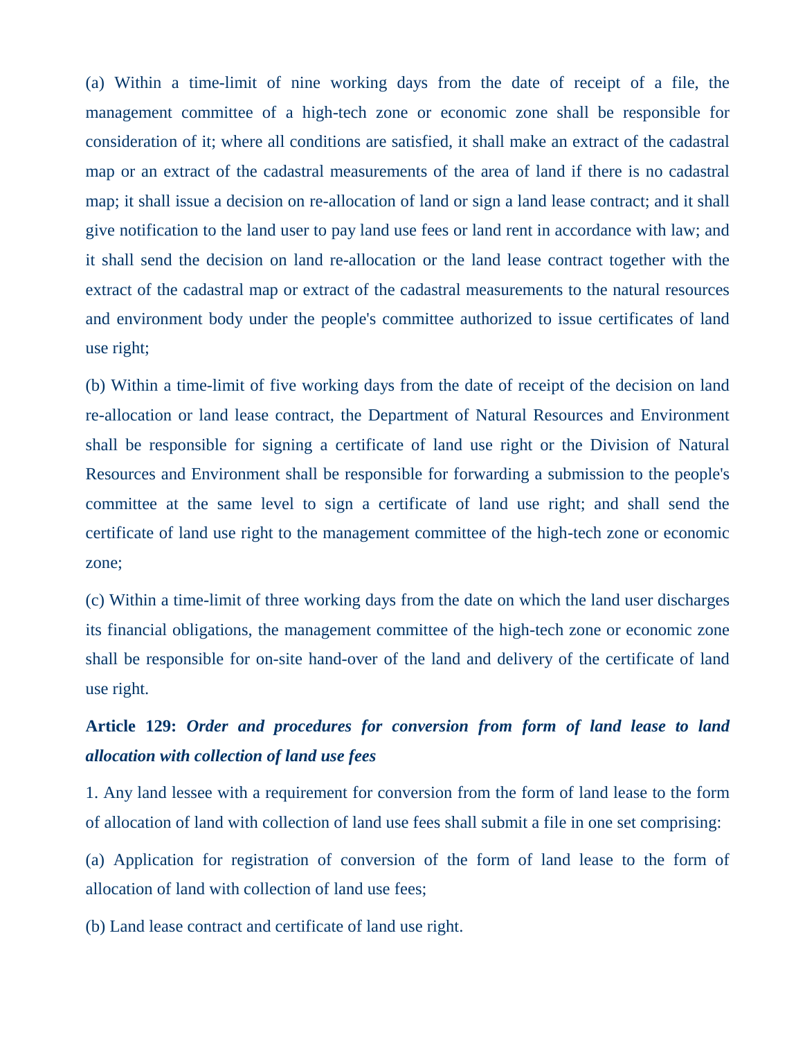(a) Within a time-limit of nine working days from the date of receipt of a file, the management committee of a high-tech zone or economic zone shall be responsible for consideration of it; where all conditions are satisfied, it shall make an extract of the cadastral map or an extract of the cadastral measurements of the area of land if there is no cadastral map; it shall issue a decision on re-allocation of land or sign a land lease contract; and it shall give notification to the land user to pay land use fees or land rent in accordance with law; and it shall send the decision on land re-allocation or the land lease contract together with the extract of the cadastral map or extract of the cadastral measurements to the natural resources and environment body under the people's committee authorized to issue certificates of land use right;

(b) Within a time-limit of five working days from the date of receipt of the decision on land re-allocation or land lease contract, the Department of Natural Resources and Environment shall be responsible for signing a certificate of land use right or the Division of Natural Resources and Environment shall be responsible for forwarding a submission to the people's committee at the same level to sign a certificate of land use right; and shall send the certificate of land use right to the management committee of the high-tech zone or economic zone;

(c) Within a time-limit of three working days from the date on which the land user discharges its financial obligations, the management committee of the high-tech zone or economic zone shall be responsible for on-site hand-over of the land and delivery of the certificate of land use right.

**Article 129:** ***Order and procedures for conversion from form of land lease to land allocation with collection of land use fees***

1. Any land lessee with a requirement for conversion from the form of land lease to the form of allocation of land with collection of land use fees shall submit a file in one set comprising:

(a) Application for registration of conversion of the form of land lease to the form of allocation of land with collection of land use fees;

(b) Land lease contract and certificate of land use right.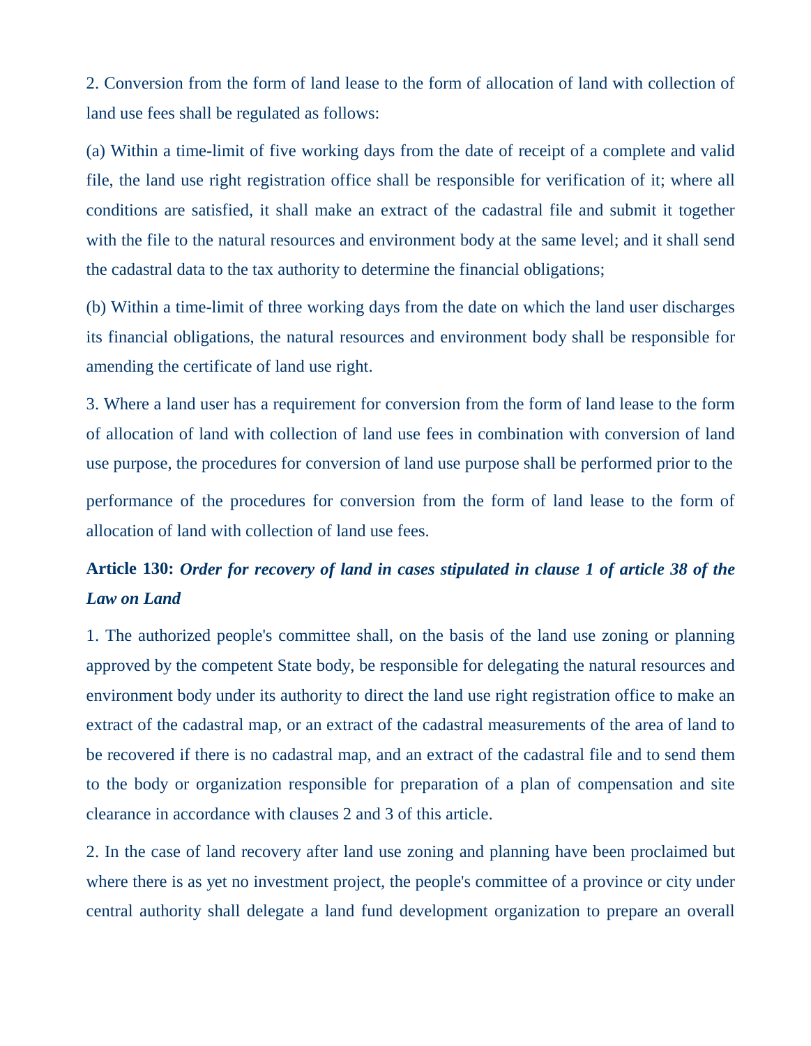2. Conversion from the form of land lease to the form of allocation of land with collection of land use fees shall be regulated as follows:

(a) Within a time-limit of five working days from the date of receipt of a complete and valid file, the land use right registration office shall be responsible for verification of it; where all conditions are satisfied, it shall make an extract of the cadastral file and submit it together with the file to the natural resources and environment body at the same level; and it shall send the cadastral data to the tax authority to determine the financial obligations;

(b) Within a time-limit of three working days from the date on which the land user discharges its financial obligations, the natural resources and environment body shall be responsible for amending the certificate of land use right.

3. Where a land user has a requirement for conversion from the form of land lease to the form of allocation of land with collection of land use fees in combination with conversion of land use purpose, the procedures for conversion of land use purpose shall be performed prior to the performance of the procedures for conversion from the form of land lease to the form of allocation of land with collection of land use fees.

**Article 130:** ***Order for recovery of land in cases stipulated in clause 1 of article 38 of the Law on Land***

1. The authorized people's committee shall, on the basis of the land use zoning or planning approved by the competent State body, be responsible for delegating the natural resources and environment body under its authority to direct the land use right registration office to make an extract of the cadastral map, or an extract of the cadastral measurements of the area of land to be recovered if there is no cadastral map, and an extract of the cadastral file and to send them to the body or organization responsible for preparation of a plan of compensation and site clearance in accordance with clauses 2 and 3 of this article.

2. In the case of land recovery after land use zoning and planning have been proclaimed but where there is as yet no investment project, the people's committee of a province or city under central authority shall delegate a land fund development organization to prepare an overall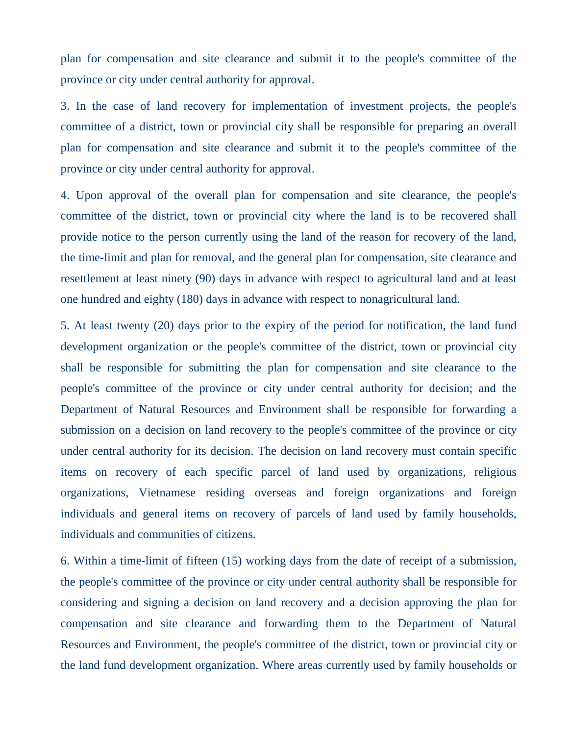plan for compensation and site clearance and submit it to the people's committee of the province or city under central authority for approval.

3. In the case of land recovery for implementation of investment projects, the people's committee of a district, town or provincial city shall be responsible for preparing an overall plan for compensation and site clearance and submit it to the people's committee of the province or city under central authority for approval.

4. Upon approval of the overall plan for compensation and site clearance, the people's committee of the district, town or provincial city where the land is to be recovered shall provide notice to the person currently using the land of the reason for recovery of the land, the time-limit and plan for removal, and the general plan for compensation, site clearance and resettlement at least ninety (90) days in advance with respect to agricultural land and at least one hundred and eighty (180) days in advance with respect to nonagricultural land.

5. At least twenty (20) days prior to the expiry of the period for notification, the land fund development organization or the people's committee of the district, town or provincial city shall be responsible for submitting the plan for compensation and site clearance to the people's committee of the province or city under central authority for decision; and the Department of Natural Resources and Environment shall be responsible for forwarding a submission on a decision on land recovery to the people's committee of the province or city under central authority for its decision. The decision on land recovery must contain specific items on recovery of each specific parcel of land used by organizations, religious organizations, Vietnamese residing overseas and foreign organizations and foreign individuals and general items on recovery of parcels of land used by family households, individuals and communities of citizens.

6. Within a time-limit of fifteen (15) working days from the date of receipt of a submission, the people's committee of the province or city under central authority shall be responsible for considering and signing a decision on land recovery and a decision approving the plan for compensation and site clearance and forwarding them to the Department of Natural Resources and Environment, the people's committee of the district, town or provincial city or the land fund development organization. Where areas currently used by family households or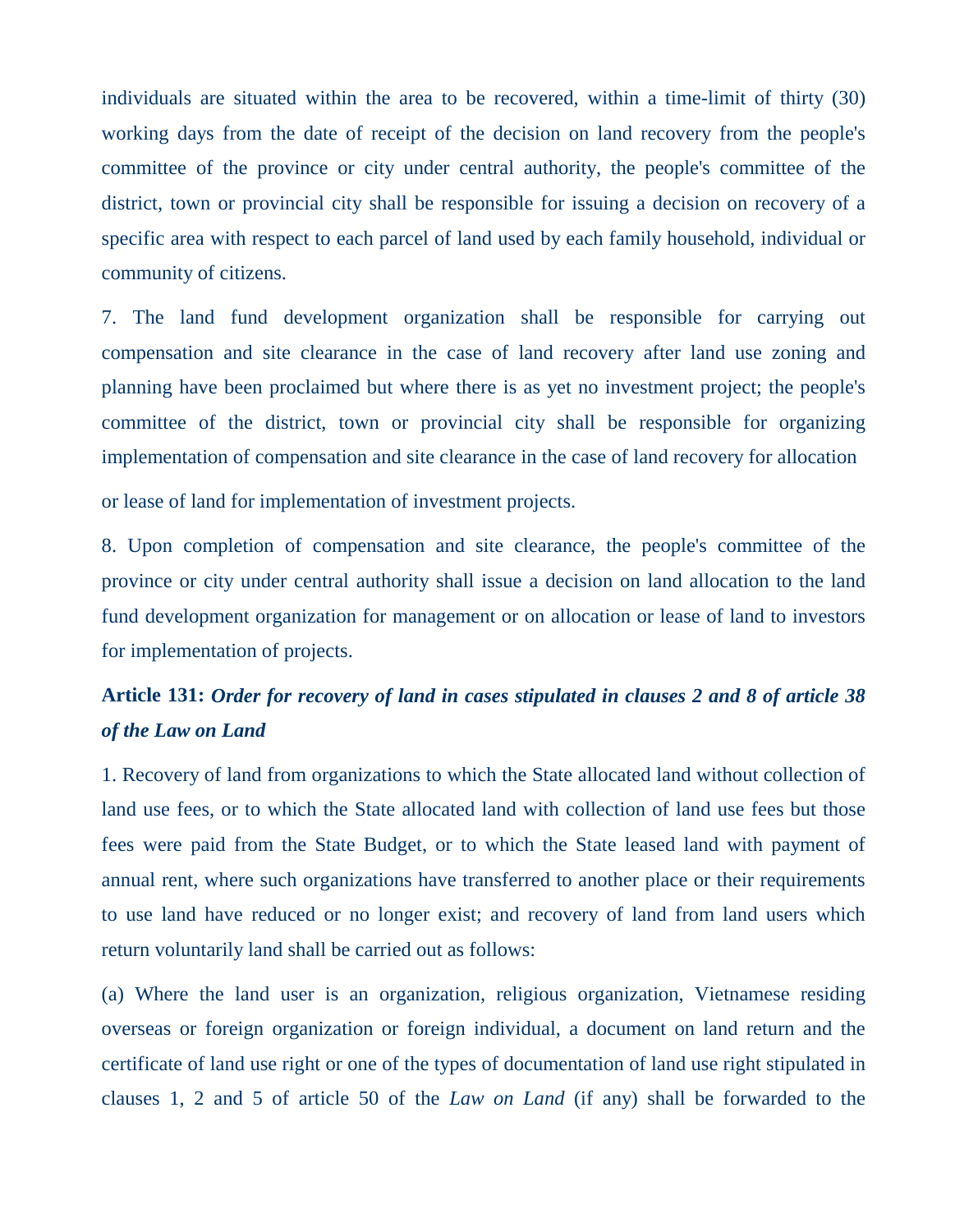individuals are situated within the area to be recovered, within a time-limit of thirty (30) working days from the date of receipt of the decision on land recovery from the people's committee of the province or city under central authority, the people's committee of the district, town or provincial city shall be responsible for issuing a decision on recovery of a specific area with respect to each parcel of land used by each family household, individual or community of citizens.

7. The land fund development organization shall be responsible for carrying out compensation and site clearance in the case of land recovery after land use zoning and planning have been proclaimed but where there is as yet no investment project; the people's committee of the district, town or provincial city shall be responsible for organizing implementation of compensation and site clearance in the case of land recovery for allocation or lease of land for implementation of investment projects.

8. Upon completion of compensation and site clearance, the people's committee of the province or city under central authority shall issue a decision on land allocation to the land fund development organization for management or on allocation or lease of land to investors for implementation of projects.

**Article 131:** ***Order for recovery of land in cases stipulated in clauses 2 and 8 of article 38 of the Law on Land***

1. Recovery of land from organizations to which the State allocated land without collection of land use fees, or to which the State allocated land with collection of land use fees but those fees were paid from the State Budget, or to which the State leased land with payment of annual rent, where such organizations have transferred to another place or their requirements to use land have reduced or no longer exist; and recovery of land from land users which return voluntarily land shall be carried out as follows:

(a) Where the land user is an organization, religious organization, Vietnamese residing overseas or foreign organization or foreign individual, a document on land return and the certificate of land use right or one of the types of documentation of land use right stipulated in clauses 1, 2 and 5 of article 50 of the *Law on Land* (if any) shall be forwarded to the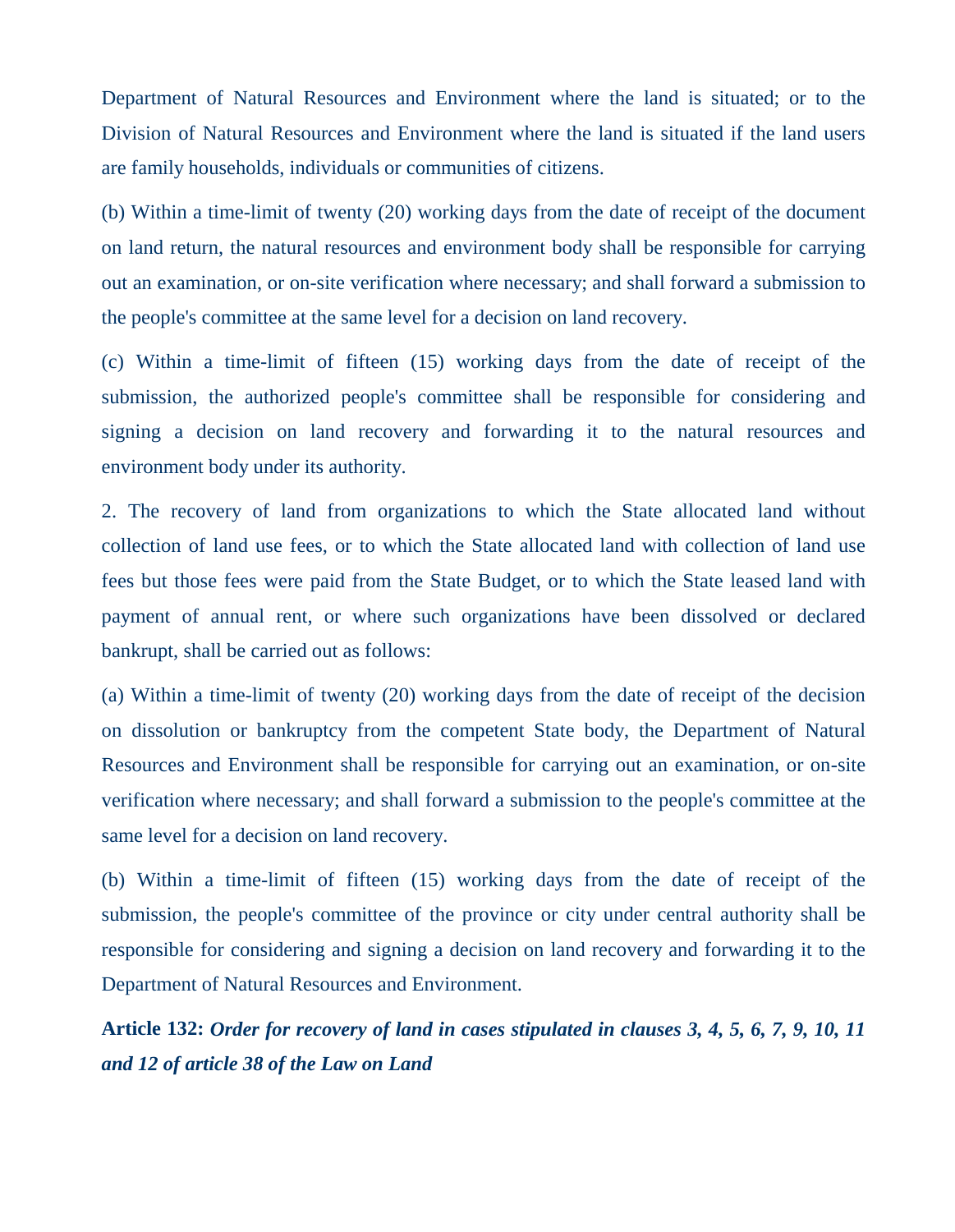Department of Natural Resources and Environment where the land is situated; or to the Division of Natural Resources and Environment where the land is situated if the land users are family households, individuals or communities of citizens.

(b) Within a time-limit of twenty (20) working days from the date of receipt of the document on land return, the natural resources and environment body shall be responsible for carrying out an examination, or on-site verification where necessary; and shall forward a submission to the people's committee at the same level for a decision on land recovery.

(c) Within a time-limit of fifteen (15) working days from the date of receipt of the submission, the authorized people's committee shall be responsible for considering and signing a decision on land recovery and forwarding it to the natural resources and environment body under its authority.

2. The recovery of land from organizations to which the State allocated land without collection of land use fees, or to which the State allocated land with collection of land use fees but those fees were paid from the State Budget, or to which the State leased land with payment of annual rent, or where such organizations have been dissolved or declared bankrupt, shall be carried out as follows:

(a) Within a time-limit of twenty (20) working days from the date of receipt of the decision on dissolution or bankruptcy from the competent State body, the Department of Natural Resources and Environment shall be responsible for carrying out an examination, or on-site verification where necessary; and shall forward a submission to the people's committee at the same level for a decision on land recovery.

(b) Within a time-limit of fifteen (15) working days from the date of receipt of the submission, the people's committee of the province or city under central authority shall be responsible for considering and signing a decision on land recovery and forwarding it to the Department of Natural Resources and Environment.

**Article 132:** ***Order for recovery of land in cases stipulated in clauses 3, 4, 5, 6, 7, 9, 10, 11 and 12 of article 38 of the Law on Land***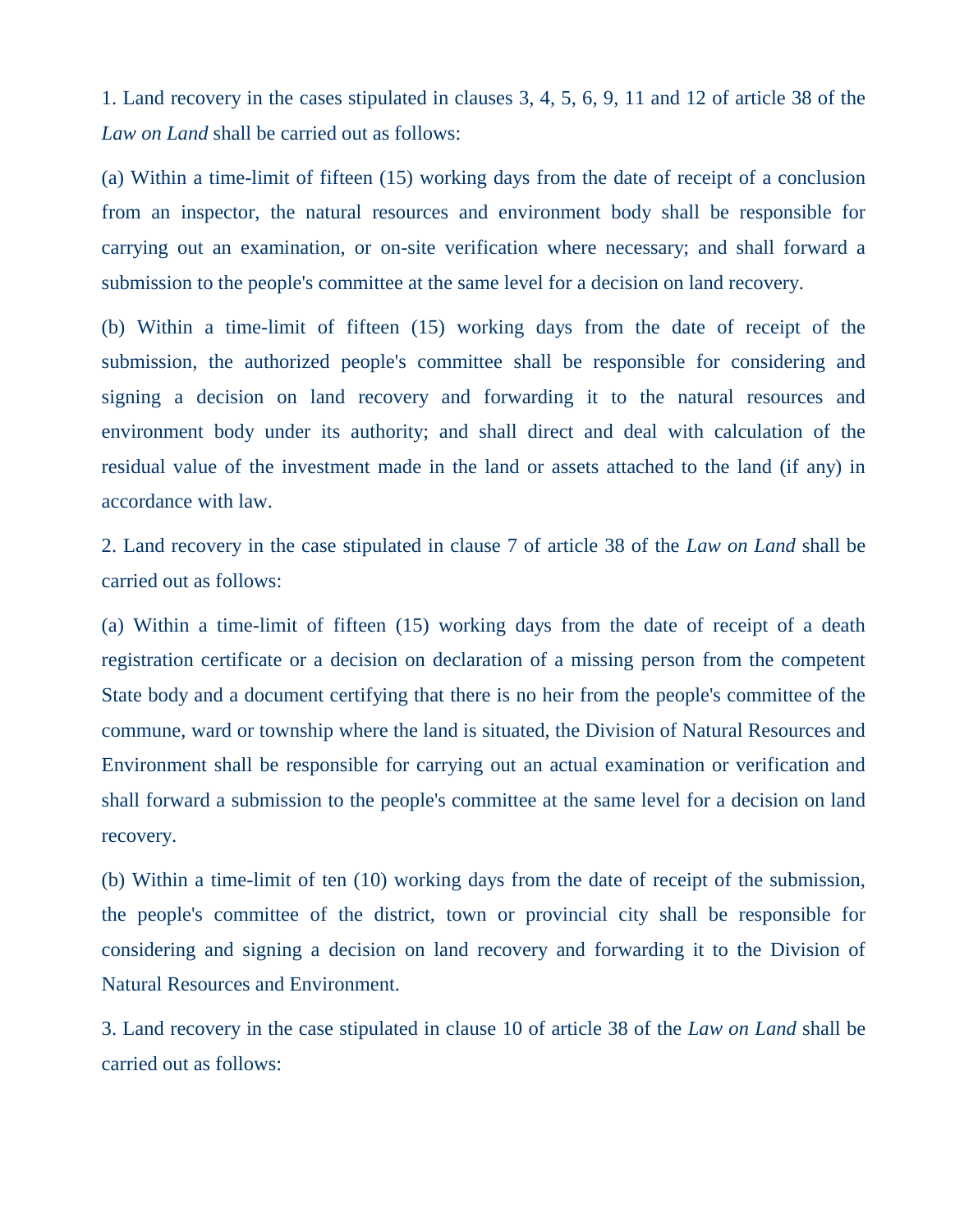1. Land recovery in the cases stipulated in clauses 3, 4, 5, 6, 9, 11 and 12 of article 38 of the *Law on Land* shall be carried out as follows:

(a) Within a time-limit of fifteen (15) working days from the date of receipt of a conclusion from an inspector, the natural resources and environment body shall be responsible for carrying out an examination, or on-site verification where necessary; and shall forward a submission to the people's committee at the same level for a decision on land recovery.

(b) Within a time-limit of fifteen (15) working days from the date of receipt of the submission, the authorized people's committee shall be responsible for considering and signing a decision on land recovery and forwarding it to the natural resources and environment body under its authority; and shall direct and deal with calculation of the residual value of the investment made in the land or assets attached to the land (if any) in accordance with law.

2. Land recovery in the case stipulated in clause 7 of article 38 of the *Law on Land* shall be carried out as follows:

(a) Within a time-limit of fifteen (15) working days from the date of receipt of a death registration certificate or a decision on declaration of a missing person from the competent State body and a document certifying that there is no heir from the people's committee of the commune, ward or township where the land is situated, the Division of Natural Resources and Environment shall be responsible for carrying out an actual examination or verification and shall forward a submission to the people's committee at the same level for a decision on land recovery.

(b) Within a time-limit of ten (10) working days from the date of receipt of the submission, the people's committee of the district, town or provincial city shall be responsible for considering and signing a decision on land recovery and forwarding it to the Division of Natural Resources and Environment.

3. Land recovery in the case stipulated in clause 10 of article 38 of the *Law on Land* shall be carried out as follows: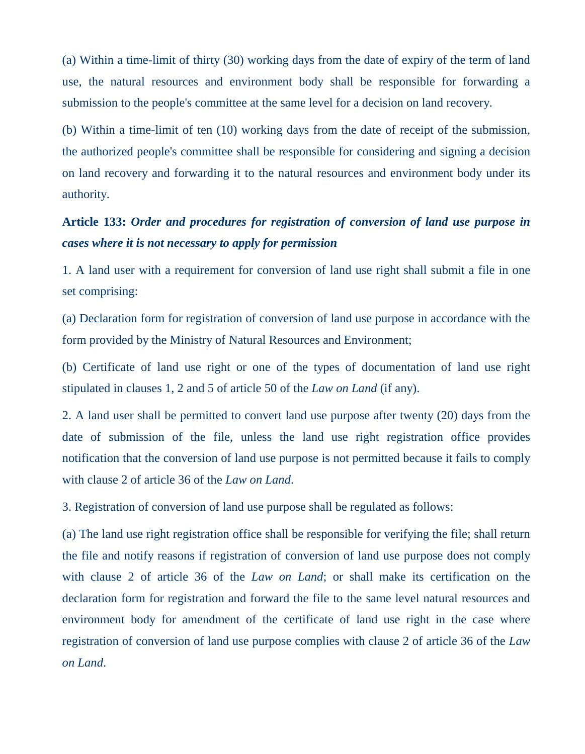(a) Within a time-limit of thirty (30) working days from the date of expiry of the term of land use, the natural resources and environment body shall be responsible for forwarding a submission to the people's committee at the same level for a decision on land recovery.

(b) Within a time-limit of ten (10) working days from the date of receipt of the submission, the authorized people's committee shall be responsible for considering and signing a decision on land recovery and forwarding it to the natural resources and environment body under its authority.

**Article 133:** ***Order and procedures for registration of conversion of land use purpose in cases where it is not necessary to apply for permission***

1. A land user with a requirement for conversion of land use right shall submit a file in one set comprising:

(a) Declaration form for registration of conversion of land use purpose in accordance with the form provided by the Ministry of Natural Resources and Environment;

(b) Certificate of land use right or one of the types of documentation of land use right stipulated in clauses 1, 2 and 5 of article 50 of the *Law on Land* (if any).

2. A land user shall be permitted to convert land use purpose after twenty (20) days from the date of submission of the file, unless the land use right registration office provides notification that the conversion of land use purpose is not permitted because it fails to comply with clause 2 of article 36 of the *Law on Land*.

3. Registration of conversion of land use purpose shall be regulated as follows:

(a) The land use right registration office shall be responsible for verifying the file; shall return the file and notify reasons if registration of conversion of land use purpose does not comply with clause 2 of article 36 of the *Law on Land*; or shall make its certification on the declaration form for registration and forward the file to the same level natural resources and environment body for amendment of the certificate of land use right in the case where registration of conversion of land use purpose complies with clause 2 of article 36 of the *Law on Land*.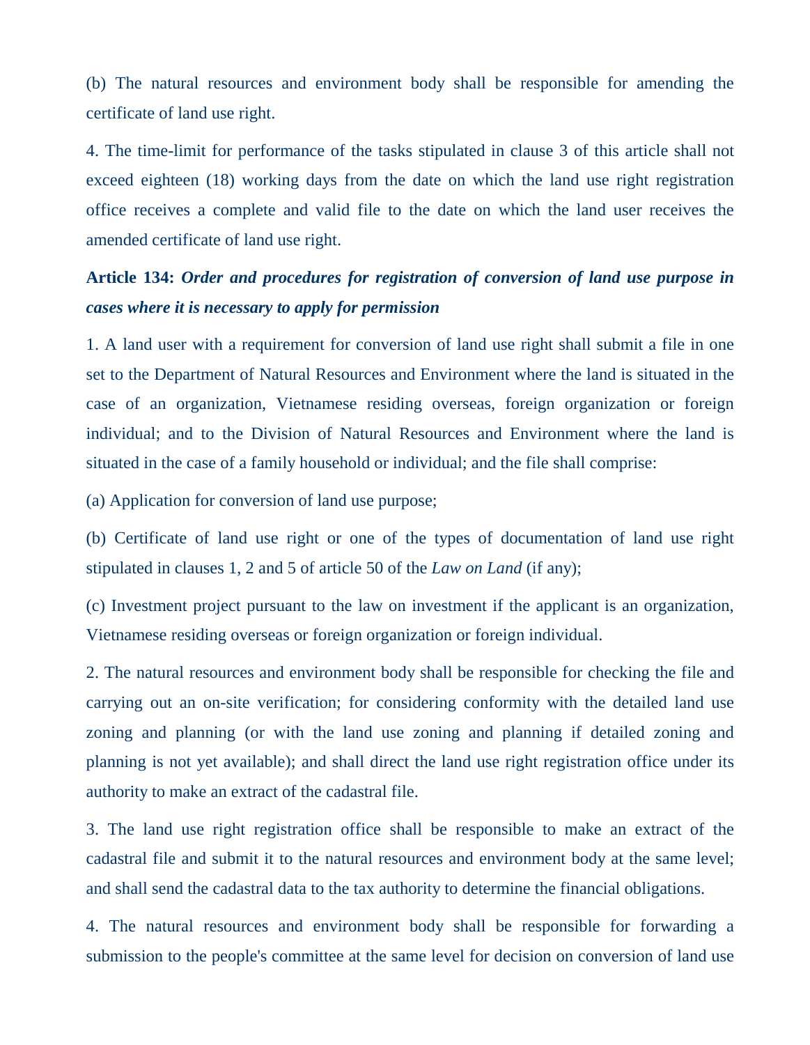(b) The natural resources and environment body shall be responsible for amending the certificate of land use right.

4. The time-limit for performance of the tasks stipulated in clause 3 of this article shall not exceed eighteen (18) working days from the date on which the land use right registration office receives a complete and valid file to the date on which the land user receives the amended certificate of land use right.

**Article 134:** ***Order and procedures for registration of conversion of land use purpose in cases where it is necessary to apply for permission***

1. A land user with a requirement for conversion of land use right shall submit a file in one set to the Department of Natural Resources and Environment where the land is situated in the case of an organization, Vietnamese residing overseas, foreign organization or foreign individual; and to the Division of Natural Resources and Environment where the land is situated in the case of a family household or individual; and the file shall comprise:

(a) Application for conversion of land use purpose;

(b) Certificate of land use right or one of the types of documentation of land use right stipulated in clauses 1, 2 and 5 of article 50 of the *Law on Land* (if any);

(c) Investment project pursuant to the law on investment if the applicant is an organization, Vietnamese residing overseas or foreign organization or foreign individual.

2. The natural resources and environment body shall be responsible for checking the file and carrying out an on-site verification; for considering conformity with the detailed land use zoning and planning (or with the land use zoning and planning if detailed zoning and planning is not yet available); and shall direct the land use right registration office under its authority to make an extract of the cadastral file.

3. The land use right registration office shall be responsible to make an extract of the cadastral file and submit it to the natural resources and environment body at the same level; and shall send the cadastral data to the tax authority to determine the financial obligations.

4. The natural resources and environment body shall be responsible for forwarding a submission to the people's committee at the same level for decision on conversion of land use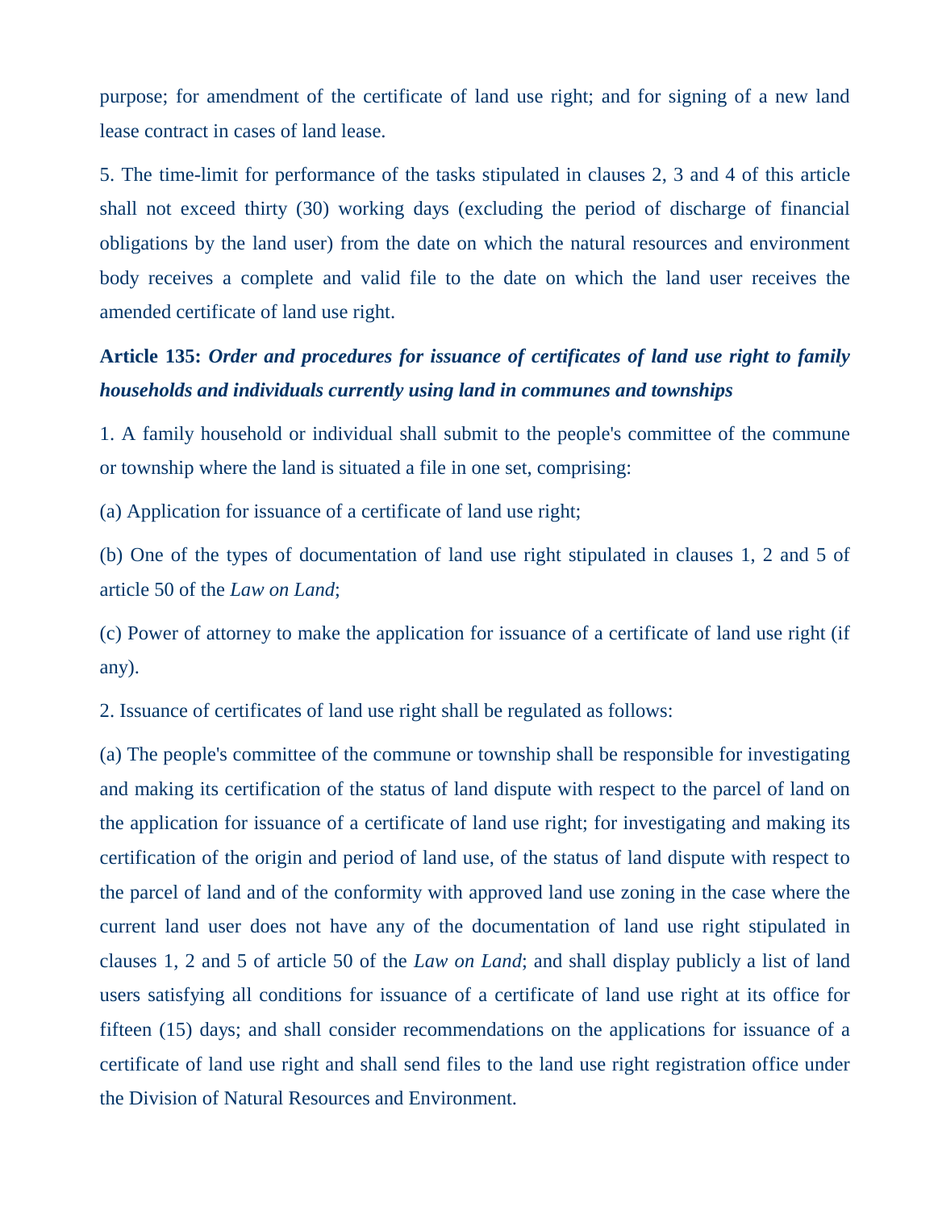purpose; for amendment of the certificate of land use right; and for signing of a new land lease contract in cases of land lease.

5. The time-limit for performance of the tasks stipulated in clauses 2, 3 and 4 of this article shall not exceed thirty (30) working days (excluding the period of discharge of financial obligations by the land user) from the date on which the natural resources and environment body receives a complete and valid file to the date on which the land user receives the amended certificate of land use right.

**Article 135:** ***Order and procedures for issuance of certificates of land use right to family households and individuals currently using land in communes and townships***

1. A family household or individual shall submit to the people's committee of the commune or township where the land is situated a file in one set, comprising:

(a) Application for issuance of a certificate of land use right;

(b) One of the types of documentation of land use right stipulated in clauses 1, 2 and 5 of article 50 of the *Law on Land*;

(c) Power of attorney to make the application for issuance of a certificate of land use right (if any).

2. Issuance of certificates of land use right shall be regulated as follows:

(a) The people's committee of the commune or township shall be responsible for investigating and making its certification of the status of land dispute with respect to the parcel of land on the application for issuance of a certificate of land use right; for investigating and making its certification of the origin and period of land use, of the status of land dispute with respect to the parcel of land and of the conformity with approved land use zoning in the case where the current land user does not have any of the documentation of land use right stipulated in clauses 1, 2 and 5 of article 50 of the *Law on Land*; and shall display publicly a list of land users satisfying all conditions for issuance of a certificate of land use right at its office for fifteen (15) days; and shall consider recommendations on the applications for issuance of a certificate of land use right and shall send files to the land use right registration office under the Division of Natural Resources and Environment.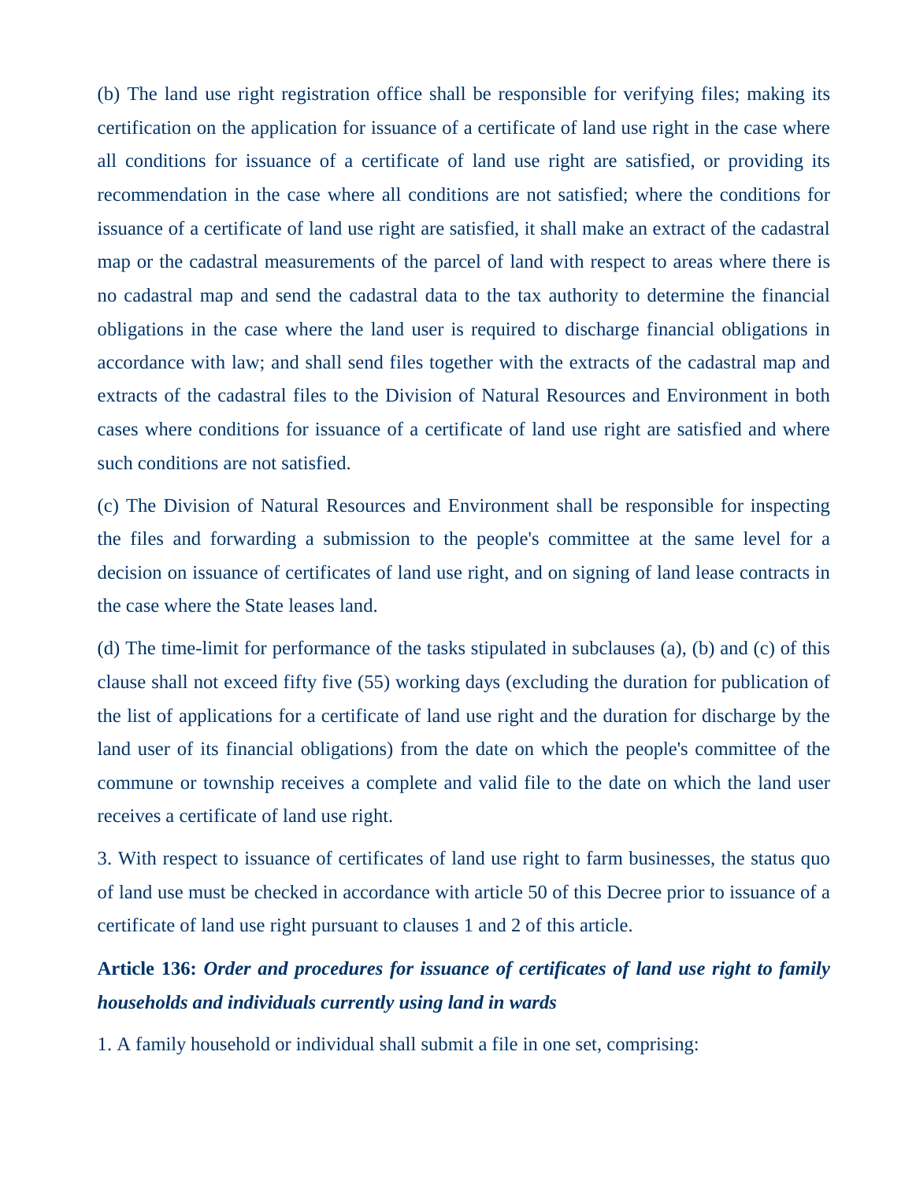(b) The land use right registration office shall be responsible for verifying files; making its certification on the application for issuance of a certificate of land use right in the case where all conditions for issuance of a certificate of land use right are satisfied, or providing its recommendation in the case where all conditions are not satisfied; where the conditions for issuance of a certificate of land use right are satisfied, it shall make an extract of the cadastral map or the cadastral measurements of the parcel of land with respect to areas where there is no cadastral map and send the cadastral data to the tax authority to determine the financial obligations in the case where the land user is required to discharge financial obligations in accordance with law; and shall send files together with the extracts of the cadastral map and extracts of the cadastral files to the Division of Natural Resources and Environment in both cases where conditions for issuance of a certificate of land use right are satisfied and where such conditions are not satisfied.

(c) The Division of Natural Resources and Environment shall be responsible for inspecting the files and forwarding a submission to the people's committee at the same level for a decision on issuance of certificates of land use right, and on signing of land lease contracts in the case where the State leases land.

(d) The time-limit for performance of the tasks stipulated in subclauses (a), (b) and (c) of this clause shall not exceed fifty five (55) working days (excluding the duration for publication of the list of applications for a certificate of land use right and the duration for discharge by the land user of its financial obligations) from the date on which the people's committee of the commune or township receives a complete and valid file to the date on which the land user receives a certificate of land use right.

3. With respect to issuance of certificates of land use right to farm businesses, the status quo of land use must be checked in accordance with article 50 of this Decree prior to issuance of a certificate of land use right pursuant to clauses 1 and 2 of this article.

**Article 136:** ***Order and procedures for issuance of certificates of land use right to family households and individuals currently using land in wards***

1. A family household or individual shall submit a file in one set, comprising: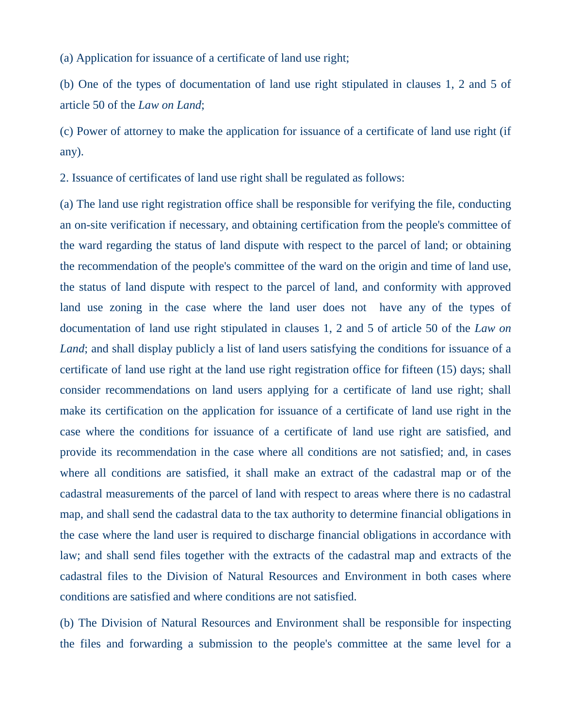(a) Application for issuance of a certificate of land use right;

(b) One of the types of documentation of land use right stipulated in clauses 1, 2 and 5 of article 50 of the *Law on Land*;

(c) Power of attorney to make the application for issuance of a certificate of land use right (if any).

2. Issuance of certificates of land use right shall be regulated as follows:

(a) The land use right registration office shall be responsible for verifying the file, conducting an on-site verification if necessary, and obtaining certification from the people's committee of the ward regarding the status of land dispute with respect to the parcel of land; or obtaining the recommendation of the people's committee of the ward on the origin and time of land use, the status of land dispute with respect to the parcel of land, and conformity with approved land use zoning in the case where the land user does not have any of the types of documentation of land use right stipulated in clauses 1, 2 and 5 of article 50 of the *Law on Land*; and shall display publicly a list of land users satisfying the conditions for issuance of a certificate of land use right at the land use right registration office for fifteen (15) days; shall consider recommendations on land users applying for a certificate of land use right; shall make its certification on the application for issuance of a certificate of land use right in the case where the conditions for issuance of a certificate of land use right are satisfied, and provide its recommendation in the case where all conditions are not satisfied; and, in cases where all conditions are satisfied, it shall make an extract of the cadastral map or of the cadastral measurements of the parcel of land with respect to areas where there is no cadastral map, and shall send the cadastral data to the tax authority to determine financial obligations in the case where the land user is required to discharge financial obligations in accordance with law; and shall send files together with the extracts of the cadastral map and extracts of the cadastral files to the Division of Natural Resources and Environment in both cases where conditions are satisfied and where conditions are not satisfied.

(b) The Division of Natural Resources and Environment shall be responsible for inspecting the files and forwarding a submission to the people's committee at the same level for a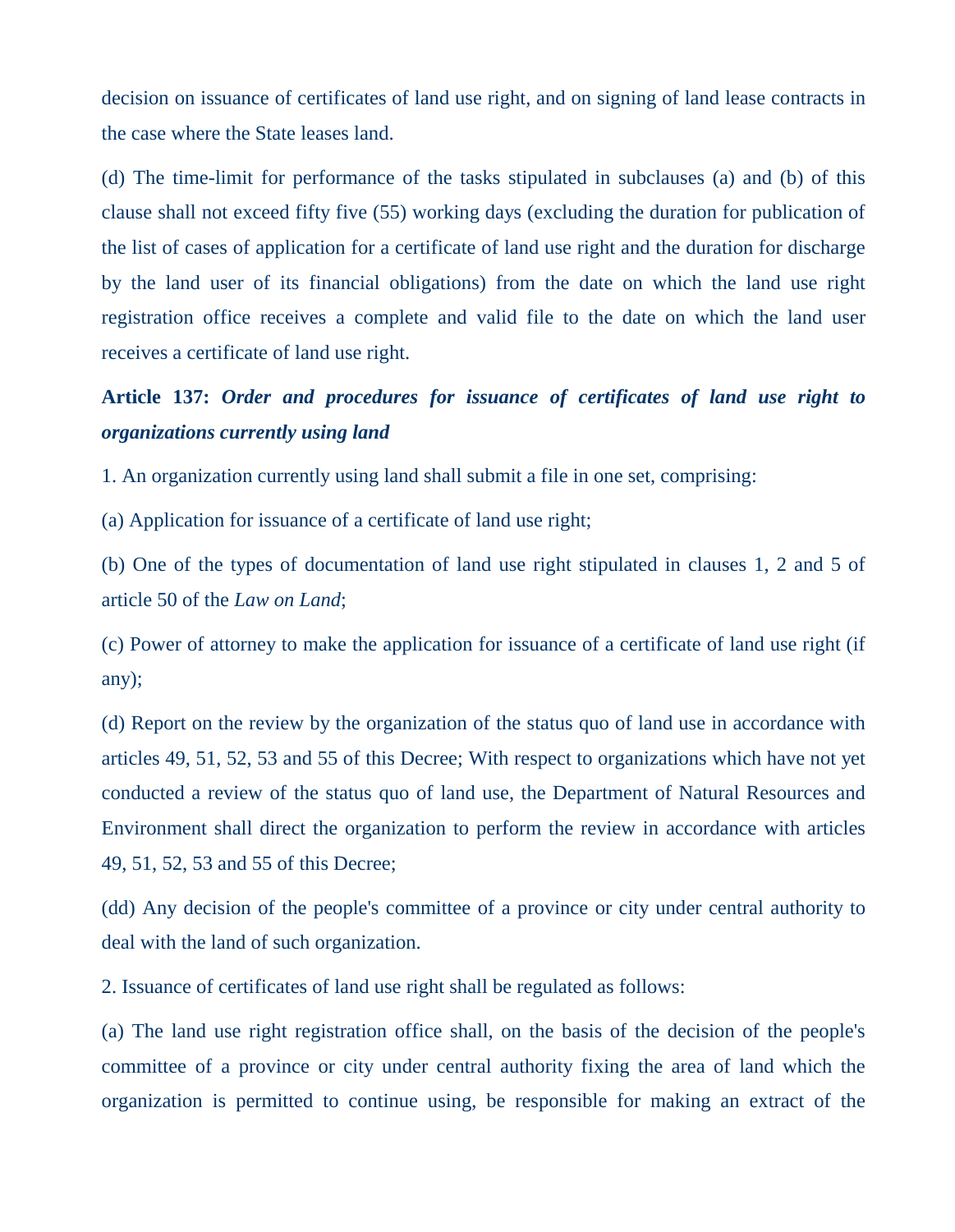decision on issuance of certificates of land use right, and on signing of land lease contracts in the case where the State leases land.

(d) The time-limit for performance of the tasks stipulated in subclauses (a) and (b) of this clause shall not exceed fifty five (55) working days (excluding the duration for publication of the list of cases of application for a certificate of land use right and the duration for discharge by the land user of its financial obligations) from the date on which the land use right registration office receives a complete and valid file to the date on which the land user receives a certificate of land use right.

**Article 137:** ***Order and procedures for issuance of certificates of land use right to organizations currently using land***

1. An organization currently using land shall submit a file in one set, comprising:

(a) Application for issuance of a certificate of land use right;

(b) One of the types of documentation of land use right stipulated in clauses 1, 2 and 5 of article 50 of the *Law on Land*;

(c) Power of attorney to make the application for issuance of a certificate of land use right (if any);

(d) Report on the review by the organization of the status quo of land use in accordance with articles 49, 51, 52, 53 and 55 of this Decree; With respect to organizations which have not yet conducted a review of the status quo of land use, the Department of Natural Resources and Environment shall direct the organization to perform the review in accordance with articles 49, 51, 52, 53 and 55 of this Decree;

(dd) Any decision of the people's committee of a province or city under central authority to deal with the land of such organization.

2. Issuance of certificates of land use right shall be regulated as follows:

(a) The land use right registration office shall, on the basis of the decision of the people's committee of a province or city under central authority fixing the area of land which the organization is permitted to continue using, be responsible for making an extract of the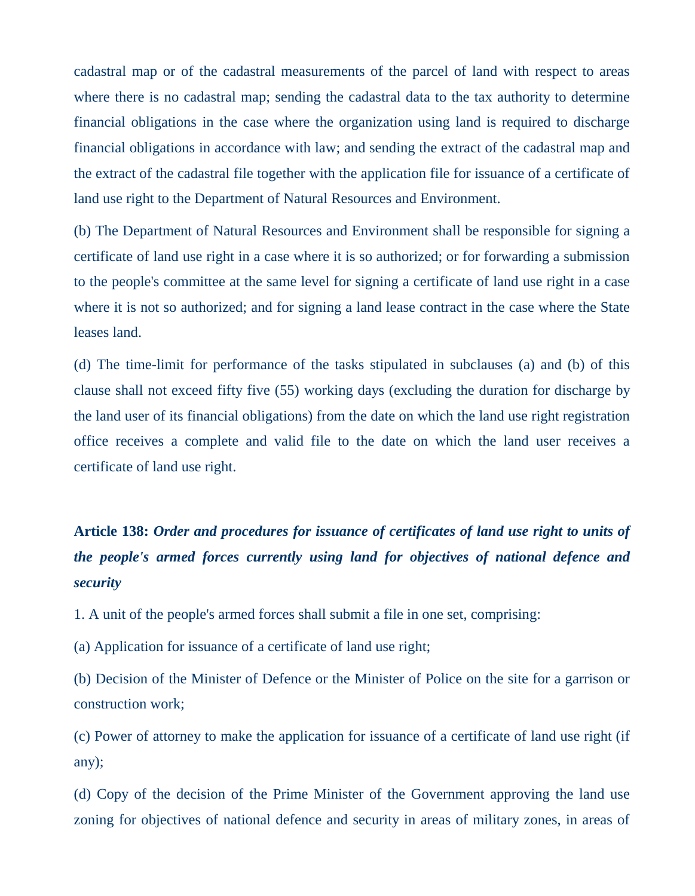cadastral map or of the cadastral measurements of the parcel of land with respect to areas where there is no cadastral map; sending the cadastral data to the tax authority to determine financial obligations in the case where the organization using land is required to discharge financial obligations in accordance with law; and sending the extract of the cadastral map and the extract of the cadastral file together with the application file for issuance of a certificate of land use right to the Department of Natural Resources and Environment.

(b) The Department of Natural Resources and Environment shall be responsible for signing a certificate of land use right in a case where it is so authorized; or for forwarding a submission to the people's committee at the same level for signing a certificate of land use right in a case where it is not so authorized; and for signing a land lease contract in the case where the State leases land.

(d) The time-limit for performance of the tasks stipulated in subclauses (a) and (b) of this clause shall not exceed fifty five (55) working days (excluding the duration for discharge by the land user of its financial obligations) from the date on which the land use right registration office receives a complete and valid file to the date on which the land user receives a certificate of land use right.

**Article 138:** ***Order and procedures for issuance of certificates of land use right to units of the people's armed forces currently using land for objectives of national defence and security***

1. A unit of the people's armed forces shall submit a file in one set, comprising:

(a) Application for issuance of a certificate of land use right;

(b) Decision of the Minister of Defence or the Minister of Police on the site for a garrison or construction work;

(c) Power of attorney to make the application for issuance of a certificate of land use right (if any);

(d) Copy of the decision of the Prime Minister of the Government approving the land use zoning for objectives of national defence and security in areas of military zones, in areas of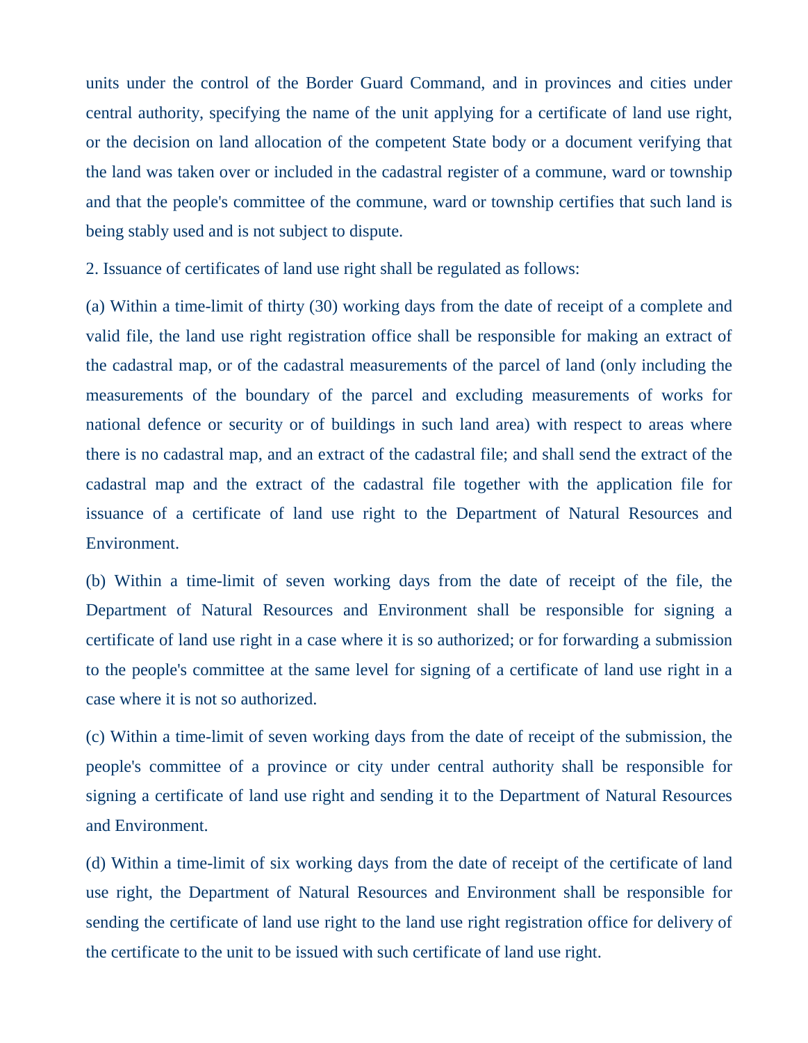units under the control of the Border Guard Command, and in provinces and cities under central authority, specifying the name of the unit applying for a certificate of land use right, or the decision on land allocation of the competent State body or a document verifying that the land was taken over or included in the cadastral register of a commune, ward or township and that the people's committee of the commune, ward or township certifies that such land is being stably used and is not subject to dispute.

2. Issuance of certificates of land use right shall be regulated as follows:

(a) Within a time-limit of thirty (30) working days from the date of receipt of a complete and valid file, the land use right registration office shall be responsible for making an extract of the cadastral map, or of the cadastral measurements of the parcel of land (only including the measurements of the boundary of the parcel and excluding measurements of works for national defence or security or of buildings in such land area) with respect to areas where there is no cadastral map, and an extract of the cadastral file; and shall send the extract of the cadastral map and the extract of the cadastral file together with the application file for issuance of a certificate of land use right to the Department of Natural Resources and Environment.

(b) Within a time-limit of seven working days from the date of receipt of the file, the Department of Natural Resources and Environment shall be responsible for signing a certificate of land use right in a case where it is so authorized; or for forwarding a submission to the people's committee at the same level for signing of a certificate of land use right in a case where it is not so authorized.

(c) Within a time-limit of seven working days from the date of receipt of the submission, the people's committee of a province or city under central authority shall be responsible for signing a certificate of land use right and sending it to the Department of Natural Resources and Environment.

(d) Within a time-limit of six working days from the date of receipt of the certificate of land use right, the Department of Natural Resources and Environment shall be responsible for sending the certificate of land use right to the land use right registration office for delivery of the certificate to the unit to be issued with such certificate of land use right.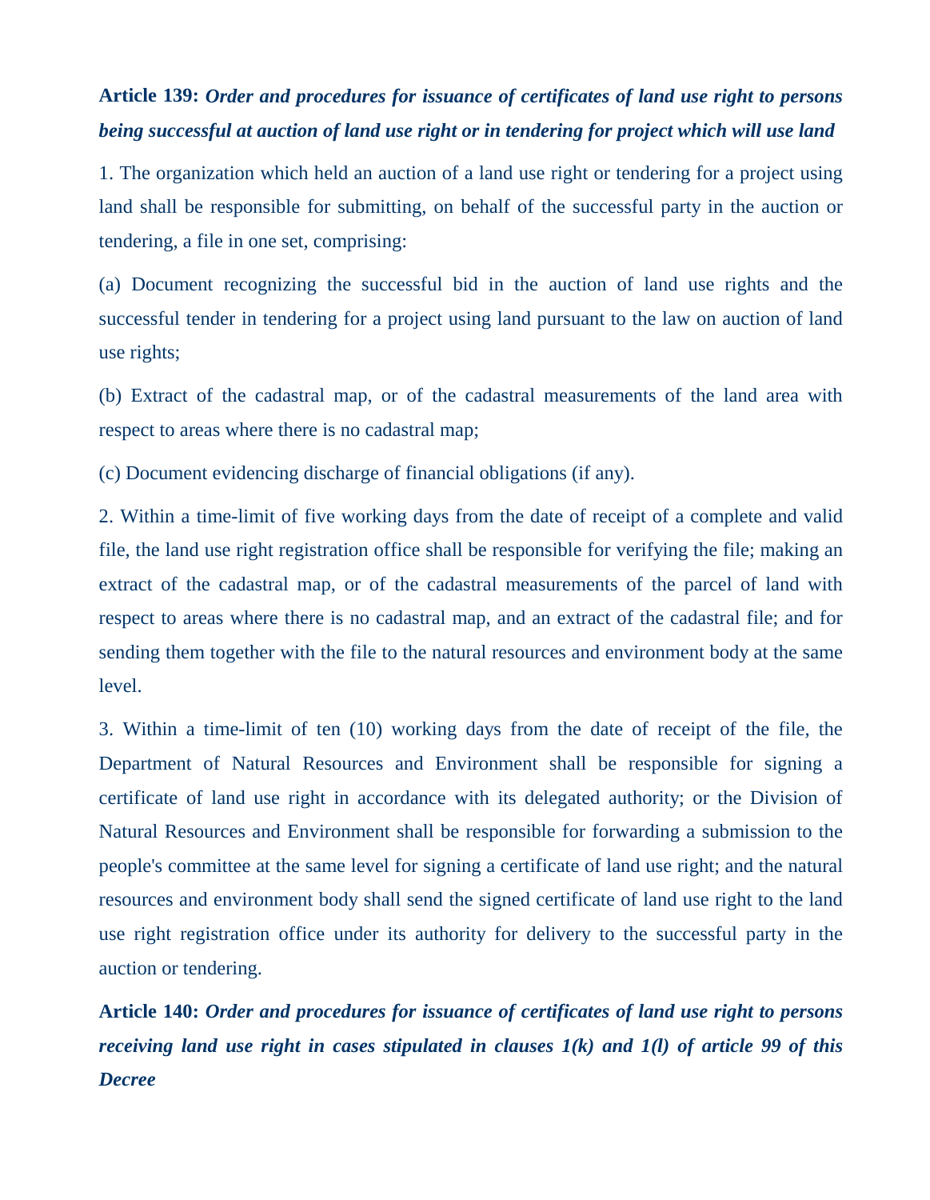**Article 139:** ***Order and procedures for issuance of certificates of land use right to persons being successful at auction of land use right or in tendering for project which will use land***

1. The organization which held an auction of a land use right or tendering for a project using land shall be responsible for submitting, on behalf of the successful party in the auction or tendering, a file in one set, comprising:

(a) Document recognizing the successful bid in the auction of land use rights and the successful tender in tendering for a project using land pursuant to the law on auction of land use rights;

(b) Extract of the cadastral map, or of the cadastral measurements of the land area with respect to areas where there is no cadastral map;

(c) Document evidencing discharge of financial obligations (if any).

2. Within a time-limit of five working days from the date of receipt of a complete and valid file, the land use right registration office shall be responsible for verifying the file; making an extract of the cadastral map, or of the cadastral measurements of the parcel of land with respect to areas where there is no cadastral map, and an extract of the cadastral file; and for sending them together with the file to the natural resources and environment body at the same level.

3. Within a time-limit of ten (10) working days from the date of receipt of the file, the Department of Natural Resources and Environment shall be responsible for signing a certificate of land use right in accordance with its delegated authority; or the Division of Natural Resources and Environment shall be responsible for forwarding a submission to the people's committee at the same level for signing a certificate of land use right; and the natural resources and environment body shall send the signed certificate of land use right to the land use right registration office under its authority for delivery to the successful party in the auction or tendering.

**Article 140:** ***Order and procedures for issuance of certificates of land use right to persons receiving land use right in cases stipulated in clauses 1(k) and 1(l) of article 99 of this Decree***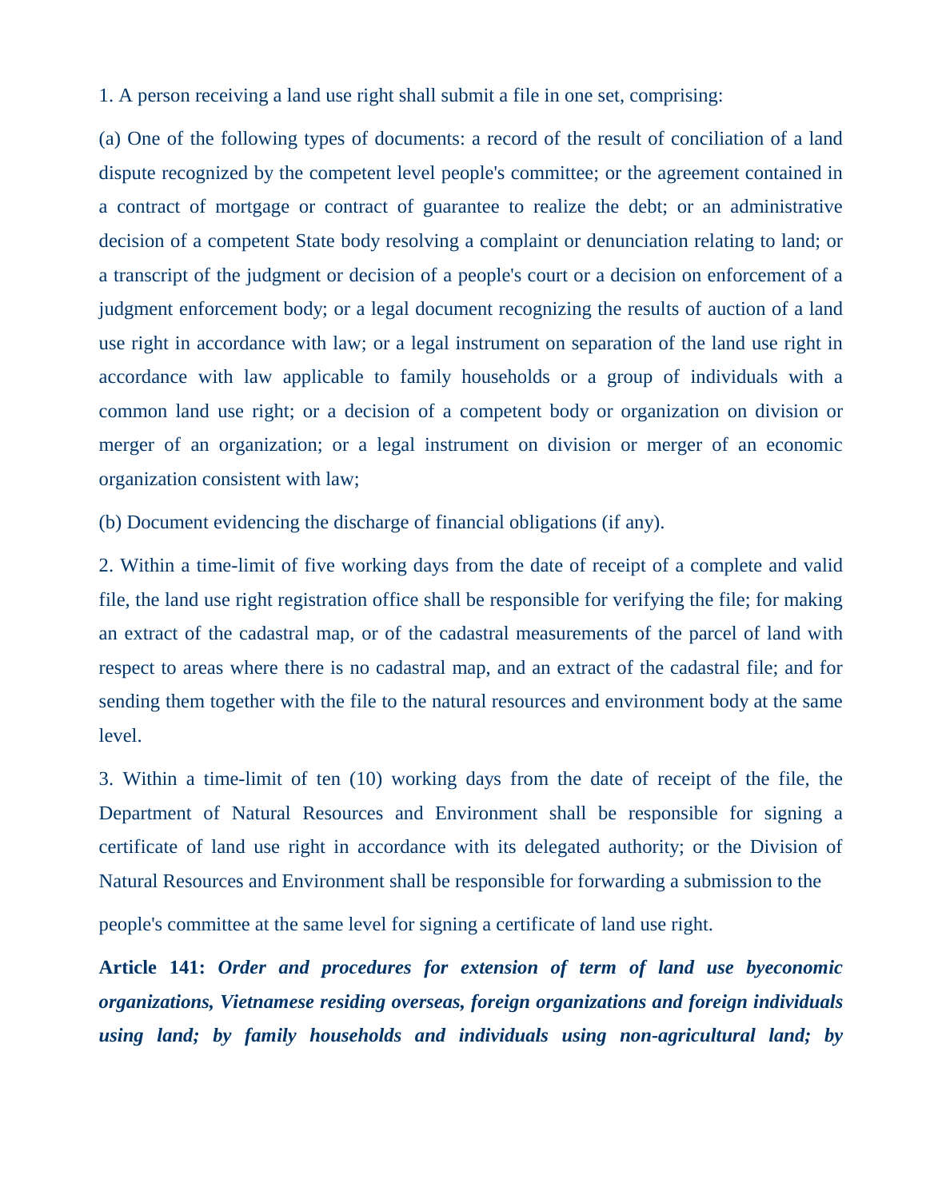1. A person receiving a land use right shall submit a file in one set, comprising:

(a) One of the following types of documents: a record of the result of conciliation of a land dispute recognized by the competent level people's committee; or the agreement contained in a contract of mortgage or contract of guarantee to realize the debt; or an administrative decision of a competent State body resolving a complaint or denunciation relating to land; or a transcript of the judgment or decision of a people's court or a decision on enforcement of a judgment enforcement body; or a legal document recognizing the results of auction of a land use right in accordance with law; or a legal instrument on separation of the land use right in accordance with law applicable to family households or a group of individuals with a common land use right; or a decision of a competent body or organization on division or merger of an organization; or a legal instrument on division or merger of an economic organization consistent with law;

(b) Document evidencing the discharge of financial obligations (if any).

2. Within a time-limit of five working days from the date of receipt of a complete and valid file, the land use right registration office shall be responsible for verifying the file; for making an extract of the cadastral map, or of the cadastral measurements of the parcel of land with respect to areas where there is no cadastral map, and an extract of the cadastral file; and for sending them together with the file to the natural resources and environment body at the same level.

3. Within a time-limit of ten (10) working days from the date of receipt of the file, the Department of Natural Resources and Environment shall be responsible for signing a certificate of land use right in accordance with its delegated authority; or the Division of Natural Resources and Environment shall be responsible for forwarding a submission to the people's committee at the same level for signing a certificate of land use right.

**Article 141:** ***Order and procedures for extension of term of land use byeconomic organizations, Vietnamese residing overseas, foreign organizations and foreign individuals using land; by family households and individuals using non-agricultural land; by***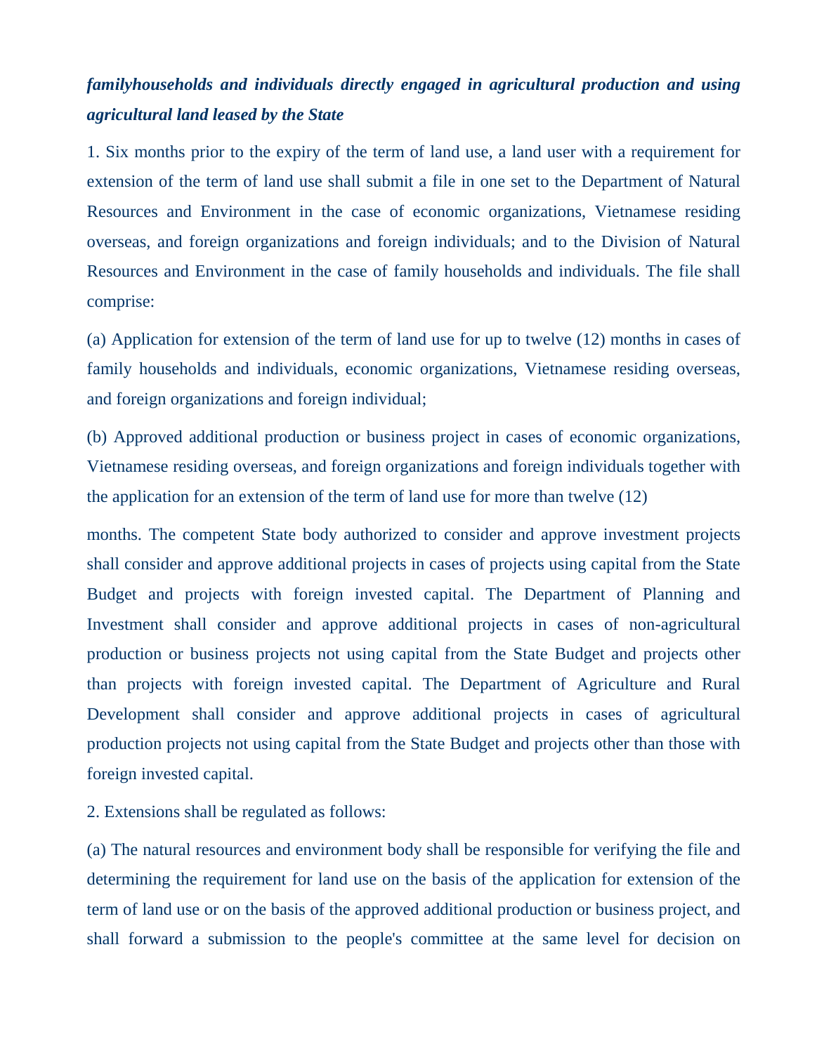***familyhouseholds and individuals directly engaged in agricultural production and using agricultural land leased by the State***

1. Six months prior to the expiry of the term of land use, a land user with a requirement for extension of the term of land use shall submit a file in one set to the Department of Natural Resources and Environment in the case of economic organizations, Vietnamese residing overseas, and foreign organizations and foreign individuals; and to the Division of Natural Resources and Environment in the case of family households and individuals. The file shall comprise:

(a) Application for extension of the term of land use for up to twelve (12) months in cases of family households and individuals, economic organizations, Vietnamese residing overseas, and foreign organizations and foreign individual;

(b) Approved additional production or business project in cases of economic organizations, Vietnamese residing overseas, and foreign organizations and foreign individuals together with the application for an extension of the term of land use for more than twelve (12) months. The competent State body authorized to consider and approve investment projects shall consider and approve additional projects in cases of projects using capital from the State Budget and projects with foreign invested capital. The Department of Planning and Investment shall consider and approve additional projects in cases of non-agricultural production or business projects not using capital from the State Budget and projects other than projects with foreign invested capital. The Department of Agriculture and Rural Development shall consider and approve additional projects in cases of agricultural production projects not using capital from the State Budget and projects other than those with foreign invested capital.

2. Extensions shall be regulated as follows:

(a) The natural resources and environment body shall be responsible for verifying the file and determining the requirement for land use on the basis of the application for extension of the term of land use or on the basis of the approved additional production or business project, and shall forward a submission to the people's committee at the same level for decision on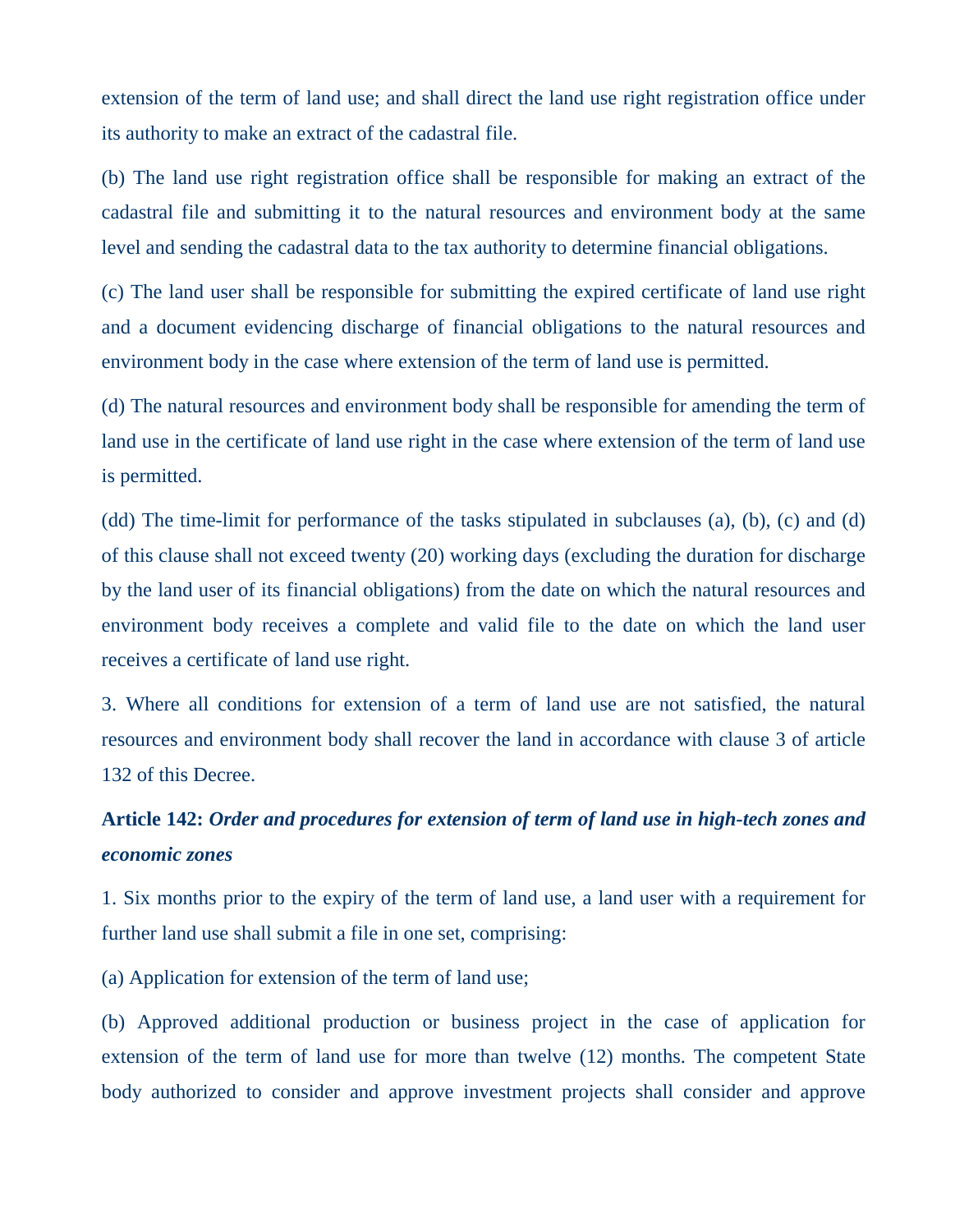extension of the term of land use; and shall direct the land use right registration office under its authority to make an extract of the cadastral file.

(b) The land use right registration office shall be responsible for making an extract of the cadastral file and submitting it to the natural resources and environment body at the same level and sending the cadastral data to the tax authority to determine financial obligations.

(c) The land user shall be responsible for submitting the expired certificate of land use right and a document evidencing discharge of financial obligations to the natural resources and environment body in the case where extension of the term of land use is permitted.

(d) The natural resources and environment body shall be responsible for amending the term of land use in the certificate of land use right in the case where extension of the term of land use is permitted.

(dd) The time-limit for performance of the tasks stipulated in subclauses (a), (b), (c) and (d) of this clause shall not exceed twenty (20) working days (excluding the duration for discharge by the land user of its financial obligations) from the date on which the natural resources and environment body receives a complete and valid file to the date on which the land user receives a certificate of land use right.

3. Where all conditions for extension of a term of land use are not satisfied, the natural resources and environment body shall recover the land in accordance with clause 3 of article 132 of this Decree.

**Article 142:** ***Order and procedures for extension of term of land use in high-tech zones and economic zones***

1. Six months prior to the expiry of the term of land use, a land user with a requirement for further land use shall submit a file in one set, comprising:

(a) Application for extension of the term of land use;

(b) Approved additional production or business project in the case of application for extension of the term of land use for more than twelve (12) months. The competent State body authorized to consider and approve investment projects shall consider and approve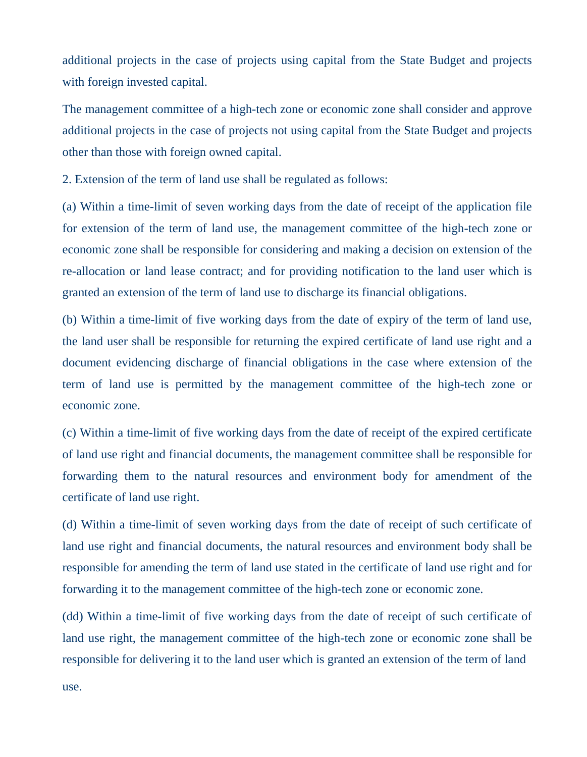additional projects in the case of projects using capital from the State Budget and projects with foreign invested capital.

The management committee of a high-tech zone or economic zone shall consider and approve additional projects in the case of projects not using capital from the State Budget and projects other than those with foreign owned capital.

2. Extension of the term of land use shall be regulated as follows:

(a) Within a time-limit of seven working days from the date of receipt of the application file for extension of the term of land use, the management committee of the high-tech zone or economic zone shall be responsible for considering and making a decision on extension of the re-allocation or land lease contract; and for providing notification to the land user which is granted an extension of the term of land use to discharge its financial obligations.

(b) Within a time-limit of five working days from the date of expiry of the term of land use, the land user shall be responsible for returning the expired certificate of land use right and a document evidencing discharge of financial obligations in the case where extension of the term of land use is permitted by the management committee of the high-tech zone or economic zone.

(c) Within a time-limit of five working days from the date of receipt of the expired certificate of land use right and financial documents, the management committee shall be responsible for forwarding them to the natural resources and environment body for amendment of the certificate of land use right.

(d) Within a time-limit of seven working days from the date of receipt of such certificate of land use right and financial documents, the natural resources and environment body shall be responsible for amending the term of land use stated in the certificate of land use right and for forwarding it to the management committee of the high-tech zone or economic zone.

(dd) Within a time-limit of five working days from the date of receipt of such certificate of land use right, the management committee of the high-tech zone or economic zone shall be responsible for delivering it to the land user which is granted an extension of the term of land use.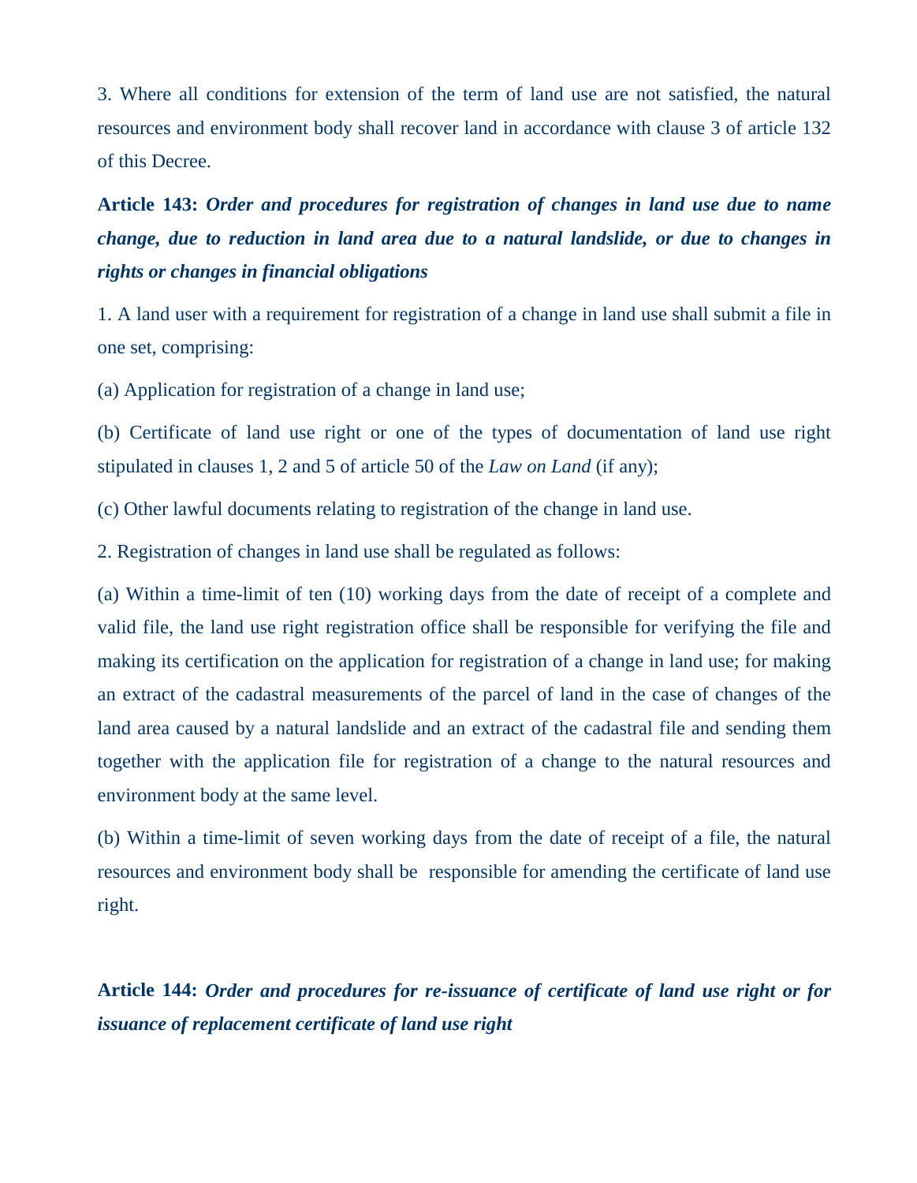3. Where all conditions for extension of the term of land use are not satisfied, the natural resources and environment body shall recover land in accordance with clause 3 of article 132 of this Decree.

**Article 143:** ***Order and procedures for registration of changes in land use due to name change, due to reduction in land area due to a natural landslide, or due to changes in rights or changes in financial obligations***

1. A land user with a requirement for registration of a change in land use shall submit a file in one set, comprising:

(a) Application for registration of a change in land use;

(b) Certificate of land use right or one of the types of documentation of land use right stipulated in clauses 1, 2 and 5 of article 50 of the *Law on Land* (if any);

(c) Other lawful documents relating to registration of the change in land use.

2. Registration of changes in land use shall be regulated as follows:

(a) Within a time-limit of ten (10) working days from the date of receipt of a complete and valid file, the land use right registration office shall be responsible for verifying the file and making its certification on the application for registration of a change in land use; for making an extract of the cadastral measurements of the parcel of land in the case of changes of the land area caused by a natural landslide and an extract of the cadastral file and sending them together with the application file for registration of a change to the natural resources and environment body at the same level.

(b) Within a time-limit of seven working days from the date of receipt of a file, the natural resources and environment body shall be responsible for amending the certificate of land use right.

**Article 144:** ***Order and procedures for re-issuance of certificate of land use right or for issuance of replacement certificate of land use right***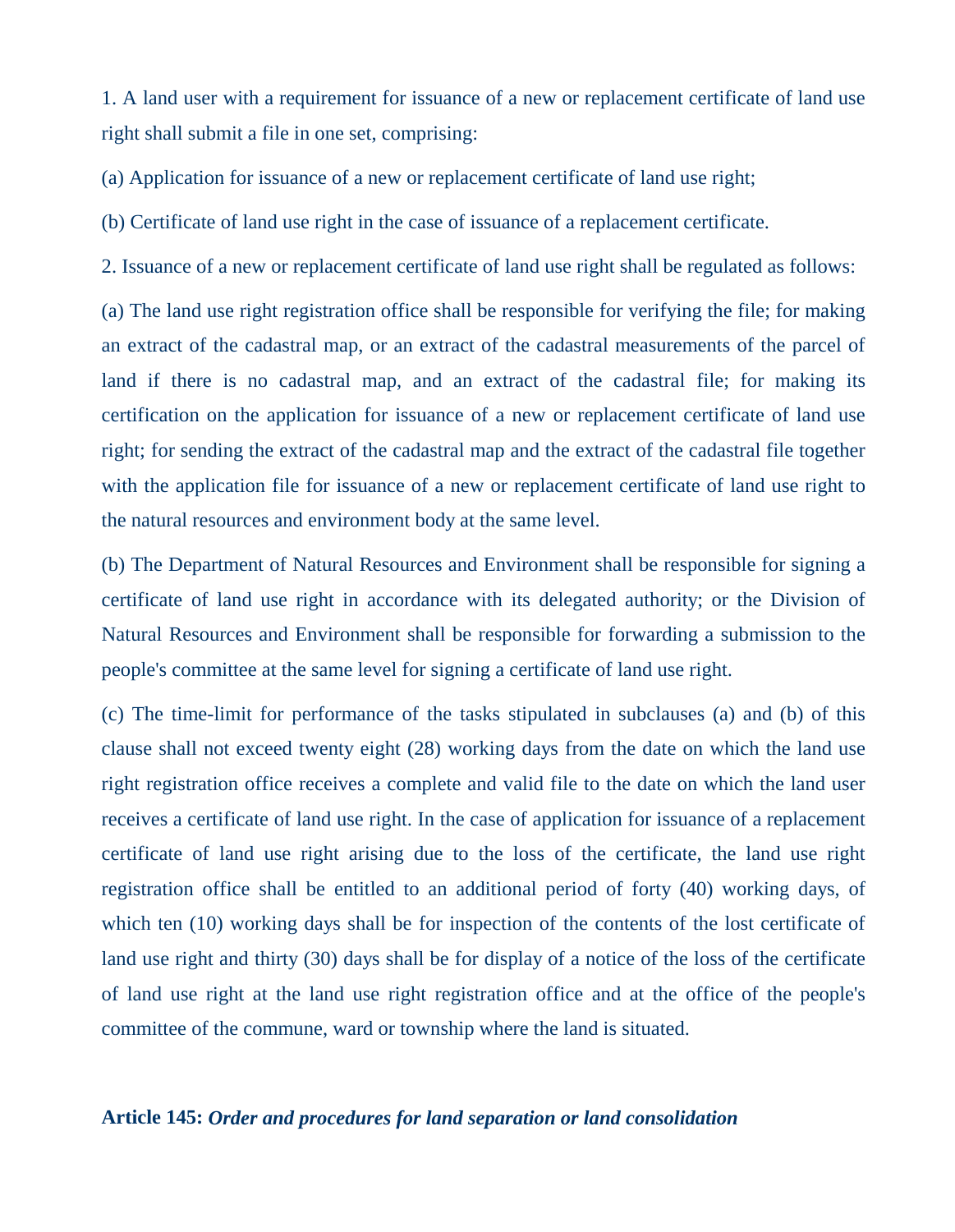1. A land user with a requirement for issuance of a new or replacement certificate of land use right shall submit a file in one set, comprising:

(a) Application for issuance of a new or replacement certificate of land use right;

(b) Certificate of land use right in the case of issuance of a replacement certificate.

2. Issuance of a new or replacement certificate of land use right shall be regulated as follows:

(a) The land use right registration office shall be responsible for verifying the file; for making an extract of the cadastral map, or an extract of the cadastral measurements of the parcel of land if there is no cadastral map, and an extract of the cadastral file; for making its certification on the application for issuance of a new or replacement certificate of land use right; for sending the extract of the cadastral map and the extract of the cadastral file together with the application file for issuance of a new or replacement certificate of land use right to the natural resources and environment body at the same level.

(b) The Department of Natural Resources and Environment shall be responsible for signing a certificate of land use right in accordance with its delegated authority; or the Division of Natural Resources and Environment shall be responsible for forwarding a submission to the people's committee at the same level for signing a certificate of land use right.

(c) The time-limit for performance of the tasks stipulated in subclauses (a) and (b) of this clause shall not exceed twenty eight (28) working days from the date on which the land use right registration office receives a complete and valid file to the date on which the land user receives a certificate of land use right. In the case of application for issuance of a replacement certificate of land use right arising due to the loss of the certificate, the land use right registration office shall be entitled to an additional period of forty (40) working days, of which ten (10) working days shall be for inspection of the contents of the lost certificate of land use right and thirty (30) days shall be for display of a notice of the loss of the certificate of land use right at the land use right registration office and at the office of the people's committee of the commune, ward or township where the land is situated.

**Article 145:** ***Order and procedures for land separation or land consolidation***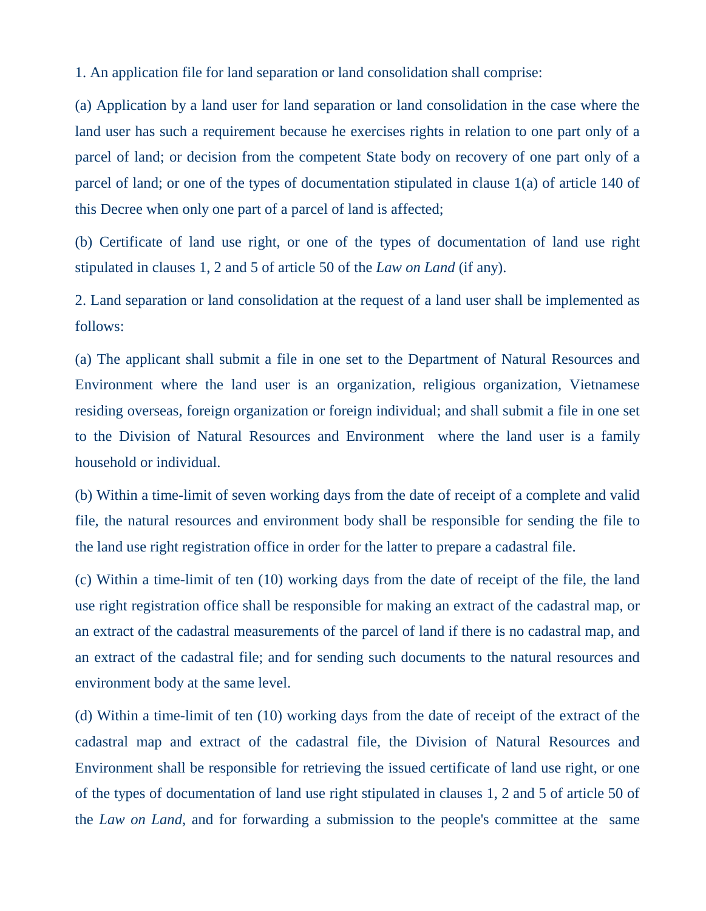1. An application file for land separation or land consolidation shall comprise:

(a) Application by a land user for land separation or land consolidation in the case where the land user has such a requirement because he exercises rights in relation to one part only of a parcel of land; or decision from the competent State body on recovery of one part only of a parcel of land; or one of the types of documentation stipulated in clause 1(a) of article 140 of this Decree when only one part of a parcel of land is affected;

(b) Certificate of land use right, or one of the types of documentation of land use right stipulated in clauses 1, 2 and 5 of article 50 of the *Law on Land* (if any).

2. Land separation or land consolidation at the request of a land user shall be implemented as follows:

(a) The applicant shall submit a file in one set to the Department of Natural Resources and Environment where the land user is an organization, religious organization, Vietnamese residing overseas, foreign organization or foreign individual; and shall submit a file in one set to the Division of Natural Resources and Environment where the land user is a family household or individual.

(b) Within a time-limit of seven working days from the date of receipt of a complete and valid file, the natural resources and environment body shall be responsible for sending the file to the land use right registration office in order for the latter to prepare a cadastral file.

(c) Within a time-limit of ten (10) working days from the date of receipt of the file, the land use right registration office shall be responsible for making an extract of the cadastral map, or an extract of the cadastral measurements of the parcel of land if there is no cadastral map, and an extract of the cadastral file; and for sending such documents to the natural resources and environment body at the same level.

(d) Within a time-limit of ten (10) working days from the date of receipt of the extract of the cadastral map and extract of the cadastral file, the Division of Natural Resources and Environment shall be responsible for retrieving the issued certificate of land use right, or one of the types of documentation of land use right stipulated in clauses 1, 2 and 5 of article 50 of the *Law on Land*, and for forwarding a submission to the people's committee at the same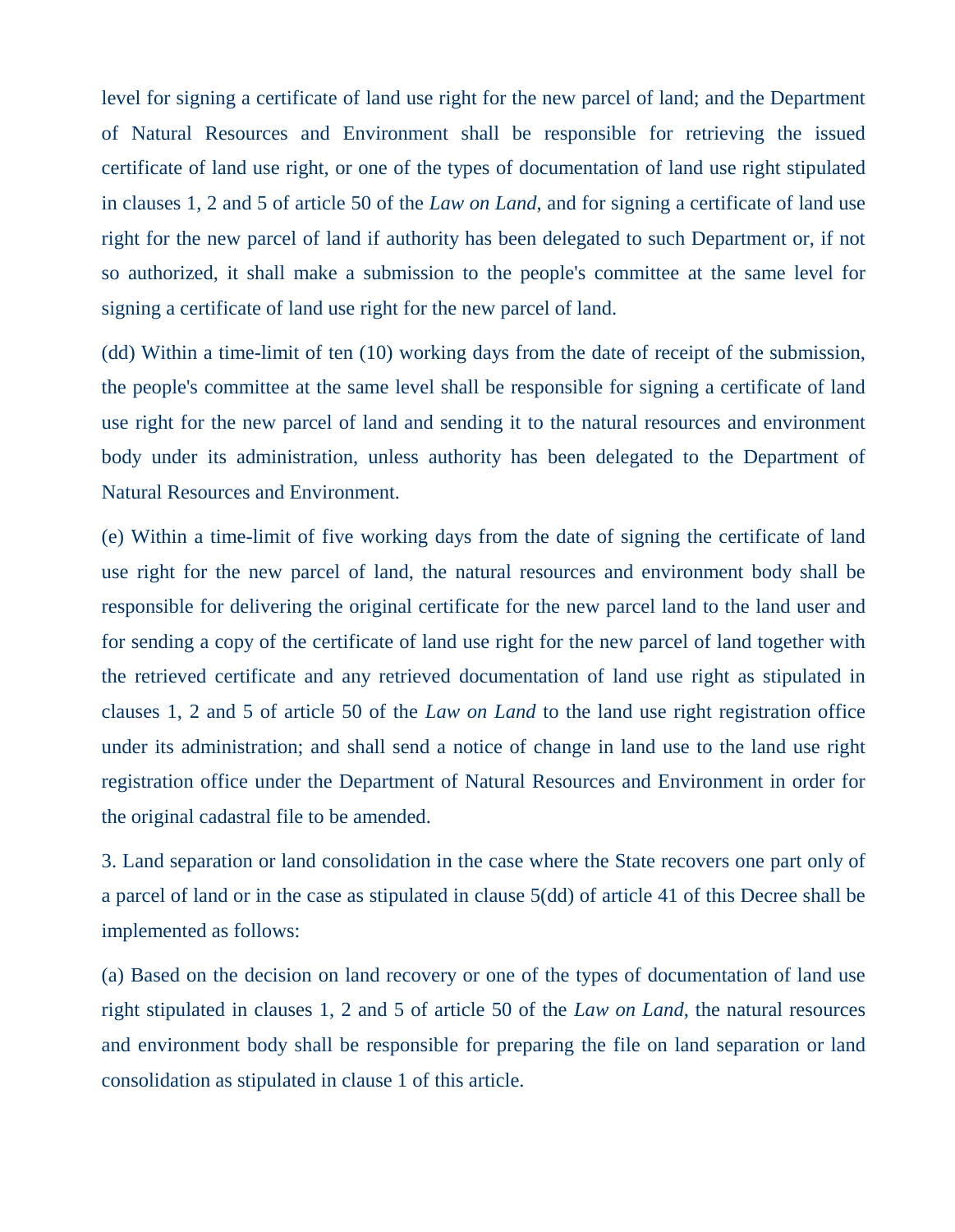level for signing a certificate of land use right for the new parcel of land; and the Department of Natural Resources and Environment shall be responsible for retrieving the issued certificate of land use right, or one of the types of documentation of land use right stipulated in clauses 1, 2 and 5 of article 50 of the *Law on Land*, and for signing a certificate of land use right for the new parcel of land if authority has been delegated to such Department or, if not so authorized, it shall make a submission to the people's committee at the same level for signing a certificate of land use right for the new parcel of land.

(dd) Within a time-limit of ten (10) working days from the date of receipt of the submission, the people's committee at the same level shall be responsible for signing a certificate of land use right for the new parcel of land and sending it to the natural resources and environment body under its administration, unless authority has been delegated to the Department of Natural Resources and Environment.

(e) Within a time-limit of five working days from the date of signing the certificate of land use right for the new parcel of land, the natural resources and environment body shall be responsible for delivering the original certificate for the new parcel land to the land user and for sending a copy of the certificate of land use right for the new parcel of land together with the retrieved certificate and any retrieved documentation of land use right as stipulated in clauses 1, 2 and 5 of article 50 of the *Law on Land* to the land use right registration office under its administration; and shall send a notice of change in land use to the land use right registration office under the Department of Natural Resources and Environment in order for the original cadastral file to be amended.

3. Land separation or land consolidation in the case where the State recovers one part only of a parcel of land or in the case as stipulated in clause 5(dd) of article 41 of this Decree shall be implemented as follows:

(a) Based on the decision on land recovery or one of the types of documentation of land use right stipulated in clauses 1, 2 and 5 of article 50 of the *Law on Land*, the natural resources and environment body shall be responsible for preparing the file on land separation or land consolidation as stipulated in clause 1 of this article.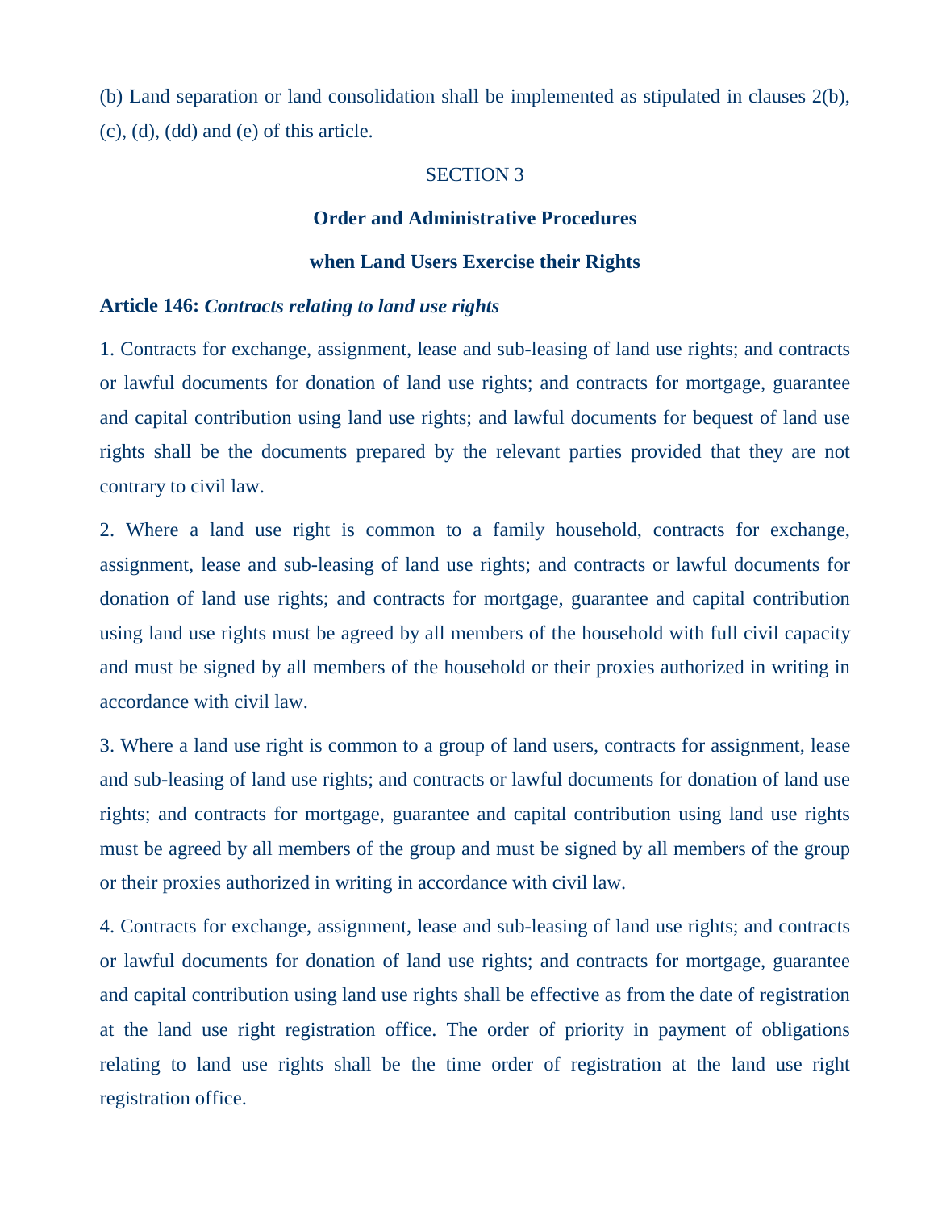(b) Land separation or land consolidation shall be implemented as stipulated in clauses 2(b), (c), (d), (dd) and (e) of this article.

## SECTION 3

## Order and Administrative Procedures when Land Users Exercise their Rights

**Article 146:** ***Contracts relating to land use rights***

1. Contracts for exchange, assignment, lease and sub-leasing of land use rights; and contracts or lawful documents for donation of land use rights; and contracts for mortgage, guarantee and capital contribution using land use rights; and lawful documents for bequest of land use rights shall be the documents prepared by the relevant parties provided that they are not contrary to civil law.

2. Where a land use right is common to a family household, contracts for exchange, assignment, lease and sub-leasing of land use rights; and contracts or lawful documents for donation of land use rights; and contracts for mortgage, guarantee and capital contribution using land use rights must be agreed by all members of the household with full civil capacity and must be signed by all members of the household or their proxies authorized in writing in accordance with civil law.

3. Where a land use right is common to a group of land users, contracts for assignment, lease and sub-leasing of land use rights; and contracts or lawful documents for donation of land use rights; and contracts for mortgage, guarantee and capital contribution using land use rights must be agreed by all members of the group and must be signed by all members of the group or their proxies authorized in writing in accordance with civil law.

4. Contracts for exchange, assignment, lease and sub-leasing of land use rights; and contracts or lawful documents for donation of land use rights; and contracts for mortgage, guarantee and capital contribution using land use rights shall be effective as from the date of registration at the land use right registration office. The order of priority in payment of obligations relating to land use rights shall be the time order of registration at the land use right registration office.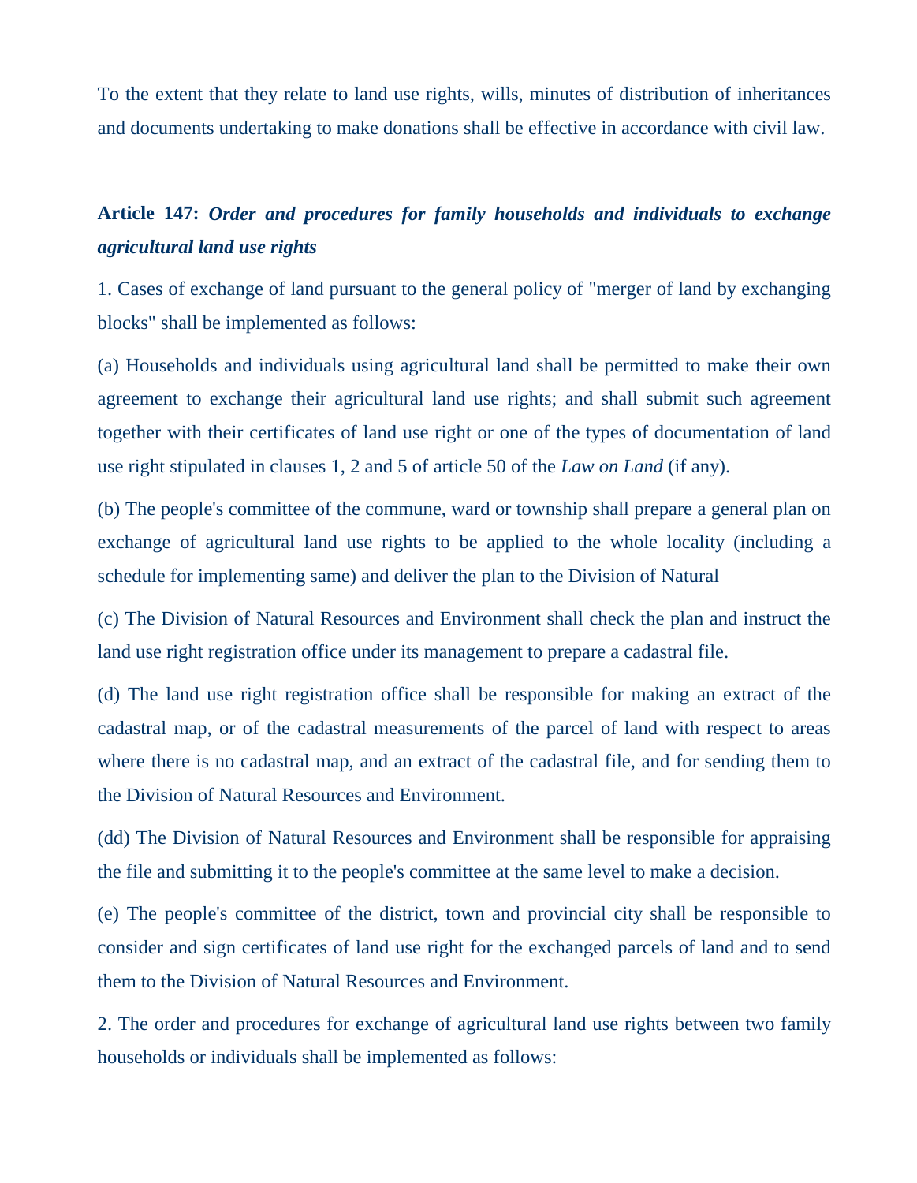To the extent that they relate to land use rights, wills, minutes of distribution of inheritances and documents undertaking to make donations shall be effective in accordance with civil law.

**Article 147:** ***Order and procedures for family households and individuals to exchange agricultural land use rights***

1. Cases of exchange of land pursuant to the general policy of "merger of land by exchanging blocks" shall be implemented as follows:

(a) Households and individuals using agricultural land shall be permitted to make their own agreement to exchange their agricultural land use rights; and shall submit such agreement together with their certificates of land use right or one of the types of documentation of land use right stipulated in clauses 1, 2 and 5 of article 50 of the *Law on Land* (if any).

(b) The people's committee of the commune, ward or township shall prepare a general plan on exchange of agricultural land use rights to be applied to the whole locality (including a schedule for implementing same) and deliver the plan to the Division of Natural

(c) The Division of Natural Resources and Environment shall check the plan and instruct the land use right registration office under its management to prepare a cadastral file.

(d) The land use right registration office shall be responsible for making an extract of the cadastral map, or of the cadastral measurements of the parcel of land with respect to areas where there is no cadastral map, and an extract of the cadastral file, and for sending them to the Division of Natural Resources and Environment.

(dd) The Division of Natural Resources and Environment shall be responsible for appraising the file and submitting it to the people's committee at the same level to make a decision.

(e) The people's committee of the district, town and provincial city shall be responsible to consider and sign certificates of land use right for the exchanged parcels of land and to send them to the Division of Natural Resources and Environment.

2. The order and procedures for exchange of agricultural land use rights between two family households or individuals shall be implemented as follows: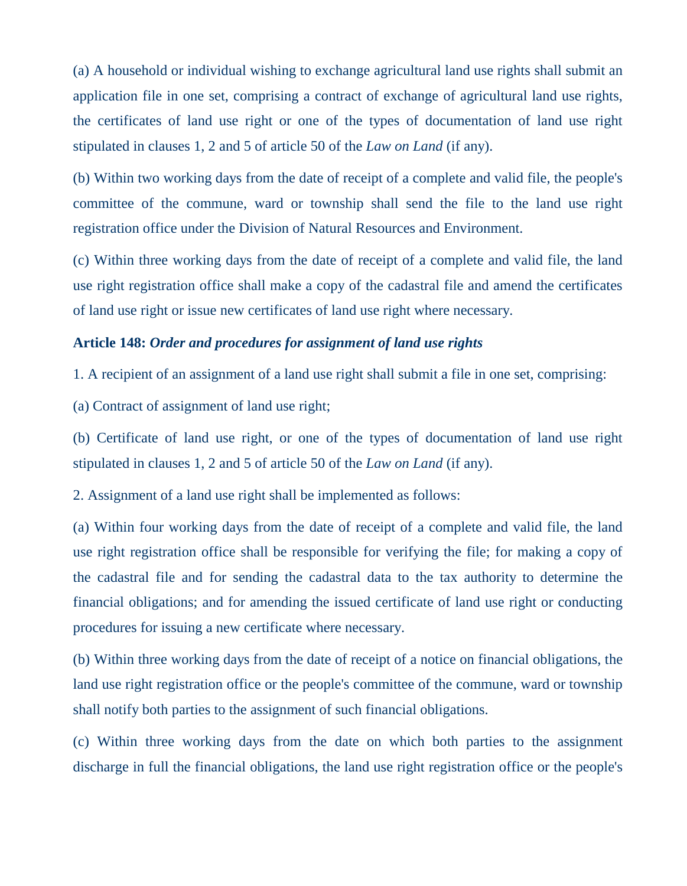(a) A household or individual wishing to exchange agricultural land use rights shall submit an application file in one set, comprising a contract of exchange of agricultural land use rights, the certificates of land use right or one of the types of documentation of land use right stipulated in clauses 1, 2 and 5 of article 50 of the *Law on Land* (if any).

(b) Within two working days from the date of receipt of a complete and valid file, the people's committee of the commune, ward or township shall send the file to the land use right registration office under the Division of Natural Resources and Environment.

(c) Within three working days from the date of receipt of a complete and valid file, the land use right registration office shall make a copy of the cadastral file and amend the certificates of land use right or issue new certificates of land use right where necessary.

**Article 148:** ***Order and procedures for assignment of land use rights***

1. A recipient of an assignment of a land use right shall submit a file in one set, comprising:

(a) Contract of assignment of land use right;

(b) Certificate of land use right, or one of the types of documentation of land use right stipulated in clauses 1, 2 and 5 of article 50 of the *Law on Land* (if any).

2. Assignment of a land use right shall be implemented as follows:

(a) Within four working days from the date of receipt of a complete and valid file, the land use right registration office shall be responsible for verifying the file; for making a copy of the cadastral file and for sending the cadastral data to the tax authority to determine the financial obligations; and for amending the issued certificate of land use right or conducting procedures for issuing a new certificate where necessary.

(b) Within three working days from the date of receipt of a notice on financial obligations, the land use right registration office or the people's committee of the commune, ward or township shall notify both parties to the assignment of such financial obligations.

(c) Within three working days from the date on which both parties to the assignment discharge in full the financial obligations, the land use right registration office or the people's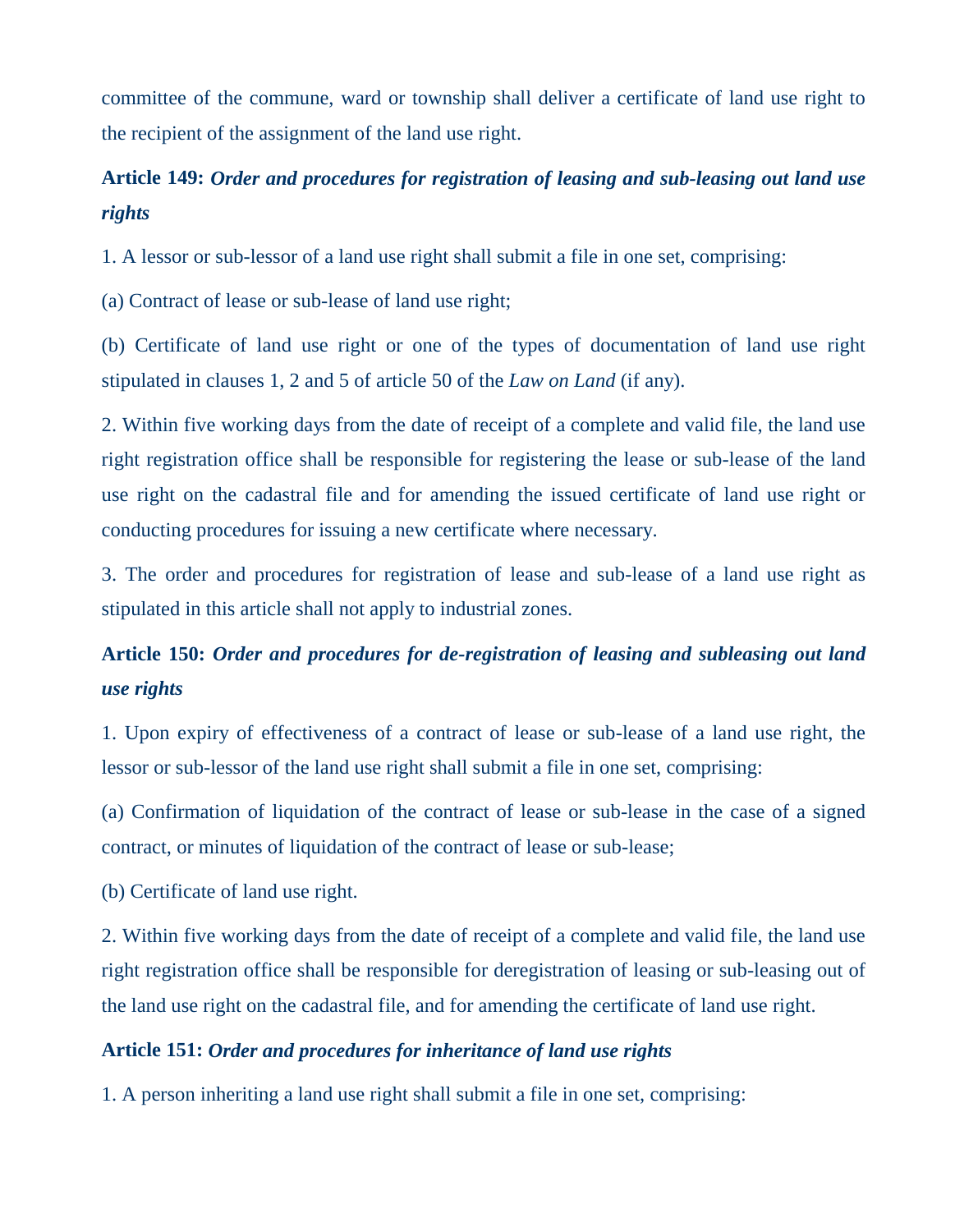committee of the commune, ward or township shall deliver a certificate of land use right to the recipient of the assignment of the land use right.

**Article 149:** ***Order and procedures for registration of leasing and sub-leasing out land use rights***

1. A lessor or sub-lessor of a land use right shall submit a file in one set, comprising:

(a) Contract of lease or sub-lease of land use right;

(b) Certificate of land use right or one of the types of documentation of land use right stipulated in clauses 1, 2 and 5 of article 50 of the *Law on Land* (if any).

2. Within five working days from the date of receipt of a complete and valid file, the land use right registration office shall be responsible for registering the lease or sub-lease of the land use right on the cadastral file and for amending the issued certificate of land use right or conducting procedures for issuing a new certificate where necessary.

3. The order and procedures for registration of lease and sub-lease of a land use right as stipulated in this article shall not apply to industrial zones.

**Article 150:** ***Order and procedures for de-registration of leasing and subleasing out land use rights***

1. Upon expiry of effectiveness of a contract of lease or sub-lease of a land use right, the lessor or sub-lessor of the land use right shall submit a file in one set, comprising:

(a) Confirmation of liquidation of the contract of lease or sub-lease in the case of a signed contract, or minutes of liquidation of the contract of lease or sub-lease;

(b) Certificate of land use right.

2. Within five working days from the date of receipt of a complete and valid file, the land use right registration office shall be responsible for deregistration of leasing or sub-leasing out of the land use right on the cadastral file, and for amending the certificate of land use right.

**Article 151:** ***Order and procedures for inheritance of land use rights***

1. A person inheriting a land use right shall submit a file in one set, comprising: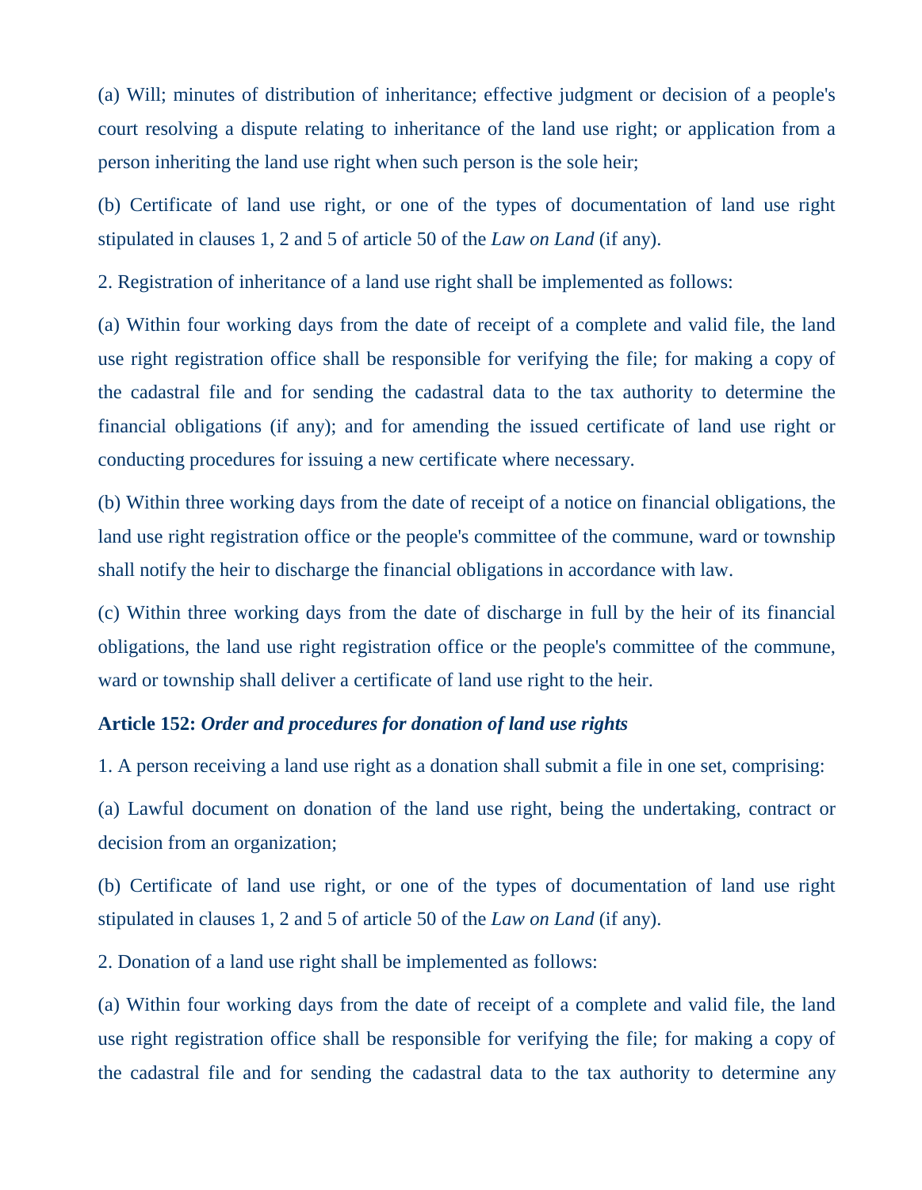(a) Will; minutes of distribution of inheritance; effective judgment or decision of a people's court resolving a dispute relating to inheritance of the land use right; or application from a person inheriting the land use right when such person is the sole heir;

(b) Certificate of land use right, or one of the types of documentation of land use right stipulated in clauses 1, 2 and 5 of article 50 of the *Law on Land* (if any).

2. Registration of inheritance of a land use right shall be implemented as follows:

(a) Within four working days from the date of receipt of a complete and valid file, the land use right registration office shall be responsible for verifying the file; for making a copy of the cadastral file and for sending the cadastral data to the tax authority to determine the financial obligations (if any); and for amending the issued certificate of land use right or conducting procedures for issuing a new certificate where necessary.

(b) Within three working days from the date of receipt of a notice on financial obligations, the land use right registration office or the people's committee of the commune, ward or township shall notify the heir to discharge the financial obligations in accordance with law.

(c) Within three working days from the date of discharge in full by the heir of its financial obligations, the land use right registration office or the people's committee of the commune, ward or township shall deliver a certificate of land use right to the heir.

**Article 152:** ***Order and procedures for donation of land use rights***

1. A person receiving a land use right as a donation shall submit a file in one set, comprising:

(a) Lawful document on donation of the land use right, being the undertaking, contract or decision from an organization;

(b) Certificate of land use right, or one of the types of documentation of land use right stipulated in clauses 1, 2 and 5 of article 50 of the *Law on Land* (if any).

2. Donation of a land use right shall be implemented as follows:

(a) Within four working days from the date of receipt of a complete and valid file, the land use right registration office shall be responsible for verifying the file; for making a copy of the cadastral file and for sending the cadastral data to the tax authority to determine any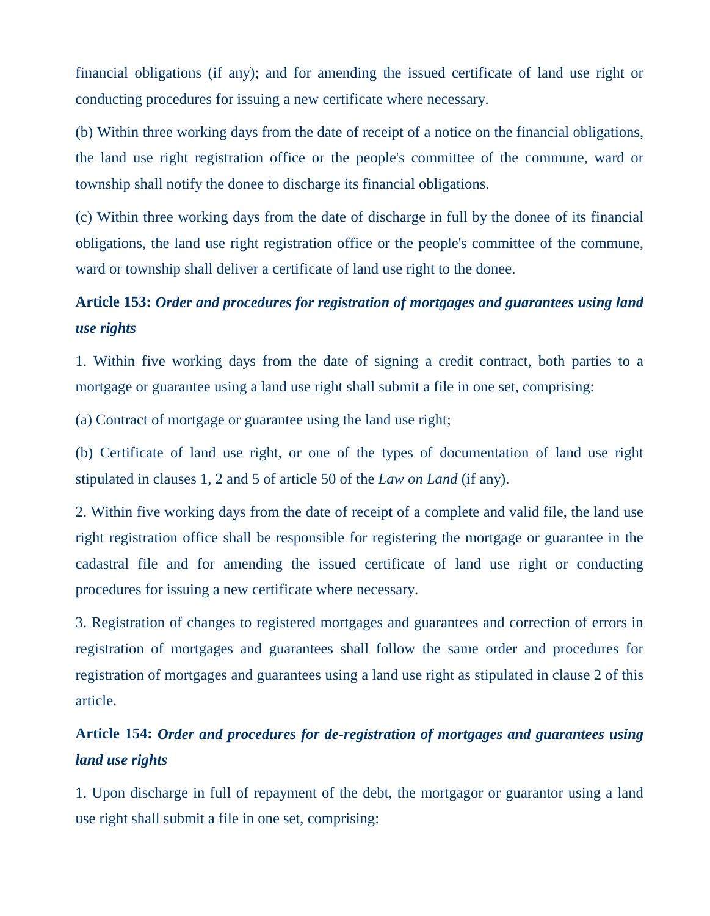financial obligations (if any); and for amending the issued certificate of land use right or conducting procedures for issuing a new certificate where necessary.

(b) Within three working days from the date of receipt of a notice on the financial obligations, the land use right registration office or the people's committee of the commune, ward or township shall notify the donee to discharge its financial obligations.

(c) Within three working days from the date of discharge in full by the donee of its financial obligations, the land use right registration office or the people's committee of the commune, ward or township shall deliver a certificate of land use right to the donee.

**Article 153:** ***Order and procedures for registration of mortgages and guarantees using land use rights***

1. Within five working days from the date of signing a credit contract, both parties to a mortgage or guarantee using a land use right shall submit a file in one set, comprising:

(a) Contract of mortgage or guarantee using the land use right;

(b) Certificate of land use right, or one of the types of documentation of land use right stipulated in clauses 1, 2 and 5 of article 50 of the *Law on Land* (if any).

2. Within five working days from the date of receipt of a complete and valid file, the land use right registration office shall be responsible for registering the mortgage or guarantee in the cadastral file and for amending the issued certificate of land use right or conducting procedures for issuing a new certificate where necessary.

3. Registration of changes to registered mortgages and guarantees and correction of errors in registration of mortgages and guarantees shall follow the same order and procedures for registration of mortgages and guarantees using a land use right as stipulated in clause 2 of this article.

**Article 154:** ***Order and procedures for de-registration of mortgages and guarantees using land use rights***

1. Upon discharge in full of repayment of the debt, the mortgagor or guarantor using a land use right shall submit a file in one set, comprising: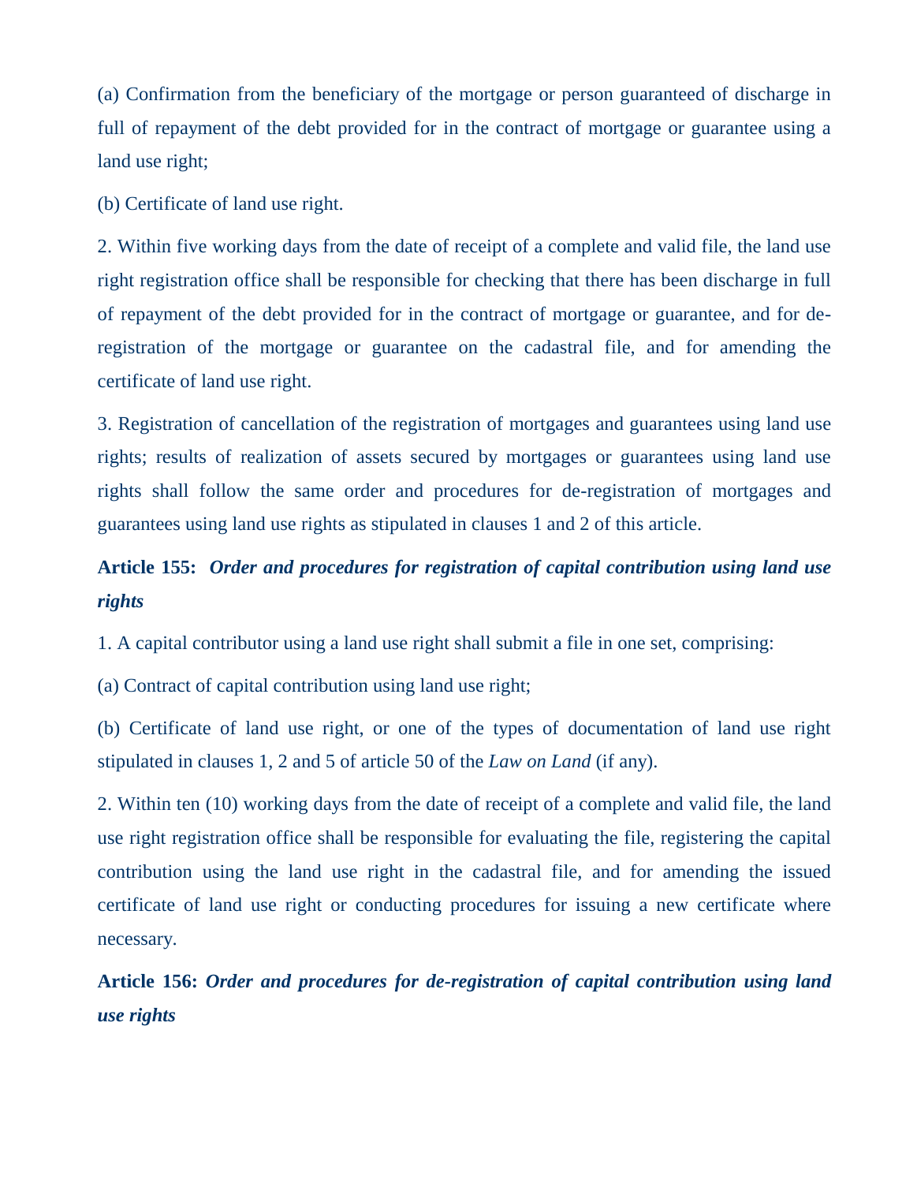(a) Confirmation from the beneficiary of the mortgage or person guaranteed of discharge in full of repayment of the debt provided for in the contract of mortgage or guarantee using a land use right;

(b) Certificate of land use right.

2. Within five working days from the date of receipt of a complete and valid file, the land use right registration office shall be responsible for checking that there has been discharge in full of repayment of the debt provided for in the contract of mortgage or guarantee, and for de-registration of the mortgage or guarantee on the cadastral file, and for amending the certificate of land use right.

3. Registration of cancellation of the registration of mortgages and guarantees using land use rights; results of realization of assets secured by mortgages or guarantees using land use rights shall follow the same order and procedures for de-registration of mortgages and guarantees using land use rights as stipulated in clauses 1 and 2 of this article.

### Article 155: *Order and procedures for registration of capital contribution using land use rights*

1. A capital contributor using a land use right shall submit a file in one set, comprising:

(a) Contract of capital contribution using land use right;

(b) Certificate of land use right, or one of the types of documentation of land use right stipulated in clauses 1, 2 and 5 of article 50 of the *Law on Land* (if any).

2. Within ten (10) working days from the date of receipt of a complete and valid file, the land use right registration office shall be responsible for evaluating the file, registering the capital contribution using the land use right in the cadastral file, and for amending the issued certificate of land use right or conducting procedures for issuing a new certificate where necessary.

### Article 156: *Order and procedures for de-registration of capital contribution using land use rights*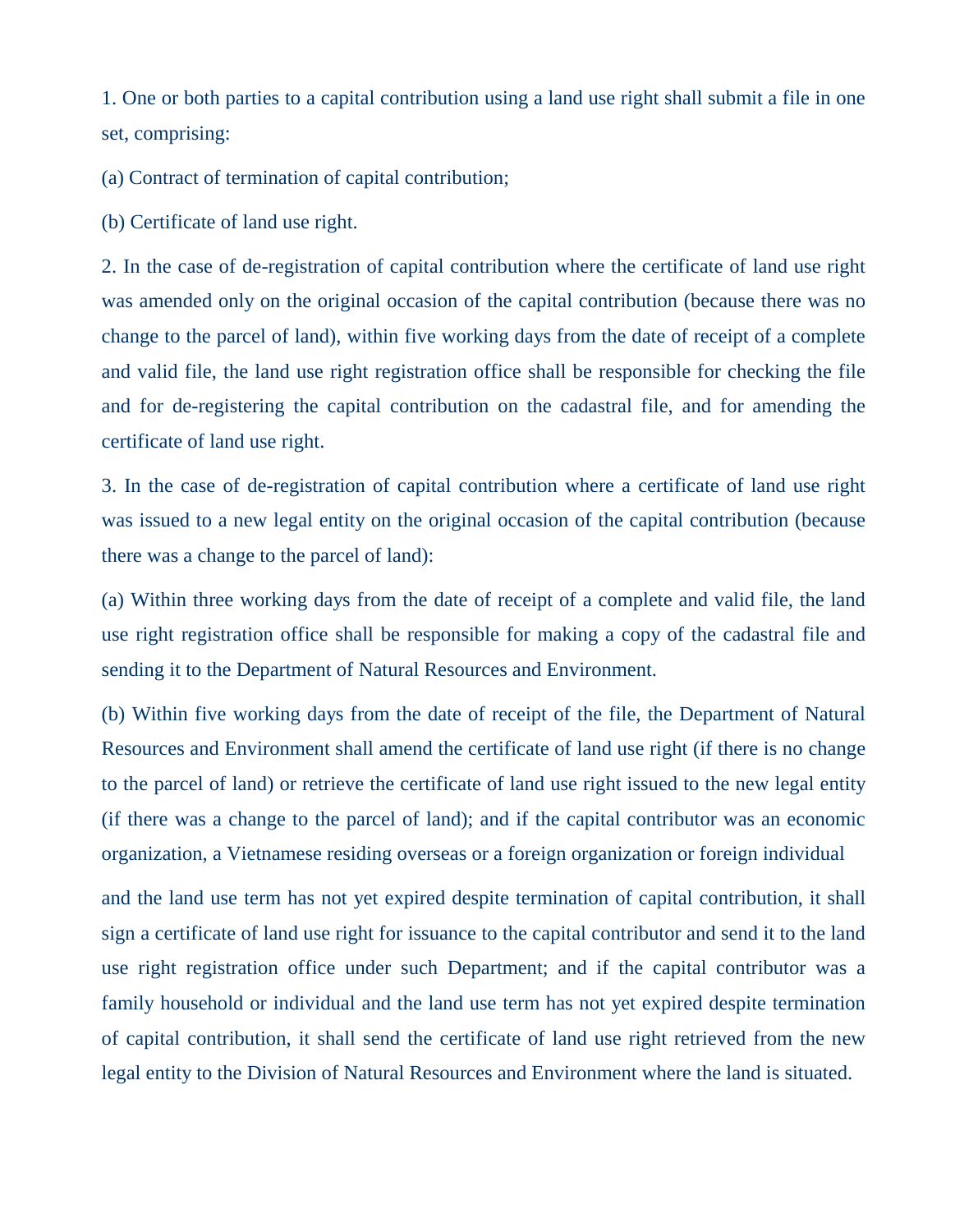1. One or both parties to a capital contribution using a land use right shall submit a file in one set, comprising:

(a) Contract of termination of capital contribution;

(b) Certificate of land use right.

2. In the case of de-registration of capital contribution where the certificate of land use right was amended only on the original occasion of the capital contribution (because there was no change to the parcel of land), within five working days from the date of receipt of a complete and valid file, the land use right registration office shall be responsible for checking the file and for de-registering the capital contribution on the cadastral file, and for amending the certificate of land use right.

3. In the case of de-registration of capital contribution where a certificate of land use right was issued to a new legal entity on the original occasion of the capital contribution (because there was a change to the parcel of land):

(a) Within three working days from the date of receipt of a complete and valid file, the land use right registration office shall be responsible for making a copy of the cadastral file and sending it to the Department of Natural Resources and Environment.

(b) Within five working days from the date of receipt of the file, the Department of Natural Resources and Environment shall amend the certificate of land use right (if there is no change to the parcel of land) or retrieve the certificate of land use right issued to the new legal entity (if there was a change to the parcel of land); and if the capital contributor was an economic organization, a Vietnamese residing overseas or a foreign organization or foreign individual and the land use term has not yet expired despite termination of capital contribution, it shall sign a certificate of land use right for issuance to the capital contributor and send it to the land use right registration office under such Department; and if the capital contributor was a family household or individual and the land use term has not yet expired despite termination of capital contribution, it shall send the certificate of land use right retrieved from the new legal entity to the Division of Natural Resources and Environment where the land is situated.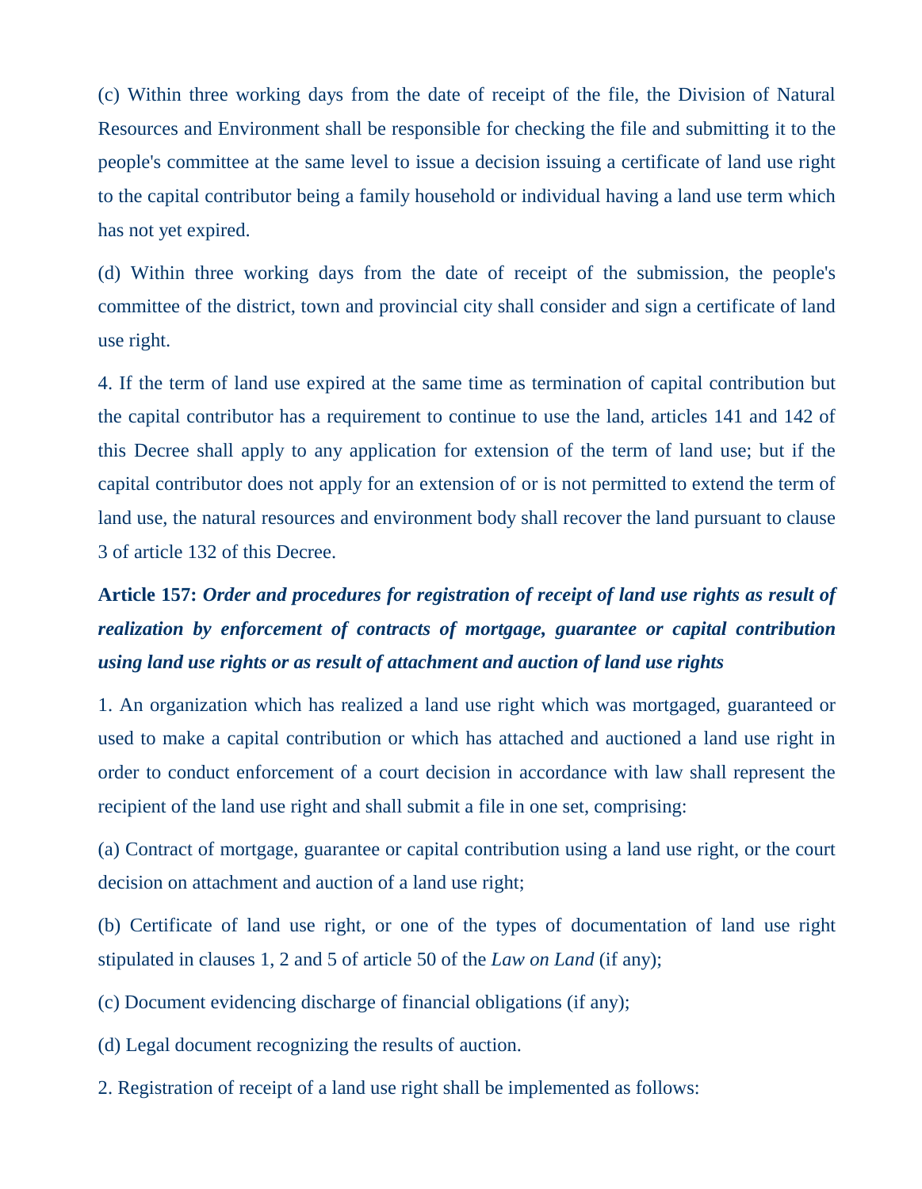(c) Within three working days from the date of receipt of the file, the Division of Natural Resources and Environment shall be responsible for checking the file and submitting it to the people's committee at the same level to issue a decision issuing a certificate of land use right to the capital contributor being a family household or individual having a land use term which has not yet expired.

(d) Within three working days from the date of receipt of the submission, the people's committee of the district, town and provincial city shall consider and sign a certificate of land use right.

4. If the term of land use expired at the same time as termination of capital contribution but the capital contributor has a requirement to continue to use the land, articles 141 and 142 of this Decree shall apply to any application for extension of the term of land use; but if the capital contributor does not apply for an extension of or is not permitted to extend the term of land use, the natural resources and environment body shall recover the land pursuant to clause 3 of article 132 of this Decree.

**Article 157:** ***Order and procedures for registration of receipt of land use rights as result of realization by enforcement of contracts of mortgage, guarantee or capital contribution using land use rights or as result of attachment and auction of land use rights***

1. An organization which has realized a land use right which was mortgaged, guaranteed or used to make a capital contribution or which has attached and auctioned a land use right in order to conduct enforcement of a court decision in accordance with law shall represent the recipient of the land use right and shall submit a file in one set, comprising:

(a) Contract of mortgage, guarantee or capital contribution using a land use right, or the court decision on attachment and auction of a land use right;

(b) Certificate of land use right, or one of the types of documentation of land use right stipulated in clauses 1, 2 and 5 of article 50 of the *Law on Land* (if any);

(c) Document evidencing discharge of financial obligations (if any);

(d) Legal document recognizing the results of auction.

2. Registration of receipt of a land use right shall be implemented as follows: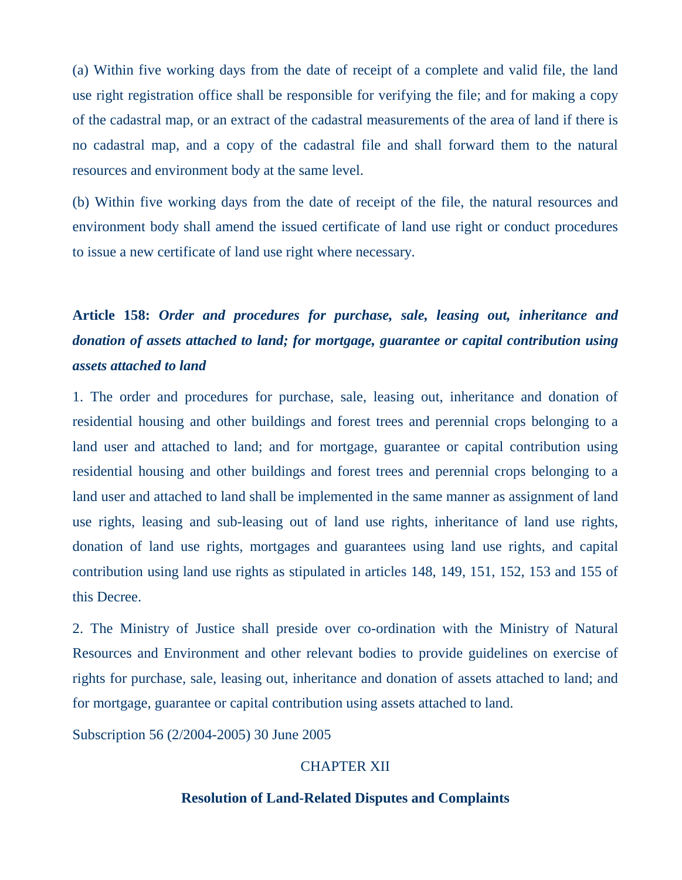(a) Within five working days from the date of receipt of a complete and valid file, the land use right registration office shall be responsible for verifying the file; and for making a copy of the cadastral map, or an extract of the cadastral measurements of the area of land if there is no cadastral map, and a copy of the cadastral file and shall forward them to the natural resources and environment body at the same level.

(b) Within five working days from the date of receipt of the file, the natural resources and environment body shall amend the issued certificate of land use right or conduct procedures to issue a new certificate of land use right where necessary.

**Article 158:** ***Order and procedures for purchase, sale, leasing out, inheritance and donation of assets attached to land; for mortgage, guarantee or capital contribution using assets attached to land***

1. The order and procedures for purchase, sale, leasing out, inheritance and donation of residential housing and other buildings and forest trees and perennial crops belonging to a land user and attached to land; and for mortgage, guarantee or capital contribution using residential housing and other buildings and forest trees and perennial crops belonging to a land user and attached to land shall be implemented in the same manner as assignment of land use rights, leasing and sub-leasing out of land use rights, inheritance of land use rights, donation of land use rights, mortgages and guarantees using land use rights, and capital contribution using land use rights as stipulated in articles 148, 149, 151, 152, 153 and 155 of this Decree.

2. The Ministry of Justice shall preside over co-ordination with the Ministry of Natural Resources and Environment and other relevant bodies to provide guidelines on exercise of rights for purchase, sale, leasing out, inheritance and donation of assets attached to land; and for mortgage, guarantee or capital contribution using assets attached to land.

Subscription 56 (2/2004-2005) 30 June 2005

## CHAPTER XII

## Resolution of Land-Related Disputes and Complaints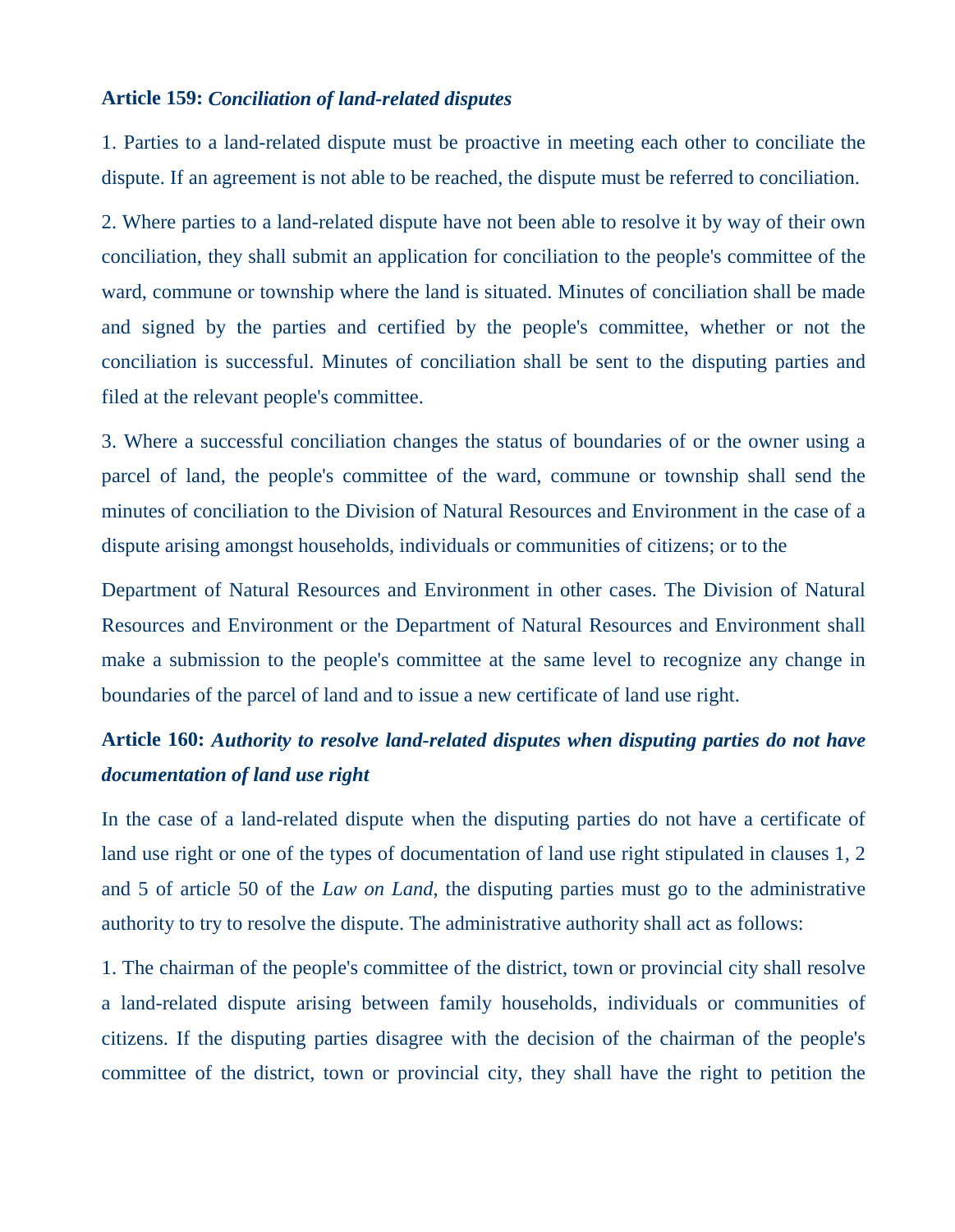**Article 159:** ***Conciliation of land-related disputes***

1. Parties to a land-related dispute must be proactive in meeting each other to conciliate the dispute. If an agreement is not able to be reached, the dispute must be referred to conciliation.

2. Where parties to a land-related dispute have not been able to resolve it by way of their own conciliation, they shall submit an application for conciliation to the people's committee of the ward, commune or township where the land is situated. Minutes of conciliation shall be made and signed by the parties and certified by the people's committee, whether or not the conciliation is successful. Minutes of conciliation shall be sent to the disputing parties and filed at the relevant people's committee.

3. Where a successful conciliation changes the status of boundaries of or the owner using a parcel of land, the people's committee of the ward, commune or township shall send the minutes of conciliation to the Division of Natural Resources and Environment in the case of a dispute arising amongst households, individuals or communities of citizens; or to the Department of Natural Resources and Environment in other cases. The Division of Natural Resources and Environment or the Department of Natural Resources and Environment shall make a submission to the people's committee at the same level to recognize any change in boundaries of the parcel of land and to issue a new certificate of land use right.

**Article 160:** ***Authority to resolve land-related disputes when disputing parties do not have documentation of land use right***

In the case of a land-related dispute when the disputing parties do not have a certificate of land use right or one of the types of documentation of land use right stipulated in clauses 1, 2 and 5 of article 50 of the *Law on Land*, the disputing parties must go to the administrative authority to try to resolve the dispute. The administrative authority shall act as follows:

1. The chairman of the people's committee of the district, town or provincial city shall resolve a land-related dispute arising between family households, individuals or communities of citizens. If the disputing parties disagree with the decision of the chairman of the people's committee of the district, town or provincial city, they shall have the right to petition the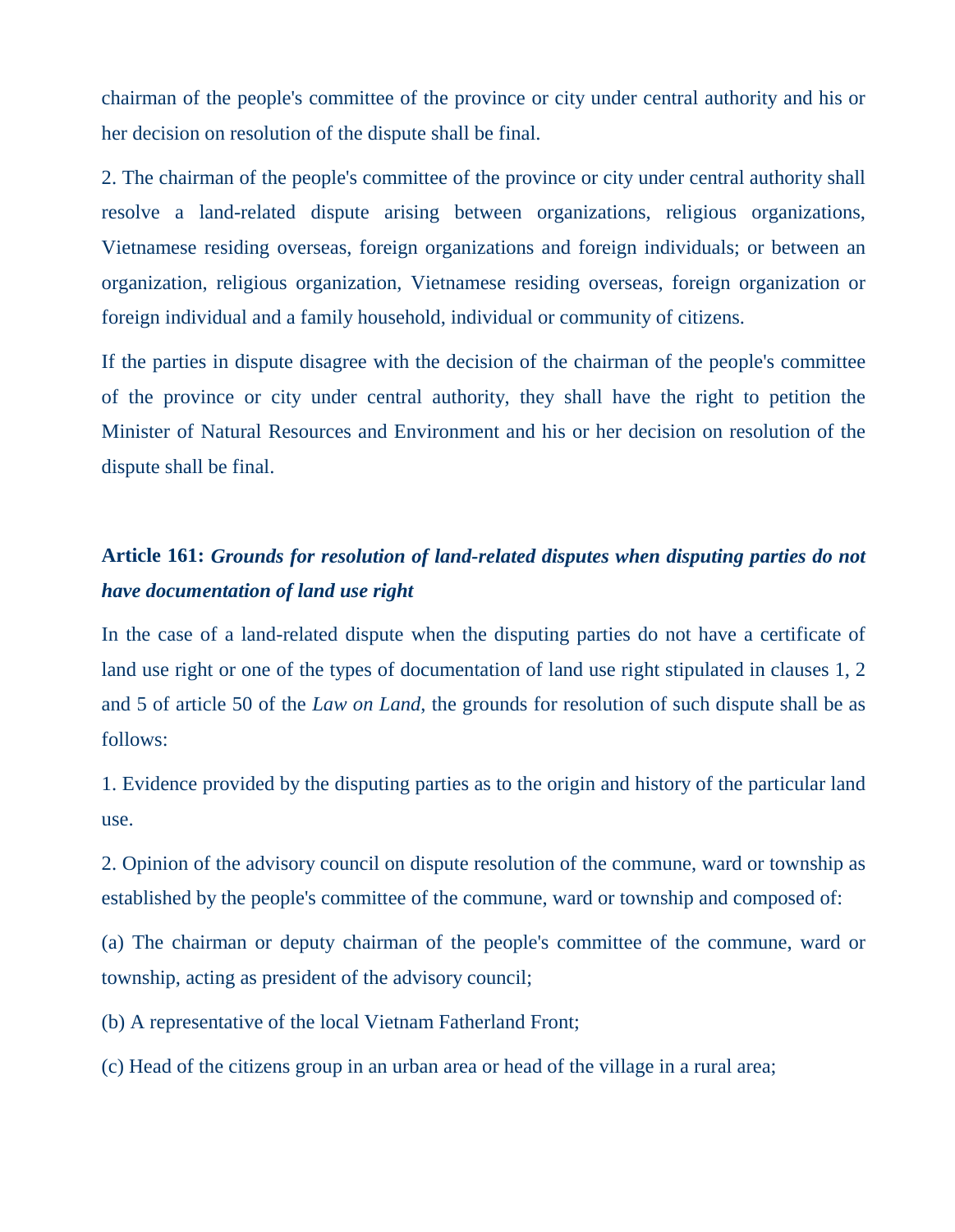chairman of the people's committee of the province or city under central authority and his or her decision on resolution of the dispute shall be final.

2. The chairman of the people's committee of the province or city under central authority shall resolve a land-related dispute arising between organizations, religious organizations, Vietnamese residing overseas, foreign organizations and foreign individuals; or between an organization, religious organization, Vietnamese residing overseas, foreign organization or foreign individual and a family household, individual or community of citizens.

If the parties in dispute disagree with the decision of the chairman of the people's committee of the province or city under central authority, they shall have the right to petition the Minister of Natural Resources and Environment and his or her decision on resolution of the dispute shall be final.

**Article 161:** ***Grounds for resolution of land-related disputes when disputing parties do not have documentation of land use right***

In the case of a land-related dispute when the disputing parties do not have a certificate of land use right or one of the types of documentation of land use right stipulated in clauses 1, 2 and 5 of article 50 of the *Law on Land*, the grounds for resolution of such dispute shall be as follows:

1. Evidence provided by the disputing parties as to the origin and history of the particular land use.

2. Opinion of the advisory council on dispute resolution of the commune, ward or township as established by the people's committee of the commune, ward or township and composed of:

(a) The chairman or deputy chairman of the people's committee of the commune, ward or township, acting as president of the advisory council;

(b) A representative of the local Vietnam Fatherland Front;

(c) Head of the citizens group in an urban area or head of the village in a rural area;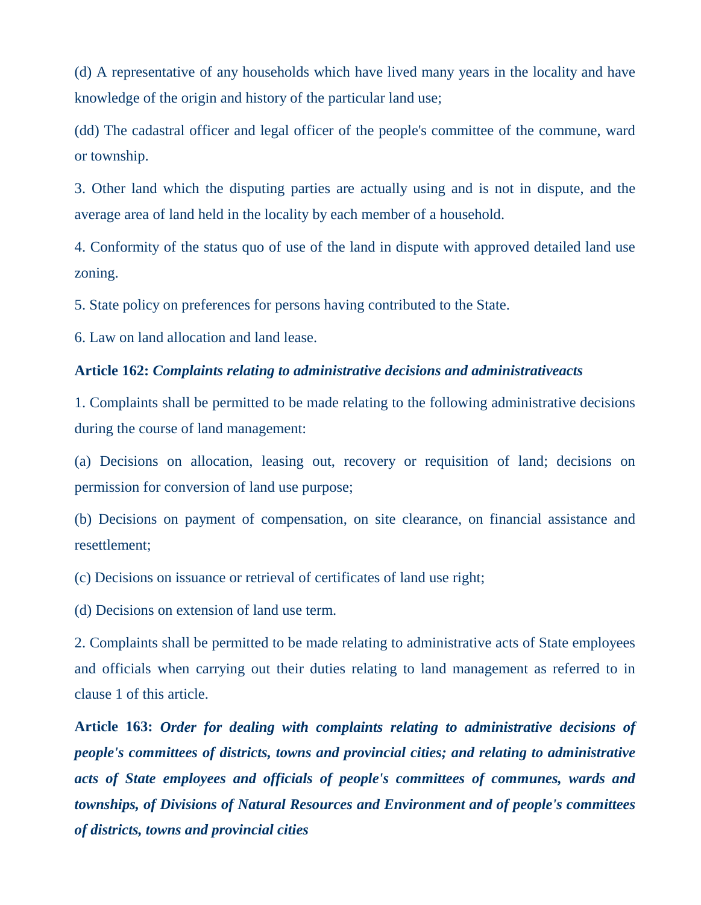(d) A representative of any households which have lived many years in the locality and have knowledge of the origin and history of the particular land use;

(dd) The cadastral officer and legal officer of the people's committee of the commune, ward or township.

3. Other land which the disputing parties are actually using and is not in dispute, and the average area of land held in the locality by each member of a household.

4. Conformity of the status quo of use of the land in dispute with approved detailed land use zoning.

5. State policy on preferences for persons having contributed to the State.

6. Law on land allocation and land lease.

**Article 162:** ***Complaints relating to administrative decisions and administrativeacts***

1. Complaints shall be permitted to be made relating to the following administrative decisions during the course of land management:

(a) Decisions on allocation, leasing out, recovery or requisition of land; decisions on permission for conversion of land use purpose;

(b) Decisions on payment of compensation, on site clearance, on financial assistance and resettlement;

(c) Decisions on issuance or retrieval of certificates of land use right;

(d) Decisions on extension of land use term.

2. Complaints shall be permitted to be made relating to administrative acts of State employees and officials when carrying out their duties relating to land management as referred to in clause 1 of this article.

**Article 163:** ***Order for dealing with complaints relating to administrative decisions of people's committees of districts, towns and provincial cities; and relating to administrative acts of State employees and officials of people's committees of communes, wards and townships, of Divisions of Natural Resources and Environment and of people's committees of districts, towns and provincial cities***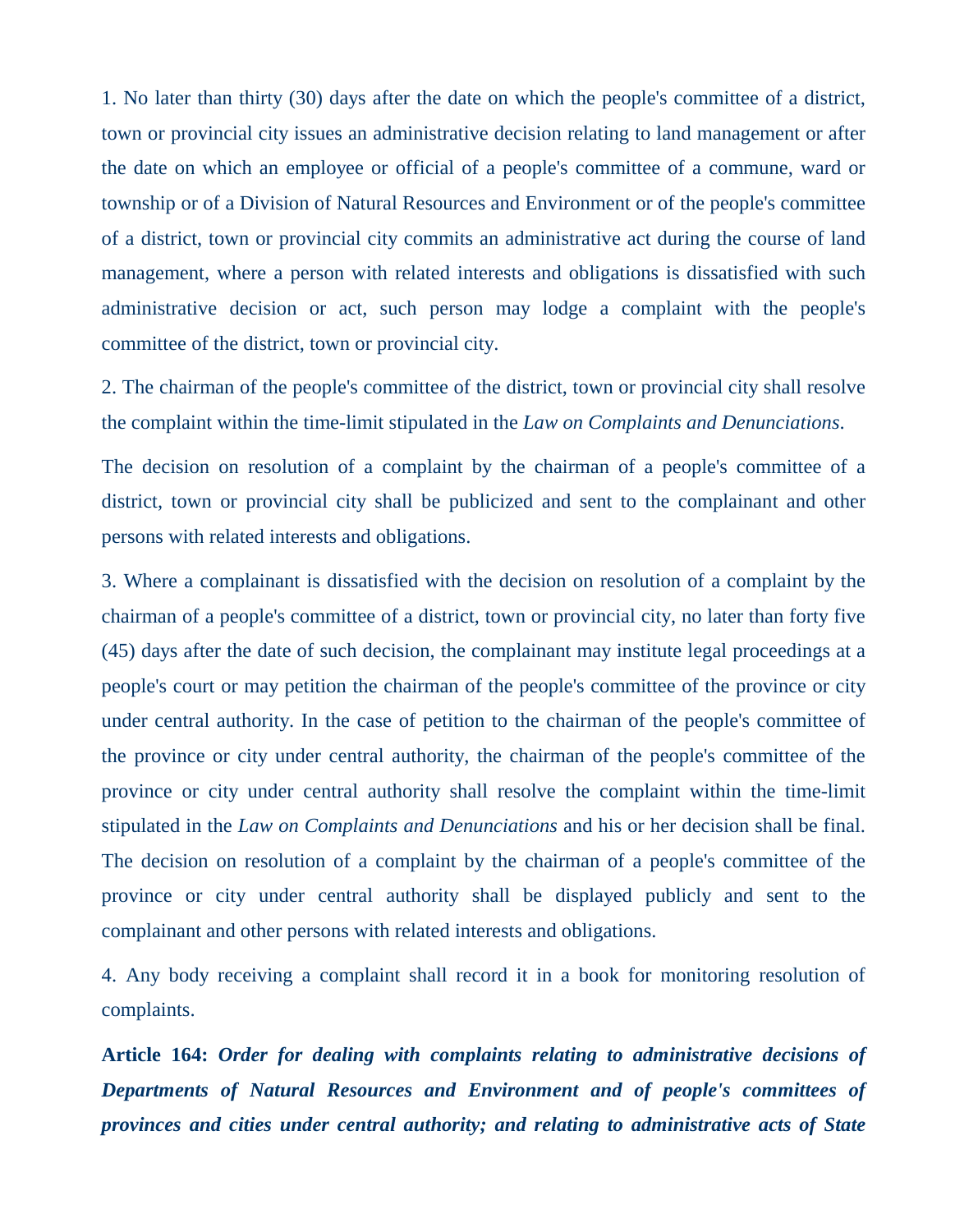1. No later than thirty (30) days after the date on which the people's committee of a district, town or provincial city issues an administrative decision relating to land management or after the date on which an employee or official of a people's committee of a commune, ward or township or of a Division of Natural Resources and Environment or of the people's committee of a district, town or provincial city commits an administrative act during the course of land management, where a person with related interests and obligations is dissatisfied with such administrative decision or act, such person may lodge a complaint with the people's committee of the district, town or provincial city.

2. The chairman of the people's committee of the district, town or provincial city shall resolve the complaint within the time-limit stipulated in the *Law on Complaints and Denunciations*.

The decision on resolution of a complaint by the chairman of a people's committee of a district, town or provincial city shall be publicized and sent to the complainant and other persons with related interests and obligations.

3. Where a complainant is dissatisfied with the decision on resolution of a complaint by the chairman of a people's committee of a district, town or provincial city, no later than forty five (45) days after the date of such decision, the complainant may institute legal proceedings at a people's court or may petition the chairman of the people's committee of the province or city under central authority. In the case of petition to the chairman of the people's committee of the province or city under central authority, the chairman of the people's committee of the province or city under central authority shall resolve the complaint within the time-limit stipulated in the *Law on Complaints and Denunciations* and his or her decision shall be final. The decision on resolution of a complaint by the chairman of a people's committee of the province or city under central authority shall be displayed publicly and sent to the complainant and other persons with related interests and obligations.

4. Any body receiving a complaint shall record it in a book for monitoring resolution of complaints.

**Article 164:** ***Order for dealing with complaints relating to administrative decisions of Departments of Natural Resources and Environment and of people's committees of provinces and cities under central authority; and relating to administrative acts of State***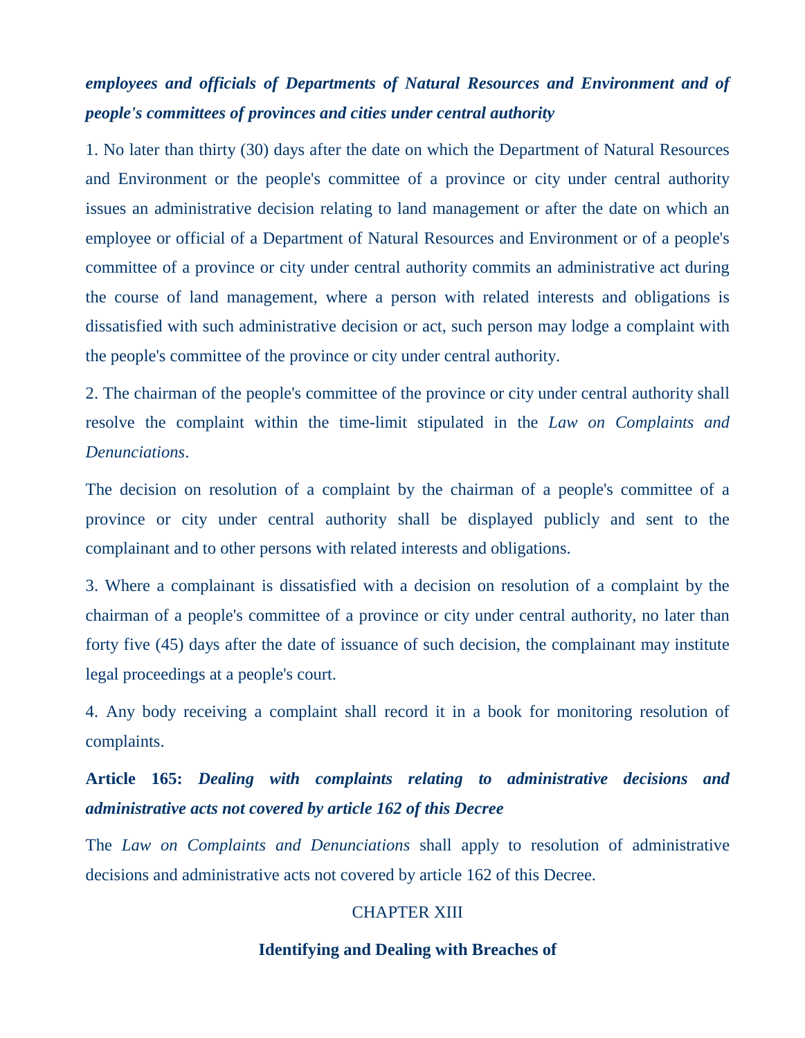***employees and officials of Departments of Natural Resources and Environment and of people's committees of provinces and cities under central authority***

1. No later than thirty (30) days after the date on which the Department of Natural Resources and Environment or the people's committee of a province or city under central authority issues an administrative decision relating to land management or after the date on which an employee or official of a Department of Natural Resources and Environment or of a people's committee of a province or city under central authority commits an administrative act during the course of land management, where a person with related interests and obligations is dissatisfied with such administrative decision or act, such person may lodge a complaint with the people's committee of the province or city under central authority.

2. The chairman of the people's committee of the province or city under central authority shall resolve the complaint within the time-limit stipulated in the *Law on Complaints and Denunciations*.

The decision on resolution of a complaint by the chairman of a people's committee of a province or city under central authority shall be displayed publicly and sent to the complainant and to other persons with related interests and obligations.

3. Where a complainant is dissatisfied with a decision on resolution of a complaint by the chairman of a people's committee of a province or city under central authority, no later than forty five (45) days after the date of issuance of such decision, the complainant may institute legal proceedings at a people's court.

4. Any body receiving a complaint shall record it in a book for monitoring resolution of complaints.

**Article 165:** ***Dealing with complaints relating to administrative decisions and administrative acts not covered by article 162 of this Decree***

The *Law on Complaints and Denunciations* shall apply to resolution of administrative decisions and administrative acts not covered by article 162 of this Decree.

## CHAPTER XIII

## Identifying and Dealing with Breaches of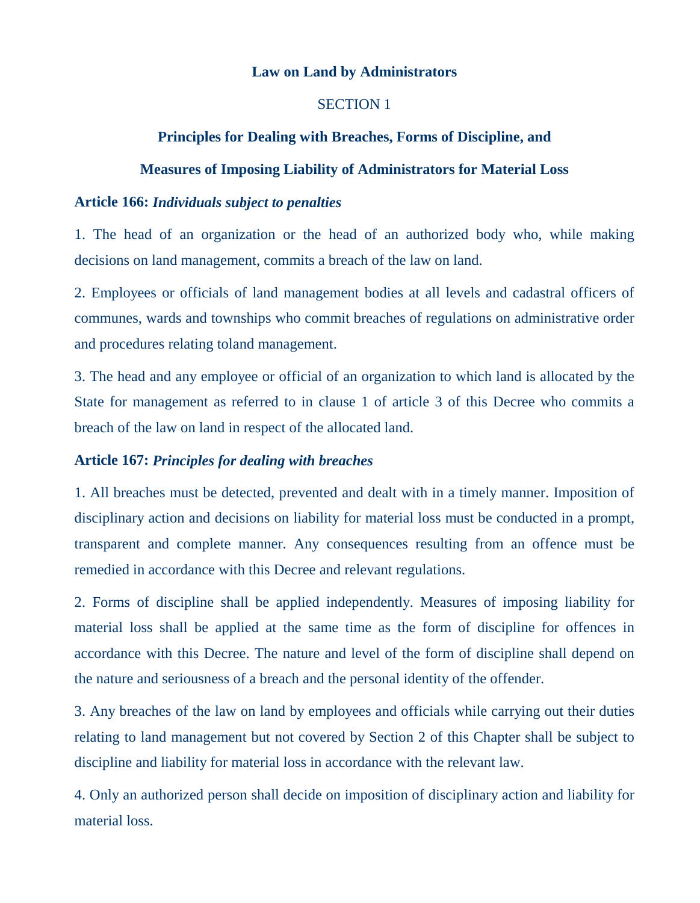**Law on Land by Administrators**

SECTION 1

**Principles for Dealing with Breaches, Forms of Discipline, and**

**Measures of Imposing Liability of Administrators for Material Loss**

**Article 166:** ***Individuals subject to penalties***

1. The head of an organization or the head of an authorized body who, while making decisions on land management, commits a breach of the law on land.

2. Employees or officials of land management bodies at all levels and cadastral officers of communes, wards and townships who commit breaches of regulations on administrative order and procedures relating toland management.

3. The head and any employee or official of an organization to which land is allocated by the State for management as referred to in clause 1 of article 3 of this Decree who commits a breach of the law on land in respect of the allocated land.

**Article 167:** ***Principles for dealing with breaches***

1. All breaches must be detected, prevented and dealt with in a timely manner. Imposition of disciplinary action and decisions on liability for material loss must be conducted in a prompt, transparent and complete manner. Any consequences resulting from an offence must be remedied in accordance with this Decree and relevant regulations.

2. Forms of discipline shall be applied independently. Measures of imposing liability for material loss shall be applied at the same time as the form of discipline for offences in accordance with this Decree. The nature and level of the form of discipline shall depend on the nature and seriousness of a breach and the personal identity of the offender.

3. Any breaches of the law on land by employees and officials while carrying out their duties relating to land management but not covered by Section 2 of this Chapter shall be subject to discipline and liability for material loss in accordance with the relevant law.

4. Only an authorized person shall decide on imposition of disciplinary action and liability for material loss.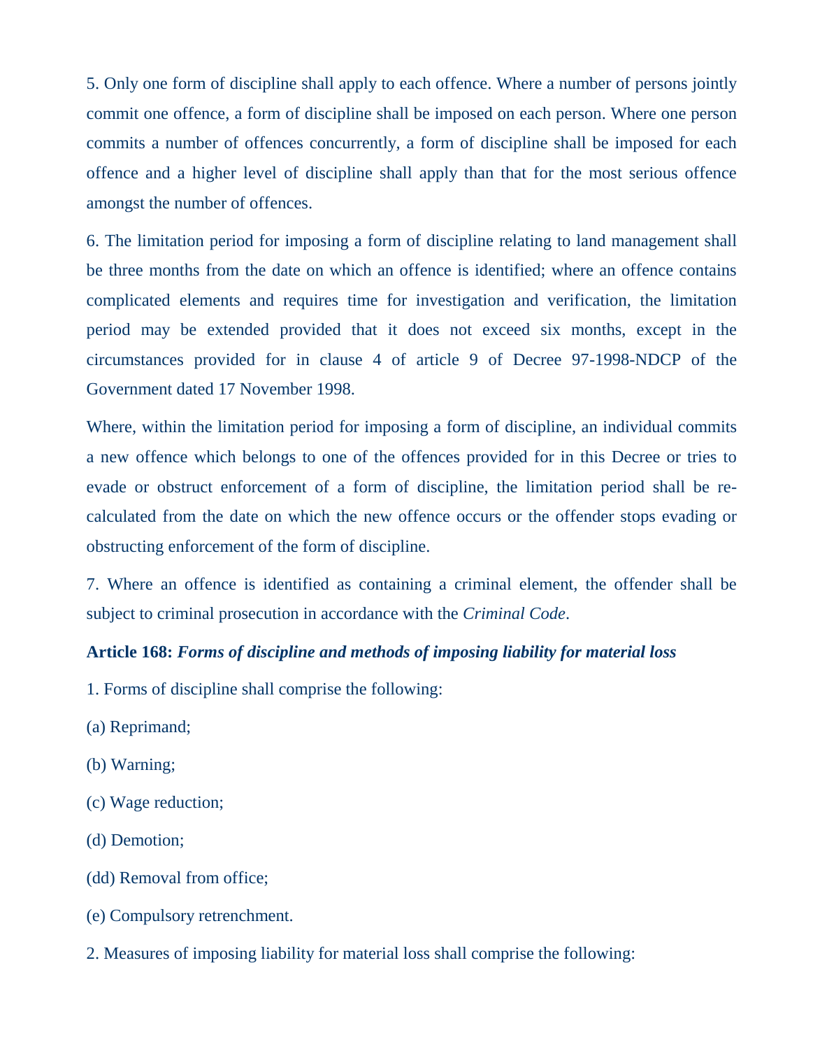5. Only one form of discipline shall apply to each offence. Where a number of persons jointly commit one offence, a form of discipline shall be imposed on each person. Where one person commits a number of offences concurrently, a form of discipline shall be imposed for each offence and a higher level of discipline shall apply than that for the most serious offence amongst the number of offences.

6. The limitation period for imposing a form of discipline relating to land management shall be three months from the date on which an offence is identified; where an offence contains complicated elements and requires time for investigation and verification, the limitation period may be extended provided that it does not exceed six months, except in the circumstances provided for in clause 4 of article 9 of Decree 97-1998-NDCP of the Government dated 17 November 1998.

Where, within the limitation period for imposing a form of discipline, an individual commits a new offence which belongs to one of the offences provided for in this Decree or tries to evade or obstruct enforcement of a form of discipline, the limitation period shall be re-calculated from the date on which the new offence occurs or the offender stops evading or obstructing enforcement of the form of discipline.

7. Where an offence is identified as containing a criminal element, the offender shall be subject to criminal prosecution in accordance with the *Criminal Code*.

**Article 168:** ***Forms of discipline and methods of imposing liability for material loss***

1. Forms of discipline shall comprise the following:

(a) Reprimand;

(b) Warning;

(c) Wage reduction;

(d) Demotion;

(dd) Removal from office;

(e) Compulsory retrenchment.

2. Measures of imposing liability for material loss shall comprise the following: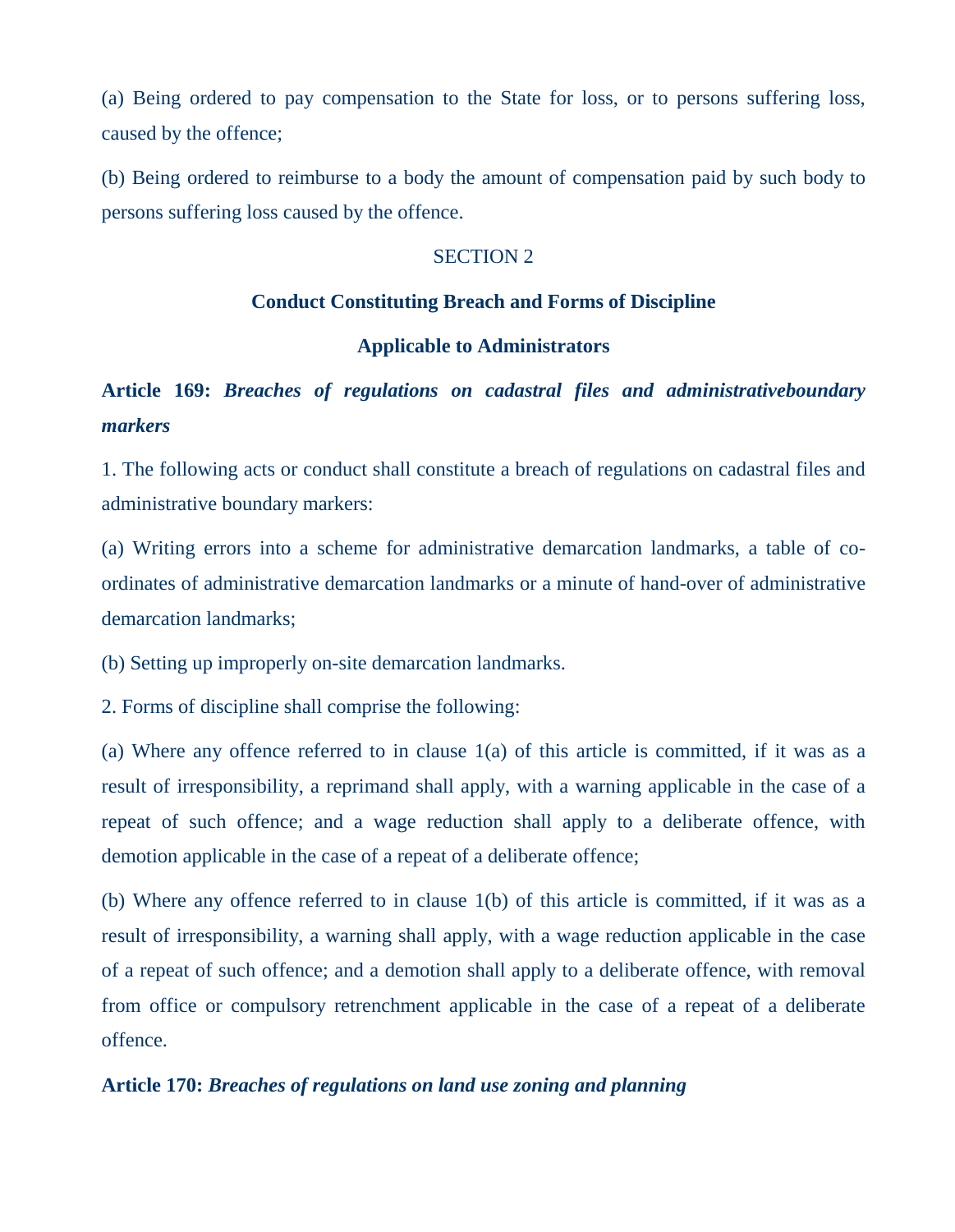(a) Being ordered to pay compensation to the State for loss, or to persons suffering loss, caused by the offence;

(b) Being ordered to reimburse to a body the amount of compensation paid by such body to persons suffering loss caused by the offence.

SECTION 2

## Conduct Constituting Breach and Forms of Discipline Applicable to Administrators

**Article 169:** ***Breaches of regulations on cadastral files and administrativeboundary markers***

1. The following acts or conduct shall constitute a breach of regulations on cadastral files and administrative boundary markers:

(a) Writing errors into a scheme for administrative demarcation landmarks, a table of co-ordinates of administrative demarcation landmarks or a minute of hand-over of administrative demarcation landmarks;

(b) Setting up improperly on-site demarcation landmarks.

2. Forms of discipline shall comprise the following:

(a) Where any offence referred to in clause 1(a) of this article is committed, if it was as a result of irresponsibility, a reprimand shall apply, with a warning applicable in the case of a repeat of such offence; and a wage reduction shall apply to a deliberate offence, with demotion applicable in the case of a repeat of a deliberate offence;

(b) Where any offence referred to in clause 1(b) of this article is committed, if it was as a result of irresponsibility, a warning shall apply, with a wage reduction applicable in the case of a repeat of such offence; and a demotion shall apply to a deliberate offence, with removal from office or compulsory retrenchment applicable in the case of a repeat of a deliberate offence.

**Article 170:** ***Breaches of regulations on land use zoning and planning***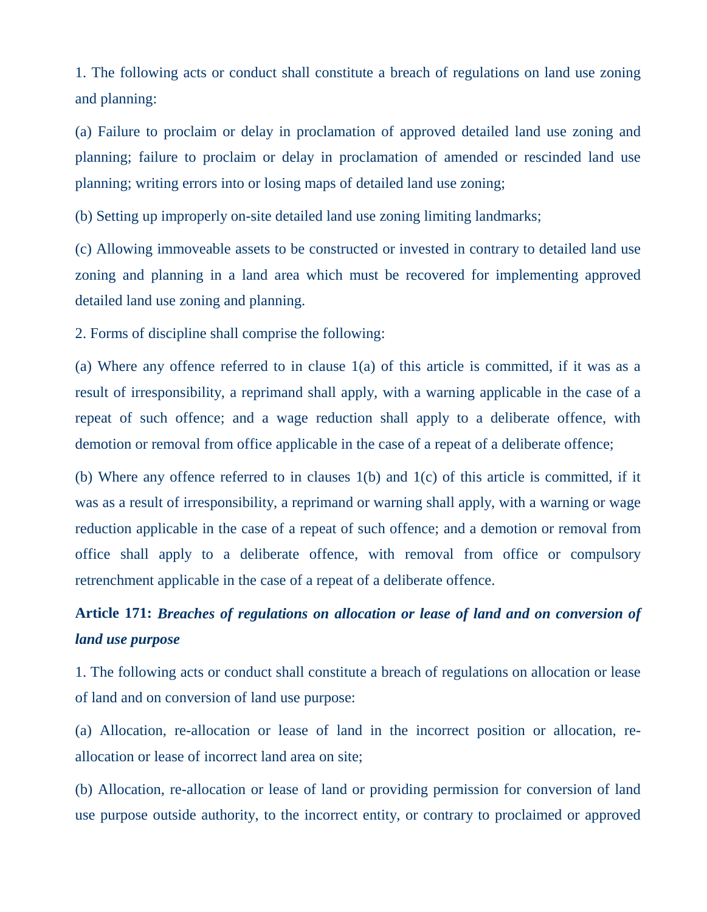1. The following acts or conduct shall constitute a breach of regulations on land use zoning and planning:

(a) Failure to proclaim or delay in proclamation of approved detailed land use zoning and planning; failure to proclaim or delay in proclamation of amended or rescinded land use planning; writing errors into or losing maps of detailed land use zoning;

(b) Setting up improperly on-site detailed land use zoning limiting landmarks;

(c) Allowing immoveable assets to be constructed or invested in contrary to detailed land use zoning and planning in a land area which must be recovered for implementing approved detailed land use zoning and planning.

2. Forms of discipline shall comprise the following:

(a) Where any offence referred to in clause 1(a) of this article is committed, if it was as a result of irresponsibility, a reprimand shall apply, with a warning applicable in the case of a repeat of such offence; and a wage reduction shall apply to a deliberate offence, with demotion or removal from office applicable in the case of a repeat of a deliberate offence;

(b) Where any offence referred to in clauses 1(b) and 1(c) of this article is committed, if it was as a result of irresponsibility, a reprimand or warning shall apply, with a warning or wage reduction applicable in the case of a repeat of such offence; and a demotion or removal from office shall apply to a deliberate offence, with removal from office or compulsory retrenchment applicable in the case of a repeat of a deliberate offence.

**Article 171:** ***Breaches of regulations on allocation or lease of land and on conversion of land use purpose***

1. The following acts or conduct shall constitute a breach of regulations on allocation or lease of land and on conversion of land use purpose:

(a) Allocation, re-allocation or lease of land in the incorrect position or allocation, re-allocation or lease of incorrect land area on site;

(b) Allocation, re-allocation or lease of land or providing permission for conversion of land use purpose outside authority, to the incorrect entity, or contrary to proclaimed or approved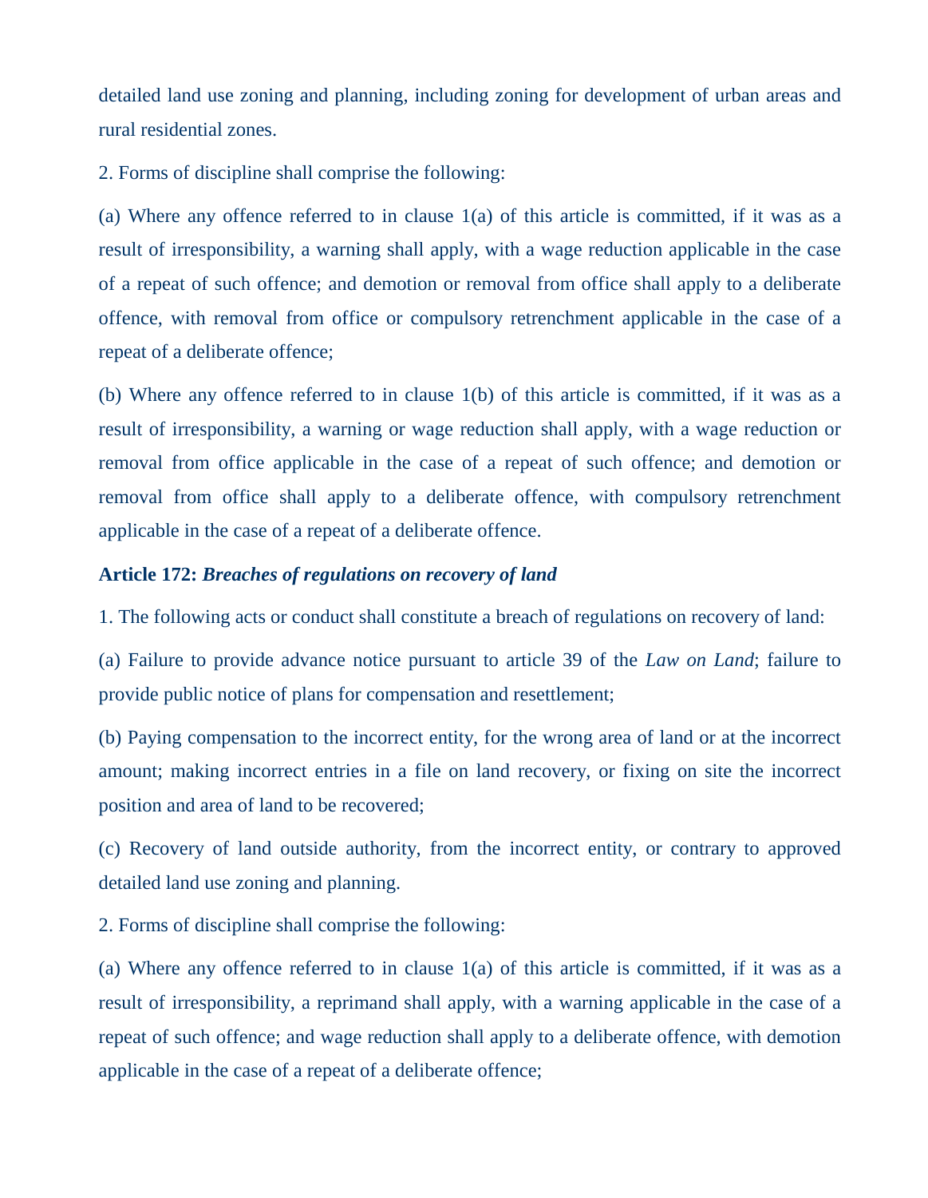detailed land use zoning and planning, including zoning for development of urban areas and rural residential zones.

2. Forms of discipline shall comprise the following:

(a) Where any offence referred to in clause 1(a) of this article is committed, if it was as a result of irresponsibility, a warning shall apply, with a wage reduction applicable in the case of a repeat of such offence; and demotion or removal from office shall apply to a deliberate offence, with removal from office or compulsory retrenchment applicable in the case of a repeat of a deliberate offence;

(b) Where any offence referred to in clause 1(b) of this article is committed, if it was as a result of irresponsibility, a warning or wage reduction shall apply, with a wage reduction or removal from office applicable in the case of a repeat of such offence; and demotion or removal from office shall apply to a deliberate offence, with compulsory retrenchment applicable in the case of a repeat of a deliberate offence.

**Article 172:** ***Breaches of regulations on recovery of land***

1. The following acts or conduct shall constitute a breach of regulations on recovery of land:

(a) Failure to provide advance notice pursuant to article 39 of the *Law on Land*; failure to provide public notice of plans for compensation and resettlement;

(b) Paying compensation to the incorrect entity, for the wrong area of land or at the incorrect amount; making incorrect entries in a file on land recovery, or fixing on site the incorrect position and area of land to be recovered;

(c) Recovery of land outside authority, from the incorrect entity, or contrary to approved detailed land use zoning and planning.

2. Forms of discipline shall comprise the following:

(a) Where any offence referred to in clause 1(a) of this article is committed, if it was as a result of irresponsibility, a reprimand shall apply, with a warning applicable in the case of a repeat of such offence; and wage reduction shall apply to a deliberate offence, with demotion applicable in the case of a repeat of a deliberate offence;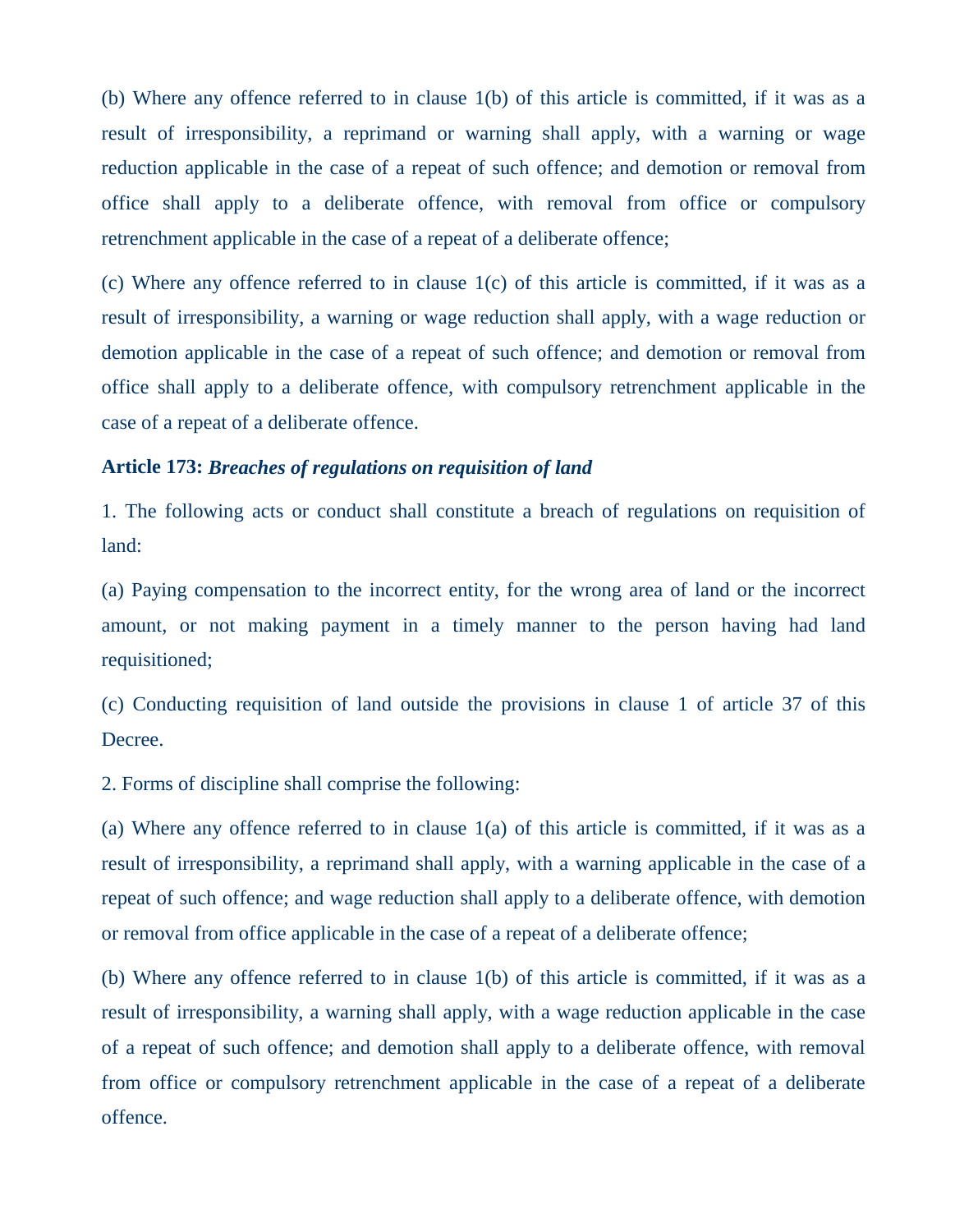(b) Where any offence referred to in clause 1(b) of this article is committed, if it was as a result of irresponsibility, a reprimand or warning shall apply, with a warning or wage reduction applicable in the case of a repeat of such offence; and demotion or removal from office shall apply to a deliberate offence, with removal from office or compulsory retrenchment applicable in the case of a repeat of a deliberate offence;

(c) Where any offence referred to in clause 1(c) of this article is committed, if it was as a result of irresponsibility, a warning or wage reduction shall apply, with a wage reduction or demotion applicable in the case of a repeat of such offence; and demotion or removal from office shall apply to a deliberate offence, with compulsory retrenchment applicable in the case of a repeat of a deliberate offence.

**Article 173:** ***Breaches of regulations on requisition of land***

1. The following acts or conduct shall constitute a breach of regulations on requisition of land:

(a) Paying compensation to the incorrect entity, for the wrong area of land or the incorrect amount, or not making payment in a timely manner to the person having had land requisitioned;

(c) Conducting requisition of land outside the provisions in clause 1 of article 37 of this Decree.

2. Forms of discipline shall comprise the following:

(a) Where any offence referred to in clause 1(a) of this article is committed, if it was as a result of irresponsibility, a reprimand shall apply, with a warning applicable in the case of a repeat of such offence; and wage reduction shall apply to a deliberate offence, with demotion or removal from office applicable in the case of a repeat of a deliberate offence;

(b) Where any offence referred to in clause 1(b) of this article is committed, if it was as a result of irresponsibility, a warning shall apply, with a wage reduction applicable in the case of a repeat of such offence; and demotion shall apply to a deliberate offence, with removal from office or compulsory retrenchment applicable in the case of a repeat of a deliberate offence.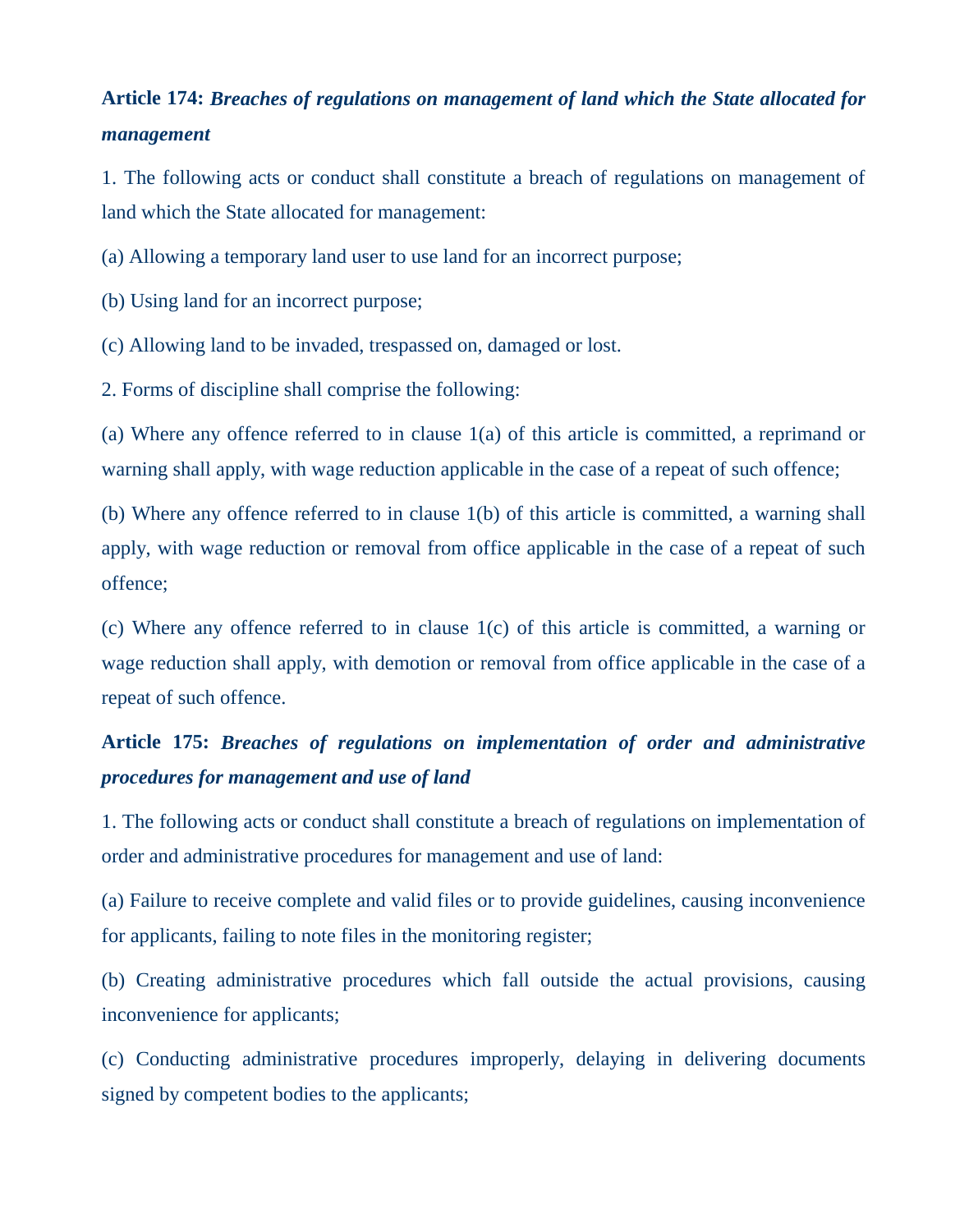**Article 174:** ***Breaches of regulations on management of land which the State allocated for management***

1. The following acts or conduct shall constitute a breach of regulations on management of land which the State allocated for management:

(a) Allowing a temporary land user to use land for an incorrect purpose;

(b) Using land for an incorrect purpose;

(c) Allowing land to be invaded, trespassed on, damaged or lost.

2. Forms of discipline shall comprise the following:

(a) Where any offence referred to in clause 1(a) of this article is committed, a reprimand or warning shall apply, with wage reduction applicable in the case of a repeat of such offence;

(b) Where any offence referred to in clause 1(b) of this article is committed, a warning shall apply, with wage reduction or removal from office applicable in the case of a repeat of such offence;

(c) Where any offence referred to in clause 1(c) of this article is committed, a warning or wage reduction shall apply, with demotion or removal from office applicable in the case of a repeat of such offence.

**Article 175:** ***Breaches of regulations on implementation of order and administrative procedures for management and use of land***

1. The following acts or conduct shall constitute a breach of regulations on implementation of order and administrative procedures for management and use of land:

(a) Failure to receive complete and valid files or to provide guidelines, causing inconvenience for applicants, failing to note files in the monitoring register;

(b) Creating administrative procedures which fall outside the actual provisions, causing inconvenience for applicants;

(c) Conducting administrative procedures improperly, delaying in delivering documents signed by competent bodies to the applicants;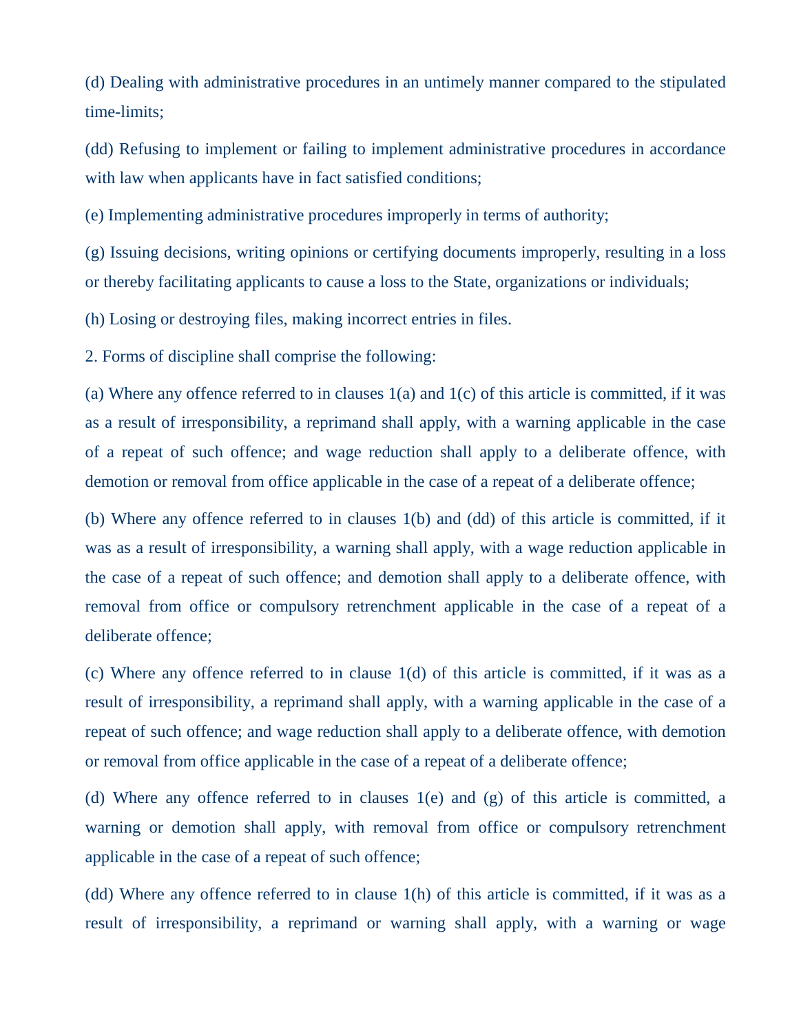(d) Dealing with administrative procedures in an untimely manner compared to the stipulated time-limits;

(dd) Refusing to implement or failing to implement administrative procedures in accordance with law when applicants have in fact satisfied conditions;

(e) Implementing administrative procedures improperly in terms of authority;

(g) Issuing decisions, writing opinions or certifying documents improperly, resulting in a loss or thereby facilitating applicants to cause a loss to the State, organizations or individuals;

(h) Losing or destroying files, making incorrect entries in files.

2. Forms of discipline shall comprise the following:

(a) Where any offence referred to in clauses 1(a) and 1(c) of this article is committed, if it was as a result of irresponsibility, a reprimand shall apply, with a warning applicable in the case of a repeat of such offence; and wage reduction shall apply to a deliberate offence, with demotion or removal from office applicable in the case of a repeat of a deliberate offence;

(b) Where any offence referred to in clauses 1(b) and (dd) of this article is committed, if it was as a result of irresponsibility, a warning shall apply, with a wage reduction applicable in the case of a repeat of such offence; and demotion shall apply to a deliberate offence, with removal from office or compulsory retrenchment applicable in the case of a repeat of a deliberate offence;

(c) Where any offence referred to in clause 1(d) of this article is committed, if it was as a result of irresponsibility, a reprimand shall apply, with a warning applicable in the case of a repeat of such offence; and wage reduction shall apply to a deliberate offence, with demotion or removal from office applicable in the case of a repeat of a deliberate offence;

(d) Where any offence referred to in clauses 1(e) and (g) of this article is committed, a warning or demotion shall apply, with removal from office or compulsory retrenchment applicable in the case of a repeat of such offence;

(dd) Where any offence referred to in clause 1(h) of this article is committed, if it was as a result of irresponsibility, a reprimand or warning shall apply, with a warning or wage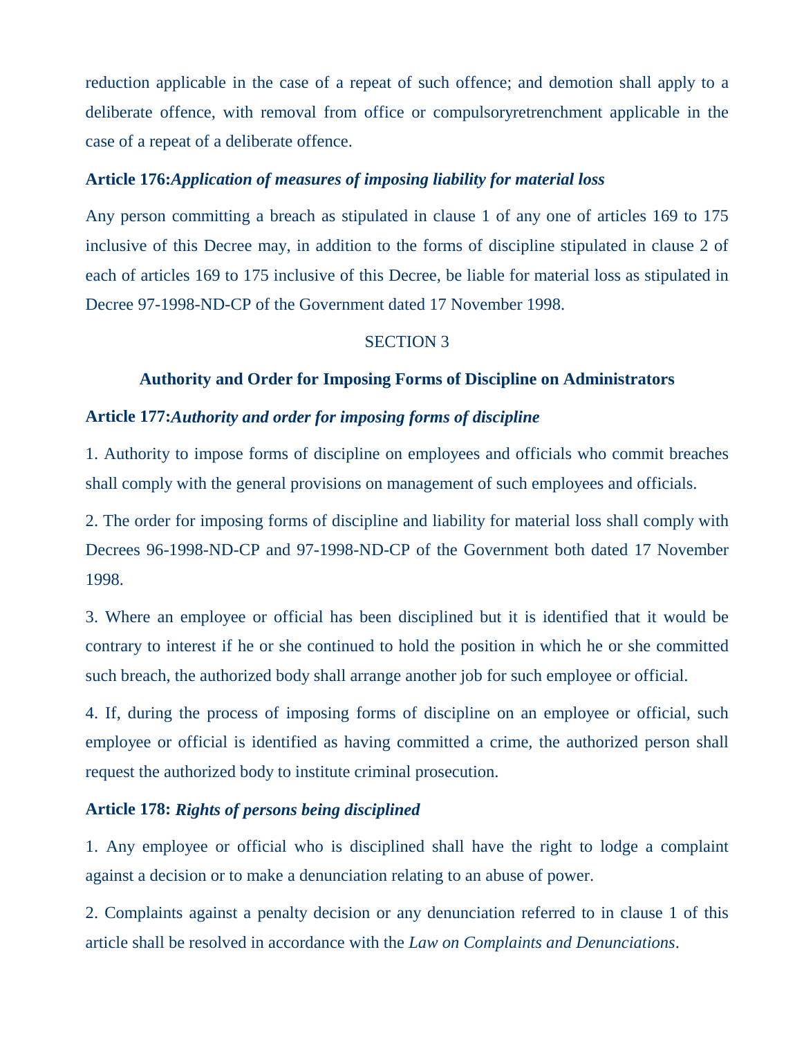reduction applicable in the case of a repeat of such offence; and demotion shall apply to a deliberate offence, with removal from office or compulsoryretrenchment applicable in the case of a repeat of a deliberate offence.

**Article 176:*Application of measures of imposing liability for material loss***

Any person committing a breach as stipulated in clause 1 of any one of articles 169 to 175 inclusive of this Decree may, in addition to the forms of discipline stipulated in clause 2 of each of articles 169 to 175 inclusive of this Decree, be liable for material loss as stipulated in Decree 97-1998-ND-CP of the Government dated 17 November 1998.

## SECTION 3

## Authority and Order for Imposing Forms of Discipline on Administrators

**Article 177:*Authority and order for imposing forms of discipline***

1. Authority to impose forms of discipline on employees and officials who commit breaches shall comply with the general provisions on management of such employees and officials.

2. The order for imposing forms of discipline and liability for material loss shall comply with Decrees 96-1998-ND-CP and 97-1998-ND-CP of the Government both dated 17 November 1998.

3. Where an employee or official has been disciplined but it is identified that it would be contrary to interest if he or she continued to hold the position in which he or she committed such breach, the authorized body shall arrange another job for such employee or official.

4. If, during the process of imposing forms of discipline on an employee or official, such employee or official is identified as having committed a crime, the authorized person shall request the authorized body to institute criminal prosecution.

**Article 178: *Rights of persons being disciplined***

1. Any employee or official who is disciplined shall have the right to lodge a complaint against a decision or to make a denunciation relating to an abuse of power.

2. Complaints against a penalty decision or any denunciation referred to in clause 1 of this article shall be resolved in accordance with the *Law on Complaints and Denunciations*.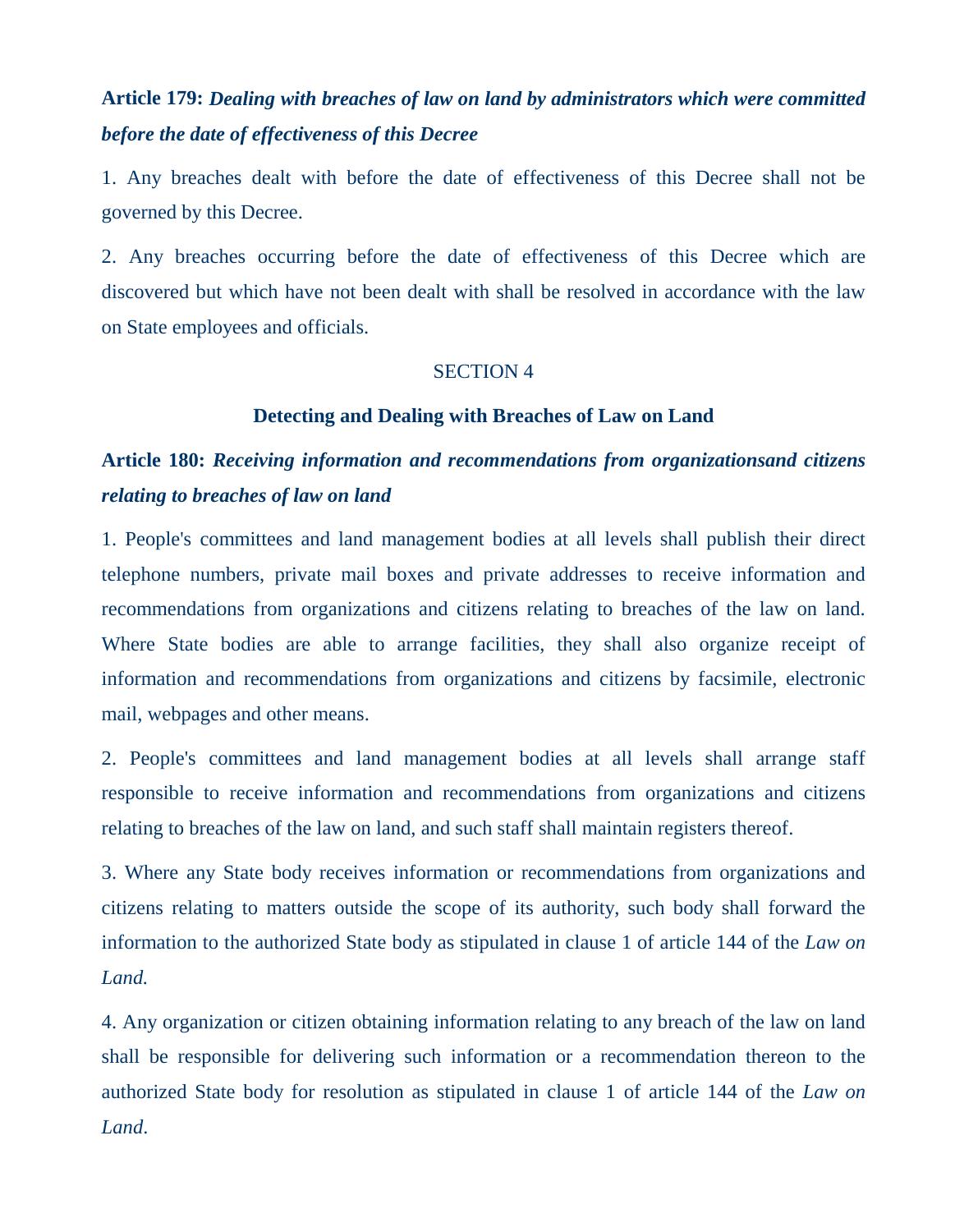**Article 179:** ***Dealing with breaches of law on land by administrators which were committed before the date of effectiveness of this Decree***

1. Any breaches dealt with before the date of effectiveness of this Decree shall not be governed by this Decree.

2. Any breaches occurring before the date of effectiveness of this Decree which are discovered but which have not been dealt with shall be resolved in accordance with the law on State employees and officials.

## SECTION 4

## Detecting and Dealing with Breaches of Law on Land

**Article 180:** ***Receiving information and recommendations from organizationsand citizens relating to breaches of law on land***

1. People's committees and land management bodies at all levels shall publish their direct telephone numbers, private mail boxes and private addresses to receive information and recommendations from organizations and citizens relating to breaches of the law on land. Where State bodies are able to arrange facilities, they shall also organize receipt of information and recommendations from organizations and citizens by facsimile, electronic mail, webpages and other means.

2. People's committees and land management bodies at all levels shall arrange staff responsible to receive information and recommendations from organizations and citizens relating to breaches of the law on land, and such staff shall maintain registers thereof.

3. Where any State body receives information or recommendations from organizations and citizens relating to matters outside the scope of its authority, such body shall forward the information to the authorized State body as stipulated in clause 1 of article 144 of the *Law on Land.*

4. Any organization or citizen obtaining information relating to any breach of the law on land shall be responsible for delivering such information or a recommendation thereon to the authorized State body for resolution as stipulated in clause 1 of article 144 of the *Law on Land*.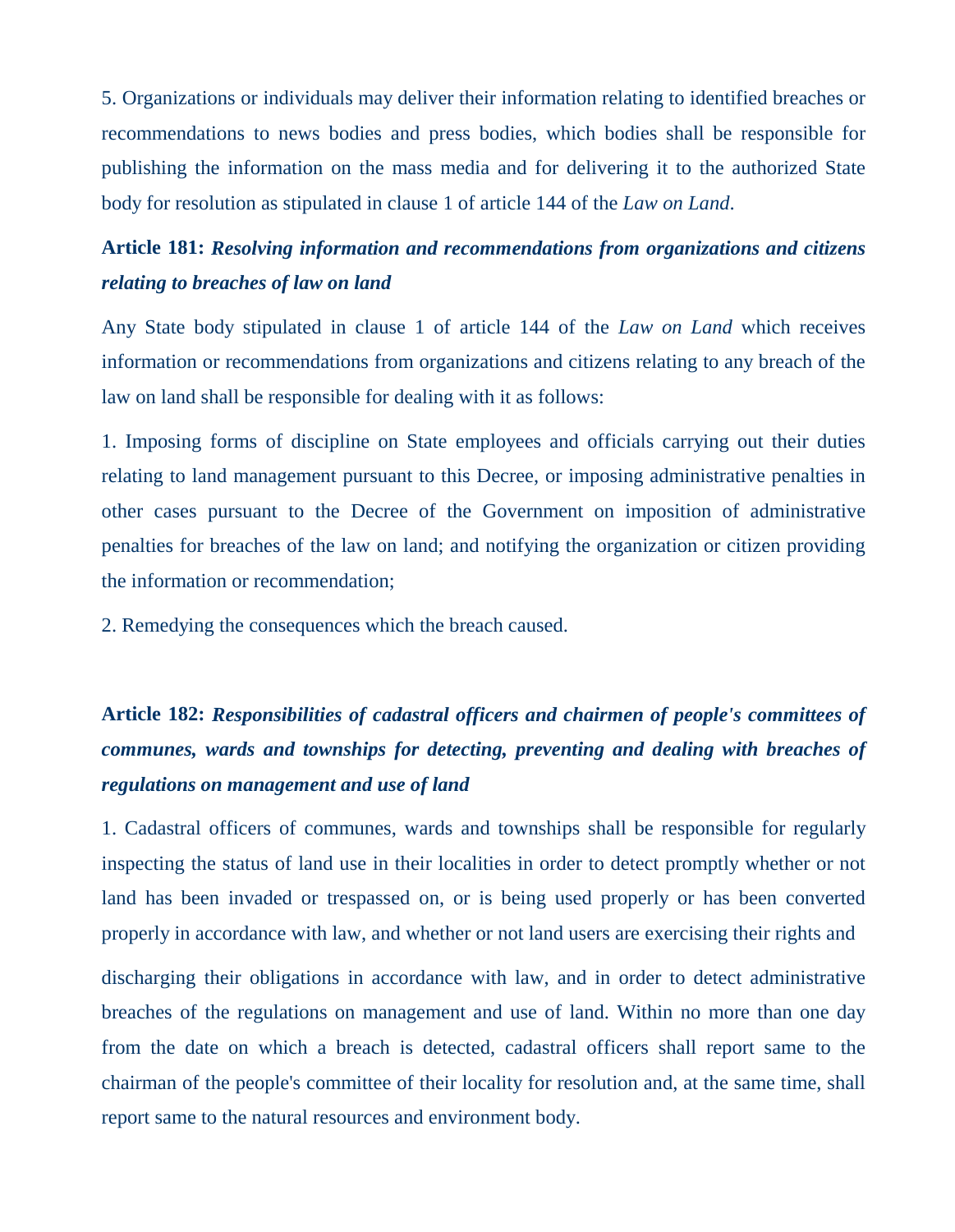5. Organizations or individuals may deliver their information relating to identified breaches or recommendations to news bodies and press bodies, which bodies shall be responsible for publishing the information on the mass media and for delivering it to the authorized State body for resolution as stipulated in clause 1 of article 144 of the *Law on Land*.

**Article 181:** ***Resolving information and recommendations from organizations and citizens relating to breaches of law on land***

Any State body stipulated in clause 1 of article 144 of the *Law on Land* which receives information or recommendations from organizations and citizens relating to any breach of the law on land shall be responsible for dealing with it as follows:

1. Imposing forms of discipline on State employees and officials carrying out their duties relating to land management pursuant to this Decree, or imposing administrative penalties in other cases pursuant to the Decree of the Government on imposition of administrative penalties for breaches of the law on land; and notifying the organization or citizen providing the information or recommendation;

2. Remedying the consequences which the breach caused.

**Article 182:** ***Responsibilities of cadastral officers and chairmen of people's committees of communes, wards and townships for detecting, preventing and dealing with breaches of regulations on management and use of land***

1. Cadastral officers of communes, wards and townships shall be responsible for regularly inspecting the status of land use in their localities in order to detect promptly whether or not land has been invaded or trespassed on, or is being used properly or has been converted properly in accordance with law, and whether or not land users are exercising their rights and discharging their obligations in accordance with law, and in order to detect administrative breaches of the regulations on management and use of land. Within no more than one day from the date on which a breach is detected, cadastral officers shall report same to the chairman of the people's committee of their locality for resolution and, at the same time, shall report same to the natural resources and environment body.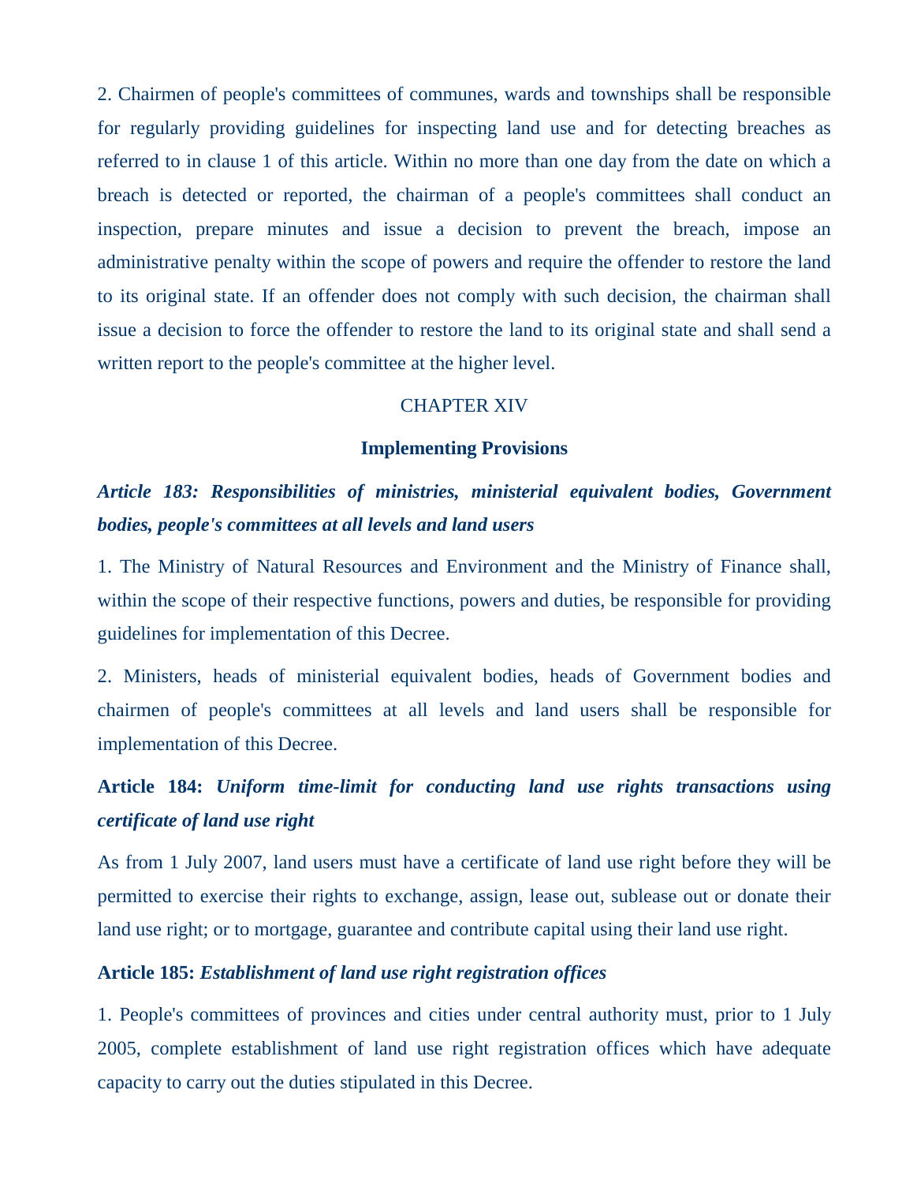2. Chairmen of people's committees of communes, wards and townships shall be responsible for regularly providing guidelines for inspecting land use and for detecting breaches as referred to in clause 1 of this article. Within no more than one day from the date on which a breach is detected or reported, the chairman of a people's committees shall conduct an inspection, prepare minutes and issue a decision to prevent the breach, impose an administrative penalty within the scope of powers and require the offender to restore the land to its original state. If an offender does not comply with such decision, the chairman shall issue a decision to force the offender to restore the land to its original state and shall send a written report to the people's committee at the higher level.

## CHAPTER XIV

## Implementing Provisions

### *Article 183: Responsibilities of ministries, ministerial equivalent bodies, Government bodies, people's committees at all levels and land users*

1. The Ministry of Natural Resources and Environment and the Ministry of Finance shall, within the scope of their respective functions, powers and duties, be responsible for providing guidelines for implementation of this Decree.

2. Ministers, heads of ministerial equivalent bodies, heads of Government bodies and chairmen of people's committees at all levels and land users shall be responsible for implementation of this Decree.

### **Article 184:** *Uniform time-limit for conducting land use rights transactions using certificate of land use right*

As from 1 July 2007, land users must have a certificate of land use right before they will be permitted to exercise their rights to exchange, assign, lease out, sublease out or donate their land use right; or to mortgage, guarantee and contribute capital using their land use right.

### **Article 185:** *Establishment of land use right registration offices*

1. People's committees of provinces and cities under central authority must, prior to 1 July 2005, complete establishment of land use right registration offices which have adequate capacity to carry out the duties stipulated in this Decree.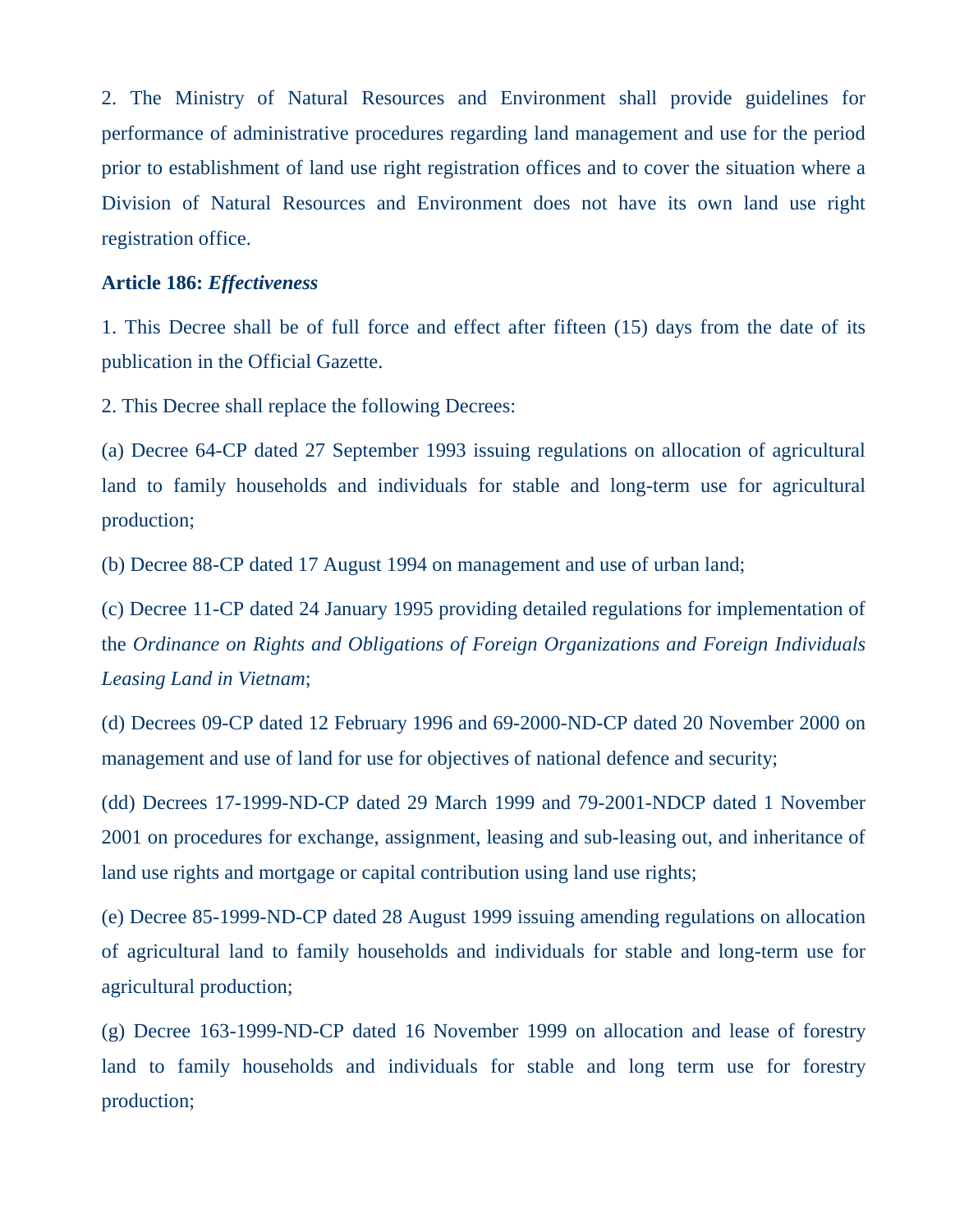2. The Ministry of Natural Resources and Environment shall provide guidelines for performance of administrative procedures regarding land management and use for the period prior to establishment of land use right registration offices and to cover the situation where a Division of Natural Resources and Environment does not have its own land use right registration office.

**Article 186:** ***Effectiveness***

1. This Decree shall be of full force and effect after fifteen (15) days from the date of its publication in the Official Gazette.

2. This Decree shall replace the following Decrees:

(a) Decree 64-CP dated 27 September 1993 issuing regulations on allocation of agricultural land to family households and individuals for stable and long-term use for agricultural production;

(b) Decree 88-CP dated 17 August 1994 on management and use of urban land;

(c) Decree 11-CP dated 24 January 1995 providing detailed regulations for implementation of the *Ordinance on Rights and Obligations of Foreign Organizations and Foreign Individuals Leasing Land in Vietnam*;

(d) Decrees 09-CP dated 12 February 1996 and 69-2000-ND-CP dated 20 November 2000 on management and use of land for use for objectives of national defence and security;

(dd) Decrees 17-1999-ND-CP dated 29 March 1999 and 79-2001-NDCP dated 1 November 2001 on procedures for exchange, assignment, leasing and sub-leasing out, and inheritance of land use rights and mortgage or capital contribution using land use rights;

(e) Decree 85-1999-ND-CP dated 28 August 1999 issuing amending regulations on allocation of agricultural land to family households and individuals for stable and long-term use for agricultural production;

(g) Decree 163-1999-ND-CP dated 16 November 1999 on allocation and lease of forestry land to family households and individuals for stable and long term use for forestry production;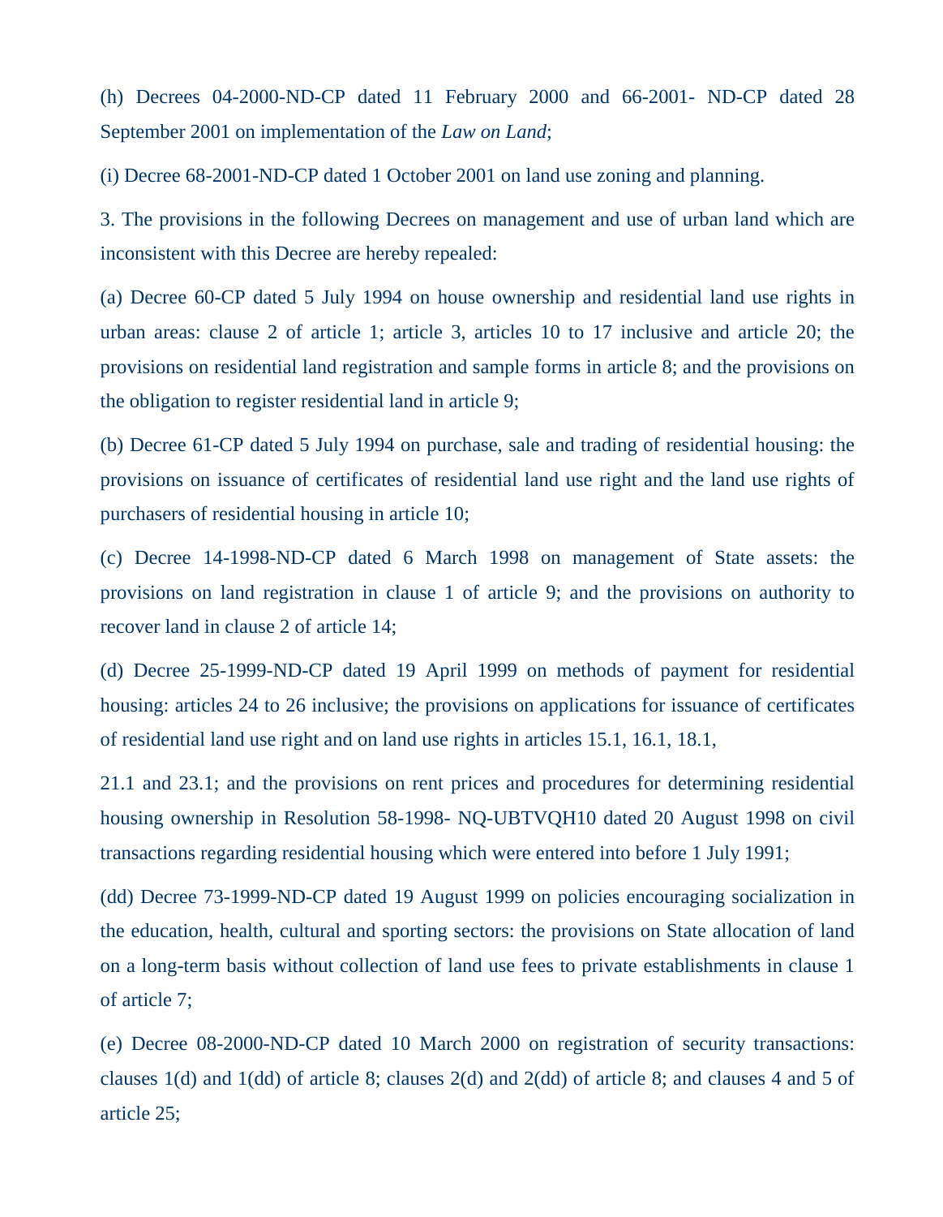(h) Decrees 04-2000-ND-CP dated 11 February 2000 and 66-2001- ND-CP dated 28 September 2001 on implementation of the *Law on Land*;

(i) Decree 68-2001-ND-CP dated 1 October 2001 on land use zoning and planning.

3. The provisions in the following Decrees on management and use of urban land which are inconsistent with this Decree are hereby repealed:

(a) Decree 60-CP dated 5 July 1994 on house ownership and residential land use rights in urban areas: clause 2 of article 1; article 3, articles 10 to 17 inclusive and article 20; the provisions on residential land registration and sample forms in article 8; and the provisions on the obligation to register residential land in article 9;

(b) Decree 61-CP dated 5 July 1994 on purchase, sale and trading of residential housing: the provisions on issuance of certificates of residential land use right and the land use rights of purchasers of residential housing in article 10;

(c) Decree 14-1998-ND-CP dated 6 March 1998 on management of State assets: the provisions on land registration in clause 1 of article 9; and the provisions on authority to recover land in clause 2 of article 14;

(d) Decree 25-1999-ND-CP dated 19 April 1999 on methods of payment for residential housing: articles 24 to 26 inclusive; the provisions on applications for issuance of certificates of residential land use right and on land use rights in articles 15.1, 16.1, 18.1,

21.1 and 23.1; and the provisions on rent prices and procedures for determining residential housing ownership in Resolution 58-1998- NQ-UBTVQH10 dated 20 August 1998 on civil transactions regarding residential housing which were entered into before 1 July 1991;

(dd) Decree 73-1999-ND-CP dated 19 August 1999 on policies encouraging socialization in the education, health, cultural and sporting sectors: the provisions on State allocation of land on a long-term basis without collection of land use fees to private establishments in clause 1 of article 7;

(e) Decree 08-2000-ND-CP dated 10 March 2000 on registration of security transactions: clauses 1(d) and 1(dd) of article 8; clauses 2(d) and 2(dd) of article 8; and clauses 4 and 5 of article 25;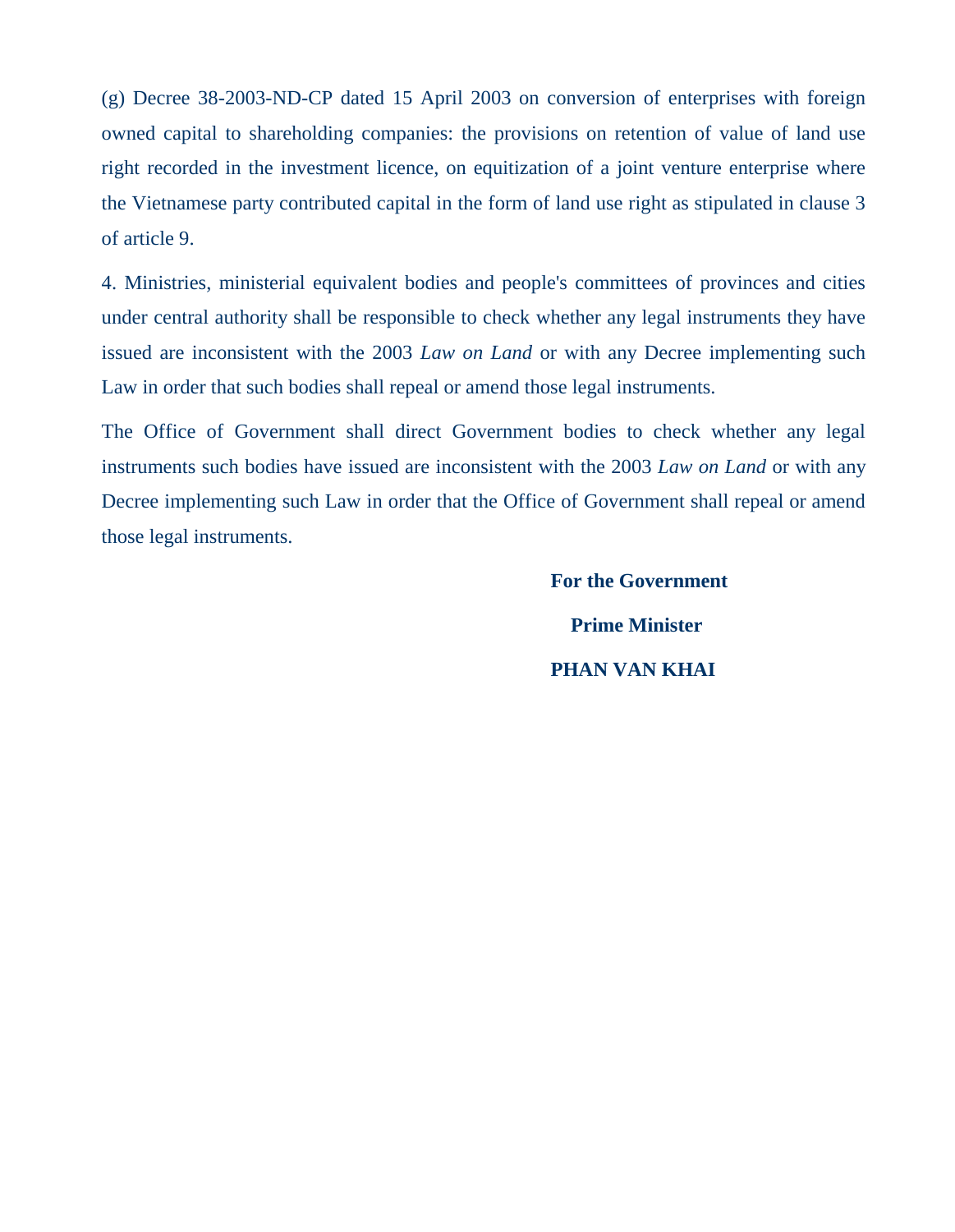(g) Decree 38-2003-ND-CP dated 15 April 2003 on conversion of enterprises with foreign owned capital to shareholding companies: the provisions on retention of value of land use right recorded in the investment licence, on equitization of a joint venture enterprise where the Vietnamese party contributed capital in the form of land use right as stipulated in clause 3 of article 9.

4. Ministries, ministerial equivalent bodies and people's committees of provinces and cities under central authority shall be responsible to check whether any legal instruments they have issued are inconsistent with the 2003 *Law on Land* or with any Decree implementing such Law in order that such bodies shall repeal or amend those legal instruments.

The Office of Government shall direct Government bodies to check whether any legal instruments such bodies have issued are inconsistent with the 2003 *Law on Land* or with any Decree implementing such Law in order that the Office of Government shall repeal or amend those legal instruments.

**For the Government**

**Prime Minister**

**PHAN VAN KHAI**